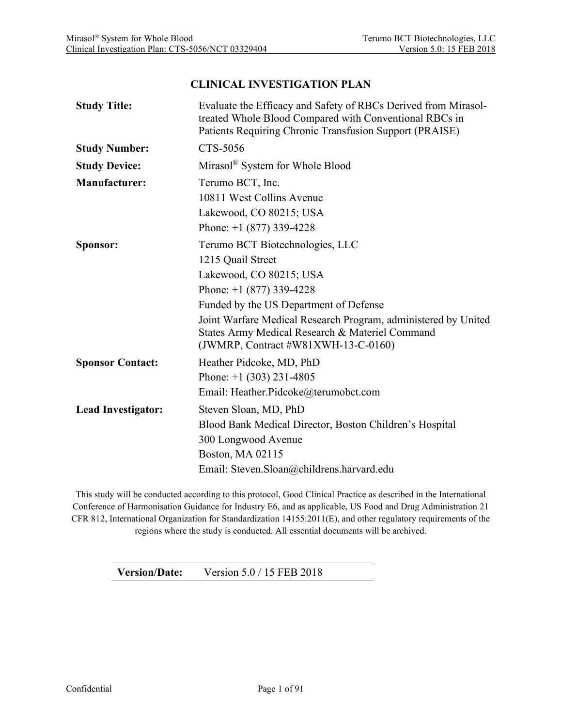# CLINICAL INVESTIGATION PLAN

| | |
|---|---|
| **Study Title:** | Evaluate the Efficacy and Safety of RBCs Derived from Mirasol-treated Whole Blood Compared with Conventional RBCs in Patients Requiring Chronic Transfusion Support (PRAISE) |
| **Study Number:** | CTS-5056 |
| **Study Device:** | Mirasol® System for Whole Blood |
| **Manufacturer:** | Terumo BCT, Inc.<br>10811 West Collins Avenue<br>Lakewood, CO 80215; USA<br>Phone: +1 (877) 339-4228 |
| **Sponsor:** | Terumo BCT Biotechnologies, LLC<br>1215 Quail Street<br>Lakewood, CO 80215; USA<br>Phone: +1 (877) 339-4228<br>Funded by the US Department of Defense<br>Joint Warfare Medical Research Program, administered by United States Army Medical Research & Materiel Command (JWMRP, Contract #W81XWH-13-C-0160) |
| **Sponsor Contact:** | Heather Pidcoke, MD, PhD<br>Phone: +1 (303) 231-4805<br>Email: Heather.Pidcoke@terumobct.com |
| **Lead Investigator:** | Steven Sloan, MD, PhD<br>Blood Bank Medical Director, Boston Children's Hospital<br>300 Longwood Avenue<br>Boston, MA 02115<br>Email: Steven.Sloan@childrens.harvard.edu |

This study will be conducted according to this protocol, Good Clinical Practice as described in the International Conference of Harmonisation Guidance for Industry E6, and as applicable, US Food and Drug Administration 21 CFR 812, International Organization for Standardization 14155:2011(E), and other regulatory requirements of the regions where the study is conducted. All essential documents will be archived.

| **Version/Date:** | Version 5.0 / 15 FEB 2018 |
|---|---|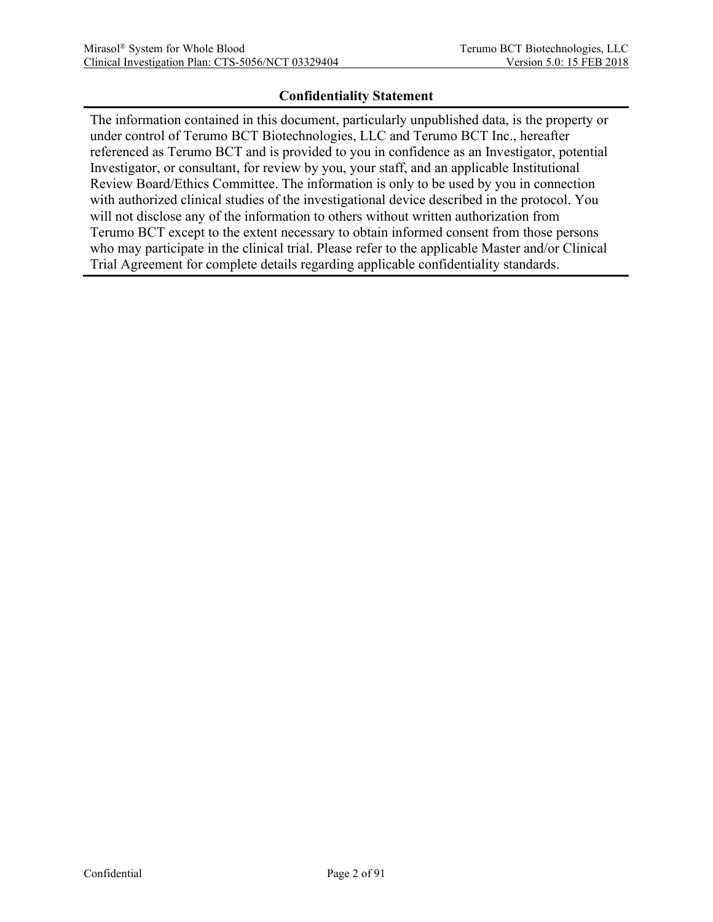## Confidentiality Statement

The information contained in this document, particularly unpublished data, is the property or under control of Terumo BCT Biotechnologies, LLC and Terumo BCT Inc., hereafter referenced as Terumo BCT and is provided to you in confidence as an Investigator, potential Investigator, or consultant, for review by you, your staff, and an applicable Institutional Review Board/Ethics Committee. The information is only to be used by you in connection with authorized clinical studies of the investigational device described in the protocol. You will not disclose any of the information to others without written authorization from Terumo BCT except to the extent necessary to obtain informed consent from those persons who may participate in the clinical trial. Please refer to the applicable Master and/or Clinical Trial Agreement for complete details regarding applicable confidentiality standards.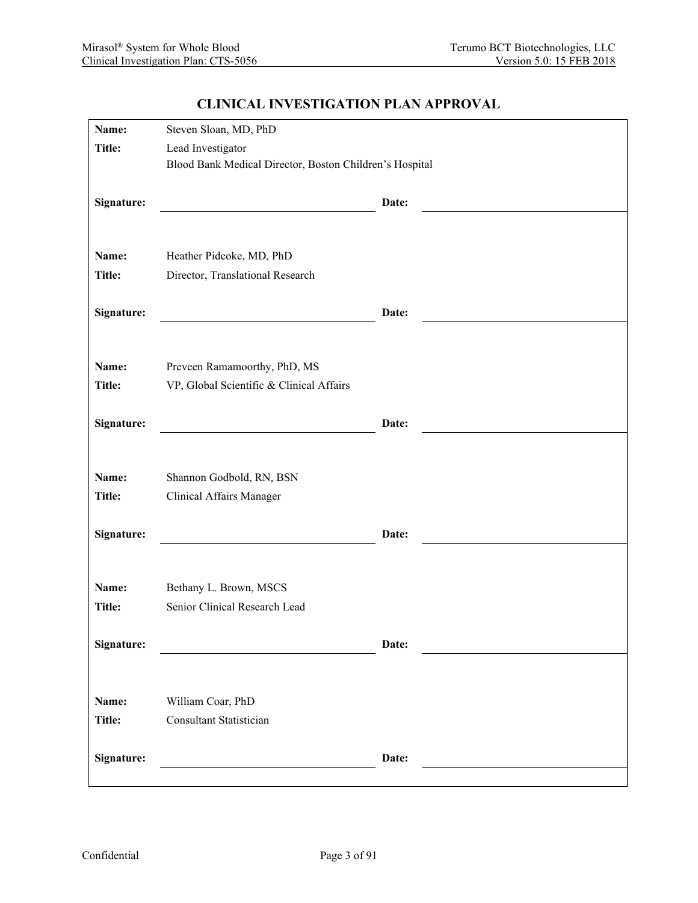# CLINICAL INVESTIGATION PLAN APPROVAL

| | | | |
|---|---|---|---|
| **Name:** | Steven Sloan, MD, PhD | | |
| **Title:** | Lead Investigator<br>Blood Bank Medical Director, Boston Children's Hospital | | |
| **Signature:** | | **Date:** | |
| **Name:** | Heather Pidcoke, MD, PhD | | |
| **Title:** | Director, Translational Research | | |
| **Signature:** | | **Date:** | |
| **Name:** | Preveen Ramamoorthy, PhD, MS | | |
| **Title:** | VP, Global Scientific & Clinical Affairs | | |
| **Signature:** | | **Date:** | |
| **Name:** | Shannon Godbold, RN, BSN | | |
| **Title:** | Clinical Affairs Manager | | |
| **Signature:** | | **Date:** | |
| **Name:** | Bethany L. Brown, MSCS | | |
| **Title:** | Senior Clinical Research Lead | | |
| **Signature:** | | **Date:** | |
| **Name:** | William Coar, PhD | | |
| **Title:** | Consultant Statistician | | |
| **Signature:** | | **Date:** | |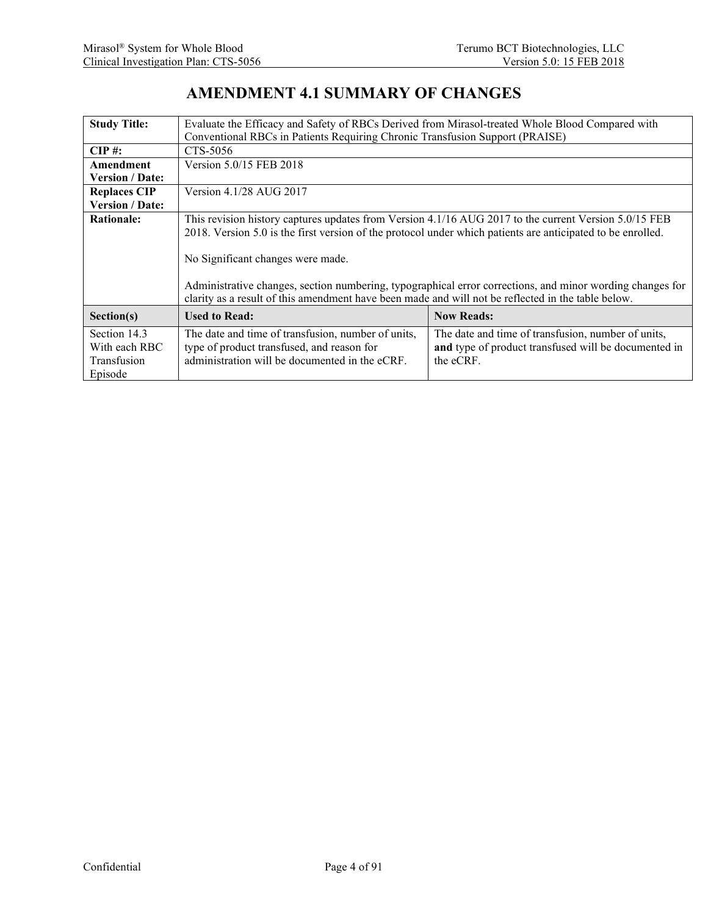# AMENDMENT 4.1 SUMMARY OF CHANGES

| | | |
|---|---|---|
| **Study Title:** | Evaluate the Efficacy and Safety of RBCs Derived from Mirasol-treated Whole Blood Compared with Conventional RBCs in Patients Requiring Chronic Transfusion Support (PRAISE) | |
| **CIP #:** | CTS-5056 | |
| **Amendment Version / Date:** | Version 5.0/15 FEB 2018 | |
| **Replaces CIP Version / Date:** | Version 4.1/28 AUG 2017 | |
| **Rationale:** | This revision history captures updates from Version 4.1/16 AUG 2017 to the current Version 5.0/15 FEB 2018. Version 5.0 is the first version of the protocol under which patients are anticipated to be enrolled.<br><br>No Significant changes were made.<br><br>Administrative changes, section numbering, typographical error corrections, and minor wording changes for clarity as a result of this amendment have been made and will not be reflected in the table below. | |
| **Section(s)** | **Used to Read:** | **Now Reads:** |
| Section 14.3 With each RBC Transfusion Episode | The date and time of transfusion, number of units, type of product transfused, and reason for administration will be documented in the eCRF. | The date and time of transfusion, number of units, **and** type of product transfused will be documented in the eCRF. |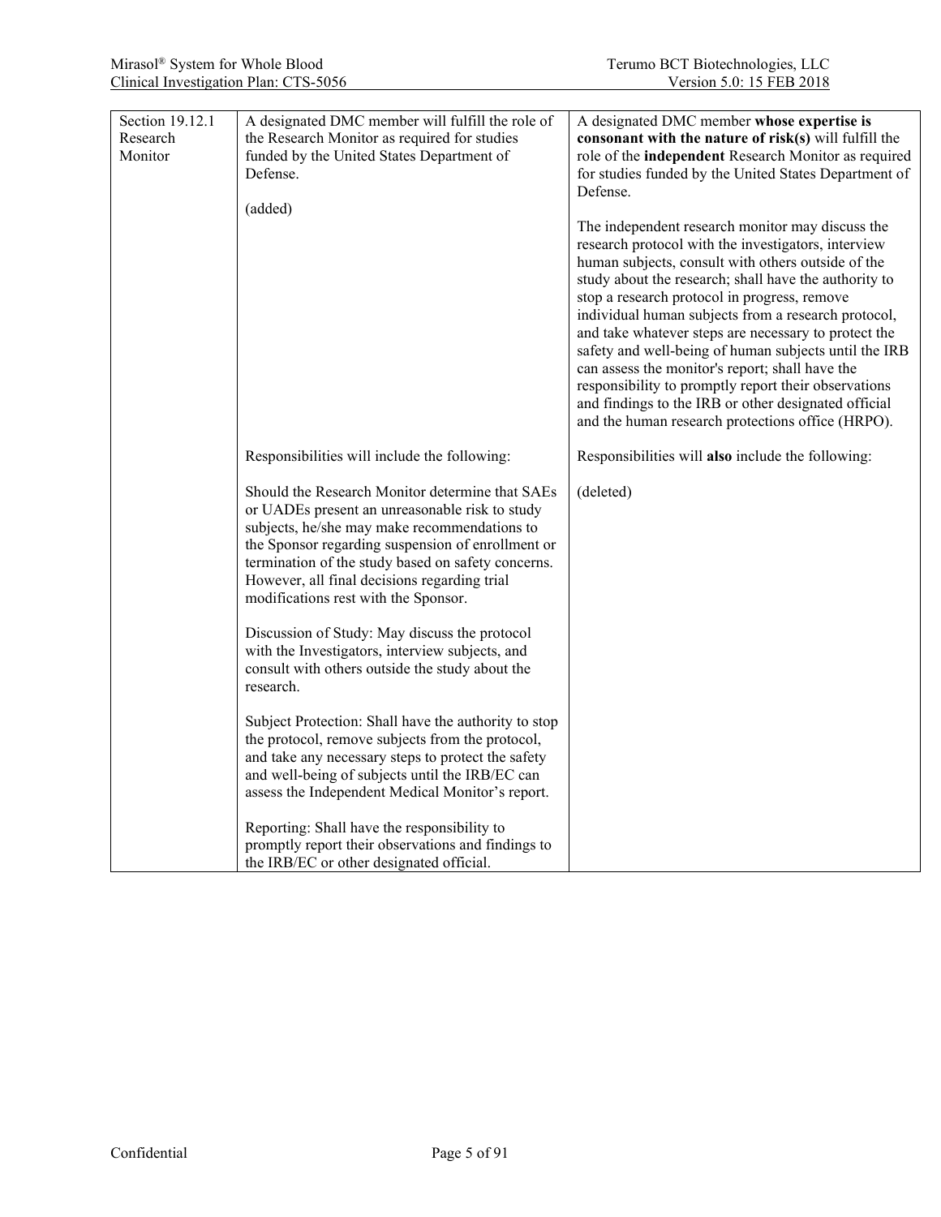| | | |
|---|---|---|
| Section 19.12.1 Research Monitor | A designated DMC member will fulfill the role of the Research Monitor as required for studies funded by the United States Department of Defense.<br><br>(added) | A designated DMC member **whose expertise is consonant with the nature of risk(s)** will fulfill the role of the **independent** Research Monitor as required for studies funded by the United States Department of Defense.<br><br>The independent research monitor may discuss the research protocol with the investigators, interview human subjects, consult with others outside of the study about the research; shall have the authority to stop a research protocol in progress, remove individual human subjects from a research protocol, and take whatever steps are necessary to protect the safety and well-being of human subjects until the IRB can assess the monitor's report; shall have the responsibility to promptly report their observations and findings to the IRB or other designated official and the human research protections office (HRPO). |
| | Responsibilities will include the following:<br><br>Should the Research Monitor determine that SAEs or UADEs present an unreasonable risk to study subjects, he/she may make recommendations to the Sponsor regarding suspension of enrollment or termination of the study based on safety concerns. However, all final decisions regarding trial modifications rest with the Sponsor.<br><br>Discussion of Study: May discuss the protocol with the Investigators, interview subjects, and consult with others outside the study about the research.<br><br>Subject Protection: Shall have the authority to stop the protocol, remove subjects from the protocol, and take any necessary steps to protect the safety and well-being of subjects until the IRB/EC can assess the Independent Medical Monitor's report.<br><br>Reporting: Shall have the responsibility to promptly report their observations and findings to the IRB/EC or other designated official. | Responsibilities will **also** include the following:<br><br>(deleted) |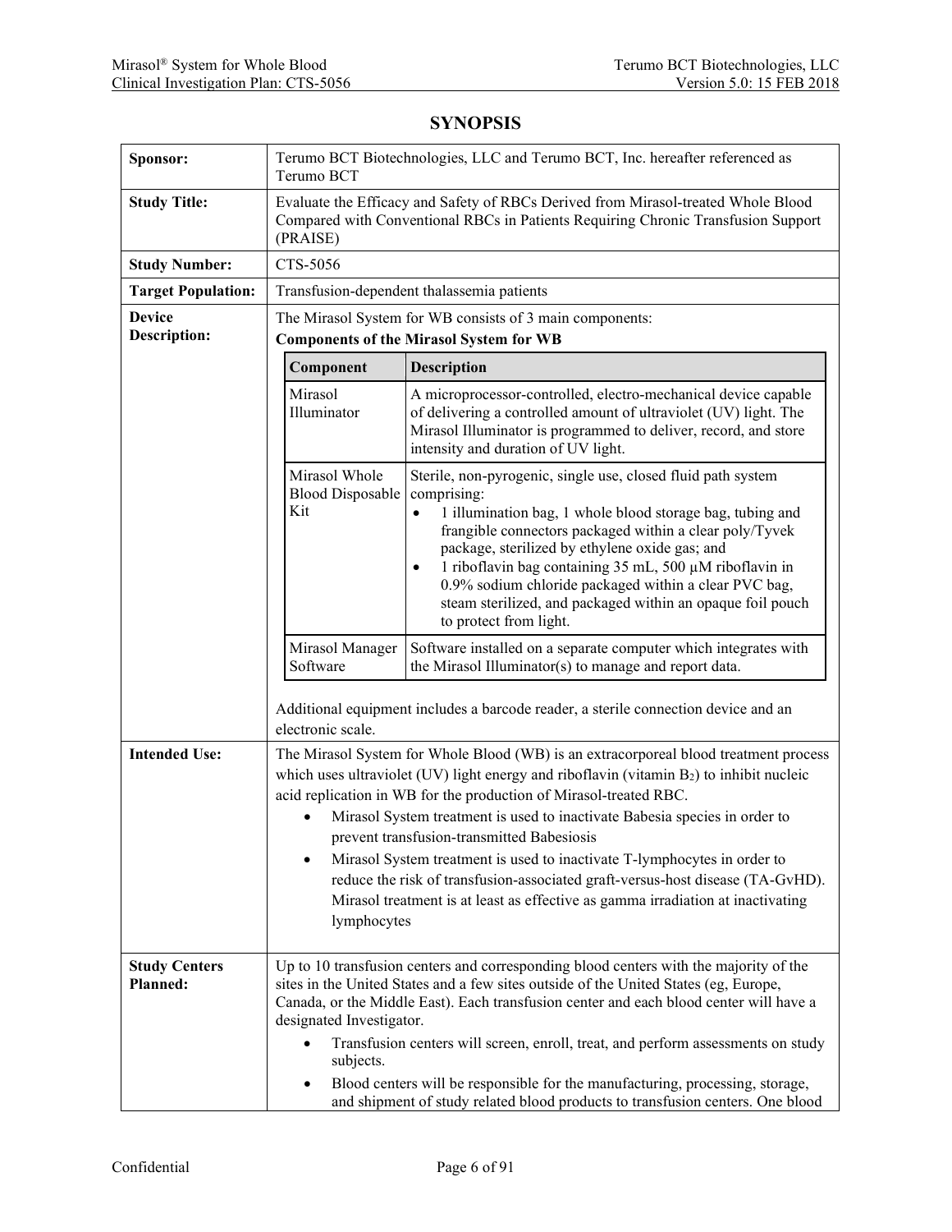# SYNOPSIS

| | |
|---|---|
| **Sponsor:** | Terumo BCT Biotechnologies, LLC and Terumo BCT, Inc. hereafter referenced as Terumo BCT |
| **Study Title:** | Evaluate the Efficacy and Safety of RBCs Derived from Mirasol-treated Whole Blood Compared with Conventional RBCs in Patients Requiring Chronic Transfusion Support (PRAISE) |
| **Study Number:** | CTS-5056 |
| **Target Population:** | Transfusion-dependent thalassemia patients |
| **Device Description:** | The Mirasol System for WB consists of 3 main components:<br>**Components of the Mirasol System for WB**<br>**Component:** Mirasol Illuminator — **Description:** A microprocessor-controlled, electro-mechanical device capable of delivering a controlled amount of ultraviolet (UV) light. The Mirasol Illuminator is programmed to deliver, record, and store intensity and duration of UV light.<br>**Component:** Mirasol Whole Blood Disposable Kit — **Description:** Sterile, non-pyrogenic, single use, closed fluid path system comprising:<br>• 1 illumination bag, 1 whole blood storage bag, tubing and frangible connectors packaged within a clear poly/Tyvek package, sterilized by ethylene oxide gas; and<br>• 1 riboflavin bag containing 35 mL, 500 µM riboflavin in 0.9% sodium chloride packaged within a clear PVC bag, steam sterilized, and packaged within an opaque foil pouch to protect from light.<br>**Component:** Mirasol Manager Software — **Description:** Software installed on a separate computer which integrates with the Mirasol Illuminator(s) to manage and report data.<br><br>Additional equipment includes a barcode reader, a sterile connection device and an electronic scale. |
| **Intended Use:** | The Mirasol System for Whole Blood (WB) is an extracorporeal blood treatment process which uses ultraviolet (UV) light energy and riboflavin (vitamin $B_2$) to inhibit nucleic acid replication in WB for the production of Mirasol-treated RBC.<br>• Mirasol System treatment is used to inactivate Babesia species in order to prevent transfusion-transmitted Babesiosis<br>• Mirasol System treatment is used to inactivate T-lymphocytes in order to reduce the risk of transfusion-associated graft-versus-host disease (TA-GvHD). Mirasol treatment is at least as effective as gamma irradiation at inactivating lymphocytes |
| **Study Centers Planned:** | Up to 10 transfusion centers and corresponding blood centers with the majority of the sites in the United States and a few sites outside of the United States (eg, Europe, Canada, or the Middle East). Each transfusion center and each blood center will have a designated Investigator.<br>• Transfusion centers will screen, enroll, treat, and perform assessments on study subjects.<br>• Blood centers will be responsible for the manufacturing, processing, storage, and shipment of study related blood products to transfusion centers. One blood |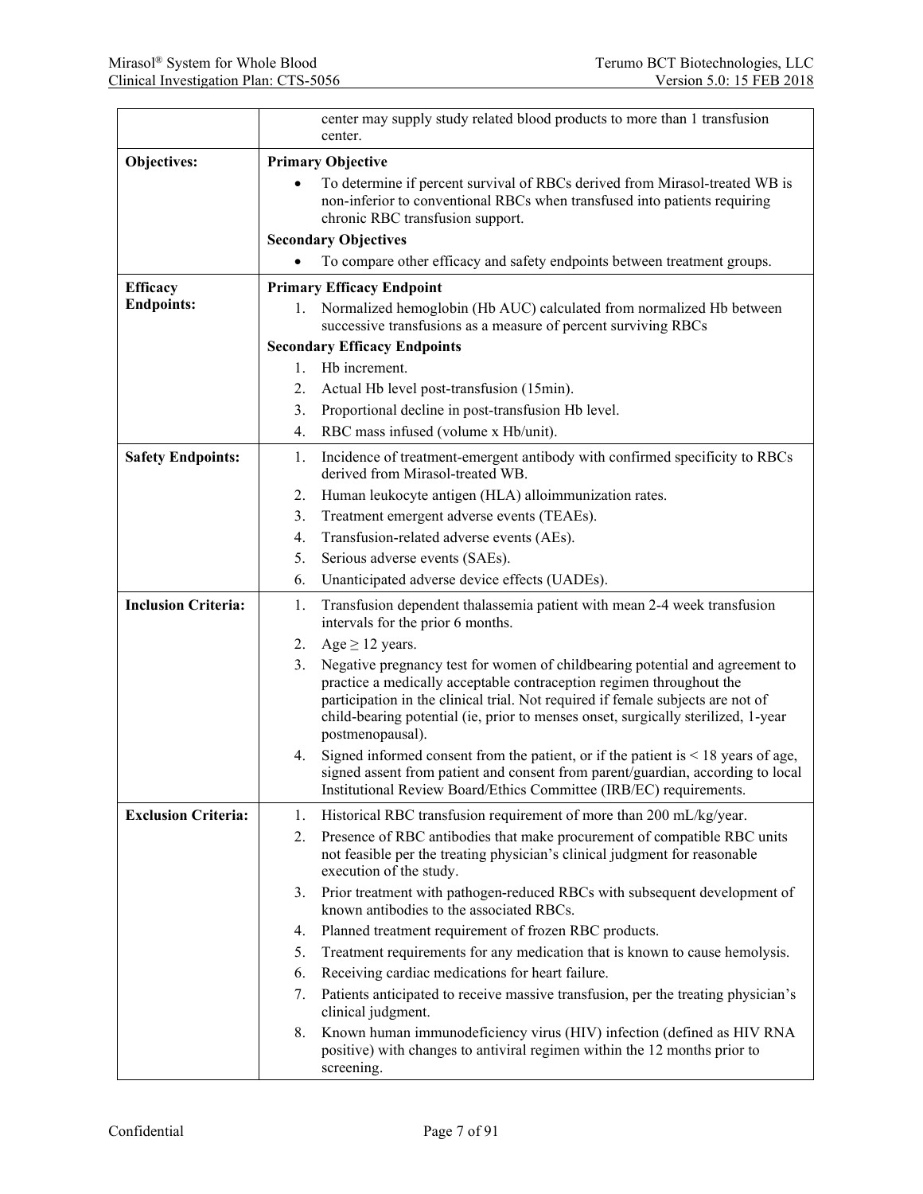| | |
|---|---|
| | center may supply study related blood products to more than 1 transfusion center. |
| **Objectives:** | **Primary Objective**<br>• To determine if percent survival of RBCs derived from Mirasol-treated WB is non-inferior to conventional RBCs when transfused into patients requiring chronic RBC transfusion support.<br>**Secondary Objectives**<br>• To compare other efficacy and safety endpoints between treatment groups. |
| **Efficacy Endpoints:** | **Primary Efficacy Endpoint**<br>1. Normalized hemoglobin (Hb AUC) calculated from normalized Hb between successive transfusions as a measure of percent surviving RBCs<br>**Secondary Efficacy Endpoints**<br>1. Hb increment.<br>2. Actual Hb level post-transfusion (15min).<br>3. Proportional decline in post-transfusion Hb level.<br>4. RBC mass infused (volume x Hb/unit). |
| **Safety Endpoints:** | 1. Incidence of treatment-emergent antibody with confirmed specificity to RBCs derived from Mirasol-treated WB.<br>2. Human leukocyte antigen (HLA) alloimmunization rates.<br>3. Treatment emergent adverse events (TEAEs).<br>4. Transfusion-related adverse events (AEs).<br>5. Serious adverse events (SAEs).<br>6. Unanticipated adverse device effects (UADEs). |
| **Inclusion Criteria:** | 1. Transfusion dependent thalassemia patient with mean 2-4 week transfusion intervals for the prior 6 months.<br>2. Age ≥ 12 years.<br>3. Negative pregnancy test for women of childbearing potential and agreement to practice a medically acceptable contraception regimen throughout the participation in the clinical trial. Not required if female subjects are not of child-bearing potential (ie, prior to menses onset, surgically sterilized, 1-year postmenopausal).<br>4. Signed informed consent from the patient, or if the patient is < 18 years of age, signed assent from patient and consent from parent/guardian, according to local Institutional Review Board/Ethics Committee (IRB/EC) requirements. |
| **Exclusion Criteria:** | 1. Historical RBC transfusion requirement of more than 200 mL/kg/year.<br>2. Presence of RBC antibodies that make procurement of compatible RBC units not feasible per the treating physician's clinical judgment for reasonable execution of the study.<br>3. Prior treatment with pathogen-reduced RBCs with subsequent development of known antibodies to the associated RBCs.<br>4. Planned treatment requirement of frozen RBC products.<br>5. Treatment requirements for any medication that is known to cause hemolysis.<br>6. Receiving cardiac medications for heart failure.<br>7. Patients anticipated to receive massive transfusion, per the treating physician's clinical judgment.<br>8. Known human immunodeficiency virus (HIV) infection (defined as HIV RNA positive) with changes to antiviral regimen within the 12 months prior to screening. |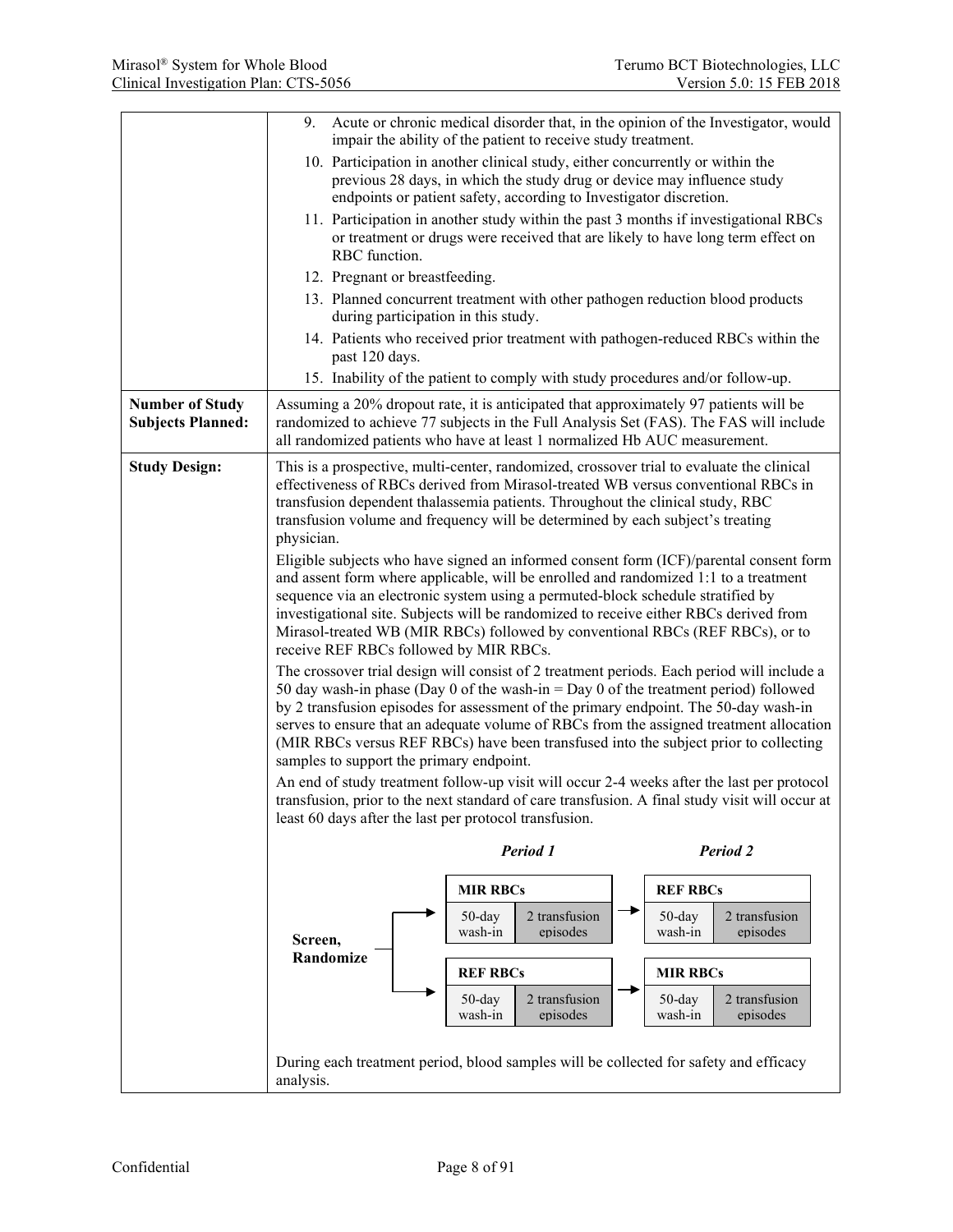| | |
|---|---|
| | 9. Acute or chronic medical disorder that, in the opinion of the Investigator, would impair the ability of the patient to receive study treatment.<br>10. Participation in another clinical study, either concurrently or within the previous 28 days, in which the study drug or device may influence study endpoints or patient safety, according to Investigator discretion.<br>11. Participation in another study within the past 3 months if investigational RBCs or treatment or drugs were received that are likely to have long term effect on RBC function.<br>12. Pregnant or breastfeeding.<br>13. Planned concurrent treatment with other pathogen reduction blood products during participation in this study.<br>14. Patients who received prior treatment with pathogen-reduced RBCs within the past 120 days.<br>15. Inability of the patient to comply with study procedures and/or follow-up. |
| **Number of Study Subjects Planned:** | Assuming a 20% dropout rate, it is anticipated that approximately 97 patients will be randomized to achieve 77 subjects in the Full Analysis Set (FAS). The FAS will include all randomized patients who have at least 1 normalized Hb AUC measurement. |
| **Study Design:** | This is a prospective, multi-center, randomized, crossover trial to evaluate the clinical effectiveness of RBCs derived from Mirasol-treated WB versus conventional RBCs in transfusion dependent thalassemia patients. Throughout the clinical study, RBC transfusion volume and frequency will be determined by each subject's treating physician.<br><br>Eligible subjects who have signed an informed consent form (ICF)/parental consent form and assent form where applicable, will be enrolled and randomized 1:1 to a treatment sequence via an electronic system using a permuted-block schedule stratified by investigational site. Subjects will be randomized to receive either RBCs derived from Mirasol-treated WB (MIR RBCs) followed by conventional RBCs (REF RBCs), or to receive REF RBCs followed by MIR RBCs.<br><br>The crossover trial design will consist of 2 treatment periods. Each period will include a 50 day wash-in phase (Day 0 of the wash-in = Day 0 of the treatment period) followed by 2 transfusion episodes for assessment of the primary endpoint. The 50-day wash-in serves to ensure that an adequate volume of RBCs from the assigned treatment allocation (MIR RBCs versus REF RBCs) have been transfused into the subject prior to collecting samples to support the primary endpoint.<br><br>An end of study treatment follow-up visit will occur 2-4 weeks after the last per protocol transfusion, prior to the next standard of care transfusion. A final study visit will occur at least 60 days after the last per protocol transfusion.<br><br>**Screen, Randomize** →<br>*Period 1*: **MIR RBCs** (50-day wash-in, 2 transfusion episodes) → *Period 2*: **REF RBCs** (50-day wash-in, 2 transfusion episodes)<br>*Period 1*: **REF RBCs** (50-day wash-in, 2 transfusion episodes) → *Period 2*: **MIR RBCs** (50-day wash-in, 2 transfusion episodes)<br><br>During each treatment period, blood samples will be collected for safety and efficacy analysis. |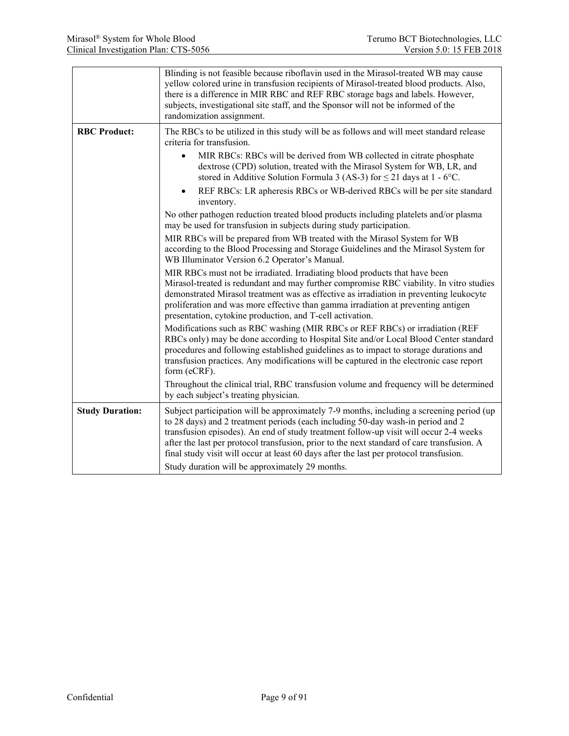| | |
|---|---|
| | Blinding is not feasible because riboflavin used in the Mirasol-treated WB may cause yellow colored urine in transfusion recipients of Mirasol-treated blood products. Also, there is a difference in MIR RBC and REF RBC storage bags and labels. However, subjects, investigational site staff, and the Sponsor will not be informed of the randomization assignment. |
| **RBC Product:** | The RBCs to be utilized in this study will be as follows and will meet standard release criteria for transfusion.<br>• MIR RBCs: RBCs will be derived from WB collected in citrate phosphate dextrose (CPD) solution, treated with the Mirasol System for WB, LR, and stored in Additive Solution Formula 3 (AS-3) for ≤ 21 days at 1 - 6°C.<br>• REF RBCs: LR apheresis RBCs or WB-derived RBCs will be per site standard inventory.<br>No other pathogen reduction treated blood products including platelets and/or plasma may be used for transfusion in subjects during study participation.<br>MIR RBCs will be prepared from WB treated with the Mirasol System for WB according to the Blood Processing and Storage Guidelines and the Mirasol System for WB Illuminator Version 6.2 Operator's Manual.<br>MIR RBCs must not be irradiated. Irradiating blood products that have been Mirasol-treated is redundant and may further compromise RBC viability. In vitro studies demonstrated Mirasol treatment was as effective as irradiation in preventing leukocyte proliferation and was more effective than gamma irradiation at preventing antigen presentation, cytokine production, and T-cell activation.<br>Modifications such as RBC washing (MIR RBCs or REF RBCs) or irradiation (REF RBCs only) may be done according to Hospital Site and/or Local Blood Center standard procedures and following established guidelines as to impact to storage durations and transfusion practices. Any modifications will be captured in the electronic case report form (eCRF).<br>Throughout the clinical trial, RBC transfusion volume and frequency will be determined by each subject's treating physician. |
| **Study Duration:** | Subject participation will be approximately 7-9 months, including a screening period (up to 28 days) and 2 treatment periods (each including 50-day wash-in period and 2 transfusion episodes). An end of study treatment follow-up visit will occur 2-4 weeks after the last per protocol transfusion, prior to the next standard of care transfusion. A final study visit will occur at least 60 days after the last per protocol transfusion.<br>Study duration will be approximately 29 months. |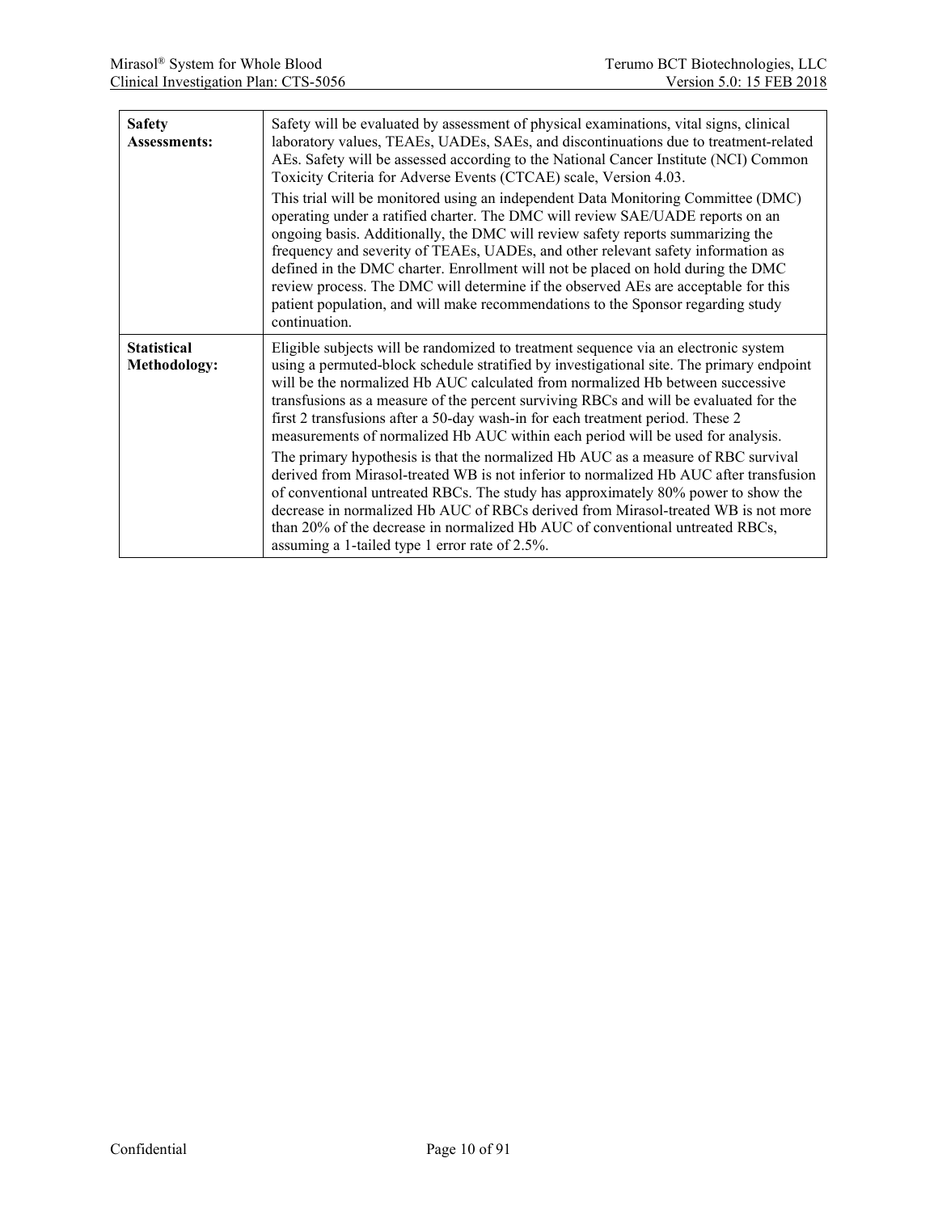| | |
|---|---|
| **Safety Assessments:** | Safety will be evaluated by assessment of physical examinations, vital signs, clinical laboratory values, TEAEs, UADEs, SAEs, and discontinuations due to treatment-related AEs. Safety will be assessed according to the National Cancer Institute (NCI) Common Toxicity Criteria for Adverse Events (CTCAE) scale, Version 4.03.<br><br>This trial will be monitored using an independent Data Monitoring Committee (DMC) operating under a ratified charter. The DMC will review SAE/UADE reports on an ongoing basis. Additionally, the DMC will review safety reports summarizing the frequency and severity of TEAEs, UADEs, and other relevant safety information as defined in the DMC charter. Enrollment will not be placed on hold during the DMC review process. The DMC will determine if the observed AEs are acceptable for this patient population, and will make recommendations to the Sponsor regarding study continuation. |
| **Statistical Methodology:** | Eligible subjects will be randomized to treatment sequence via an electronic system using a permuted-block schedule stratified by investigational site. The primary endpoint will be the normalized Hb AUC calculated from normalized Hb between successive transfusions as a measure of the percent surviving RBCs and will be evaluated for the first 2 transfusions after a 50-day wash-in for each treatment period. These 2 measurements of normalized Hb AUC within each period will be used for analysis.<br><br>The primary hypothesis is that the normalized Hb AUC as a measure of RBC survival derived from Mirasol-treated WB is not inferior to normalized Hb AUC after transfusion of conventional untreated RBCs. The study has approximately 80% power to show the decrease in normalized Hb AUC of RBCs derived from Mirasol-treated WB is not more than 20% of the decrease in normalized Hb AUC of conventional untreated RBCs, assuming a 1-tailed type 1 error rate of 2.5%. |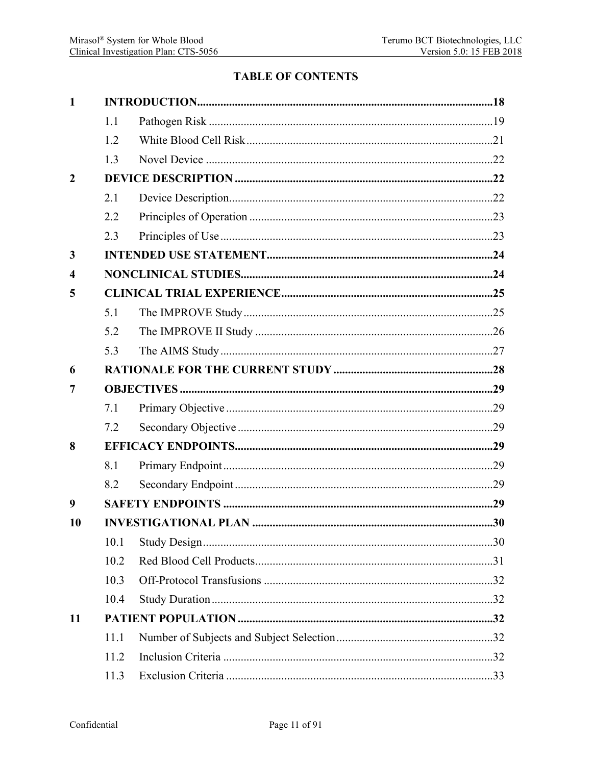**TABLE OF CONTENTS**

| | | |
|---|---|---|
| **1** | **INTRODUCTION** | **18** |
| 1.1 | Pathogen Risk | 19 |
| 1.2 | White Blood Cell Risk | 21 |
| 1.3 | Novel Device | 22 |
| **2** | **DEVICE DESCRIPTION** | **22** |
| 2.1 | Device Description | 22 |
| 2.2 | Principles of Operation | 23 |
| 2.3 | Principles of Use | 23 |
| **3** | **INTENDED USE STATEMENT** | **24** |
| **4** | **NONCLINICAL STUDIES** | **24** |
| **5** | **CLINICAL TRIAL EXPERIENCE** | **25** |
| 5.1 | The IMPROVE Study | 25 |
| 5.2 | The IMPROVE II Study | 26 |
| 5.3 | The AIMS Study | 27 |
| **6** | **RATIONALE FOR THE CURRENT STUDY** | **28** |
| **7** | **OBJECTIVES** | **29** |
| 7.1 | Primary Objective | 29 |
| 7.2 | Secondary Objective | 29 |
| **8** | **EFFICACY ENDPOINTS** | **29** |
| 8.1 | Primary Endpoint | 29 |
| 8.2 | Secondary Endpoint | 29 |
| **9** | **SAFETY ENDPOINTS** | **29** |
| **10** | **INVESTIGATIONAL PLAN** | **30** |
| 10.1 | Study Design | 30 |
| 10.2 | Red Blood Cell Products | 31 |
| 10.3 | Off-Protocol Transfusions | 32 |
| 10.4 | Study Duration | 32 |
| **11** | **PATIENT POPULATION** | **32** |
| 11.1 | Number of Subjects and Subject Selection | 32 |
| 11.2 | Inclusion Criteria | 32 |
| 11.3 | Exclusion Criteria | 33 |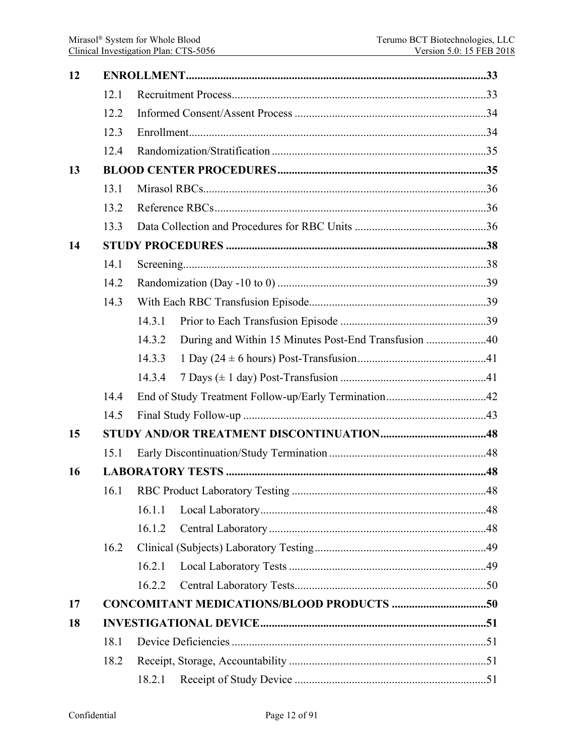**12 ENROLLMENT** ........................................................................................................ **33**

- 12.1 Recruitment Process ........................................................................................ 33
- 12.2 Informed Consent/Assent Process .................................................................. 34
- 12.3 Enrollment ....................................................................................................... 34
- 12.4 Randomization/Stratification .......................................................................... 35

**13 BLOOD CENTER PROCEDURES** ........................................................................ **35**

- 13.1 Mirasol RBCs ................................................................................................... 36
- 13.2 Reference RBCs ............................................................................................... 36
- 13.3 Data Collection and Procedures for RBC Units .............................................. 36

**14 STUDY PROCEDURES** .......................................................................................... **38**

- 14.1 Screening .......................................................................................................... 38
- 14.2 Randomization (Day -10 to 0) ......................................................................... 39
- 14.3 With Each RBC Transfusion Episode .............................................................. 39
  - 14.3.1 Prior to Each Transfusion Episode ................................................... 39
  - 14.3.2 During and Within 15 Minutes Post-End Transfusion ..................... 40
  - 14.3.3 1 Day (24 ± 6 hours) Post-Transfusion ............................................. 41
  - 14.3.4 7 Days (± 1 day) Post-Transfusion ................................................... 41
- 14.4 End of Study Treatment Follow-up/Early Termination ................................... 42
- 14.5 Final Study Follow-up ..................................................................................... 43

**15 STUDY AND/OR TREATMENT DISCONTINUATION** ..................................... **48**

- 15.1 Early Discontinuation/Study Termination ....................................................... 48

**16 LABORATORY TESTS** .......................................................................................... **48**

- 16.1 RBC Product Laboratory Testing .................................................................... 48
  - 16.1.1 Local Laboratory ............................................................................... 48
  - 16.1.2 Central Laboratory ............................................................................ 48
- 16.2 Clinical (Subjects) Laboratory Testing ............................................................ 49
  - 16.2.1 Local Laboratory Tests ..................................................................... 49
  - 16.2.2 Central Laboratory Tests ................................................................... 50

**17 CONCOMITANT MEDICATIONS/BLOOD PRODUCTS** ................................. **50**

**18 INVESTIGATIONAL DEVICE** ............................................................................... **51**

- 18.1 Device Deficiencies ......................................................................................... 51
- 18.2 Receipt, Storage, Accountability ..................................................................... 51
  - 18.2.1 Receipt of Study Device ................................................................... 51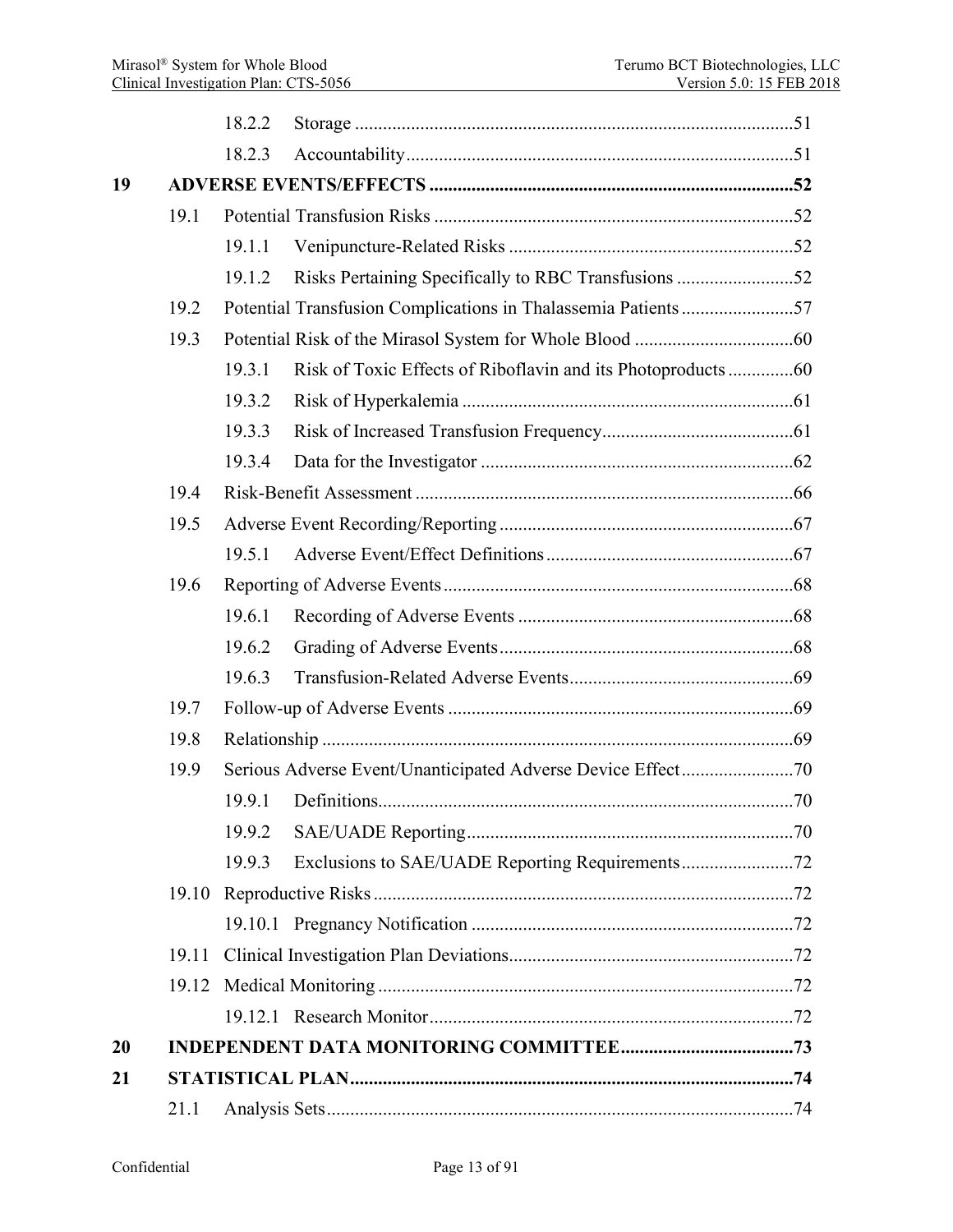| | | | |
|---|---|---|---|
| | | 18.2.2 Storage | 51 |
| | | 18.2.3 Accountability | 51 |
| **19** | **ADVERSE EVENTS/EFFECTS** | | **52** |
| | 19.1 | Potential Transfusion Risks | 52 |
| | | 19.1.1 Venipuncture-Related Risks | 52 |
| | | 19.1.2 Risks Pertaining Specifically to RBC Transfusions | 52 |
| | 19.2 | Potential Transfusion Complications in Thalassemia Patients | 57 |
| | 19.3 | Potential Risk of the Mirasol System for Whole Blood | 60 |
| | | 19.3.1 Risk of Toxic Effects of Riboflavin and its Photoproducts | 60 |
| | | 19.3.2 Risk of Hyperkalemia | 61 |
| | | 19.3.3 Risk of Increased Transfusion Frequency | 61 |
| | | 19.3.4 Data for the Investigator | 62 |
| | 19.4 | Risk-Benefit Assessment | 66 |
| | 19.5 | Adverse Event Recording/Reporting | 67 |
| | | 19.5.1 Adverse Event/Effect Definitions | 67 |
| | 19.6 | Reporting of Adverse Events | 68 |
| | | 19.6.1 Recording of Adverse Events | 68 |
| | | 19.6.2 Grading of Adverse Events | 68 |
| | | 19.6.3 Transfusion-Related Adverse Events | 69 |
| | 19.7 | Follow-up of Adverse Events | 69 |
| | 19.8 | Relationship | 69 |
| | 19.9 | Serious Adverse Event/Unanticipated Adverse Device Effect | 70 |
| | | 19.9.1 Definitions | 70 |
| | | 19.9.2 SAE/UADE Reporting | 70 |
| | | 19.9.3 Exclusions to SAE/UADE Reporting Requirements | 72 |
| | 19.10 | Reproductive Risks | 72 |
| | | 19.10.1 Pregnancy Notification | 72 |
| | 19.11 | Clinical Investigation Plan Deviations | 72 |
| | 19.12 | Medical Monitoring | 72 |
| | | 19.12.1 Research Monitor | 72 |
| **20** | **INDEPENDENT DATA MONITORING COMMITTEE** | | **73** |
| **21** | **STATISTICAL PLAN** | | **74** |
| | 21.1 | Analysis Sets | 74 |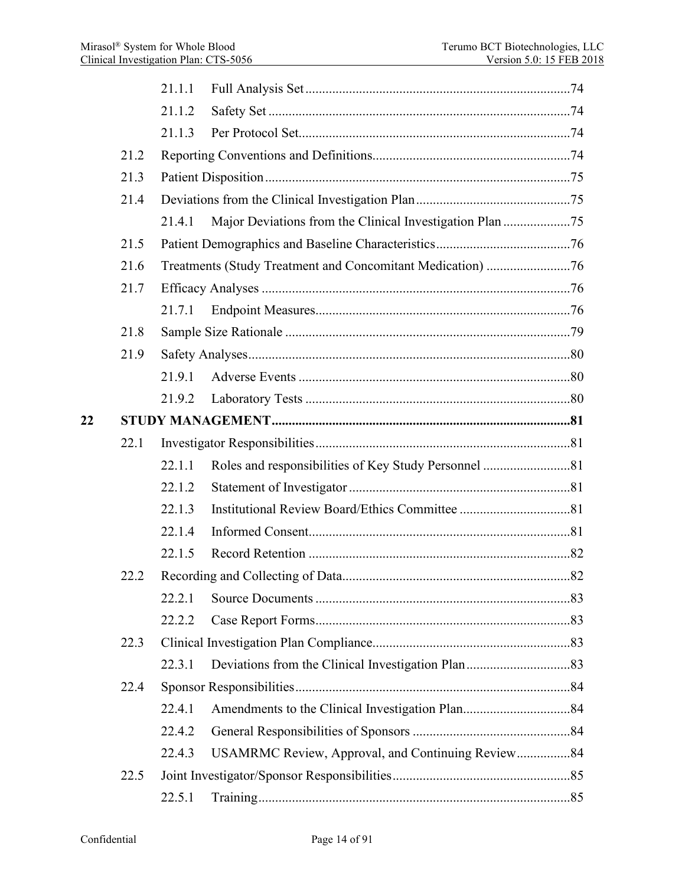21.1.1 Full Analysis Set ..... 74

21.1.2 Safety Set ..... 74

21.1.3 Per Protocol Set ..... 74

21.2 Reporting Conventions and Definitions ..... 74

21.3 Patient Disposition ..... 75

21.4 Deviations from the Clinical Investigation Plan ..... 75

21.4.1 Major Deviations from the Clinical Investigation Plan ..... 75

21.5 Patient Demographics and Baseline Characteristics ..... 76

21.6 Treatments (Study Treatment and Concomitant Medication) ..... 76

21.7 Efficacy Analyses ..... 76

21.7.1 Endpoint Measures ..... 76

21.8 Sample Size Rationale ..... 79

21.9 Safety Analyses ..... 80

21.9.1 Adverse Events ..... 80

21.9.2 Laboratory Tests ..... 80

**22 STUDY MANAGEMENT ..... 81**

22.1 Investigator Responsibilities ..... 81

22.1.1 Roles and responsibilities of Key Study Personnel ..... 81

22.1.2 Statement of Investigator ..... 81

22.1.3 Institutional Review Board/Ethics Committee ..... 81

22.1.4 Informed Consent ..... 81

22.1.5 Record Retention ..... 82

22.2 Recording and Collecting of Data ..... 82

22.2.1 Source Documents ..... 83

22.2.2 Case Report Forms ..... 83

22.3 Clinical Investigation Plan Compliance ..... 83

22.3.1 Deviations from the Clinical Investigation Plan ..... 83

22.4 Sponsor Responsibilities ..... 84

22.4.1 Amendments to the Clinical Investigation Plan ..... 84

22.4.2 General Responsibilities of Sponsors ..... 84

22.4.3 USAMRMC Review, Approval, and Continuing Review ..... 84

22.5 Joint Investigator/Sponsor Responsibilities ..... 85

22.5.1 Training ..... 85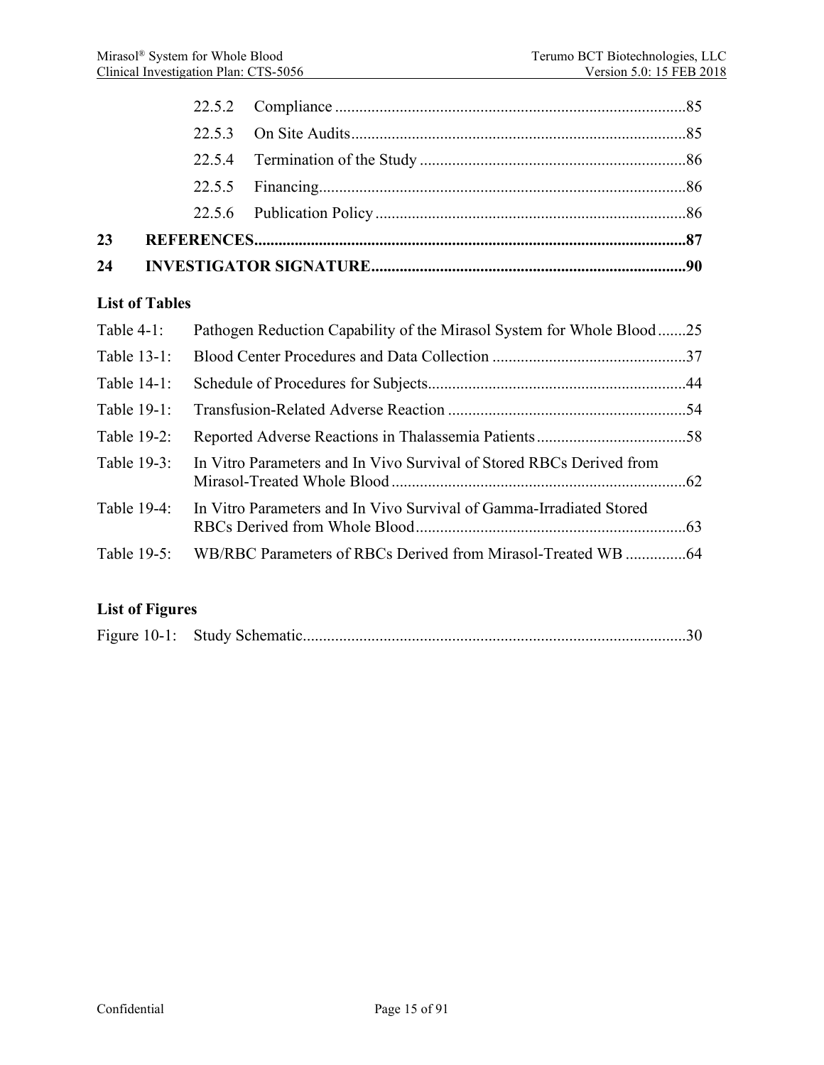22.5.2 Compliance ......................................................................................85

22.5.3 On Site Audits..................................................................................85

22.5.4 Termination of the Study .................................................................86

22.5.5 Financing..........................................................................................86

22.5.6 Publication Policy ............................................................................86

**23 REFERENCES.........................................................................................................87**

**24 INVESTIGATOR SIGNATURE.............................................................................90**

**List of Tables**

Table 4-1: Pathogen Reduction Capability of the Mirasol System for Whole Blood .......25

Table 13-1: Blood Center Procedures and Data Collection ................................................37

Table 14-1: Schedule of Procedures for Subjects................................................................44

Table 19-1: Transfusion-Related Adverse Reaction ...........................................................54

Table 19-2: Reported Adverse Reactions in Thalassemia Patients.....................................58

Table 19-3: In Vitro Parameters and In Vivo Survival of Stored RBCs Derived from Mirasol-Treated Whole Blood .........................................................................62

Table 19-4: In Vitro Parameters and In Vivo Survival of Gamma-Irradiated Stored RBCs Derived from Whole Blood...................................................................63

Table 19-5: WB/RBC Parameters of RBCs Derived from Mirasol-Treated WB ...............64

**List of Figures**

Figure 10-1: Study Schematic..............................................................................................30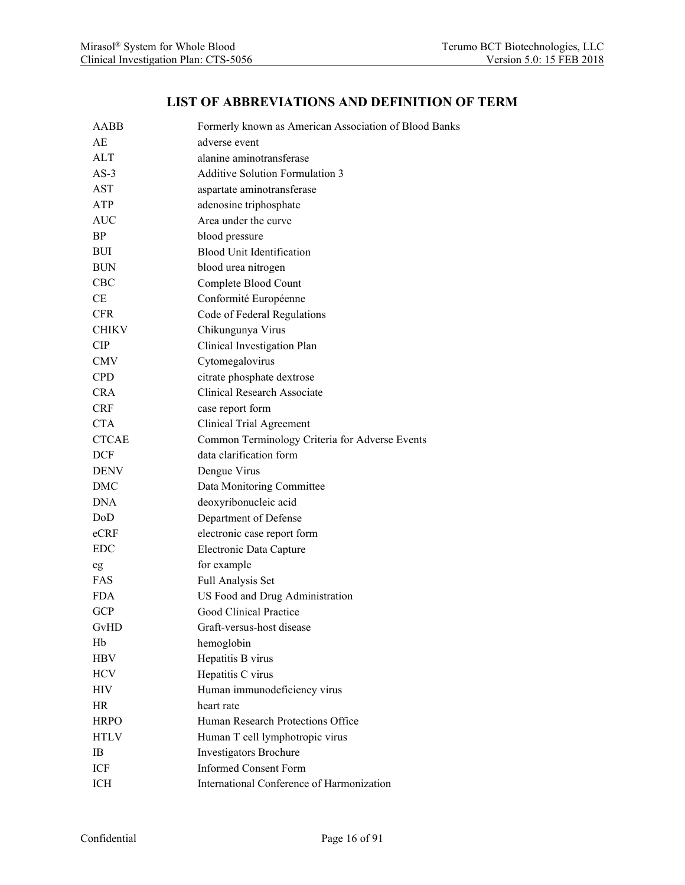## LIST OF ABBREVIATIONS AND DEFINITION OF TERM

| | |
|---|---|
| AABB | Formerly known as American Association of Blood Banks |
| AE | adverse event |
| ALT | alanine aminotransferase |
| AS-3 | Additive Solution Formulation 3 |
| AST | aspartate aminotransferase |
| ATP | adenosine triphosphate |
| AUC | Area under the curve |
| BP | blood pressure |
| BUI | Blood Unit Identification |
| BUN | blood urea nitrogen |
| CBC | Complete Blood Count |
| CE | Conformité Européenne |
| CFR | Code of Federal Regulations |
| CHIKV | Chikungunya Virus |
| CIP | Clinical Investigation Plan |
| CMV | Cytomegalovirus |
| CPD | citrate phosphate dextrose |
| CRA | Clinical Research Associate |
| CRF | case report form |
| CTA | Clinical Trial Agreement |
| CTCAE | Common Terminology Criteria for Adverse Events |
| DCF | data clarification form |
| DENV | Dengue Virus |
| DMC | Data Monitoring Committee |
| DNA | deoxyribonucleic acid |
| DoD | Department of Defense |
| eCRF | electronic case report form |
| EDC | Electronic Data Capture |
| eg | for example |
| FAS | Full Analysis Set |
| FDA | US Food and Drug Administration |
| GCP | Good Clinical Practice |
| GvHD | Graft-versus-host disease |
| Hb | hemoglobin |
| HBV | Hepatitis B virus |
| HCV | Hepatitis C virus |
| HIV | Human immunodeficiency virus |
| HR | heart rate |
| HRPO | Human Research Protections Office |
| HTLV | Human T cell lymphotropic virus |
| IB | Investigators Brochure |
| ICF | Informed Consent Form |
| ICH | International Conference of Harmonization |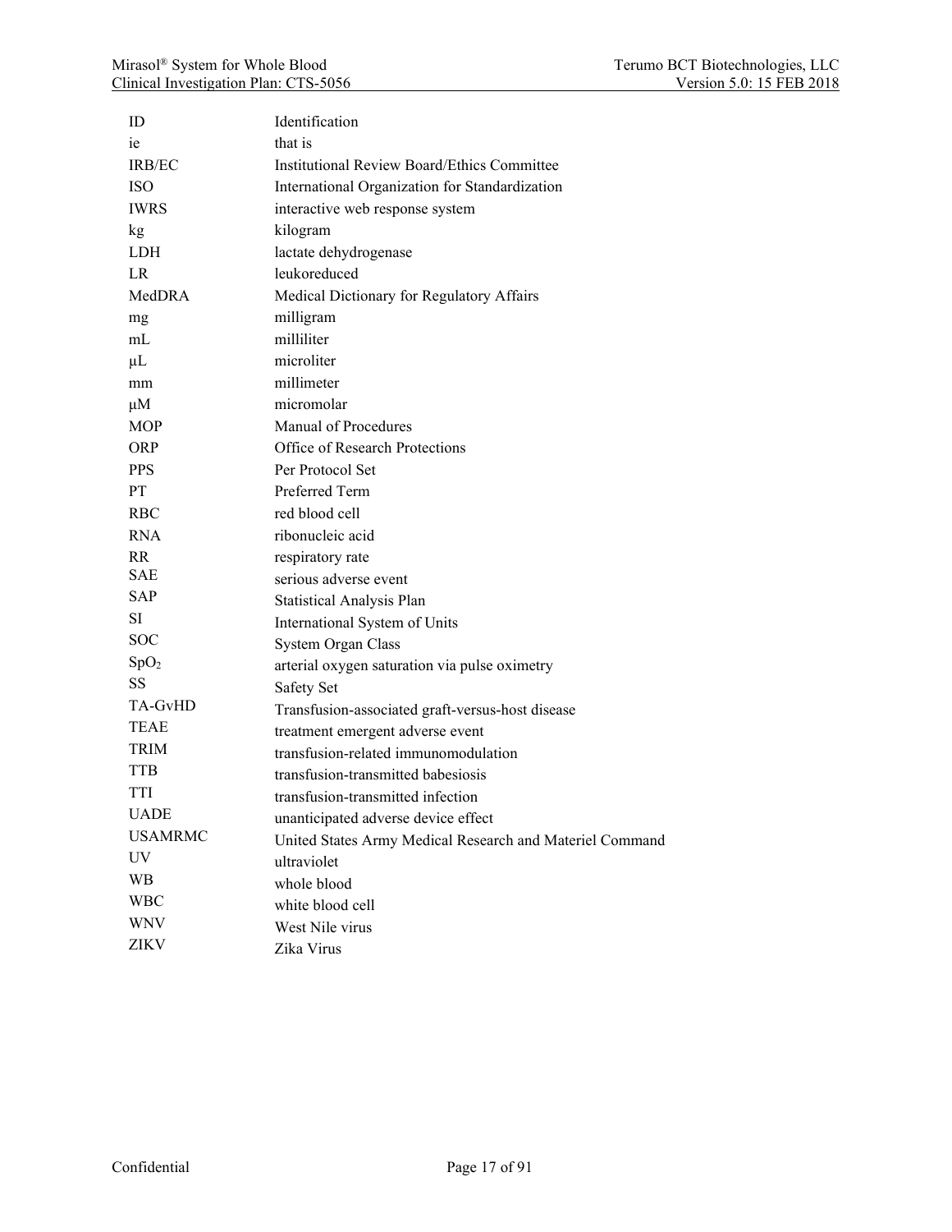| | |
|---|---|
| ID | Identification |
| ie | that is |
| IRB/EC | Institutional Review Board/Ethics Committee |
| ISO | International Organization for Standardization |
| IWRS | interactive web response system |
| kg | kilogram |
| LDH | lactate dehydrogenase |
| LR | leukoreduced |
| MedDRA | Medical Dictionary for Regulatory Affairs |
| mg | milligram |
| mL | milliliter |
| μL | microliter |
| mm | millimeter |
| μM | micromolar |
| MOP | Manual of Procedures |
| ORP | Office of Research Protections |
| PPS | Per Protocol Set |
| PT | Preferred Term |
| RBC | red blood cell |
| RNA | ribonucleic acid |
| RR | respiratory rate |
| SAE | serious adverse event |
| SAP | Statistical Analysis Plan |
| SI | International System of Units |
| SOC | System Organ Class |
| $SpO_2$ | arterial oxygen saturation via pulse oximetry |
| SS | Safety Set |
| TA-GvHD | Transfusion-associated graft-versus-host disease |
| TEAE | treatment emergent adverse event |
| TRIM | transfusion-related immunomodulation |
| TTB | transfusion-transmitted babesiosis |
| TTI | transfusion-transmitted infection |
| UADE | unanticipated adverse device effect |
| USAMRMC | United States Army Medical Research and Materiel Command |
| UV | ultraviolet |
| WB | whole blood |
| WBC | white blood cell |
| WNV | West Nile virus |
| ZIKV | Zika Virus |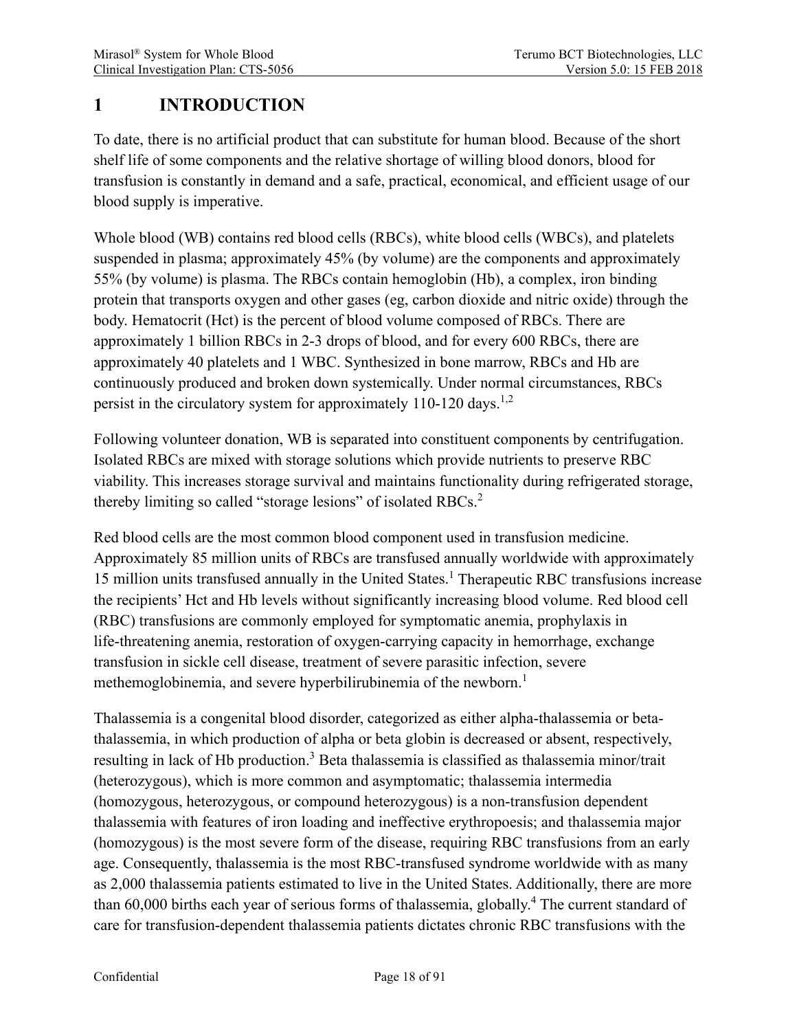# 1 INTRODUCTION

To date, there is no artificial product that can substitute for human blood. Because of the short shelf life of some components and the relative shortage of willing blood donors, blood for transfusion is constantly in demand and a safe, practical, economical, and efficient usage of our blood supply is imperative.

Whole blood (WB) contains red blood cells (RBCs), white blood cells (WBCs), and platelets suspended in plasma; approximately 45% (by volume) are the components and approximately 55% (by volume) is plasma. The RBCs contain hemoglobin (Hb), a complex, iron binding protein that transports oxygen and other gases (eg, carbon dioxide and nitric oxide) through the body. Hematocrit (Hct) is the percent of blood volume composed of RBCs. There are approximately 1 billion RBCs in 2-3 drops of blood, and for every 600 RBCs, there are approximately 40 platelets and 1 WBC. Synthesized in bone marrow, RBCs and Hb are continuously produced and broken down systemically. Under normal circumstances, RBCs persist in the circulatory system for approximately 110-120 days.[1,2]

Following volunteer donation, WB is separated into constituent components by centrifugation. Isolated RBCs are mixed with storage solutions which provide nutrients to preserve RBC viability. This increases storage survival and maintains functionality during refrigerated storage, thereby limiting so called "storage lesions" of isolated RBCs.[2]

Red blood cells are the most common blood component used in transfusion medicine. Approximately 85 million units of RBCs are transfused annually worldwide with approximately 15 million units transfused annually in the United States.[1] Therapeutic RBC transfusions increase the recipients' Hct and Hb levels without significantly increasing blood volume. Red blood cell (RBC) transfusions are commonly employed for symptomatic anemia, prophylaxis in life-threatening anemia, restoration of oxygen-carrying capacity in hemorrhage, exchange transfusion in sickle cell disease, treatment of severe parasitic infection, severe methemoglobinemia, and severe hyperbilirubinemia of the newborn.[1]

Thalassemia is a congenital blood disorder, categorized as either alpha-thalassemia or beta-thalassemia, in which production of alpha or beta globin is decreased or absent, respectively, resulting in lack of Hb production.[3] Beta thalassemia is classified as thalassemia minor/trait (heterozygous), which is more common and asymptomatic; thalassemia intermedia (homozygous, heterozygous, or compound heterozygous) is a non-transfusion dependent thalassemia with features of iron loading and ineffective erythropoesis; and thalassemia major (homozygous) is the most severe form of the disease, requiring RBC transfusions from an early age. Consequently, thalassemia is the most RBC-transfused syndrome worldwide with as many as 2,000 thalassemia patients estimated to live in the United States. Additionally, there are more than 60,000 births each year of serious forms of thalassemia, globally.[4] The current standard of care for transfusion-dependent thalassemia patients dictates chronic RBC transfusions with the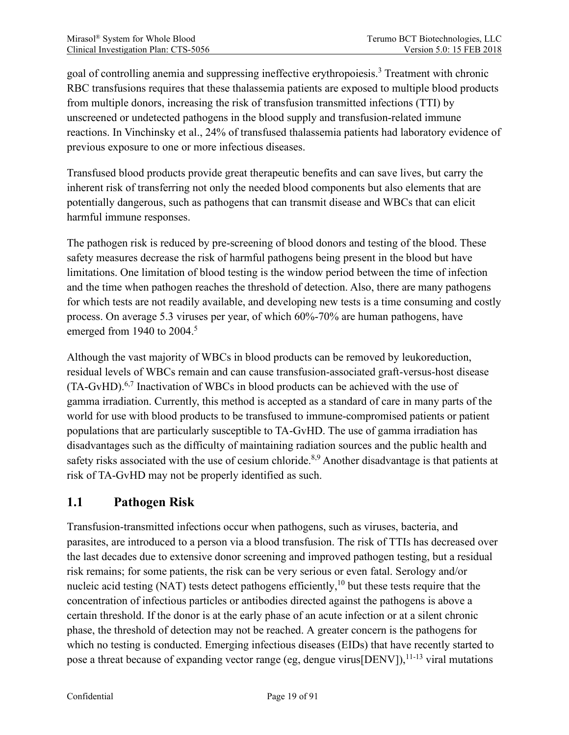goal of controlling anemia and suppressing ineffective erythropoiesis.[3] Treatment with chronic RBC transfusions requires that these thalassemia patients are exposed to multiple blood products from multiple donors, increasing the risk of transfusion transmitted infections (TTI) by unscreened or undetected pathogens in the blood supply and transfusion-related immune reactions. In Vinchinsky et al., 24% of transfused thalassemia patients had laboratory evidence of previous exposure to one or more infectious diseases.

Transfused blood products provide great therapeutic benefits and can save lives, but carry the inherent risk of transferring not only the needed blood components but also elements that are potentially dangerous, such as pathogens that can transmit disease and WBCs that can elicit harmful immune responses.

The pathogen risk is reduced by pre-screening of blood donors and testing of the blood. These safety measures decrease the risk of harmful pathogens being present in the blood but have limitations. One limitation of blood testing is the window period between the time of infection and the time when pathogen reaches the threshold of detection. Also, there are many pathogens for which tests are not readily available, and developing new tests is a time consuming and costly process. On average 5.3 viruses per year, of which 60%-70% are human pathogens, have emerged from 1940 to 2004.[5]

Although the vast majority of WBCs in blood products can be removed by leukoreduction, residual levels of WBCs remain and can cause transfusion-associated graft-versus-host disease (TA-GvHD).[6,7] Inactivation of WBCs in blood products can be achieved with the use of gamma irradiation. Currently, this method is accepted as a standard of care in many parts of the world for use with blood products to be transfused to immune-compromised patients or patient populations that are particularly susceptible to TA-GvHD. The use of gamma irradiation has disadvantages such as the difficulty of maintaining radiation sources and the public health and safety risks associated with the use of cesium chloride.[8,9] Another disadvantage is that patients at risk of TA-GvHD may not be properly identified as such.

## 1.1 Pathogen Risk

Transfusion-transmitted infections occur when pathogens, such as viruses, bacteria, and parasites, are introduced to a person via a blood transfusion. The risk of TTIs has decreased over the last decades due to extensive donor screening and improved pathogen testing, but a residual risk remains; for some patients, the risk can be very serious or even fatal. Serology and/or nucleic acid testing (NAT) tests detect pathogens efficiently,[10] but these tests require that the concentration of infectious particles or antibodies directed against the pathogens is above a certain threshold. If the donor is at the early phase of an acute infection or at a silent chronic phase, the threshold of detection may not be reached. A greater concern is the pathogens for which no testing is conducted. Emerging infectious diseases (EIDs) that have recently started to pose a threat because of expanding vector range (eg, dengue virus[DENV]),[11-13] viral mutations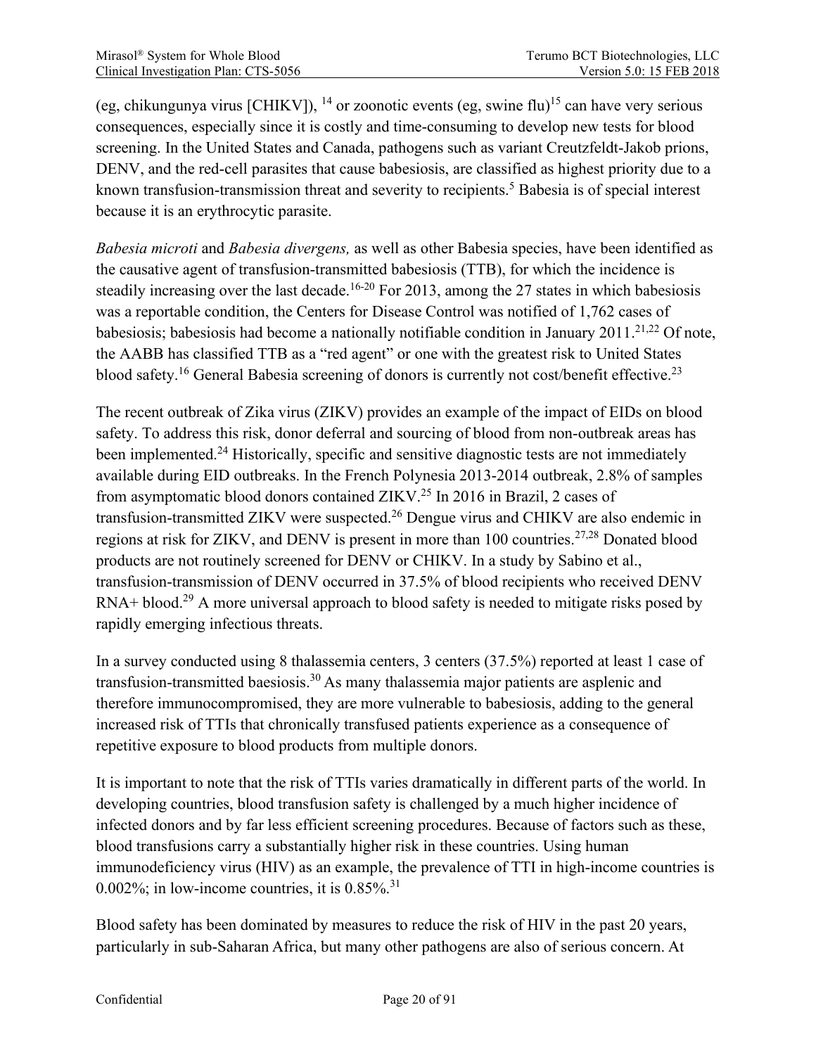(eg, chikungunya virus [CHIKV]), [14] or zoonotic events (eg, swine flu)[15] can have very serious consequences, especially since it is costly and time-consuming to develop new tests for blood screening. In the United States and Canada, pathogens such as variant Creutzfeldt-Jakob prions, DENV, and the red-cell parasites that cause babesiosis, are classified as highest priority due to a known transfusion-transmission threat and severity to recipients.[5] Babesia is of special interest because it is an erythrocytic parasite.

*Babesia microti* and *Babesia divergens,* as well as other Babesia species, have been identified as the causative agent of transfusion-transmitted babesiosis (TTB), for which the incidence is steadily increasing over the last decade.[16-20] For 2013, among the 27 states in which babesiosis was a reportable condition, the Centers for Disease Control was notified of 1,762 cases of babesiosis; babesiosis had become a nationally notifiable condition in January 2011.[21,22] Of note, the AABB has classified TTB as a "red agent" or one with the greatest risk to United States blood safety.[16] General Babesia screening of donors is currently not cost/benefit effective.[23]

The recent outbreak of Zika virus (ZIKV) provides an example of the impact of EIDs on blood safety. To address this risk, donor deferral and sourcing of blood from non-outbreak areas has been implemented.[24] Historically, specific and sensitive diagnostic tests are not immediately available during EID outbreaks. In the French Polynesia 2013-2014 outbreak, 2.8% of samples from asymptomatic blood donors contained ZIKV.[25] In 2016 in Brazil, 2 cases of transfusion-transmitted ZIKV were suspected.[26] Dengue virus and CHIKV are also endemic in regions at risk for ZIKV, and DENV is present in more than 100 countries.[27,28] Donated blood products are not routinely screened for DENV or CHIKV. In a study by Sabino et al., transfusion-transmission of DENV occurred in 37.5% of blood recipients who received DENV RNA+ blood.[29] A more universal approach to blood safety is needed to mitigate risks posed by rapidly emerging infectious threats.

In a survey conducted using 8 thalassemia centers, 3 centers (37.5%) reported at least 1 case of transfusion-transmitted baesiosis.[30] As many thalassemia major patients are asplenic and therefore immunocompromised, they are more vulnerable to babesiosis, adding to the general increased risk of TTIs that chronically transfused patients experience as a consequence of repetitive exposure to blood products from multiple donors.

It is important to note that the risk of TTIs varies dramatically in different parts of the world. In developing countries, blood transfusion safety is challenged by a much higher incidence of infected donors and by far less efficient screening procedures. Because of factors such as these, blood transfusions carry a substantially higher risk in these countries. Using human immunodeficiency virus (HIV) as an example, the prevalence of TTI in high-income countries is 0.002%; in low-income countries, it is 0.85%.[31]

Blood safety has been dominated by measures to reduce the risk of HIV in the past 20 years, particularly in sub-Saharan Africa, but many other pathogens are also of serious concern. At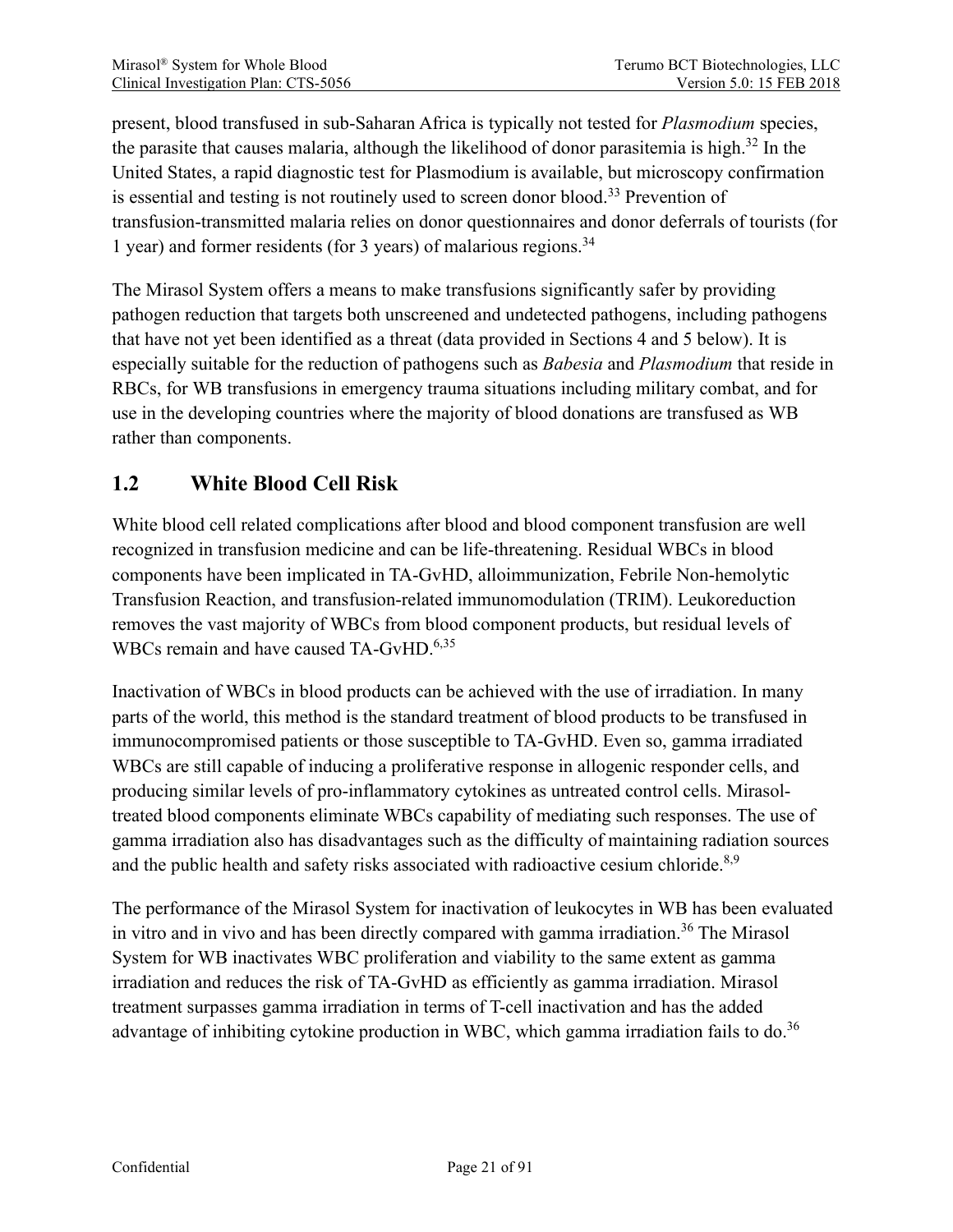present, blood transfused in sub-Saharan Africa is typically not tested for *Plasmodium* species, the parasite that causes malaria, although the likelihood of donor parasitemia is high.[32] In the United States, a rapid diagnostic test for Plasmodium is available, but microscopy confirmation is essential and testing is not routinely used to screen donor blood.[33] Prevention of transfusion-transmitted malaria relies on donor questionnaires and donor deferrals of tourists (for 1 year) and former residents (for 3 years) of malarious regions.[34]

The Mirasol System offers a means to make transfusions significantly safer by providing pathogen reduction that targets both unscreened and undetected pathogens, including pathogens that have not yet been identified as a threat (data provided in Sections 4 and 5 below). It is especially suitable for the reduction of pathogens such as *Babesia* and *Plasmodium* that reside in RBCs, for WB transfusions in emergency trauma situations including military combat, and for use in the developing countries where the majority of blood donations are transfused as WB rather than components.

## 1.2 White Blood Cell Risk

White blood cell related complications after blood and blood component transfusion are well recognized in transfusion medicine and can be life-threatening. Residual WBCs in blood components have been implicated in TA-GvHD, alloimmunization, Febrile Non-hemolytic Transfusion Reaction, and transfusion-related immunomodulation (TRIM). Leukoreduction removes the vast majority of WBCs from blood component products, but residual levels of WBCs remain and have caused TA-GvHD.[6,35]

Inactivation of WBCs in blood products can be achieved with the use of irradiation. In many parts of the world, this method is the standard treatment of blood products to be transfused in immunocompromised patients or those susceptible to TA-GvHD. Even so, gamma irradiated WBCs are still capable of inducing a proliferative response in allogenic responder cells, and producing similar levels of pro-inflammatory cytokines as untreated control cells. Mirasol-treated blood components eliminate WBCs capability of mediating such responses. The use of gamma irradiation also has disadvantages such as the difficulty of maintaining radiation sources and the public health and safety risks associated with radioactive cesium chloride.[8,9]

The performance of the Mirasol System for inactivation of leukocytes in WB has been evaluated in vitro and in vivo and has been directly compared with gamma irradiation.[36] The Mirasol System for WB inactivates WBC proliferation and viability to the same extent as gamma irradiation and reduces the risk of TA-GvHD as efficiently as gamma irradiation. Mirasol treatment surpasses gamma irradiation in terms of T-cell inactivation and has the added advantage of inhibiting cytokine production in WBC, which gamma irradiation fails to do.[36]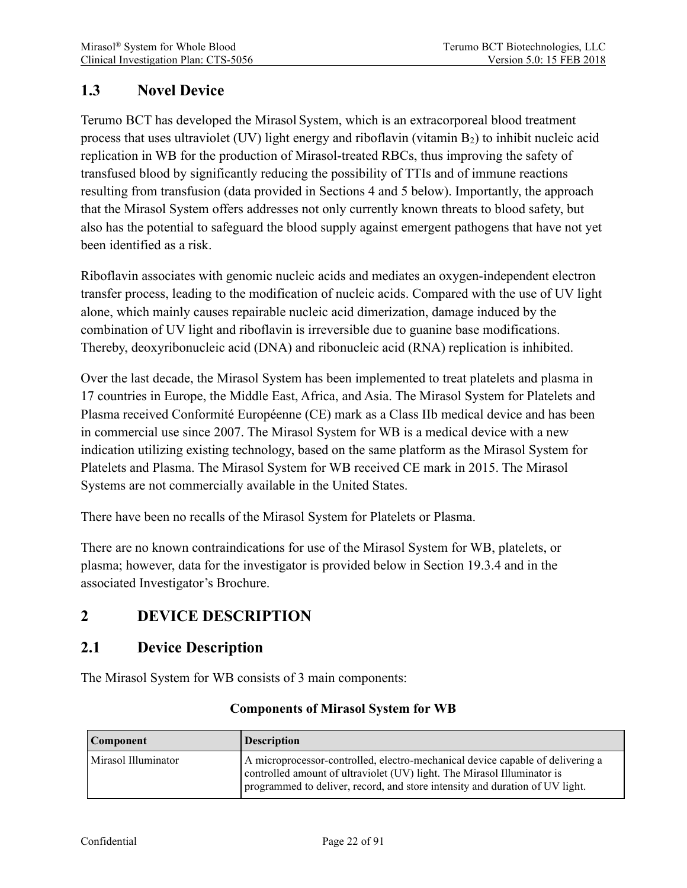## 1.3 Novel Device

Terumo BCT has developed the Mirasol System, which is an extracorporeal blood treatment process that uses ultraviolet (UV) light energy and riboflavin (vitamin $B_2$) to inhibit nucleic acid replication in WB for the production of Mirasol-treated RBCs, thus improving the safety of transfused blood by significantly reducing the possibility of TTIs and of immune reactions resulting from transfusion (data provided in Sections 4 and 5 below). Importantly, the approach that the Mirasol System offers addresses not only currently known threats to blood safety, but also has the potential to safeguard the blood supply against emergent pathogens that have not yet been identified as a risk.

Riboflavin associates with genomic nucleic acids and mediates an oxygen-independent electron transfer process, leading to the modification of nucleic acids. Compared with the use of UV light alone, which mainly causes repairable nucleic acid dimerization, damage induced by the combination of UV light and riboflavin is irreversible due to guanine base modifications. Thereby, deoxyribonucleic acid (DNA) and ribonucleic acid (RNA) replication is inhibited.

Over the last decade, the Mirasol System has been implemented to treat platelets and plasma in 17 countries in Europe, the Middle East, Africa, and Asia. The Mirasol System for Platelets and Plasma received Conformité Européenne (CE) mark as a Class IIb medical device and has been in commercial use since 2007. The Mirasol System for WB is a medical device with a new indication utilizing existing technology, based on the same platform as the Mirasol System for Platelets and Plasma. The Mirasol System for WB received CE mark in 2015. The Mirasol Systems are not commercially available in the United States.

There have been no recalls of the Mirasol System for Platelets or Plasma.

There are no known contraindications for use of the Mirasol System for WB, platelets, or plasma; however, data for the investigator is provided below in Section 19.3.4 and in the associated Investigator's Brochure.

# 2 DEVICE DESCRIPTION

## 2.1 Device Description

The Mirasol System for WB consists of 3 main components:

**Components of Mirasol System for WB**

| Component | Description |
|---|---|
| Mirasol Illuminator | A microprocessor-controlled, electro-mechanical device capable of delivering a controlled amount of ultraviolet (UV) light. The Mirasol Illuminator is programmed to deliver, record, and store intensity and duration of UV light. |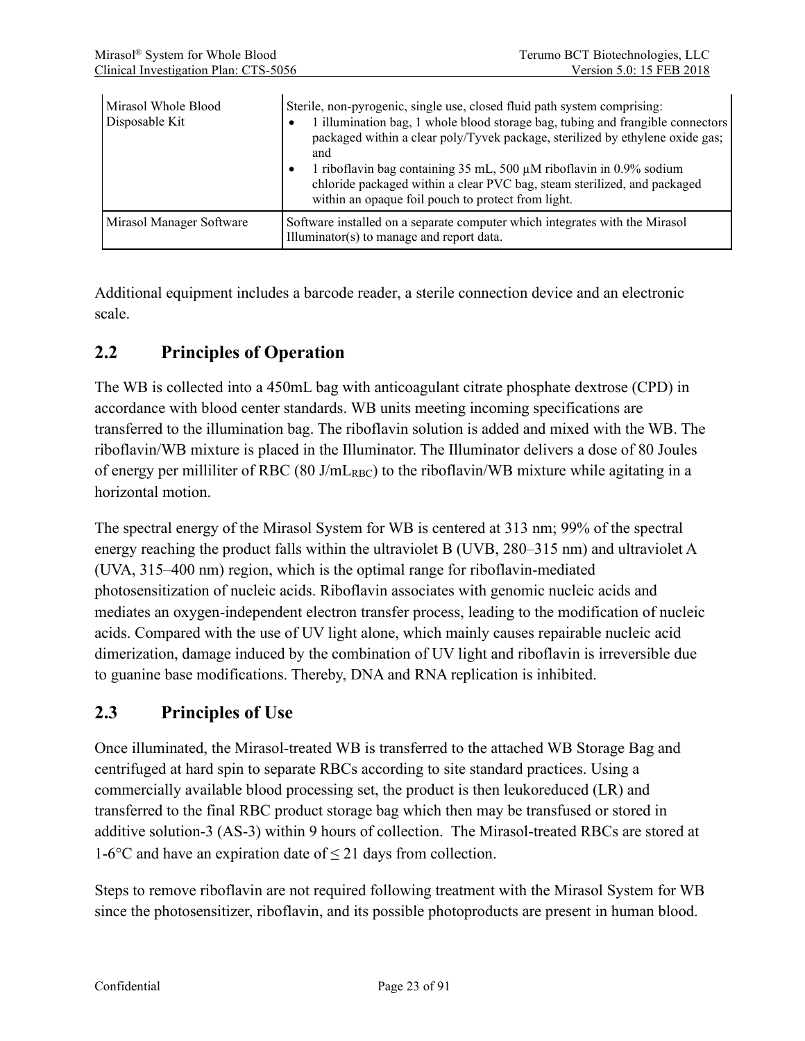| | |
|---|---|
| Mirasol Whole Blood Disposable Kit | Sterile, non-pyrogenic, single use, closed fluid path system comprising: <br>• 1 illumination bag, 1 whole blood storage bag, tubing and frangible connectors packaged within a clear poly/Tyvek package, sterilized by ethylene oxide gas; and <br>• 1 riboflavin bag containing 35 mL, 500 µM riboflavin in 0.9% sodium chloride packaged within a clear PVC bag, steam sterilized, and packaged within an opaque foil pouch to protect from light. |
| Mirasol Manager Software | Software installed on a separate computer which integrates with the Mirasol Illuminator(s) to manage and report data. |

Additional equipment includes a barcode reader, a sterile connection device and an electronic scale.

## 2.2 Principles of Operation

The WB is collected into a 450mL bag with anticoagulant citrate phosphate dextrose (CPD) in accordance with blood center standards. WB units meeting incoming specifications are transferred to the illumination bag. The riboflavin solution is added and mixed with the WB. The riboflavin/WB mixture is placed in the Illuminator. The Illuminator delivers a dose of 80 Joules of energy per milliliter of RBC (80 $J/mL_{RBC}$) to the riboflavin/WB mixture while agitating in a horizontal motion.

The spectral energy of the Mirasol System for WB is centered at 313 nm; 99% of the spectral energy reaching the product falls within the ultraviolet B (UVB, 280–315 nm) and ultraviolet A (UVA, 315–400 nm) region, which is the optimal range for riboflavin-mediated photosensitization of nucleic acids. Riboflavin associates with genomic nucleic acids and mediates an oxygen-independent electron transfer process, leading to the modification of nucleic acids. Compared with the use of UV light alone, which mainly causes repairable nucleic acid dimerization, damage induced by the combination of UV light and riboflavin is irreversible due to guanine base modifications. Thereby, DNA and RNA replication is inhibited.

## 2.3 Principles of Use

Once illuminated, the Mirasol-treated WB is transferred to the attached WB Storage Bag and centrifuged at hard spin to separate RBCs according to site standard practices. Using a commercially available blood processing set, the product is then leukoreduced (LR) and transferred to the final RBC product storage bag which then may be transfused or stored in additive solution-3 (AS-3) within 9 hours of collection. The Mirasol-treated RBCs are stored at 1-6°C and have an expiration date of ≤ 21 days from collection.

Steps to remove riboflavin are not required following treatment with the Mirasol System for WB since the photosensitizer, riboflavin, and its possible photoproducts are present in human blood.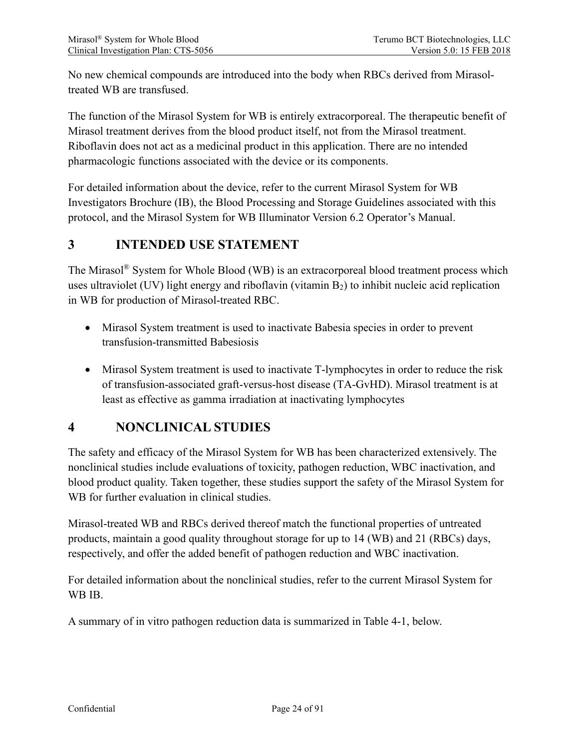No new chemical compounds are introduced into the body when RBCs derived from Mirasol-treated WB are transfused.

The function of the Mirasol System for WB is entirely extracorporeal. The therapeutic benefit of Mirasol treatment derives from the blood product itself, not from the Mirasol treatment. Riboflavin does not act as a medicinal product in this application. There are no intended pharmacologic functions associated with the device or its components.

For detailed information about the device, refer to the current Mirasol System for WB Investigators Brochure (IB), the Blood Processing and Storage Guidelines associated with this protocol, and the Mirasol System for WB Illuminator Version 6.2 Operator's Manual.

# 3 INTENDED USE STATEMENT

The Mirasol® System for Whole Blood (WB) is an extracorporeal blood treatment process which uses ultraviolet (UV) light energy and riboflavin (vitamin $B_2$) to inhibit nucleic acid replication in WB for production of Mirasol-treated RBC.

- Mirasol System treatment is used to inactivate Babesia species in order to prevent transfusion-transmitted Babesiosis
- Mirasol System treatment is used to inactivate T-lymphocytes in order to reduce the risk of transfusion-associated graft-versus-host disease (TA-GvHD). Mirasol treatment is at least as effective as gamma irradiation at inactivating lymphocytes

# 4 NONCLINICAL STUDIES

The safety and efficacy of the Mirasol System for WB has been characterized extensively. The nonclinical studies include evaluations of toxicity, pathogen reduction, WBC inactivation, and blood product quality. Taken together, these studies support the safety of the Mirasol System for WB for further evaluation in clinical studies.

Mirasol-treated WB and RBCs derived thereof match the functional properties of untreated products, maintain a good quality throughout storage for up to 14 (WB) and 21 (RBCs) days, respectively, and offer the added benefit of pathogen reduction and WBC inactivation.

For detailed information about the nonclinical studies, refer to the current Mirasol System for WB IB.

A summary of in vitro pathogen reduction data is summarized in Table 4-1, below.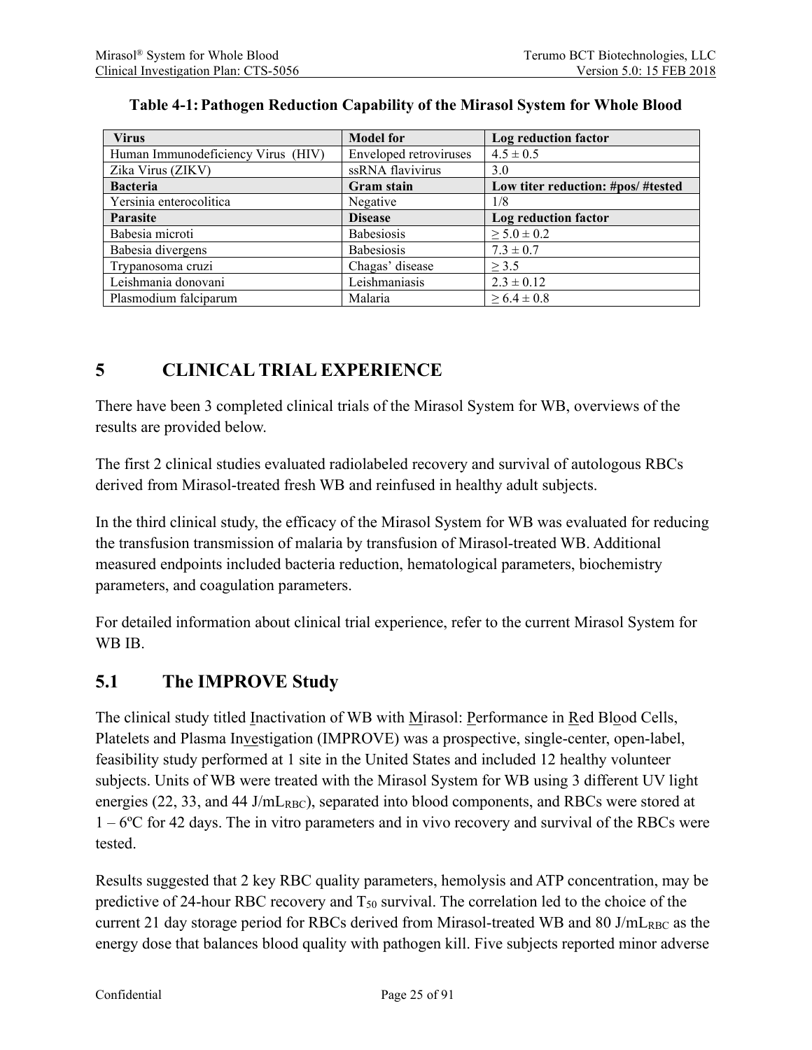**Table 4-1: Pathogen Reduction Capability of the Mirasol System for Whole Blood**

| Virus | Model for | Log reduction factor |
|---|---|---|
| Human Immunodeficiency Virus (HIV) | Enveloped retroviruses | $4.5 \pm 0.5$ |
| Zika Virus (ZIKV) | ssRNA flavivirus | 3.0 |
| **Bacteria** | **Gram stain** | **Low titer reduction: #pos/ #tested** |
| Yersinia enterocolitica | Negative | 1/8 |
| **Parasite** | **Disease** | **Log reduction factor** |
| Babesia microti | Babesiosis | $\geq 5.0 \pm 0.2$ |
| Babesia divergens | Babesiosis | $7.3 \pm 0.7$ |
| Trypanosoma cruzi | Chagas' disease | $\geq 3.5$ |
| Leishmania donovani | Leishmaniasis | $2.3 \pm 0.12$ |
| Plasmodium falciparum | Malaria | $\geq 6.4 \pm 0.8$ |

# 5 CLINICAL TRIAL EXPERIENCE

There have been 3 completed clinical trials of the Mirasol System for WB, overviews of the results are provided below.

The first 2 clinical studies evaluated radiolabeled recovery and survival of autologous RBCs derived from Mirasol-treated fresh WB and reinfused in healthy adult subjects.

In the third clinical study, the efficacy of the Mirasol System for WB was evaluated for reducing the transfusion transmission of malaria by transfusion of Mirasol-treated WB. Additional measured endpoints included bacteria reduction, hematological parameters, biochemistry parameters, and coagulation parameters.

For detailed information about clinical trial experience, refer to the current Mirasol System for WB IB.

## 5.1 The IMPROVE Study

The clinical study titled Inactivation of WB with Mirasol: Performance in Red Blood Cells, Platelets and Plasma Investigation (IMPROVE) was a prospective, single-center, open-label, feasibility study performed at 1 site in the United States and included 12 healthy volunteer subjects. Units of WB were treated with the Mirasol System for WB using 3 different UV light energies (22, 33, and 44 J/mL$_{RBC}$), separated into blood components, and RBCs were stored at 1 – 6ºC for 42 days. The in vitro parameters and in vivo recovery and survival of the RBCs were tested.

Results suggested that 2 key RBC quality parameters, hemolysis and ATP concentration, may be predictive of 24-hour RBC recovery and $T_{50}$ survival. The correlation led to the choice of the current 21 day storage period for RBCs derived from Mirasol-treated WB and 80 J/mL$_{RBC}$ as the energy dose that balances blood quality with pathogen kill. Five subjects reported minor adverse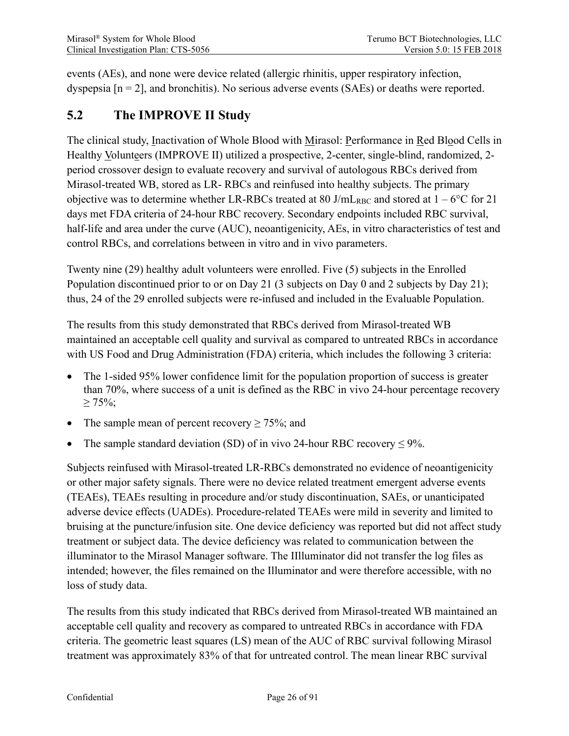events (AEs), and none were device related (allergic rhinitis, upper respiratory infection, dyspepsia [n = 2], and bronchitis). No serious adverse events (SAEs) or deaths were reported.

## 5.2 The IMPROVE II Study

The clinical study, Inactivation of Whole Blood with Mirasol: Performance in Red Blood Cells in Healthy Volunteers (IMPROVE II) utilized a prospective, 2-center, single-blind, randomized, 2-period crossover design to evaluate recovery and survival of autologous RBCs derived from Mirasol-treated WB, stored as LR- RBCs and reinfused into healthy subjects. The primary objective was to determine whether LR-RBCs treated at 80 J/mL$_{RBC}$ and stored at 1 – 6°C for 21 days met FDA criteria of 24-hour RBC recovery. Secondary endpoints included RBC survival, half-life and area under the curve (AUC), neoantigenicity, AEs, in vitro characteristics of test and control RBCs, and correlations between in vitro and in vivo parameters.

Twenty nine (29) healthy adult volunteers were enrolled. Five (5) subjects in the Enrolled Population discontinued prior to or on Day 21 (3 subjects on Day 0 and 2 subjects by Day 21); thus, 24 of the 29 enrolled subjects were re-infused and included in the Evaluable Population.

The results from this study demonstrated that RBCs derived from Mirasol-treated WB maintained an acceptable cell quality and survival as compared to untreated RBCs in accordance with US Food and Drug Administration (FDA) criteria, which includes the following 3 criteria:

- The 1-sided 95% lower confidence limit for the population proportion of success is greater than 70%, where success of a unit is defined as the RBC in vivo 24-hour percentage recovery ≥ 75%;
- The sample mean of percent recovery ≥ 75%; and
- The sample standard deviation (SD) of in vivo 24-hour RBC recovery ≤ 9%.

Subjects reinfused with Mirasol-treated LR-RBCs demonstrated no evidence of neoantigenicity or other major safety signals. There were no device related treatment emergent adverse events (TEAEs), TEAEs resulting in procedure and/or study discontinuation, SAEs, or unanticipated adverse device effects (UADEs). Procedure-related TEAEs were mild in severity and limited to bruising at the puncture/infusion site. One device deficiency was reported but did not affect study treatment or subject data. The device deficiency was related to communication between the illuminator to the Mirasol Manager software. The IIlluminator did not transfer the log files as intended; however, the files remained on the Illuminator and were therefore accessible, with no loss of study data.

The results from this study indicated that RBCs derived from Mirasol-treated WB maintained an acceptable cell quality and recovery as compared to untreated RBCs in accordance with FDA criteria. The geometric least squares (LS) mean of the AUC of RBC survival following Mirasol treatment was approximately 83% of that for untreated control. The mean linear RBC survival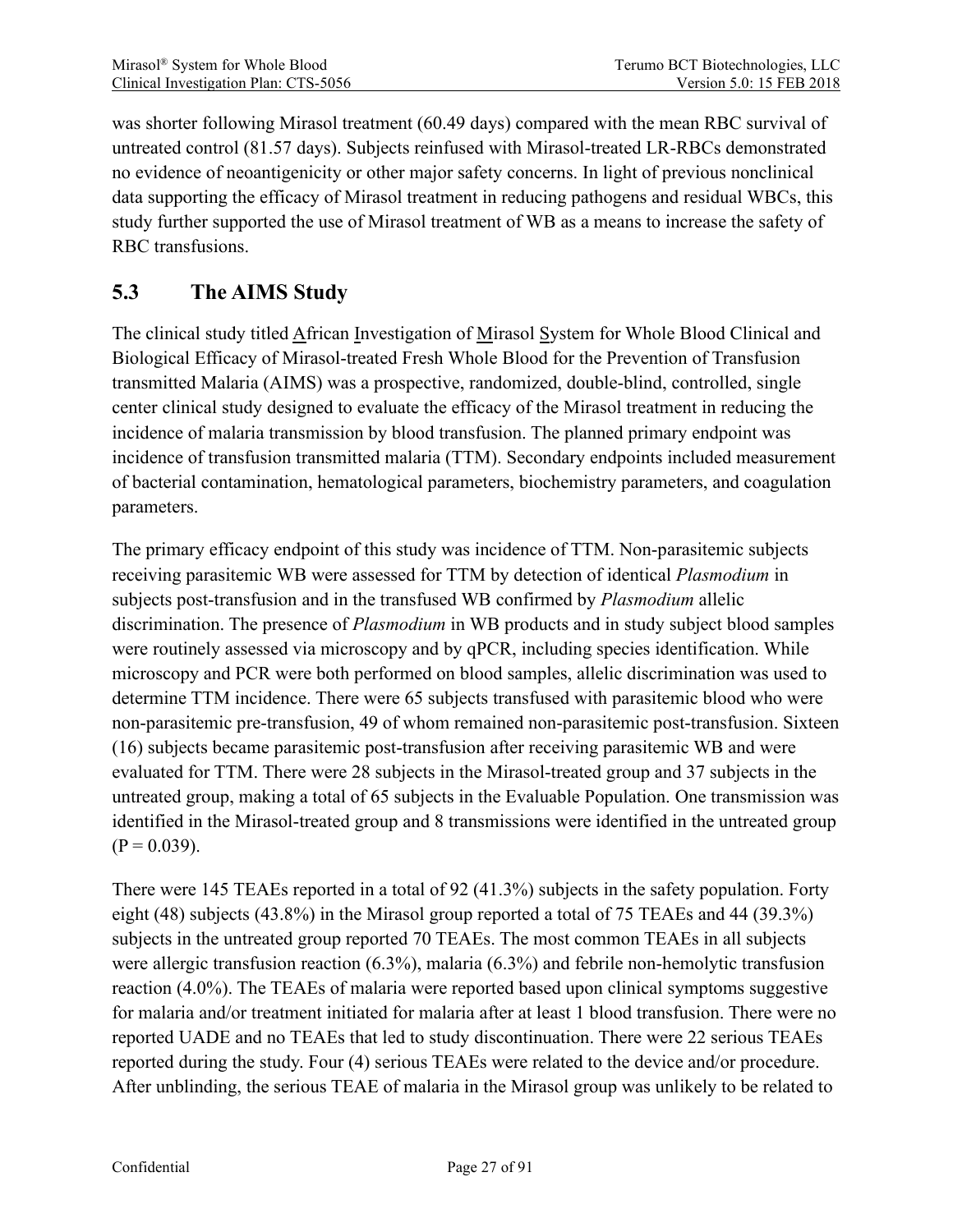was shorter following Mirasol treatment (60.49 days) compared with the mean RBC survival of untreated control (81.57 days). Subjects reinfused with Mirasol-treated LR-RBCs demonstrated no evidence of neoantigenicity or other major safety concerns. In light of previous nonclinical data supporting the efficacy of Mirasol treatment in reducing pathogens and residual WBCs, this study further supported the use of Mirasol treatment of WB as a means to increase the safety of RBC transfusions.

## 5.3 The AIMS Study

The clinical study titled African Investigation of Mirasol System for Whole Blood Clinical and Biological Efficacy of Mirasol-treated Fresh Whole Blood for the Prevention of Transfusion transmitted Malaria (AIMS) was a prospective, randomized, double-blind, controlled, single center clinical study designed to evaluate the efficacy of the Mirasol treatment in reducing the incidence of malaria transmission by blood transfusion. The planned primary endpoint was incidence of transfusion transmitted malaria (TTM). Secondary endpoints included measurement of bacterial contamination, hematological parameters, biochemistry parameters, and coagulation parameters.

The primary efficacy endpoint of this study was incidence of TTM. Non-parasitemic subjects receiving parasitemic WB were assessed for TTM by detection of identical *Plasmodium* in subjects post-transfusion and in the transfused WB confirmed by *Plasmodium* allelic discrimination. The presence of *Plasmodium* in WB products and in study subject blood samples were routinely assessed via microscopy and by qPCR, including species identification. While microscopy and PCR were both performed on blood samples, allelic discrimination was used to determine TTM incidence. There were 65 subjects transfused with parasitemic blood who were non-parasitemic pre-transfusion, 49 of whom remained non-parasitemic post-transfusion. Sixteen (16) subjects became parasitemic post-transfusion after receiving parasitemic WB and were evaluated for TTM. There were 28 subjects in the Mirasol-treated group and 37 subjects in the untreated group, making a total of 65 subjects in the Evaluable Population. One transmission was identified in the Mirasol-treated group and 8 transmissions were identified in the untreated group ($P = 0.039$).

There were 145 TEAEs reported in a total of 92 (41.3%) subjects in the safety population. Forty eight (48) subjects (43.8%) in the Mirasol group reported a total of 75 TEAEs and 44 (39.3%) subjects in the untreated group reported 70 TEAEs. The most common TEAEs in all subjects were allergic transfusion reaction (6.3%), malaria (6.3%) and febrile non-hemolytic transfusion reaction (4.0%). The TEAEs of malaria were reported based upon clinical symptoms suggestive for malaria and/or treatment initiated for malaria after at least 1 blood transfusion. There were no reported UADE and no TEAEs that led to study discontinuation. There were 22 serious TEAEs reported during the study. Four (4) serious TEAEs were related to the device and/or procedure. After unblinding, the serious TEAE of malaria in the Mirasol group was unlikely to be related to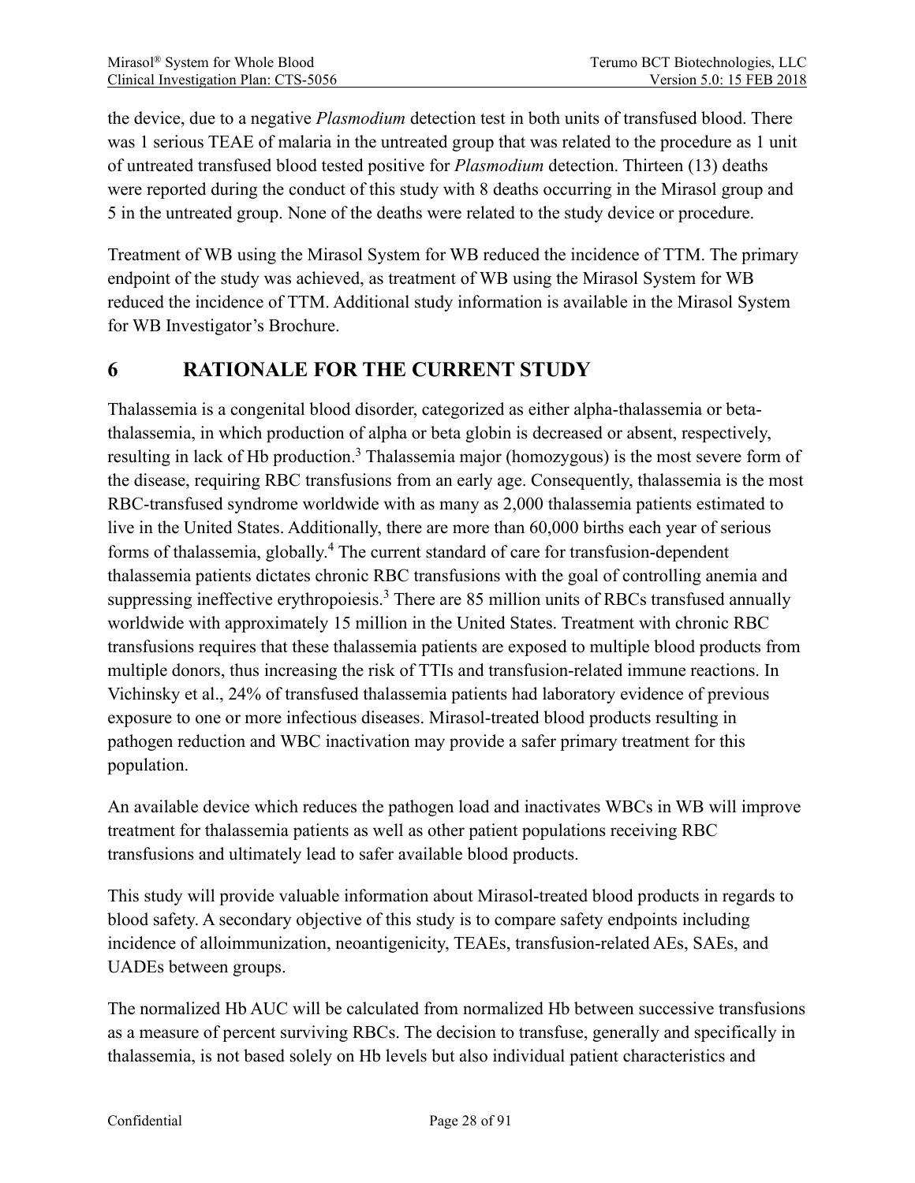the device, due to a negative *Plasmodium* detection test in both units of transfused blood. There was 1 serious TEAE of malaria in the untreated group that was related to the procedure as 1 unit of untreated transfused blood tested positive for *Plasmodium* detection. Thirteen (13) deaths were reported during the conduct of this study with 8 deaths occurring in the Mirasol group and 5 in the untreated group. None of the deaths were related to the study device or procedure.

Treatment of WB using the Mirasol System for WB reduced the incidence of TTM. The primary endpoint of the study was achieved, as treatment of WB using the Mirasol System for WB reduced the incidence of TTM. Additional study information is available in the Mirasol System for WB Investigator's Brochure.

# 6 RATIONALE FOR THE CURRENT STUDY

Thalassemia is a congenital blood disorder, categorized as either alpha-thalassemia or beta-thalassemia, in which production of alpha or beta globin is decreased or absent, respectively, resulting in lack of Hb production.[3] Thalassemia major (homozygous) is the most severe form of the disease, requiring RBC transfusions from an early age. Consequently, thalassemia is the most RBC-transfused syndrome worldwide with as many as 2,000 thalassemia patients estimated to live in the United States. Additionally, there are more than 60,000 births each year of serious forms of thalassemia, globally.[4] The current standard of care for transfusion-dependent thalassemia patients dictates chronic RBC transfusions with the goal of controlling anemia and suppressing ineffective erythropoiesis.[3] There are 85 million units of RBCs transfused annually worldwide with approximately 15 million in the United States. Treatment with chronic RBC transfusions requires that these thalassemia patients are exposed to multiple blood products from multiple donors, thus increasing the risk of TTIs and transfusion-related immune reactions. In Vichinsky et al., 24% of transfused thalassemia patients had laboratory evidence of previous exposure to one or more infectious diseases. Mirasol-treated blood products resulting in pathogen reduction and WBC inactivation may provide a safer primary treatment for this population.

An available device which reduces the pathogen load and inactivates WBCs in WB will improve treatment for thalassemia patients as well as other patient populations receiving RBC transfusions and ultimately lead to safer available blood products.

This study will provide valuable information about Mirasol-treated blood products in regards to blood safety. A secondary objective of this study is to compare safety endpoints including incidence of alloimmunization, neoantigenicity, TEAEs, transfusion-related AEs, SAEs, and UADEs between groups.

The normalized Hb AUC will be calculated from normalized Hb between successive transfusions as a measure of percent surviving RBCs. The decision to transfuse, generally and specifically in thalassemia, is not based solely on Hb levels but also individual patient characteristics and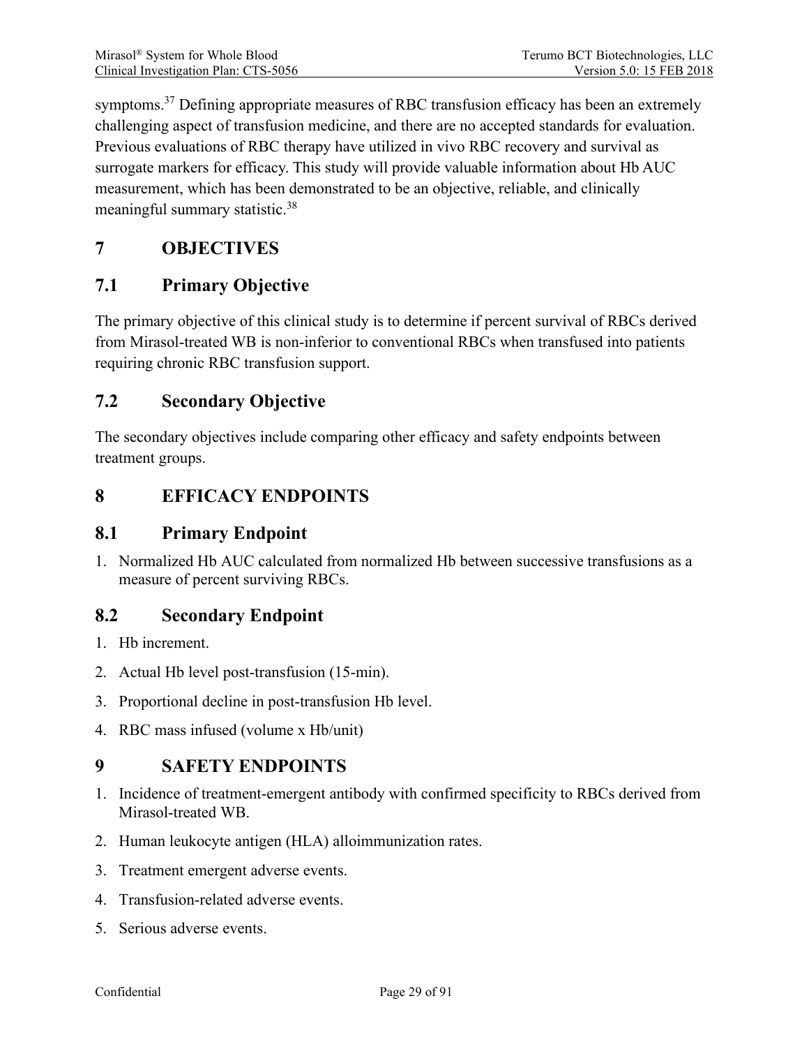symptoms.[37] Defining appropriate measures of RBC transfusion efficacy has been an extremely challenging aspect of transfusion medicine, and there are no accepted standards for evaluation. Previous evaluations of RBC therapy have utilized in vivo RBC recovery and survival as surrogate markers for efficacy. This study will provide valuable information about Hb AUC measurement, which has been demonstrated to be an objective, reliable, and clinically meaningful summary statistic.[38]

# 7 OBJECTIVES

## 7.1 Primary Objective

The primary objective of this clinical study is to determine if percent survival of RBCs derived from Mirasol-treated WB is non-inferior to conventional RBCs when transfused into patients requiring chronic RBC transfusion support.

## 7.2 Secondary Objective

The secondary objectives include comparing other efficacy and safety endpoints between treatment groups.

# 8 EFFICACY ENDPOINTS

## 8.1 Primary Endpoint

1. Normalized Hb AUC calculated from normalized Hb between successive transfusions as a measure of percent surviving RBCs.

## 8.2 Secondary Endpoint

1. Hb increment.
2. Actual Hb level post-transfusion (15-min).
3. Proportional decline in post-transfusion Hb level.
4. RBC mass infused (volume x Hb/unit)

# 9 SAFETY ENDPOINTS

1. Incidence of treatment-emergent antibody with confirmed specificity to RBCs derived from Mirasol-treated WB.
2. Human leukocyte antigen (HLA) alloimmunization rates.
3. Treatment emergent adverse events.
4. Transfusion-related adverse events.
5. Serious adverse events.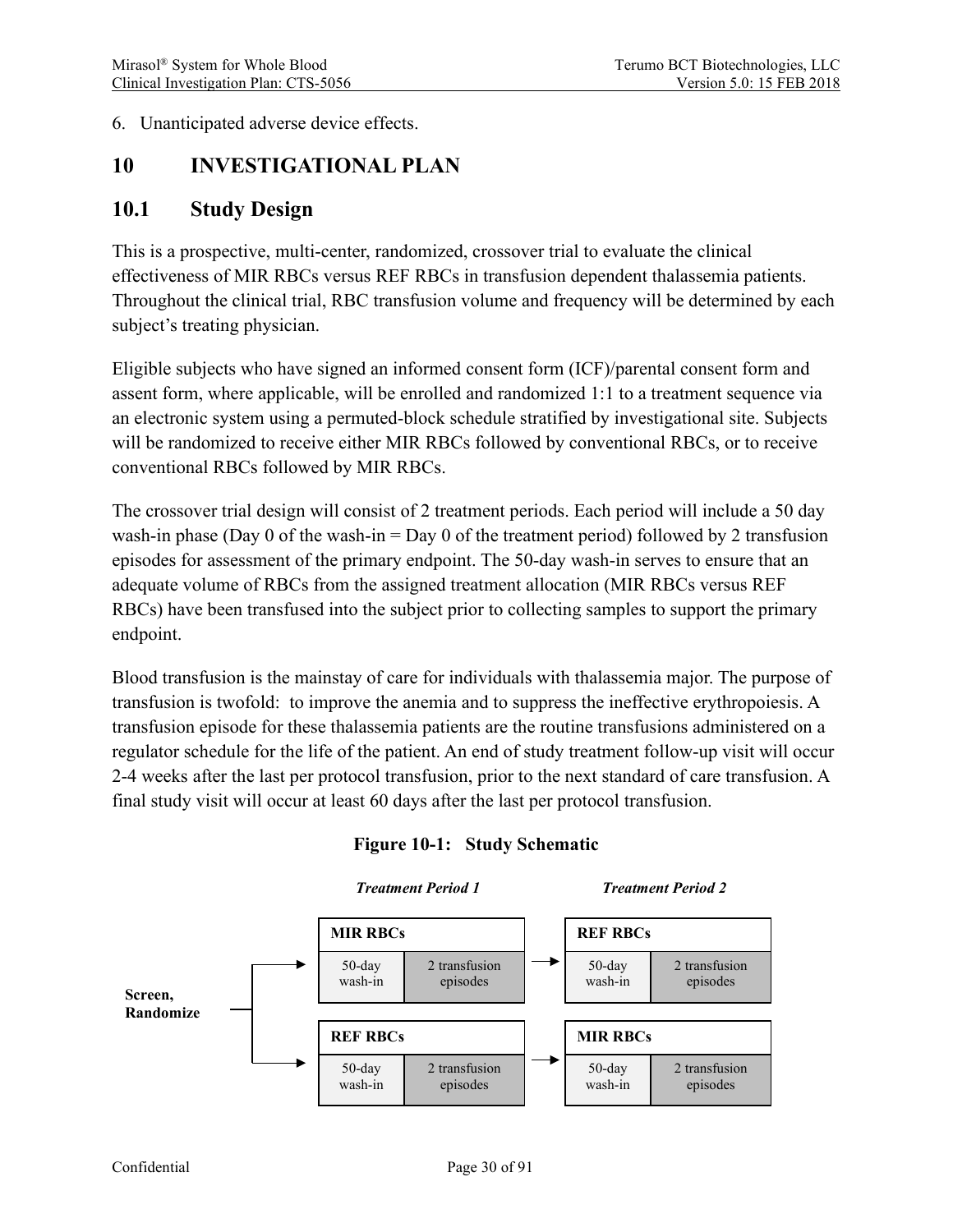6. Unanticipated adverse device effects.

# 10 INVESTIGATIONAL PLAN

## 10.1 Study Design

This is a prospective, multi-center, randomized, crossover trial to evaluate the clinical effectiveness of MIR RBCs versus REF RBCs in transfusion dependent thalassemia patients. Throughout the clinical trial, RBC transfusion volume and frequency will be determined by each subject's treating physician.

Eligible subjects who have signed an informed consent form (ICF)/parental consent form and assent form, where applicable, will be enrolled and randomized 1:1 to a treatment sequence via an electronic system using a permuted-block schedule stratified by investigational site. Subjects will be randomized to receive either MIR RBCs followed by conventional RBCs, or to receive conventional RBCs followed by MIR RBCs.

The crossover trial design will consist of 2 treatment periods. Each period will include a 50 day wash-in phase (Day 0 of the wash-in = Day 0 of the treatment period) followed by 2 transfusion episodes for assessment of the primary endpoint. The 50-day wash-in serves to ensure that an adequate volume of RBCs from the assigned treatment allocation (MIR RBCs versus REF RBCs) have been transfused into the subject prior to collecting samples to support the primary endpoint.

Blood transfusion is the mainstay of care for individuals with thalassemia major. The purpose of transfusion is twofold: to improve the anemia and to suppress the ineffective erythropoiesis. A transfusion episode for these thalassemia patients are the routine transfusions administered on a regulator schedule for the life of the patient. An end of study treatment follow-up visit will occur 2-4 weeks after the last per protocol transfusion, prior to the next standard of care transfusion. A final study visit will occur at least 60 days after the last per protocol transfusion.

**Figure 10-1: Study Schematic**

| | *Treatment Period 1* | | | *Treatment Period 2* | |
|---|---|---|---|---|---|
| **Screen, Randomize** → | **MIR RBCs** | | → | **REF RBCs** | |
| | 50-day wash-in | 2 transfusion episodes | | 50-day wash-in | 2 transfusion episodes |
| | **REF RBCs** | | → | **MIR RBCs** | |
| | 50-day wash-in | 2 transfusion episodes | | 50-day wash-in | 2 transfusion episodes |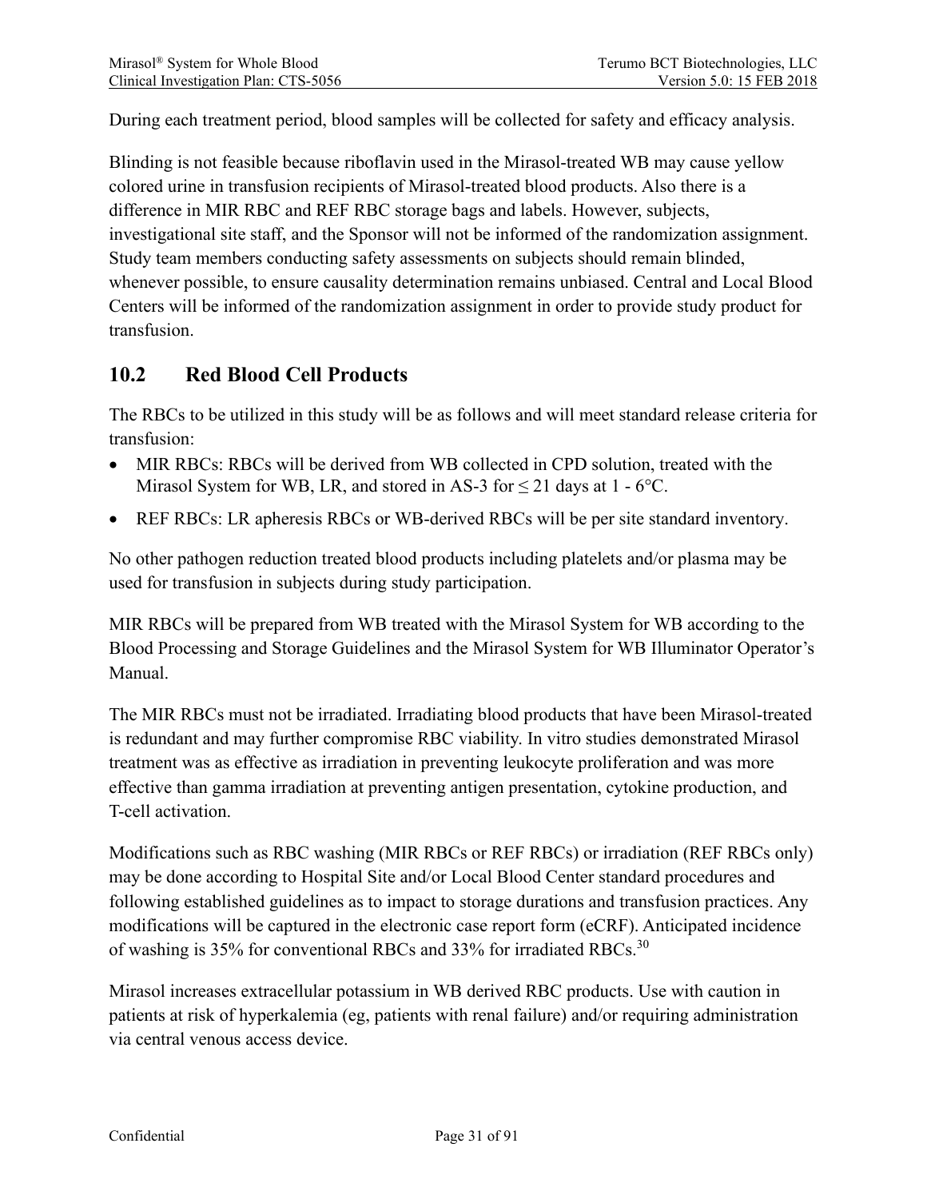During each treatment period, blood samples will be collected for safety and efficacy analysis.

Blinding is not feasible because riboflavin used in the Mirasol-treated WB may cause yellow colored urine in transfusion recipients of Mirasol-treated blood products. Also there is a difference in MIR RBC and REF RBC storage bags and labels. However, subjects, investigational site staff, and the Sponsor will not be informed of the randomization assignment. Study team members conducting safety assessments on subjects should remain blinded, whenever possible, to ensure causality determination remains unbiased. Central and Local Blood Centers will be informed of the randomization assignment in order to provide study product for transfusion.

## 10.2 Red Blood Cell Products

The RBCs to be utilized in this study will be as follows and will meet standard release criteria for transfusion:

- MIR RBCs: RBCs will be derived from WB collected in CPD solution, treated with the Mirasol System for WB, LR, and stored in AS-3 for ≤ 21 days at 1 - 6°C.
- REF RBCs: LR apheresis RBCs or WB-derived RBCs will be per site standard inventory.

No other pathogen reduction treated blood products including platelets and/or plasma may be used for transfusion in subjects during study participation.

MIR RBCs will be prepared from WB treated with the Mirasol System for WB according to the Blood Processing and Storage Guidelines and the Mirasol System for WB Illuminator Operator's Manual.

The MIR RBCs must not be irradiated. Irradiating blood products that have been Mirasol-treated is redundant and may further compromise RBC viability. In vitro studies demonstrated Mirasol treatment was as effective as irradiation in preventing leukocyte proliferation and was more effective than gamma irradiation at preventing antigen presentation, cytokine production, and T-cell activation.

Modifications such as RBC washing (MIR RBCs or REF RBCs) or irradiation (REF RBCs only) may be done according to Hospital Site and/or Local Blood Center standard procedures and following established guidelines as to impact to storage durations and transfusion practices. Any modifications will be captured in the electronic case report form (eCRF). Anticipated incidence of washing is 35% for conventional RBCs and 33% for irradiated RBCs.[30]

Mirasol increases extracellular potassium in WB derived RBC products. Use with caution in patients at risk of hyperkalemia (eg, patients with renal failure) and/or requiring administration via central venous access device.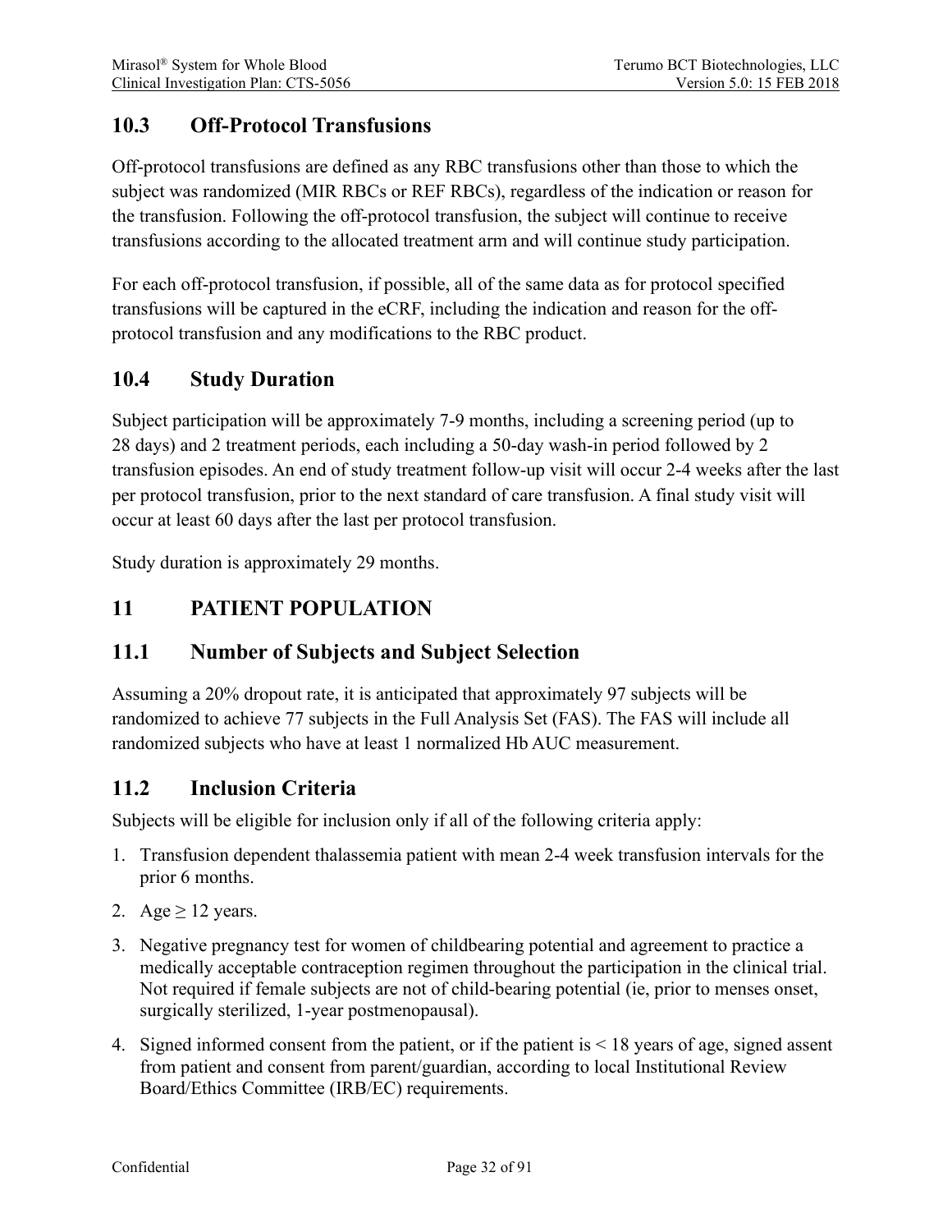## 10.3 Off-Protocol Transfusions

Off-protocol transfusions are defined as any RBC transfusions other than those to which the subject was randomized (MIR RBCs or REF RBCs), regardless of the indication or reason for the transfusion. Following the off-protocol transfusion, the subject will continue to receive transfusions according to the allocated treatment arm and will continue study participation.

For each off-protocol transfusion, if possible, all of the same data as for protocol specified transfusions will be captured in the eCRF, including the indication and reason for the off-protocol transfusion and any modifications to the RBC product.

## 10.4 Study Duration

Subject participation will be approximately 7-9 months, including a screening period (up to 28 days) and 2 treatment periods, each including a 50-day wash-in period followed by 2 transfusion episodes. An end of study treatment follow-up visit will occur 2-4 weeks after the last per protocol transfusion, prior to the next standard of care transfusion. A final study visit will occur at least 60 days after the last per protocol transfusion.

Study duration is approximately 29 months.

# 11 PATIENT POPULATION

## 11.1 Number of Subjects and Subject Selection

Assuming a 20% dropout rate, it is anticipated that approximately 97 subjects will be randomized to achieve 77 subjects in the Full Analysis Set (FAS). The FAS will include all randomized subjects who have at least 1 normalized Hb AUC measurement.

## 11.2 Inclusion Criteria

Subjects will be eligible for inclusion only if all of the following criteria apply:

1. Transfusion dependent thalassemia patient with mean 2-4 week transfusion intervals for the prior 6 months.
2. Age ≥ 12 years.
3. Negative pregnancy test for women of childbearing potential and agreement to practice a medically acceptable contraception regimen throughout the participation in the clinical trial. Not required if female subjects are not of child-bearing potential (ie, prior to menses onset, surgically sterilized, 1-year postmenopausal).
4. Signed informed consent from the patient, or if the patient is < 18 years of age, signed assent from patient and consent from parent/guardian, according to local Institutional Review Board/Ethics Committee (IRB/EC) requirements.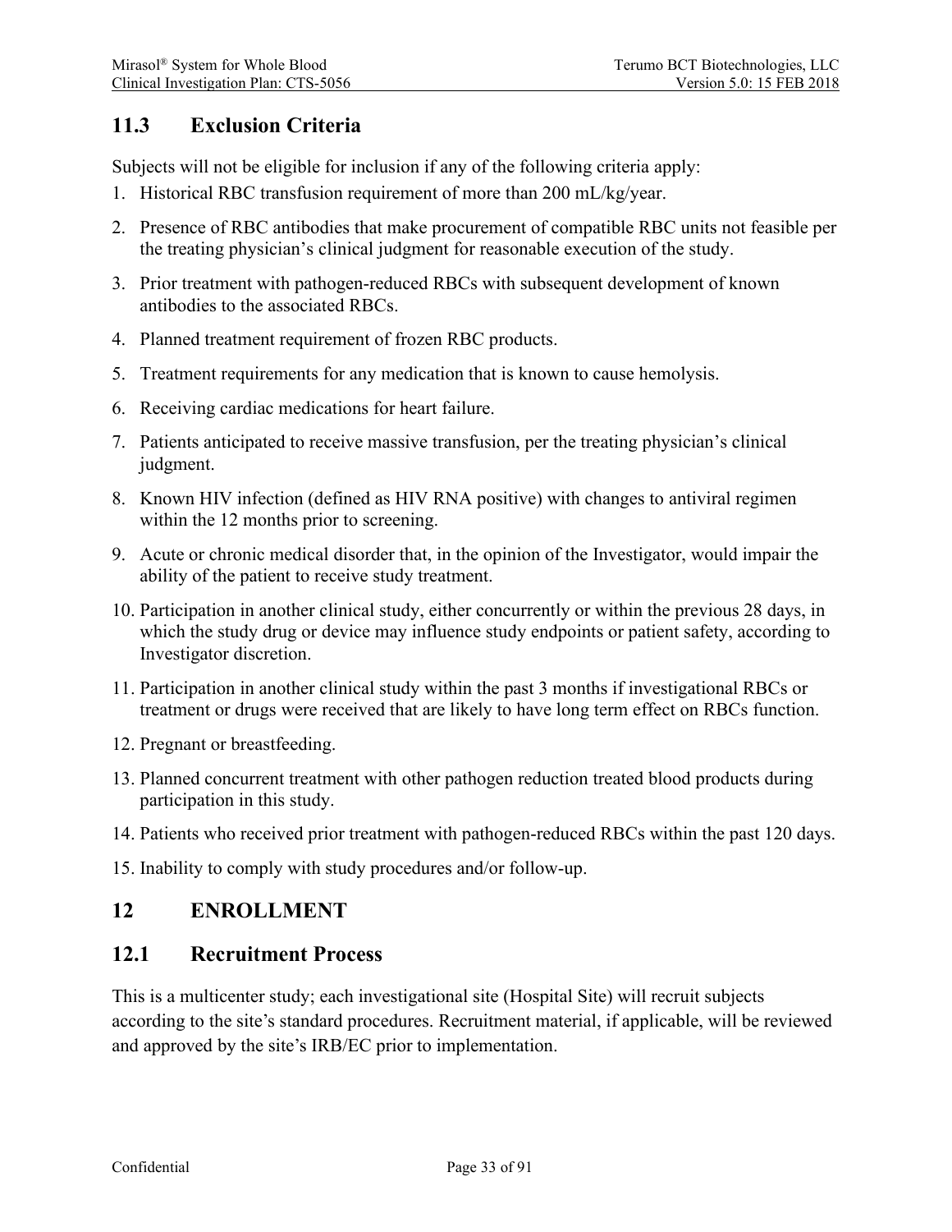## 11.3 Exclusion Criteria

Subjects will not be eligible for inclusion if any of the following criteria apply:

1. Historical RBC transfusion requirement of more than 200 mL/kg/year.
2. Presence of RBC antibodies that make procurement of compatible RBC units not feasible per the treating physician's clinical judgment for reasonable execution of the study.
3. Prior treatment with pathogen-reduced RBCs with subsequent development of known antibodies to the associated RBCs.
4. Planned treatment requirement of frozen RBC products.
5. Treatment requirements for any medication that is known to cause hemolysis.
6. Receiving cardiac medications for heart failure.
7. Patients anticipated to receive massive transfusion, per the treating physician's clinical judgment.
8. Known HIV infection (defined as HIV RNA positive) with changes to antiviral regimen within the 12 months prior to screening.
9. Acute or chronic medical disorder that, in the opinion of the Investigator, would impair the ability of the patient to receive study treatment.
10. Participation in another clinical study, either concurrently or within the previous 28 days, in which the study drug or device may influence study endpoints or patient safety, according to Investigator discretion.
11. Participation in another clinical study within the past 3 months if investigational RBCs or treatment or drugs were received that are likely to have long term effect on RBCs function.
12. Pregnant or breastfeeding.
13. Planned concurrent treatment with other pathogen reduction treated blood products during participation in this study.
14. Patients who received prior treatment with pathogen-reduced RBCs within the past 120 days.
15. Inability to comply with study procedures and/or follow-up.

# 12 ENROLLMENT

## 12.1 Recruitment Process

This is a multicenter study; each investigational site (Hospital Site) will recruit subjects according to the site's standard procedures. Recruitment material, if applicable, will be reviewed and approved by the site's IRB/EC prior to implementation.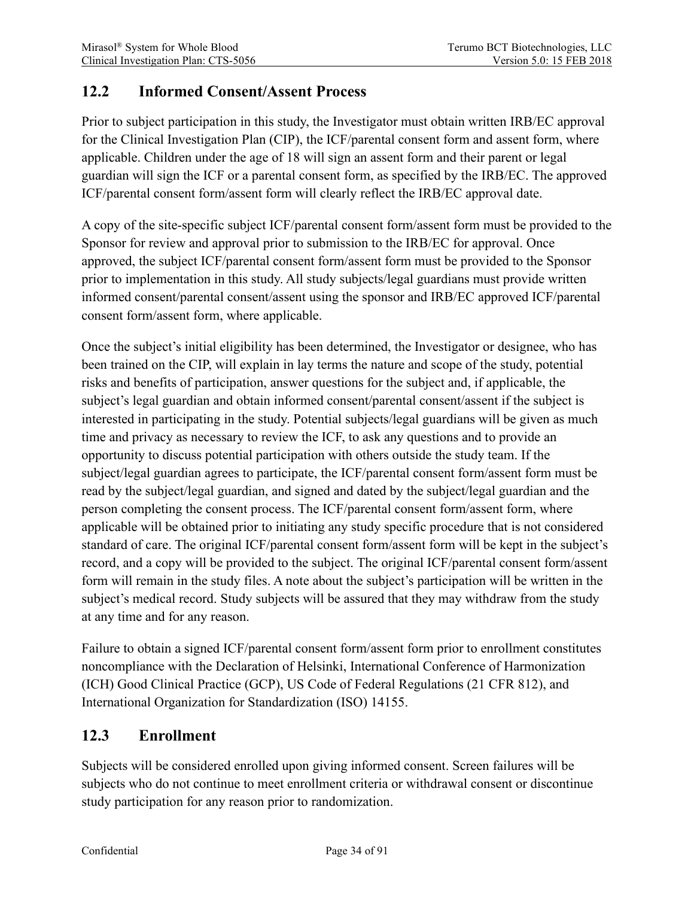## 12.2 Informed Consent/Assent Process

Prior to subject participation in this study, the Investigator must obtain written IRB/EC approval for the Clinical Investigation Plan (CIP), the ICF/parental consent form and assent form, where applicable. Children under the age of 18 will sign an assent form and their parent or legal guardian will sign the ICF or a parental consent form, as specified by the IRB/EC. The approved ICF/parental consent form/assent form will clearly reflect the IRB/EC approval date.

A copy of the site-specific subject ICF/parental consent form/assent form must be provided to the Sponsor for review and approval prior to submission to the IRB/EC for approval. Once approved, the subject ICF/parental consent form/assent form must be provided to the Sponsor prior to implementation in this study. All study subjects/legal guardians must provide written informed consent/parental consent/assent using the sponsor and IRB/EC approved ICF/parental consent form/assent form, where applicable.

Once the subject's initial eligibility has been determined, the Investigator or designee, who has been trained on the CIP, will explain in lay terms the nature and scope of the study, potential risks and benefits of participation, answer questions for the subject and, if applicable, the subject's legal guardian and obtain informed consent/parental consent/assent if the subject is interested in participating in the study. Potential subjects/legal guardians will be given as much time and privacy as necessary to review the ICF, to ask any questions and to provide an opportunity to discuss potential participation with others outside the study team. If the subject/legal guardian agrees to participate, the ICF/parental consent form/assent form must be read by the subject/legal guardian, and signed and dated by the subject/legal guardian and the person completing the consent process. The ICF/parental consent form/assent form, where applicable will be obtained prior to initiating any study specific procedure that is not considered standard of care. The original ICF/parental consent form/assent form will be kept in the subject's record, and a copy will be provided to the subject. The original ICF/parental consent form/assent form will remain in the study files. A note about the subject's participation will be written in the subject's medical record. Study subjects will be assured that they may withdraw from the study at any time and for any reason.

Failure to obtain a signed ICF/parental consent form/assent form prior to enrollment constitutes noncompliance with the Declaration of Helsinki, International Conference of Harmonization (ICH) Good Clinical Practice (GCP), US Code of Federal Regulations (21 CFR 812), and International Organization for Standardization (ISO) 14155.

## 12.3 Enrollment

Subjects will be considered enrolled upon giving informed consent. Screen failures will be subjects who do not continue to meet enrollment criteria or withdrawal consent or discontinue study participation for any reason prior to randomization.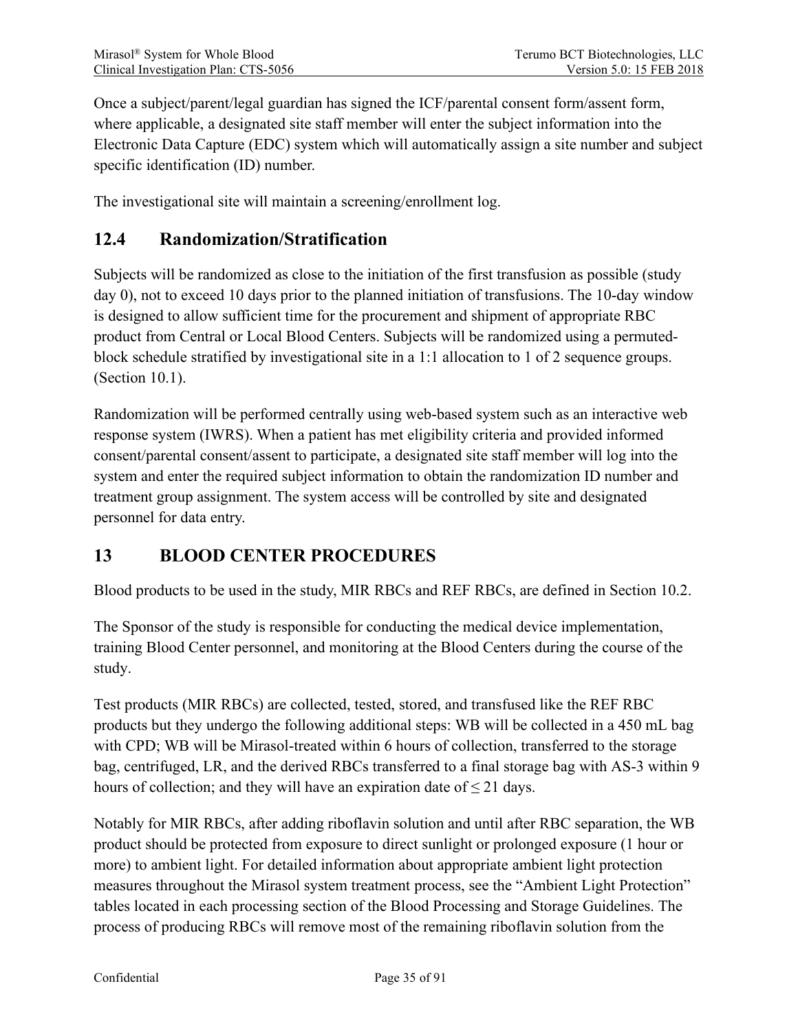Once a subject/parent/legal guardian has signed the ICF/parental consent form/assent form, where applicable, a designated site staff member will enter the subject information into the Electronic Data Capture (EDC) system which will automatically assign a site number and subject specific identification (ID) number.

The investigational site will maintain a screening/enrollment log.

## 12.4 Randomization/Stratification

Subjects will be randomized as close to the initiation of the first transfusion as possible (study day 0), not to exceed 10 days prior to the planned initiation of transfusions. The 10-day window is designed to allow sufficient time for the procurement and shipment of appropriate RBC product from Central or Local Blood Centers. Subjects will be randomized using a permuted-block schedule stratified by investigational site in a 1:1 allocation to 1 of 2 sequence groups. (Section 10.1).

Randomization will be performed centrally using web-based system such as an interactive web response system (IWRS). When a patient has met eligibility criteria and provided informed consent/parental consent/assent to participate, a designated site staff member will log into the system and enter the required subject information to obtain the randomization ID number and treatment group assignment. The system access will be controlled by site and designated personnel for data entry.

# 13 BLOOD CENTER PROCEDURES

Blood products to be used in the study, MIR RBCs and REF RBCs, are defined in Section 10.2.

The Sponsor of the study is responsible for conducting the medical device implementation, training Blood Center personnel, and monitoring at the Blood Centers during the course of the study.

Test products (MIR RBCs) are collected, tested, stored, and transfused like the REF RBC products but they undergo the following additional steps: WB will be collected in a 450 mL bag with CPD; WB will be Mirasol-treated within 6 hours of collection, transferred to the storage bag, centrifuged, LR, and the derived RBCs transferred to a final storage bag with AS-3 within 9 hours of collection; and they will have an expiration date of ≤ 21 days.

Notably for MIR RBCs, after adding riboflavin solution and until after RBC separation, the WB product should be protected from exposure to direct sunlight or prolonged exposure (1 hour or more) to ambient light. For detailed information about appropriate ambient light protection measures throughout the Mirasol system treatment process, see the "Ambient Light Protection" tables located in each processing section of the Blood Processing and Storage Guidelines. The process of producing RBCs will remove most of the remaining riboflavin solution from the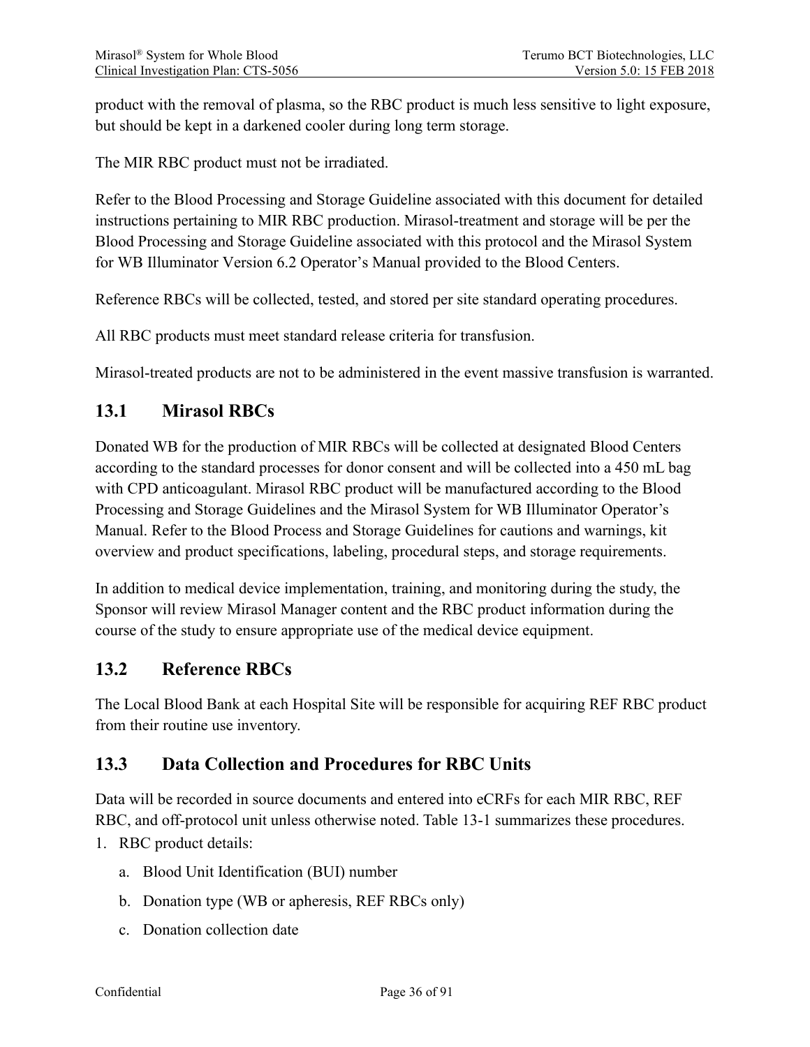product with the removal of plasma, so the RBC product is much less sensitive to light exposure, but should be kept in a darkened cooler during long term storage.

The MIR RBC product must not be irradiated.

Refer to the Blood Processing and Storage Guideline associated with this document for detailed instructions pertaining to MIR RBC production. Mirasol-treatment and storage will be per the Blood Processing and Storage Guideline associated with this protocol and the Mirasol System for WB Illuminator Version 6.2 Operator's Manual provided to the Blood Centers.

Reference RBCs will be collected, tested, and stored per site standard operating procedures.

All RBC products must meet standard release criteria for transfusion.

Mirasol-treated products are not to be administered in the event massive transfusion is warranted.

## 13.1 Mirasol RBCs

Donated WB for the production of MIR RBCs will be collected at designated Blood Centers according to the standard processes for donor consent and will be collected into a 450 mL bag with CPD anticoagulant. Mirasol RBC product will be manufactured according to the Blood Processing and Storage Guidelines and the Mirasol System for WB Illuminator Operator's Manual. Refer to the Blood Process and Storage Guidelines for cautions and warnings, kit overview and product specifications, labeling, procedural steps, and storage requirements.

In addition to medical device implementation, training, and monitoring during the study, the Sponsor will review Mirasol Manager content and the RBC product information during the course of the study to ensure appropriate use of the medical device equipment.

## 13.2 Reference RBCs

The Local Blood Bank at each Hospital Site will be responsible for acquiring REF RBC product from their routine use inventory.

## 13.3 Data Collection and Procedures for RBC Units

Data will be recorded in source documents and entered into eCRFs for each MIR RBC, REF RBC, and off-protocol unit unless otherwise noted. Table 13-1 summarizes these procedures.

1. RBC product details:
   a. Blood Unit Identification (BUI) number
   b. Donation type (WB or apheresis, REF RBCs only)
   c. Donation collection date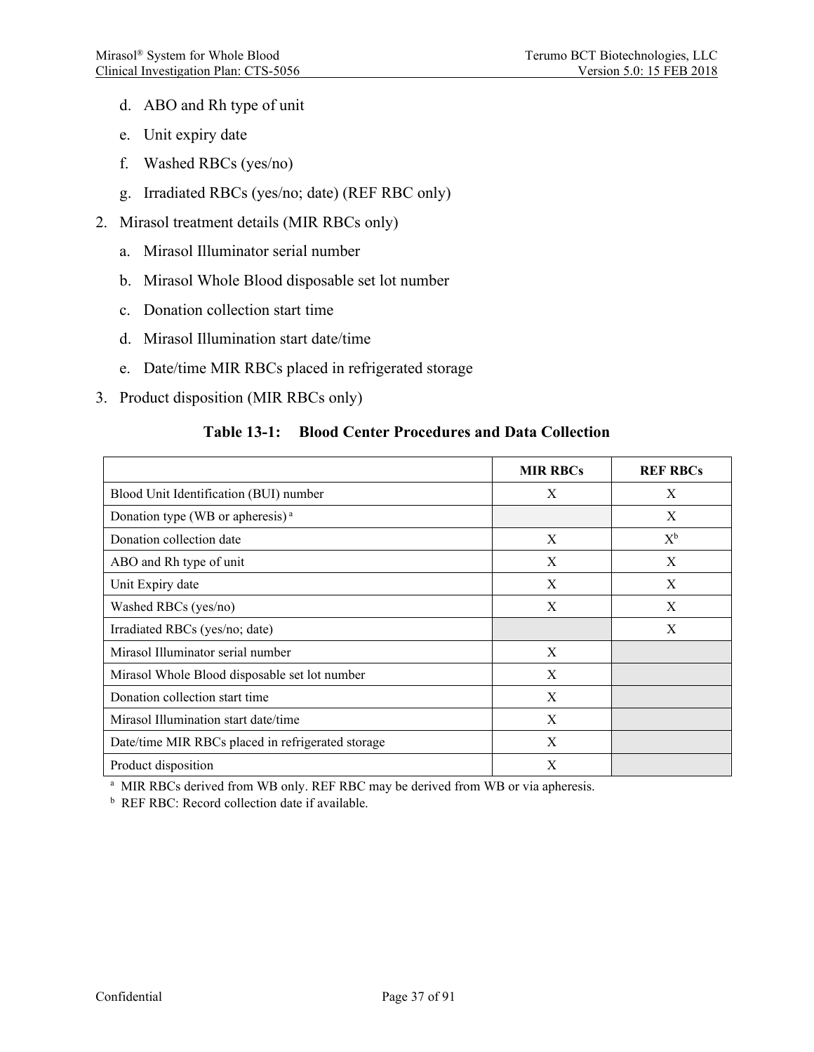d. ABO and Rh type of unit
   e. Unit expiry date
   f. Washed RBCs (yes/no)
   g. Irradiated RBCs (yes/no; date) (REF RBC only)
2. Mirasol treatment details (MIR RBCs only)
   a. Mirasol Illuminator serial number
   b. Mirasol Whole Blood disposable set lot number
   c. Donation collection start time
   d. Mirasol Illumination start date/time
   e. Date/time MIR RBCs placed in refrigerated storage
3. Product disposition (MIR RBCs only)

**Table 13-1: Blood Center Procedures and Data Collection**

| | MIR RBCs | REF RBCs |
|---|---|---|
| Blood Unit Identification (BUI) number | X | X |
| Donation type (WB or apheresis) [a] | | X |
| Donation collection date | X | X[b] |
| ABO and Rh type of unit | X | X |
| Unit Expiry date | X | X |
| Washed RBCs (yes/no) | X | X |
| Irradiated RBCs (yes/no; date) | | X |
| Mirasol Illuminator serial number | X | |
| Mirasol Whole Blood disposable set lot number | X | |
| Donation collection start time | X | |
| Mirasol Illumination start date/time | X | |
| Date/time MIR RBCs placed in refrigerated storage | X | |
| Product disposition | X | |

[a] MIR RBCs derived from WB only. REF RBC may be derived from WB or via apheresis.

[b] REF RBC: Record collection date if available.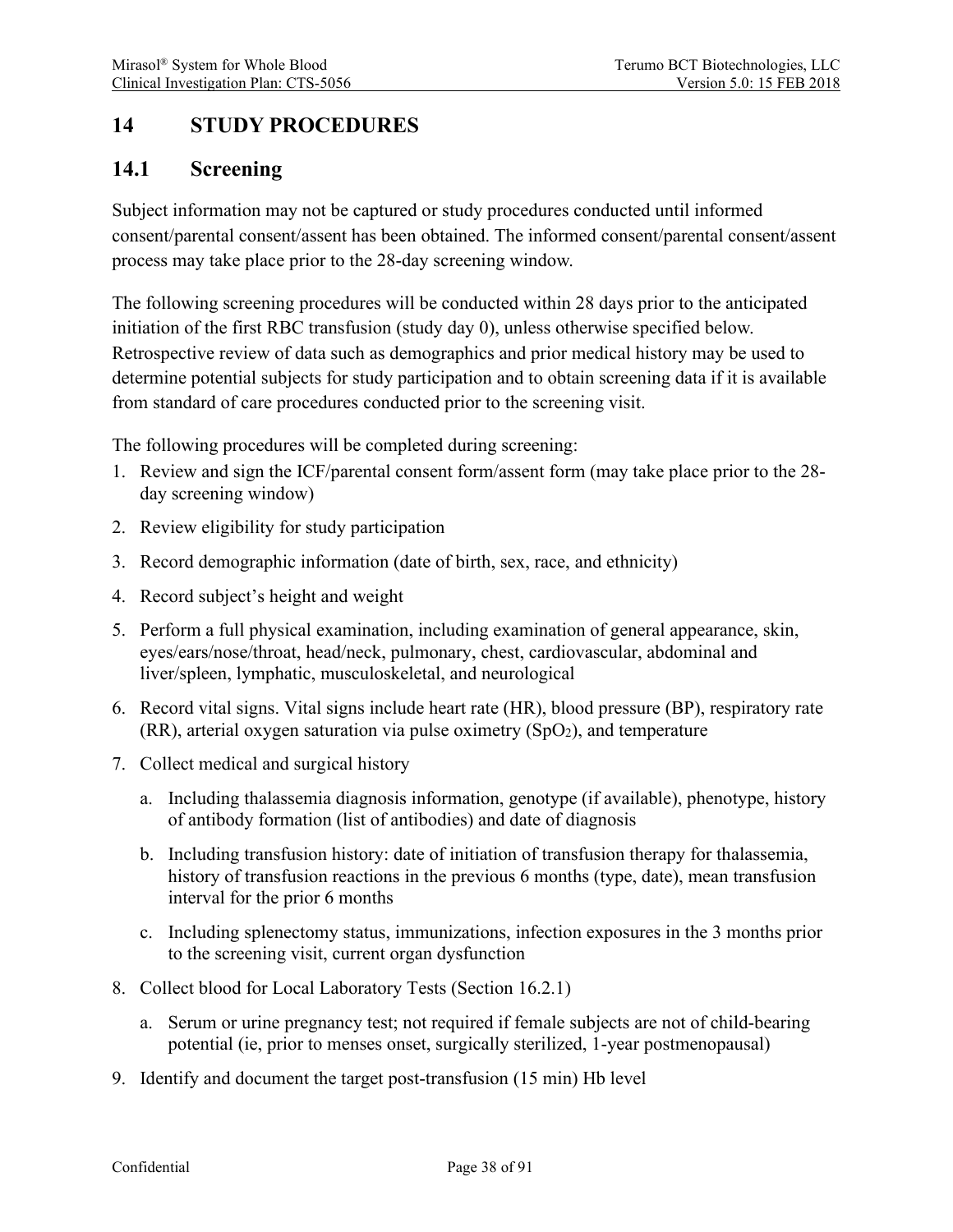# 14 STUDY PROCEDURES

## 14.1 Screening

Subject information may not be captured or study procedures conducted until informed consent/parental consent/assent has been obtained. The informed consent/parental consent/assent process may take place prior to the 28-day screening window.

The following screening procedures will be conducted within 28 days prior to the anticipated initiation of the first RBC transfusion (study day 0), unless otherwise specified below. Retrospective review of data such as demographics and prior medical history may be used to determine potential subjects for study participation and to obtain screening data if it is available from standard of care procedures conducted prior to the screening visit.

The following procedures will be completed during screening:

1. Review and sign the ICF/parental consent form/assent form (may take place prior to the 28-day screening window)
2. Review eligibility for study participation
3. Record demographic information (date of birth, sex, race, and ethnicity)
4. Record subject's height and weight
5. Perform a full physical examination, including examination of general appearance, skin, eyes/ears/nose/throat, head/neck, pulmonary, chest, cardiovascular, abdominal and liver/spleen, lymphatic, musculoskeletal, and neurological
6. Record vital signs. Vital signs include heart rate (HR), blood pressure (BP), respiratory rate (RR), arterial oxygen saturation via pulse oximetry ($SpO_2$), and temperature
7. Collect medical and surgical history
   a. Including thalassemia diagnosis information, genotype (if available), phenotype, history of antibody formation (list of antibodies) and date of diagnosis
   b. Including transfusion history: date of initiation of transfusion therapy for thalassemia, history of transfusion reactions in the previous 6 months (type, date), mean transfusion interval for the prior 6 months
   c. Including splenectomy status, immunizations, infection exposures in the 3 months prior to the screening visit, current organ dysfunction
8. Collect blood for Local Laboratory Tests (Section 16.2.1)
   a. Serum or urine pregnancy test; not required if female subjects are not of child-bearing potential (ie, prior to menses onset, surgically sterilized, 1-year postmenopausal)
9. Identify and document the target post-transfusion (15 min) Hb level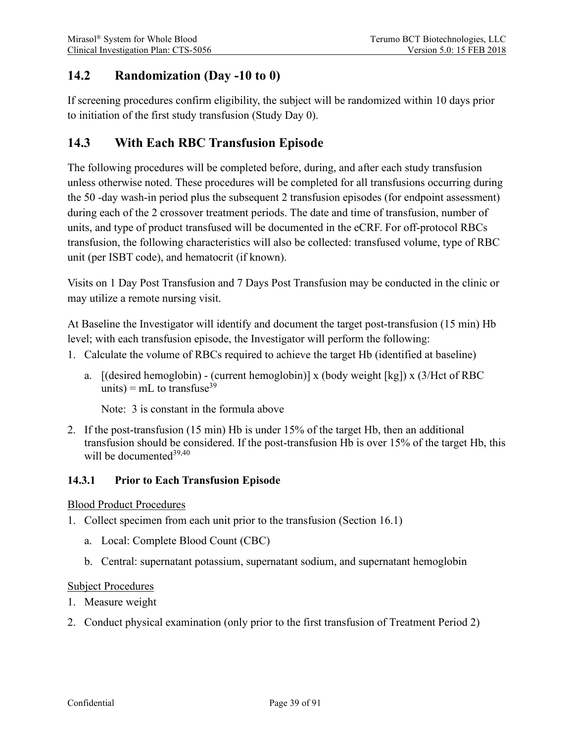## 14.2 Randomization (Day -10 to 0)

If screening procedures confirm eligibility, the subject will be randomized within 10 days prior to initiation of the first study transfusion (Study Day 0).

## 14.3 With Each RBC Transfusion Episode

The following procedures will be completed before, during, and after each study transfusion unless otherwise noted. These procedures will be completed for all transfusions occurring during the 50 -day wash-in period plus the subsequent 2 transfusion episodes (for endpoint assessment) during each of the 2 crossover treatment periods. The date and time of transfusion, number of units, and type of product transfused will be documented in the eCRF. For off-protocol RBCs transfusion, the following characteristics will also be collected: transfused volume, type of RBC unit (per ISBT code), and hematocrit (if known).

Visits on 1 Day Post Transfusion and 7 Days Post Transfusion may be conducted in the clinic or may utilize a remote nursing visit.

At Baseline the Investigator will identify and document the target post-transfusion (15 min) Hb level; with each transfusion episode, the Investigator will perform the following:

1. Calculate the volume of RBCs required to achieve the target Hb (identified at baseline)
    a. [(desired hemoglobin) - (current hemoglobin)] x (body weight [kg]) x (3/Hct of RBC units) = mL to transfuse[39]

       Note: 3 is constant in the formula above
2. If the post-transfusion (15 min) Hb is under 15% of the target Hb, then an additional transfusion should be considered. If the post-transfusion Hb is over 15% of the target Hb, this will be documented[39,40]

### 14.3.1 Prior to Each Transfusion Episode

<u>Blood Product Procedures</u>

1. Collect specimen from each unit prior to the transfusion (Section 16.1)
    a. Local: Complete Blood Count (CBC)
    b. Central: supernatant potassium, supernatant sodium, and supernatant hemoglobin

<u>Subject Procedures</u>

1. Measure weight
2. Conduct physical examination (only prior to the first transfusion of Treatment Period 2)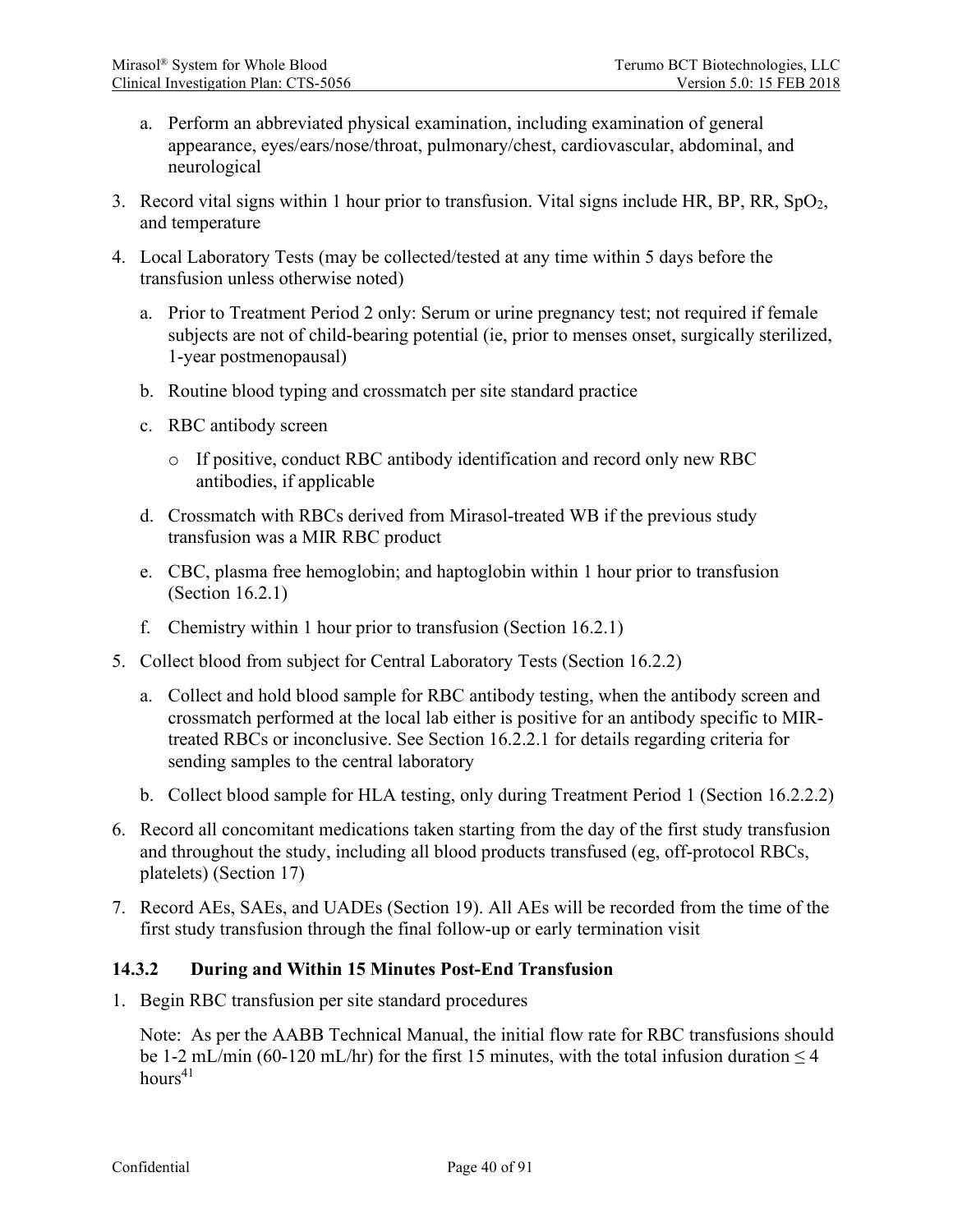a. Perform an abbreviated physical examination, including examination of general appearance, eyes/ears/nose/throat, pulmonary/chest, cardiovascular, abdominal, and neurological

3. Record vital signs within 1 hour prior to transfusion. Vital signs include HR, BP, RR, $SpO_2$, and temperature

4. Local Laboratory Tests (may be collected/tested at any time within 5 days before the transfusion unless otherwise noted)

   a. Prior to Treatment Period 2 only: Serum or urine pregnancy test; not required if female subjects are not of child-bearing potential (ie, prior to menses onset, surgically sterilized, 1-year postmenopausal)

   b. Routine blood typing and crossmatch per site standard practice

   c. RBC antibody screen

      - If positive, conduct RBC antibody identification and record only new RBC antibodies, if applicable

   d. Crossmatch with RBCs derived from Mirasol-treated WB if the previous study transfusion was a MIR RBC product

   e. CBC, plasma free hemoglobin; and haptoglobin within 1 hour prior to transfusion (Section 16.2.1)

   f. Chemistry within 1 hour prior to transfusion (Section 16.2.1)

5. Collect blood from subject for Central Laboratory Tests (Section 16.2.2)

   a. Collect and hold blood sample for RBC antibody testing, when the antibody screen and crossmatch performed at the local lab either is positive for an antibody specific to MIR-treated RBCs or inconclusive. See Section 16.2.2.1 for details regarding criteria for sending samples to the central laboratory

   b. Collect blood sample for HLA testing, only during Treatment Period 1 (Section 16.2.2.2)

6. Record all concomitant medications taken starting from the day of the first study transfusion and throughout the study, including all blood products transfused (eg, off-protocol RBCs, platelets) (Section 17)

7. Record AEs, SAEs, and UADEs (Section 19). All AEs will be recorded from the time of the first study transfusion through the final follow-up or early termination visit

### 14.3.2 During and Within 15 Minutes Post-End Transfusion

1. Begin RBC transfusion per site standard procedures

   Note: As per the AABB Technical Manual, the initial flow rate for RBC transfusions should be 1-2 mL/min (60-120 mL/hr) for the first 15 minutes, with the total infusion duration ≤ 4 hours[41]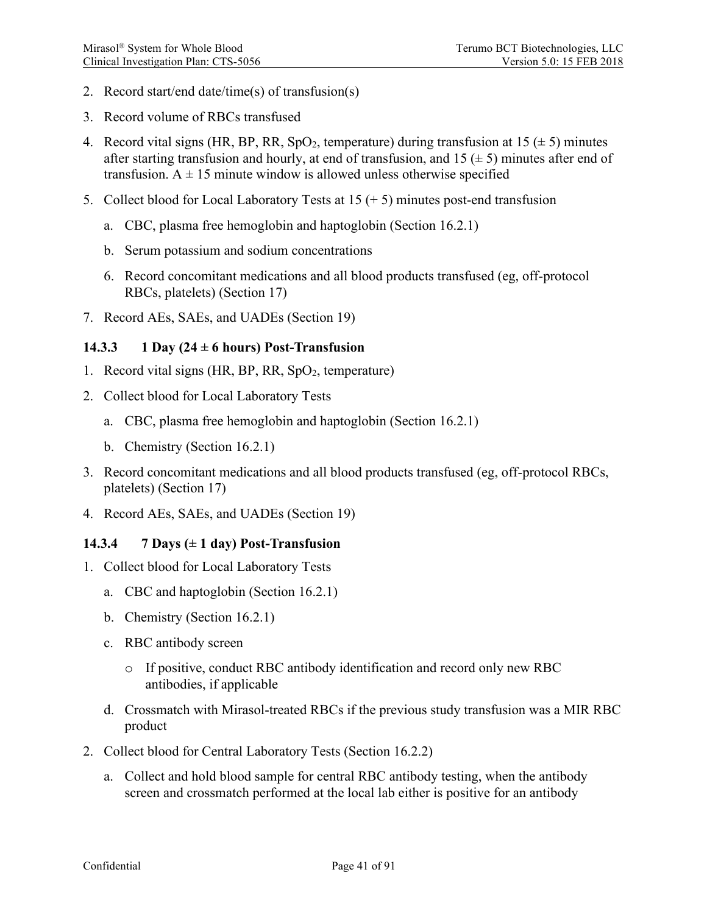2. Record start/end date/time(s) of transfusion(s)
3. Record volume of RBCs transfused
4. Record vital signs (HR, BP, RR, $SpO_2$, temperature) during transfusion at 15 (± 5) minutes after starting transfusion and hourly, at end of transfusion, and 15 (± 5) minutes after end of transfusion. A ± 15 minute window is allowed unless otherwise specified
5. Collect blood for Local Laboratory Tests at 15 (+ 5) minutes post-end transfusion
    a. CBC, plasma free hemoglobin and haptoglobin (Section 16.2.1)
    b. Serum potassium and sodium concentrations
    6. Record concomitant medications and all blood products transfused (eg, off-protocol RBCs, platelets) (Section 17)
7. Record AEs, SAEs, and UADEs (Section 19)

### 14.3.3 1 Day (24 ± 6 hours) Post-Transfusion

1. Record vital signs (HR, BP, RR, $SpO_2$, temperature)
2. Collect blood for Local Laboratory Tests
    a. CBC, plasma free hemoglobin and haptoglobin (Section 16.2.1)
    b. Chemistry (Section 16.2.1)
3. Record concomitant medications and all blood products transfused (eg, off-protocol RBCs, platelets) (Section 17)
4. Record AEs, SAEs, and UADEs (Section 19)

### 14.3.4 7 Days (± 1 day) Post-Transfusion

1. Collect blood for Local Laboratory Tests
    a. CBC and haptoglobin (Section 16.2.1)
    b. Chemistry (Section 16.2.1)
    c. RBC antibody screen
        - If positive, conduct RBC antibody identification and record only new RBC antibodies, if applicable
    d. Crossmatch with Mirasol-treated RBCs if the previous study transfusion was a MIR RBC product
2. Collect blood for Central Laboratory Tests (Section 16.2.2)
    a. Collect and hold blood sample for central RBC antibody testing, when the antibody screen and crossmatch performed at the local lab either is positive for an antibody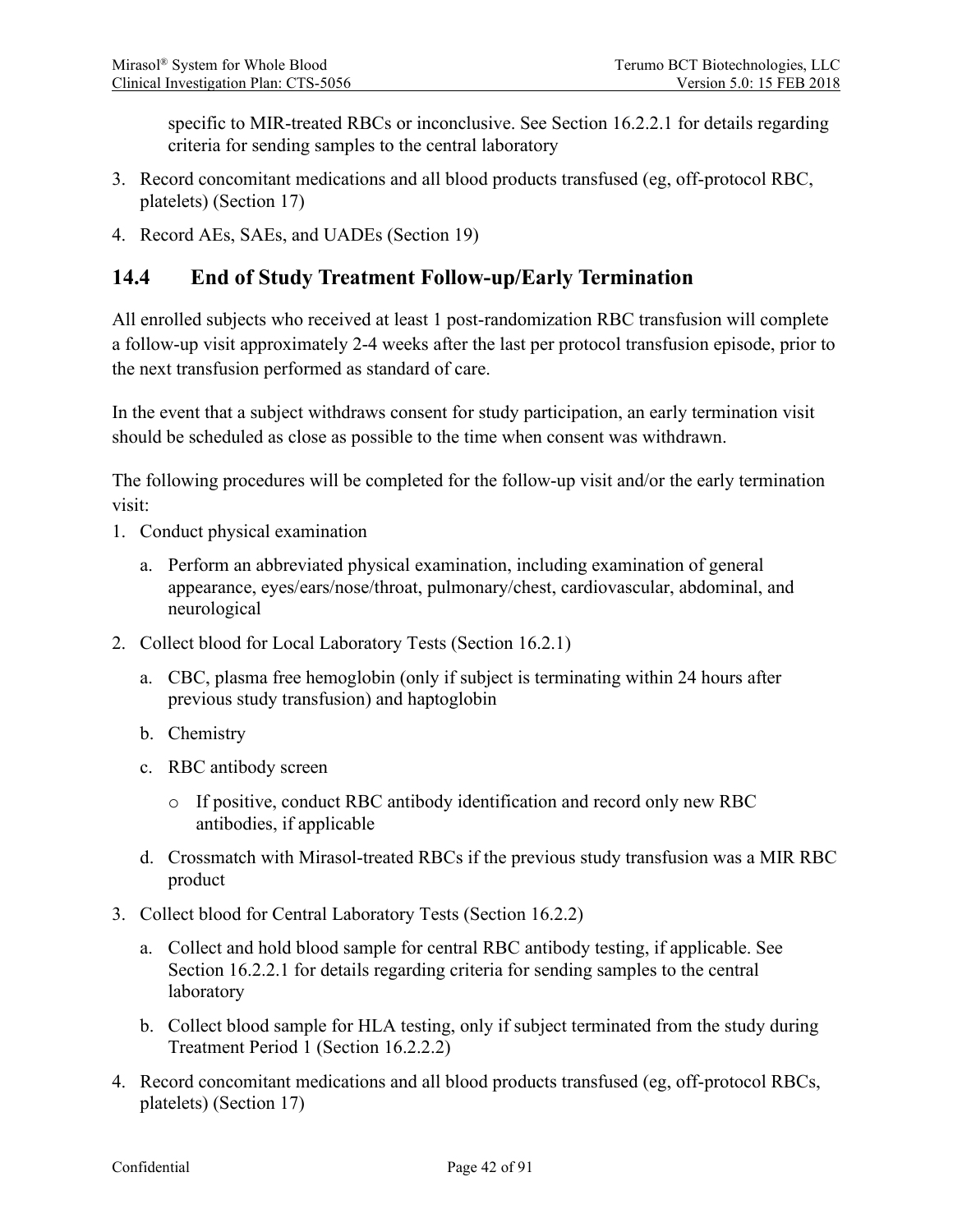specific to MIR-treated RBCs or inconclusive. See Section 16.2.2.1 for details regarding criteria for sending samples to the central laboratory

3. Record concomitant medications and all blood products transfused (eg, off-protocol RBC, platelets) (Section 17)
4. Record AEs, SAEs, and UADEs (Section 19)

## 14.4 End of Study Treatment Follow-up/Early Termination

All enrolled subjects who received at least 1 post-randomization RBC transfusion will complete a follow-up visit approximately 2-4 weeks after the last per protocol transfusion episode, prior to the next transfusion performed as standard of care.

In the event that a subject withdraws consent for study participation, an early termination visit should be scheduled as close as possible to the time when consent was withdrawn.

The following procedures will be completed for the follow-up visit and/or the early termination visit:

1. Conduct physical examination
   a. Perform an abbreviated physical examination, including examination of general appearance, eyes/ears/nose/throat, pulmonary/chest, cardiovascular, abdominal, and neurological
2. Collect blood for Local Laboratory Tests (Section 16.2.1)
   a. CBC, plasma free hemoglobin (only if subject is terminating within 24 hours after previous study transfusion) and haptoglobin
   b. Chemistry
   c. RBC antibody screen
      - If positive, conduct RBC antibody identification and record only new RBC antibodies, if applicable
   d. Crossmatch with Mirasol-treated RBCs if the previous study transfusion was a MIR RBC product
3. Collect blood for Central Laboratory Tests (Section 16.2.2)
   a. Collect and hold blood sample for central RBC antibody testing, if applicable. See Section 16.2.2.1 for details regarding criteria for sending samples to the central laboratory
   b. Collect blood sample for HLA testing, only if subject terminated from the study during Treatment Period 1 (Section 16.2.2.2)
4. Record concomitant medications and all blood products transfused (eg, off-protocol RBCs, platelets) (Section 17)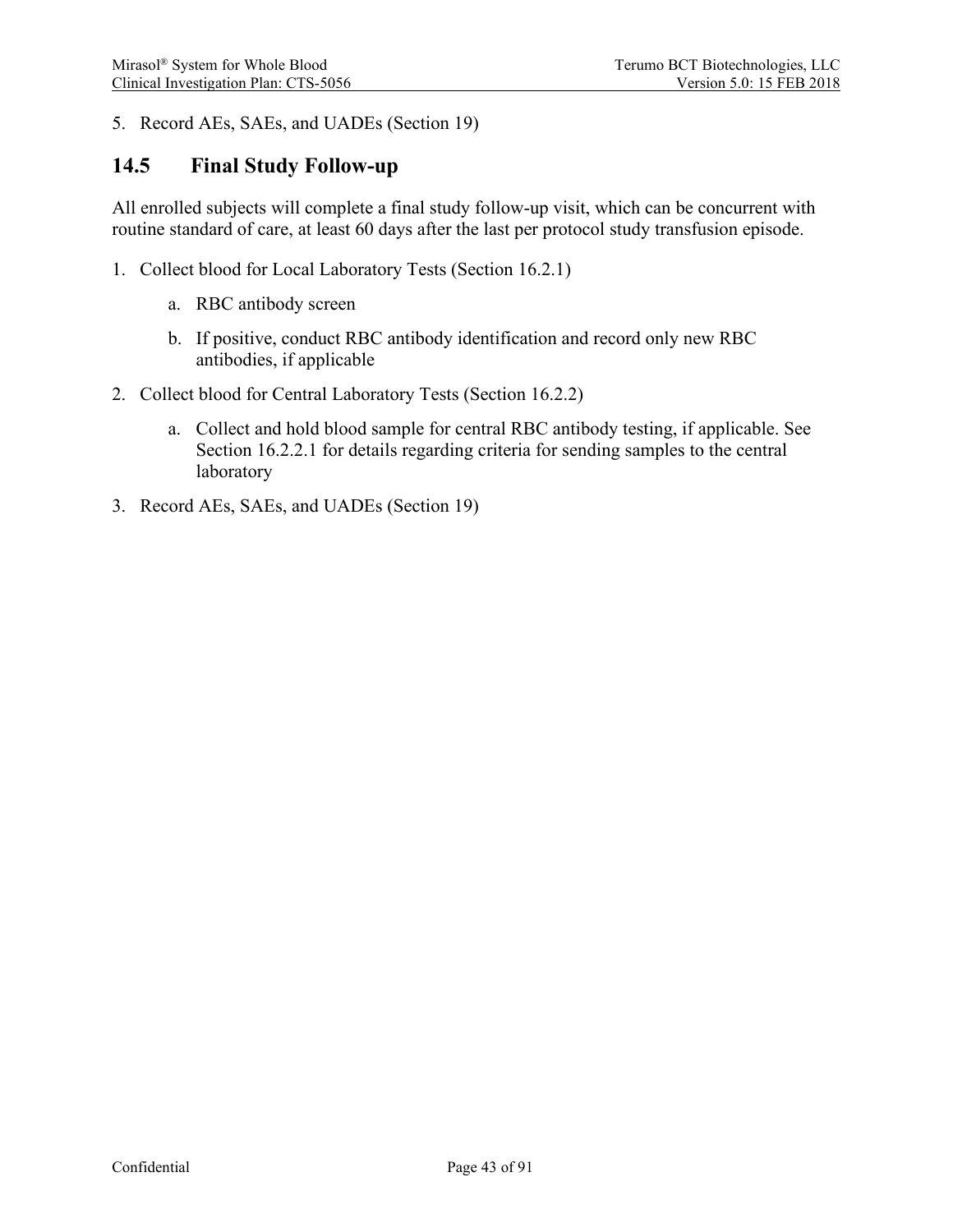5. Record AEs, SAEs, and UADEs (Section 19)

## 14.5 Final Study Follow-up

All enrolled subjects will complete a final study follow-up visit, which can be concurrent with routine standard of care, at least 60 days after the last per protocol study transfusion episode.

1. Collect blood for Local Laboratory Tests (Section 16.2.1)
    a. RBC antibody screen
    b. If positive, conduct RBC antibody identification and record only new RBC antibodies, if applicable
2. Collect blood for Central Laboratory Tests (Section 16.2.2)
    a. Collect and hold blood sample for central RBC antibody testing, if applicable. See Section 16.2.2.1 for details regarding criteria for sending samples to the central laboratory
3. Record AEs, SAEs, and UADEs (Section 19)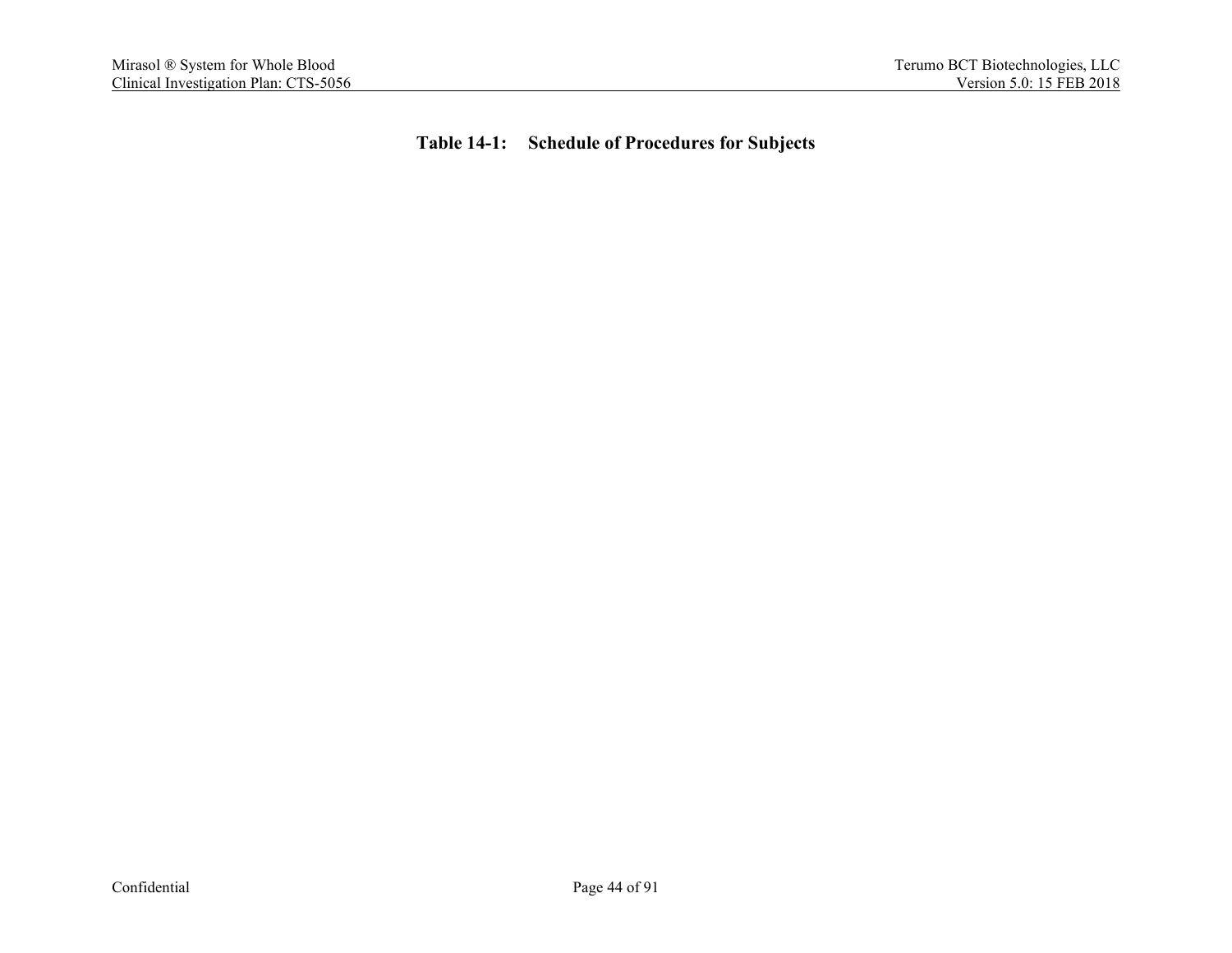**Table 14-1: Schedule of Procedures for Subjects**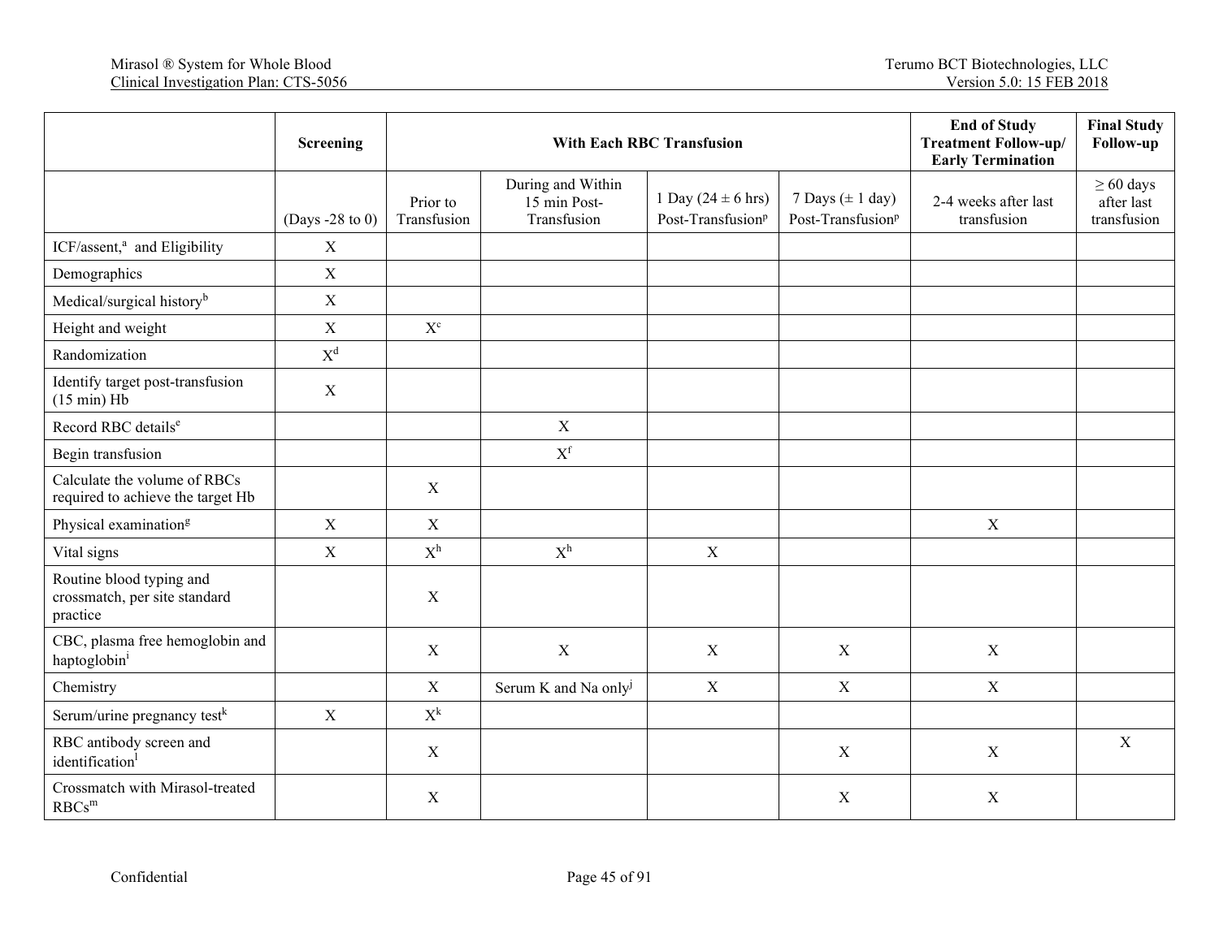| | Screening | With Each RBC Transfusion | | | | End of Study Treatment Follow-up/ Early Termination | Final Study Follow-up |
|---|---|---|---|---|---|---|---|
| | (Days -28 to 0) | Prior to Transfusion | During and Within 15 min Post-Transfusion | 1 Day (24 ± 6 hrs) Post-Transfusion[p] | 7 Days (± 1 day) Post-Transfusion[p] | 2-4 weeks after last transfusion | ≥ 60 days after last transfusion |
| ICF/assent,[a] and Eligibility | X | | | | | | |
| Demographics | X | | | | | | |
| Medical/surgical history[b] | X | | | | | | |
| Height and weight | X | X[c] | | | | | |
| Randomization | X[d] | | | | | | |
| Identify target post-transfusion (15 min) Hb | X | | | | | | |
| Record RBC details[e] | | | X | | | | |
| Begin transfusion | | | X[f] | | | | |
| Calculate the volume of RBCs required to achieve the target Hb | | X | | | | | |
| Physical examination[g] | X | X | | | | X | |
| Vital signs | X | X[h] | X[h] | X | | | |
| Routine blood typing and crossmatch, per site standard practice | | X | | | | | |
| CBC, plasma free hemoglobin and haptoglobin[i] | | X | X | X | X | X | |
| Chemistry | | X | Serum K and Na only[j] | X | X | X | |
| Serum/urine pregnancy test[k] | X | X[k] | | | | | |
| RBC antibody screen and identification[l] | | X | | | X | X | X |
| Crossmatch with Mirasol-treated RBCs[m] | | X | | | X | X | |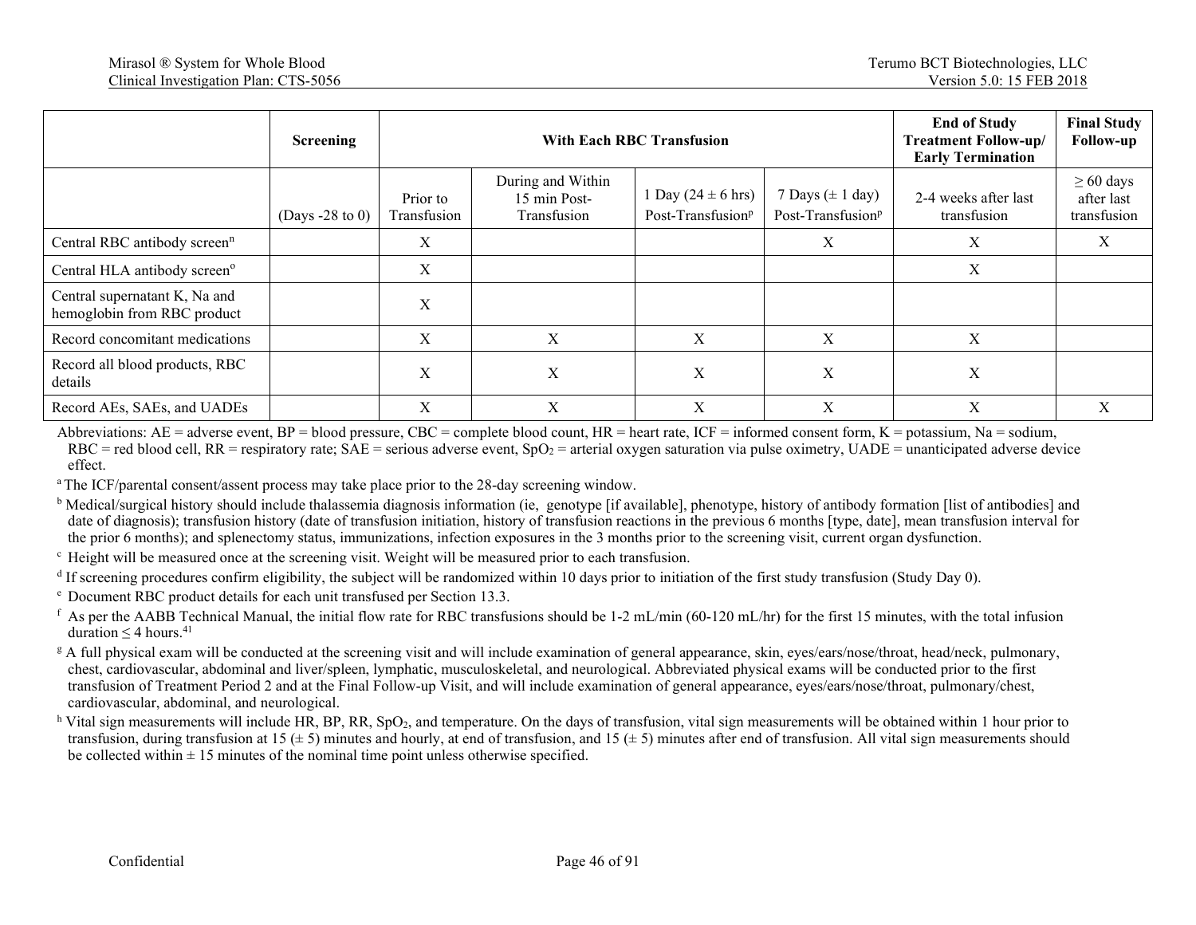| | Screening | With Each RBC Transfusion | | | | End of Study Treatment Follow-up/ Early Termination | Final Study Follow-up |
|---|---|---|---|---|---|---|---|
| | (Days -28 to 0) | Prior to Transfusion | During and Within 15 min Post-Transfusion | 1 Day (24 ± 6 hrs) Post-Transfusion[p] | 7 Days (± 1 day) Post-Transfusion[p] | 2-4 weeks after last transfusion | ≥ 60 days after last transfusion |
| Central RBC antibody screen[n] | | X | | | X | X | X |
| Central HLA antibody screen[o] | | X | | | | X | |
| Central supernatant K, Na and hemoglobin from RBC product | | X | | | | | |
| Record concomitant medications | | X | X | X | X | X | |
| Record all blood products, RBC details | | X | X | X | X | X | |
| Record AEs, SAEs, and UADEs | | X | X | X | X | X | X |

Abbreviations: AE = adverse event, BP = blood pressure, CBC = complete blood count, HR = heart rate, ICF = informed consent form, K = potassium, Na = sodium, RBC = red blood cell, RR = respiratory rate; SAE = serious adverse event, $SpO_2$ = arterial oxygen saturation via pulse oximetry, UADE = unanticipated adverse device effect.

[a] The ICF/parental consent/assent process may take place prior to the 28-day screening window.

[b] Medical/surgical history should include thalassemia diagnosis information (ie, genotype [if available], phenotype, history of antibody formation [list of antibodies] and date of diagnosis); transfusion history (date of transfusion initiation, history of transfusion reactions in the previous 6 months [type, date], mean transfusion interval for the prior 6 months); and splenectomy status, immunizations, infection exposures in the 3 months prior to the screening visit, current organ dysfunction.

[c] Height will be measured once at the screening visit. Weight will be measured prior to each transfusion.

[d] If screening procedures confirm eligibility, the subject will be randomized within 10 days prior to initiation of the first study transfusion (Study Day 0).

[e] Document RBC product details for each unit transfused per Section 13.3.

[f] As per the AABB Technical Manual, the initial flow rate for RBC transfusions should be 1-2 mL/min (60-120 mL/hr) for the first 15 minutes, with the total infusion duration ≤ 4 hours.[41]

[g] A full physical exam will be conducted at the screening visit and will include examination of general appearance, skin, eyes/ears/nose/throat, head/neck, pulmonary, chest, cardiovascular, abdominal and liver/spleen, lymphatic, musculoskeletal, and neurological. Abbreviated physical exams will be conducted prior to the first transfusion of Treatment Period 2 and at the Final Follow-up Visit, and will include examination of general appearance, eyes/ears/nose/throat, pulmonary/chest, cardiovascular, abdominal, and neurological.

[h] Vital sign measurements will include HR, BP, RR, $SpO_2$, and temperature. On the days of transfusion, vital sign measurements will be obtained within 1 hour prior to transfusion, during transfusion at 15 (± 5) minutes and hourly, at end of transfusion, and 15 (± 5) minutes after end of transfusion. All vital sign measurements should be collected within ± 15 minutes of the nominal time point unless otherwise specified.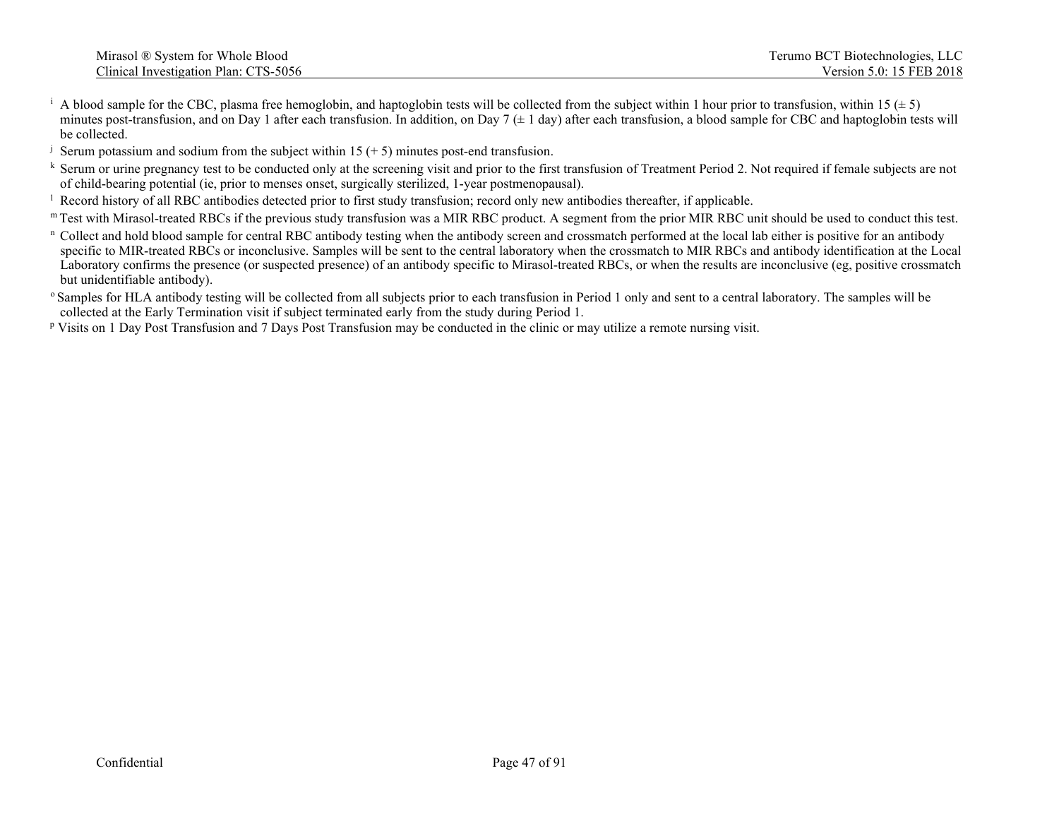[i] A blood sample for the CBC, plasma free hemoglobin, and haptoglobin tests will be collected from the subject within 1 hour prior to transfusion, within 15 (± 5) minutes post-transfusion, and on Day 1 after each transfusion. In addition, on Day 7 (± 1 day) after each transfusion, a blood sample for CBC and haptoglobin tests will be collected.

[j] Serum potassium and sodium from the subject within 15 (+ 5) minutes post-end transfusion.

[k] Serum or urine pregnancy test to be conducted only at the screening visit and prior to the first transfusion of Treatment Period 2. Not required if female subjects are not of child-bearing potential (ie, prior to menses onset, surgically sterilized, 1-year postmenopausal).

[l] Record history of all RBC antibodies detected prior to first study transfusion; record only new antibodies thereafter, if applicable.

[m] Test with Mirasol-treated RBCs if the previous study transfusion was a MIR RBC product. A segment from the prior MIR RBC unit should be used to conduct this test.

[n] Collect and hold blood sample for central RBC antibody testing when the antibody screen and crossmatch performed at the local lab either is positive for an antibody specific to MIR-treated RBCs or inconclusive. Samples will be sent to the central laboratory when the crossmatch to MIR RBCs and antibody identification at the Local Laboratory confirms the presence (or suspected presence) of an antibody specific to Mirasol-treated RBCs, or when the results are inconclusive (eg, positive crossmatch but unidentifiable antibody).

[o] Samples for HLA antibody testing will be collected from all subjects prior to each transfusion in Period 1 only and sent to a central laboratory. The samples will be collected at the Early Termination visit if subject terminated early from the study during Period 1.

[p] Visits on 1 Day Post Transfusion and 7 Days Post Transfusion may be conducted in the clinic or may utilize a remote nursing visit.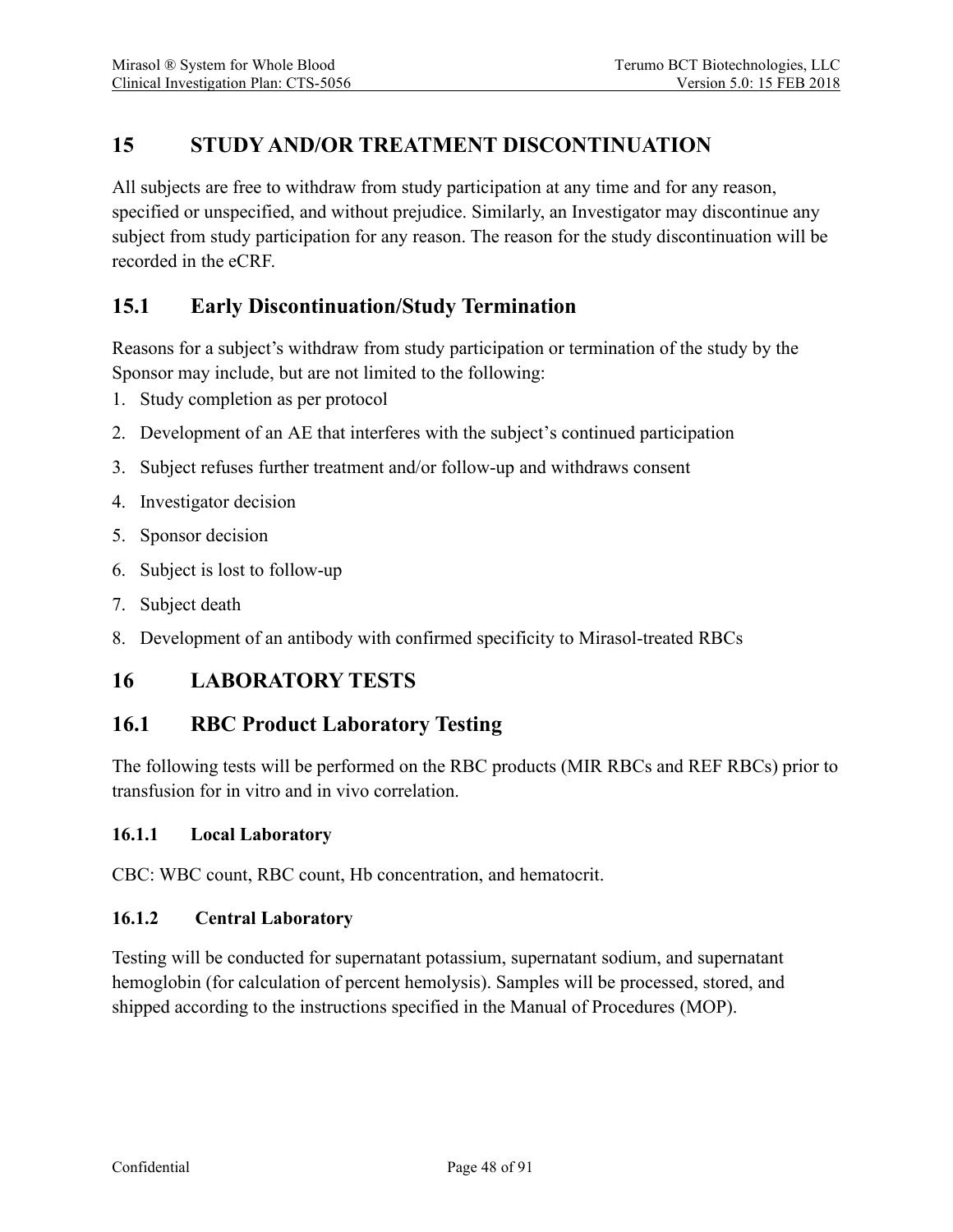# 15 STUDY AND/OR TREATMENT DISCONTINUATION

All subjects are free to withdraw from study participation at any time and for any reason, specified or unspecified, and without prejudice. Similarly, an Investigator may discontinue any subject from study participation for any reason. The reason for the study discontinuation will be recorded in the eCRF.

## 15.1 Early Discontinuation/Study Termination

Reasons for a subject's withdraw from study participation or termination of the study by the Sponsor may include, but are not limited to the following:

1. Study completion as per protocol
2. Development of an AE that interferes with the subject's continued participation
3. Subject refuses further treatment and/or follow-up and withdraws consent
4. Investigator decision
5. Sponsor decision
6. Subject is lost to follow-up
7. Subject death
8. Development of an antibody with confirmed specificity to Mirasol-treated RBCs

# 16 LABORATORY TESTS

## 16.1 RBC Product Laboratory Testing

The following tests will be performed on the RBC products (MIR RBCs and REF RBCs) prior to transfusion for in vitro and in vivo correlation.

### 16.1.1 Local Laboratory

CBC: WBC count, RBC count, Hb concentration, and hematocrit.

### 16.1.2 Central Laboratory

Testing will be conducted for supernatant potassium, supernatant sodium, and supernatant hemoglobin (for calculation of percent hemolysis). Samples will be processed, stored, and shipped according to the instructions specified in the Manual of Procedures (MOP).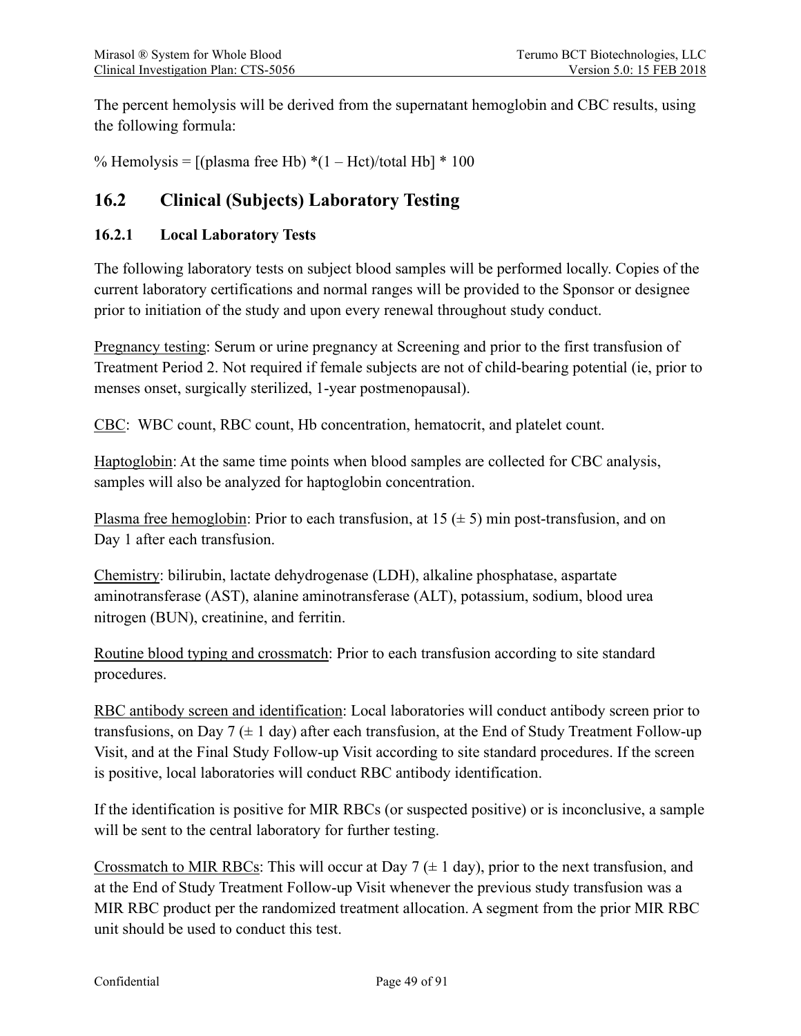The percent hemolysis will be derived from the supernatant hemoglobin and CBC results, using the following formula:

$$\% \text{ Hemolysis} = [(\text{plasma free Hb}) * (1 - \text{Hct}) / \text{total Hb}] * 100$$

## 16.2 Clinical (Subjects) Laboratory Testing

### 16.2.1 Local Laboratory Tests

The following laboratory tests on subject blood samples will be performed locally. Copies of the current laboratory certifications and normal ranges will be provided to the Sponsor or designee prior to initiation of the study and upon every renewal throughout study conduct.

Pregnancy testing: Serum or urine pregnancy at Screening and prior to the first transfusion of Treatment Period 2. Not required if female subjects are not of child-bearing potential (ie, prior to menses onset, surgically sterilized, 1-year postmenopausal).

CBC: WBC count, RBC count, Hb concentration, hematocrit, and platelet count.

Haptoglobin: At the same time points when blood samples are collected for CBC analysis, samples will also be analyzed for haptoglobin concentration.

Plasma free hemoglobin: Prior to each transfusion, at 15 (± 5) min post-transfusion, and on Day 1 after each transfusion.

Chemistry: bilirubin, lactate dehydrogenase (LDH), alkaline phosphatase, aspartate aminotransferase (AST), alanine aminotransferase (ALT), potassium, sodium, blood urea nitrogen (BUN), creatinine, and ferritin.

Routine blood typing and crossmatch: Prior to each transfusion according to site standard procedures.

RBC antibody screen and identification: Local laboratories will conduct antibody screen prior to transfusions, on Day 7 (± 1 day) after each transfusion, at the End of Study Treatment Follow-up Visit, and at the Final Study Follow-up Visit according to site standard procedures. If the screen is positive, local laboratories will conduct RBC antibody identification.

If the identification is positive for MIR RBCs (or suspected positive) or is inconclusive, a sample will be sent to the central laboratory for further testing.

Crossmatch to MIR RBCs: This will occur at Day 7 (± 1 day), prior to the next transfusion, and at the End of Study Treatment Follow-up Visit whenever the previous study transfusion was a MIR RBC product per the randomized treatment allocation. A segment from the prior MIR RBC unit should be used to conduct this test.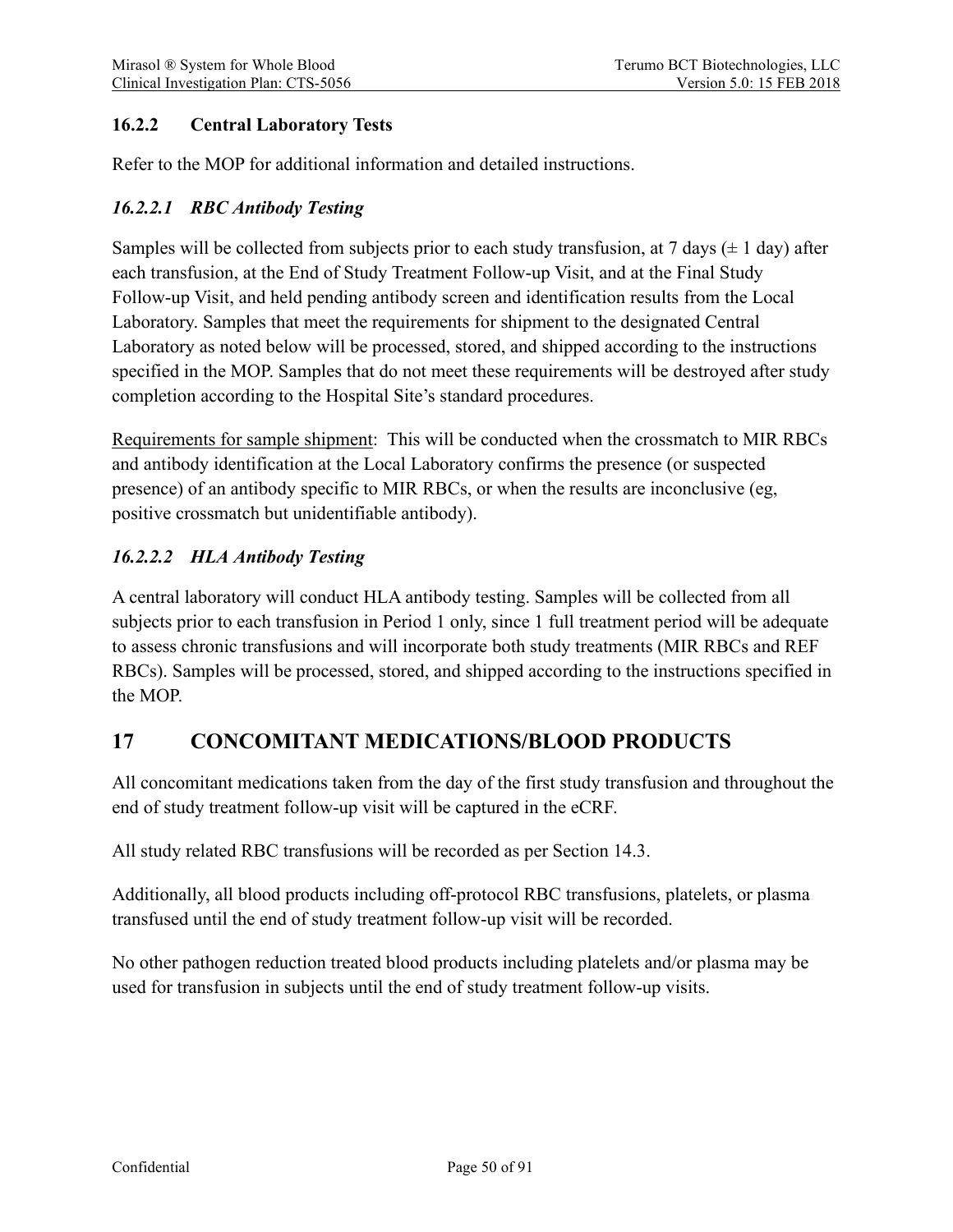### 16.2.2 Central Laboratory Tests

Refer to the MOP for additional information and detailed instructions.

#### *16.2.2.1 RBC Antibody Testing*

Samples will be collected from subjects prior to each study transfusion, at 7 days (± 1 day) after each transfusion, at the End of Study Treatment Follow-up Visit, and at the Final Study Follow-up Visit, and held pending antibody screen and identification results from the Local Laboratory. Samples that meet the requirements for shipment to the designated Central Laboratory as noted below will be processed, stored, and shipped according to the instructions specified in the MOP. Samples that do not meet these requirements will be destroyed after study completion according to the Hospital Site's standard procedures.

Requirements for sample shipment: This will be conducted when the crossmatch to MIR RBCs and antibody identification at the Local Laboratory confirms the presence (or suspected presence) of an antibody specific to MIR RBCs, or when the results are inconclusive (eg, positive crossmatch but unidentifiable antibody).

#### *16.2.2.2 HLA Antibody Testing*

A central laboratory will conduct HLA antibody testing. Samples will be collected from all subjects prior to each transfusion in Period 1 only, since 1 full treatment period will be adequate to assess chronic transfusions and will incorporate both study treatments (MIR RBCs and REF RBCs). Samples will be processed, stored, and shipped according to the instructions specified in the MOP.

## 17 CONCOMITANT MEDICATIONS/BLOOD PRODUCTS

All concomitant medications taken from the day of the first study transfusion and throughout the end of study treatment follow-up visit will be captured in the eCRF.

All study related RBC transfusions will be recorded as per Section 14.3.

Additionally, all blood products including off-protocol RBC transfusions, platelets, or plasma transfused until the end of study treatment follow-up visit will be recorded.

No other pathogen reduction treated blood products including platelets and/or plasma may be used for transfusion in subjects until the end of study treatment follow-up visits.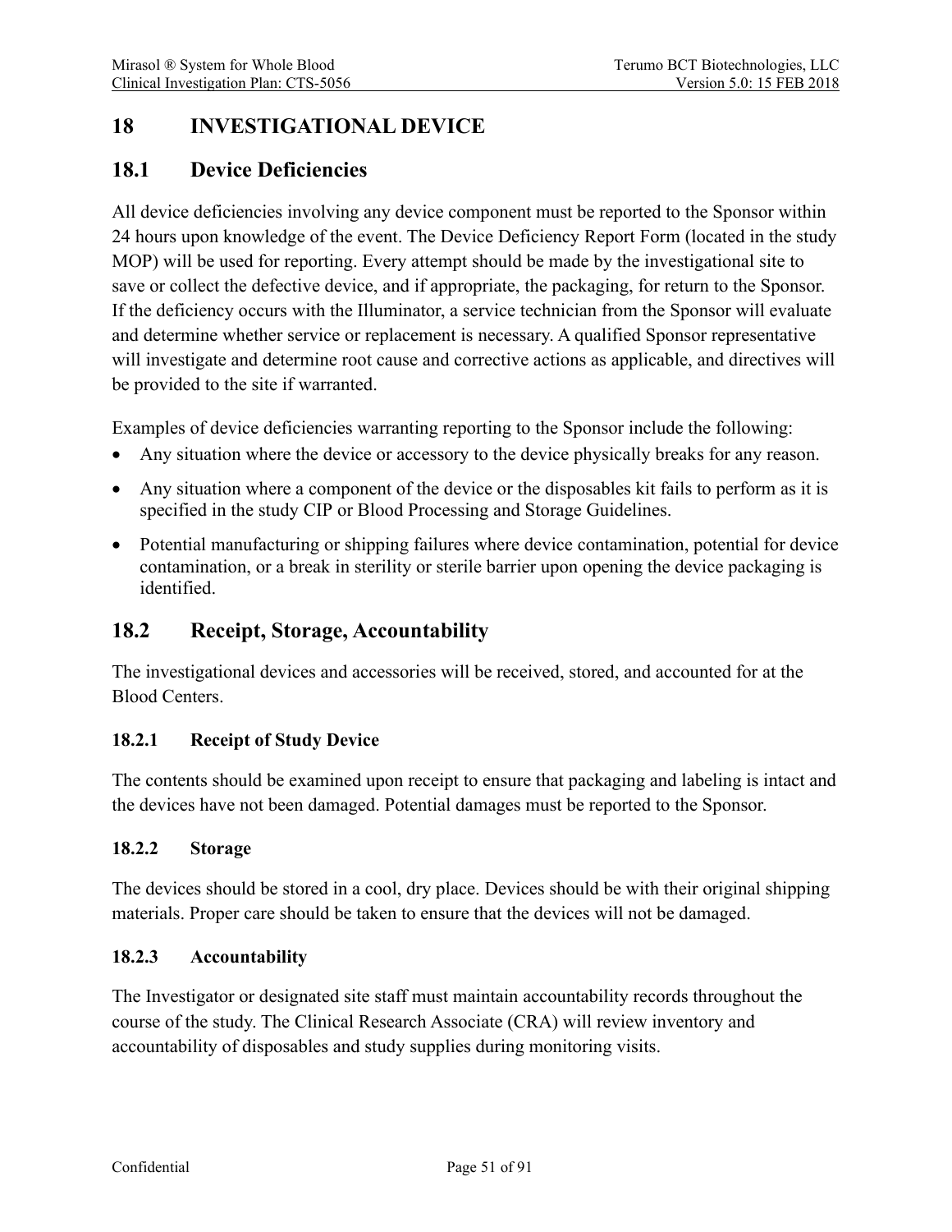# 18 INVESTIGATIONAL DEVICE

## 18.1 Device Deficiencies

All device deficiencies involving any device component must be reported to the Sponsor within 24 hours upon knowledge of the event. The Device Deficiency Report Form (located in the study MOP) will be used for reporting. Every attempt should be made by the investigational site to save or collect the defective device, and if appropriate, the packaging, for return to the Sponsor. If the deficiency occurs with the Illuminator, a service technician from the Sponsor will evaluate and determine whether service or replacement is necessary. A qualified Sponsor representative will investigate and determine root cause and corrective actions as applicable, and directives will be provided to the site if warranted.

Examples of device deficiencies warranting reporting to the Sponsor include the following:

- Any situation where the device or accessory to the device physically breaks for any reason.
- Any situation where a component of the device or the disposables kit fails to perform as it is specified in the study CIP or Blood Processing and Storage Guidelines.
- Potential manufacturing or shipping failures where device contamination, potential for device contamination, or a break in sterility or sterile barrier upon opening the device packaging is identified.

## 18.2 Receipt, Storage, Accountability

The investigational devices and accessories will be received, stored, and accounted for at the Blood Centers.

### 18.2.1 Receipt of Study Device

The contents should be examined upon receipt to ensure that packaging and labeling is intact and the devices have not been damaged. Potential damages must be reported to the Sponsor.

### 18.2.2 Storage

The devices should be stored in a cool, dry place. Devices should be with their original shipping materials. Proper care should be taken to ensure that the devices will not be damaged.

### 18.2.3 Accountability

The Investigator or designated site staff must maintain accountability records throughout the course of the study. The Clinical Research Associate (CRA) will review inventory and accountability of disposables and study supplies during monitoring visits.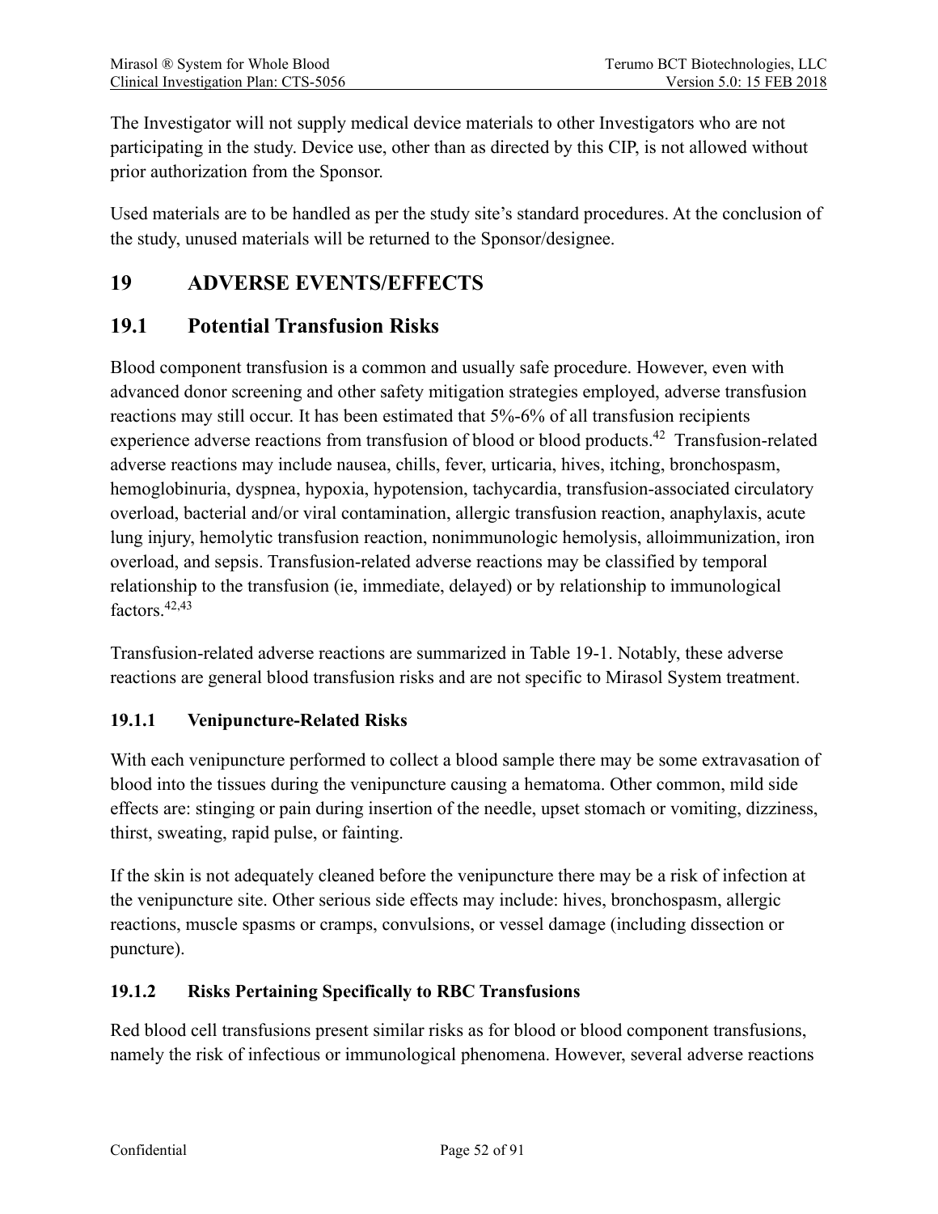The Investigator will not supply medical device materials to other Investigators who are not participating in the study. Device use, other than as directed by this CIP, is not allowed without prior authorization from the Sponsor.

Used materials are to be handled as per the study site's standard procedures. At the conclusion of the study, unused materials will be returned to the Sponsor/designee.

# 19 ADVERSE EVENTS/EFFECTS

## 19.1 Potential Transfusion Risks

Blood component transfusion is a common and usually safe procedure. However, even with advanced donor screening and other safety mitigation strategies employed, adverse transfusion reactions may still occur. It has been estimated that 5%-6% of all transfusion recipients experience adverse reactions from transfusion of blood or blood products.[42] Transfusion-related adverse reactions may include nausea, chills, fever, urticaria, hives, itching, bronchospasm, hemoglobinuria, dyspnea, hypoxia, hypotension, tachycardia, transfusion-associated circulatory overload, bacterial and/or viral contamination, allergic transfusion reaction, anaphylaxis, acute lung injury, hemolytic transfusion reaction, nonimmunologic hemolysis, alloimmunization, iron overload, and sepsis. Transfusion-related adverse reactions may be classified by temporal relationship to the transfusion (ie, immediate, delayed) or by relationship to immunological factors.[42,43]

Transfusion-related adverse reactions are summarized in Table 19-1. Notably, these adverse reactions are general blood transfusion risks and are not specific to Mirasol System treatment.

### 19.1.1 Venipuncture-Related Risks

With each venipuncture performed to collect a blood sample there may be some extravasation of blood into the tissues during the venipuncture causing a hematoma. Other common, mild side effects are: stinging or pain during insertion of the needle, upset stomach or vomiting, dizziness, thirst, sweating, rapid pulse, or fainting.

If the skin is not adequately cleaned before the venipuncture there may be a risk of infection at the venipuncture site. Other serious side effects may include: hives, bronchospasm, allergic reactions, muscle spasms or cramps, convulsions, or vessel damage (including dissection or puncture).

### 19.1.2 Risks Pertaining Specifically to RBC Transfusions

Red blood cell transfusions present similar risks as for blood or blood component transfusions, namely the risk of infectious or immunological phenomena. However, several adverse reactions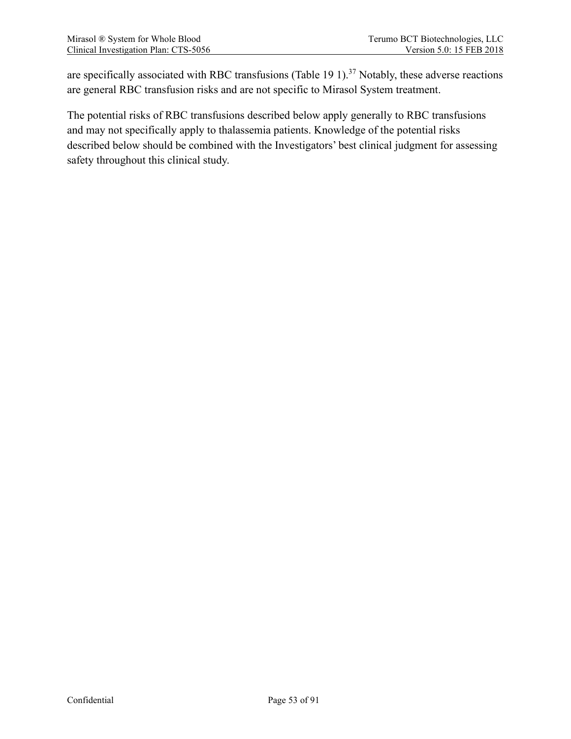are specifically associated with RBC transfusions (Table 19 1).[37] Notably, these adverse reactions are general RBC transfusion risks and are not specific to Mirasol System treatment.

The potential risks of RBC transfusions described below apply generally to RBC transfusions and may not specifically apply to thalassemia patients. Knowledge of the potential risks described below should be combined with the Investigators' best clinical judgment for assessing safety throughout this clinical study.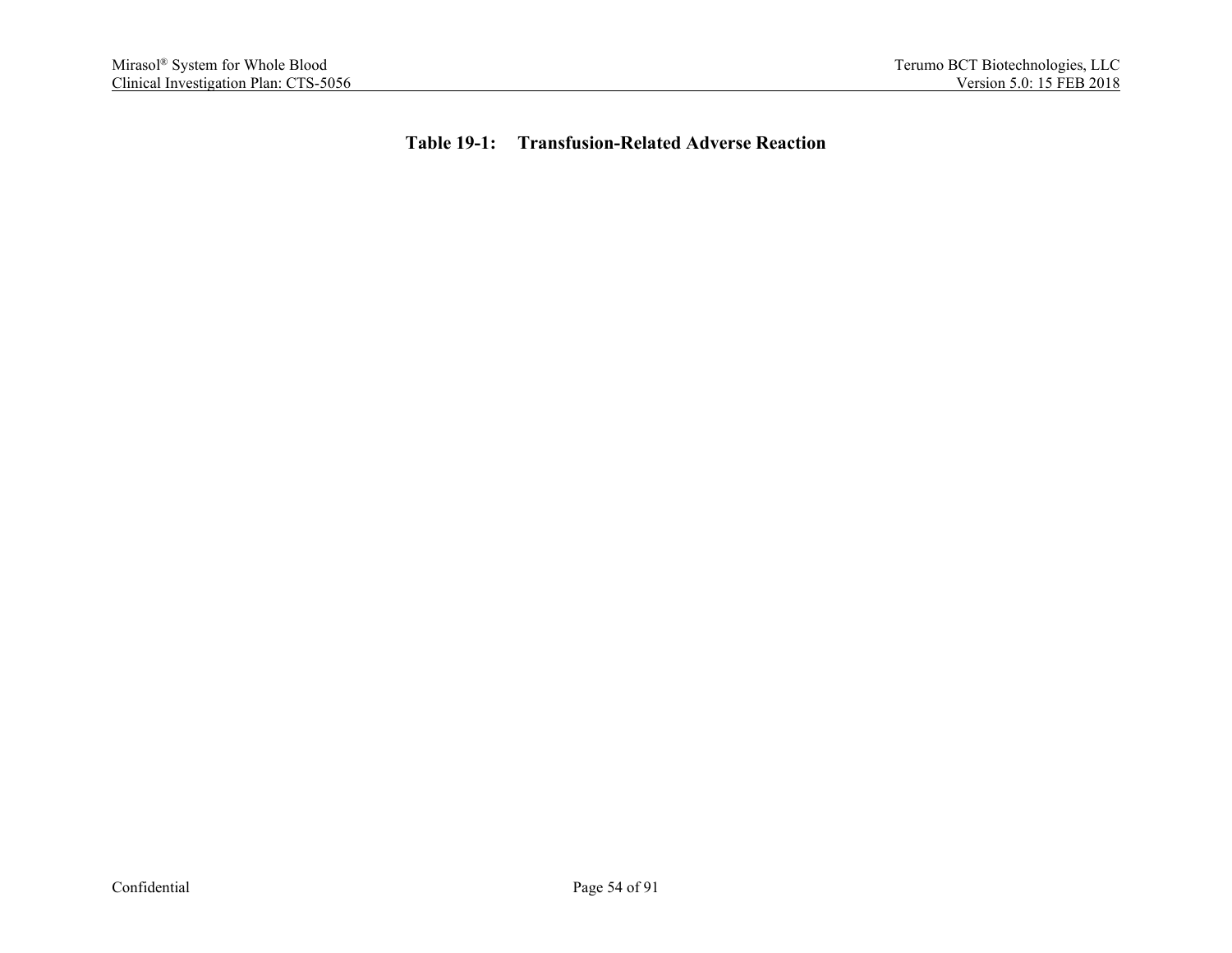**Table 19-1: Transfusion-Related Adverse Reaction**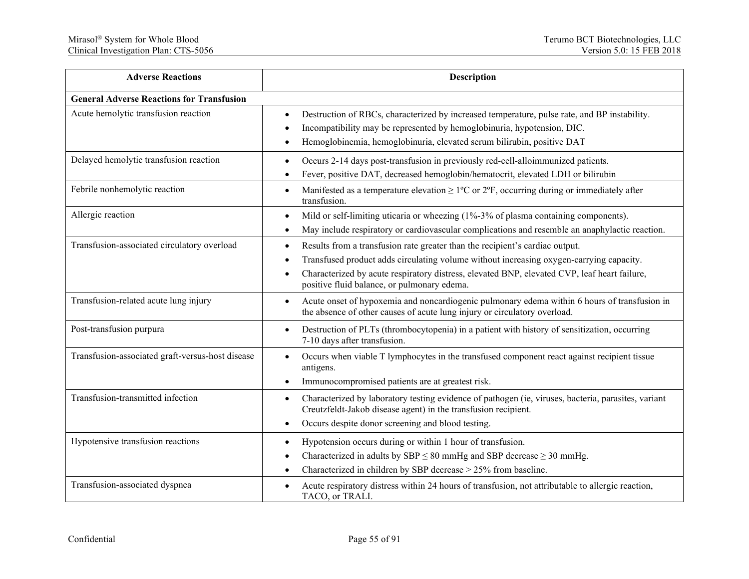| Adverse Reactions | Description |
|---|---|
| **General Adverse Reactions for Transfusion** | |
| Acute hemolytic transfusion reaction | • Destruction of RBCs, characterized by increased temperature, pulse rate, and BP instability.<br>• Incompatibility may be represented by hemoglobinuria, hypotension, DIC.<br>• Hemoglobinemia, hemoglobinuria, elevated serum bilirubin, positive DAT |
| Delayed hemolytic transfusion reaction | • Occurs 2-14 days post-transfusion in previously red-cell-alloimmunized patients.<br>• Fever, positive DAT, decreased hemoglobin/hematocrit, elevated LDH or bilirubin |
| Febrile nonhemolytic reaction | • Manifested as a temperature elevation ≥ 1ºC or 2ºF, occurring during or immediately after transfusion. |
| Allergic reaction | • Mild or self-limiting uticaria or wheezing (1%-3% of plasma containing components).<br>• May include respiratory or cardiovascular complications and resemble an anaphylactic reaction. |
| Transfusion-associated circulatory overload | • Results from a transfusion rate greater than the recipient's cardiac output.<br>• Transfused product adds circulating volume without increasing oxygen-carrying capacity.<br>• Characterized by acute respiratory distress, elevated BNP, elevated CVP, leaf heart failure, positive fluid balance, or pulmonary edema. |
| Transfusion-related acute lung injury | • Acute onset of hypoxemia and noncardiogenic pulmonary edema within 6 hours of transfusion in the absence of other causes of acute lung injury or circulatory overload. |
| Post-transfusion purpura | • Destruction of PLTs (thrombocytopenia) in a patient with history of sensitization, occurring 7-10 days after transfusion. |
| Transfusion-associated graft-versus-host disease | • Occurs when viable T lymphocytes in the transfused component react against recipient tissue antigens.<br>• Immunocompromised patients are at greatest risk. |
| Transfusion-transmitted infection | • Characterized by laboratory testing evidence of pathogen (ie, viruses, bacteria, parasites, variant Creutzfeldt-Jakob disease agent) in the transfusion recipient.<br>• Occurs despite donor screening and blood testing. |
| Hypotensive transfusion reactions | • Hypotension occurs during or within 1 hour of transfusion.<br>• Characterized in adults by SBP ≤ 80 mmHg and SBP decrease ≥ 30 mmHg.<br>• Characterized in children by SBP decrease > 25% from baseline. |
| Transfusion-associated dyspnea | • Acute respiratory distress within 24 hours of transfusion, not attributable to allergic reaction, TACO, or TRALI. |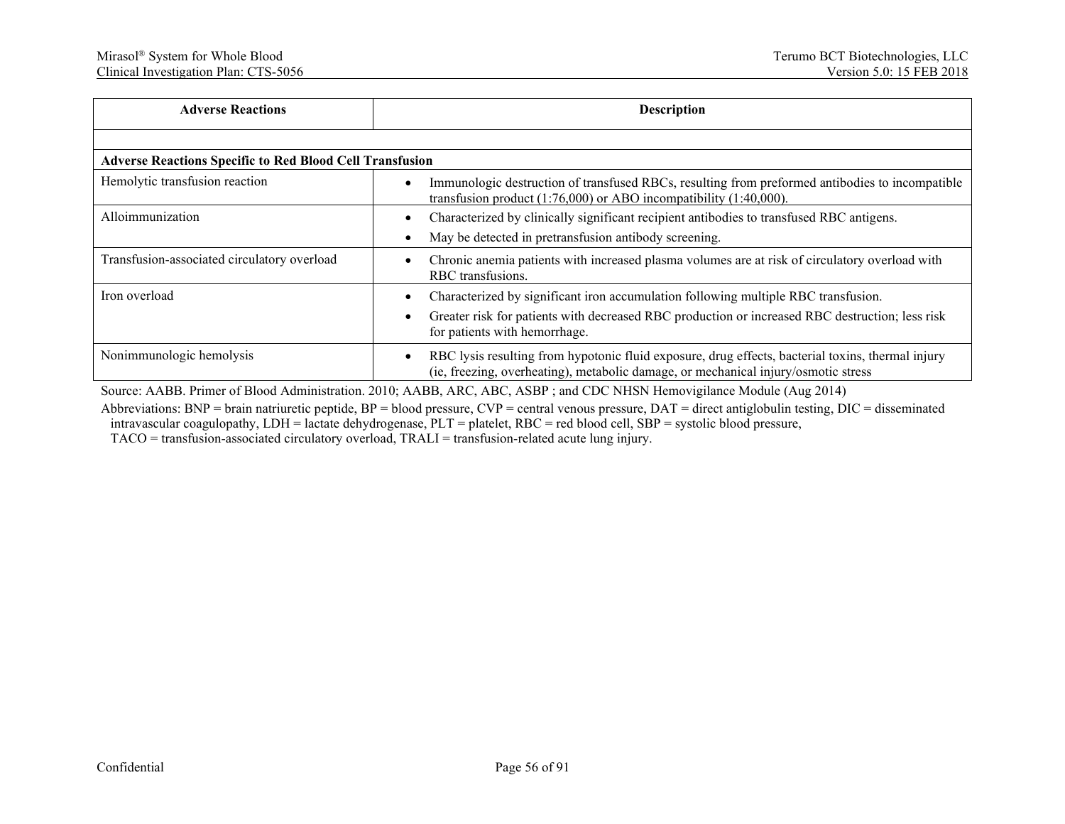| Adverse Reactions | Description |
|---|---|
| | |
| **Adverse Reactions Specific to Red Blood Cell Transfusion** | |
| Hemolytic transfusion reaction | • Immunologic destruction of transfused RBCs, resulting from preformed antibodies to incompatible transfusion product (1:76,000) or ABO incompatibility (1:40,000). |
| Alloimmunization | • Characterized by clinically significant recipient antibodies to transfused RBC antigens.<br>• May be detected in pretransfusion antibody screening. |
| Transfusion-associated circulatory overload | • Chronic anemia patients with increased plasma volumes are at risk of circulatory overload with RBC transfusions. |
| Iron overload | • Characterized by significant iron accumulation following multiple RBC transfusion.<br>• Greater risk for patients with decreased RBC production or increased RBC destruction; less risk for patients with hemorrhage. |
| Nonimmunologic hemolysis | • RBC lysis resulting from hypotonic fluid exposure, drug effects, bacterial toxins, thermal injury (ie, freezing, overheating), metabolic damage, or mechanical injury/osmotic stress |

Source: AABB. Primer of Blood Administration. 2010; AABB, ARC, ABC, ASBP ; and CDC NHSN Hemovigilance Module (Aug 2014)

Abbreviations: BNP = brain natriuretic peptide, BP = blood pressure, CVP = central venous pressure, DAT = direct antiglobulin testing, DIC = disseminated intravascular coagulopathy, LDH = lactate dehydrogenase, PLT = platelet, RBC = red blood cell, SBP = systolic blood pressure, TACO = transfusion-associated circulatory overload, TRALI = transfusion-related acute lung injury.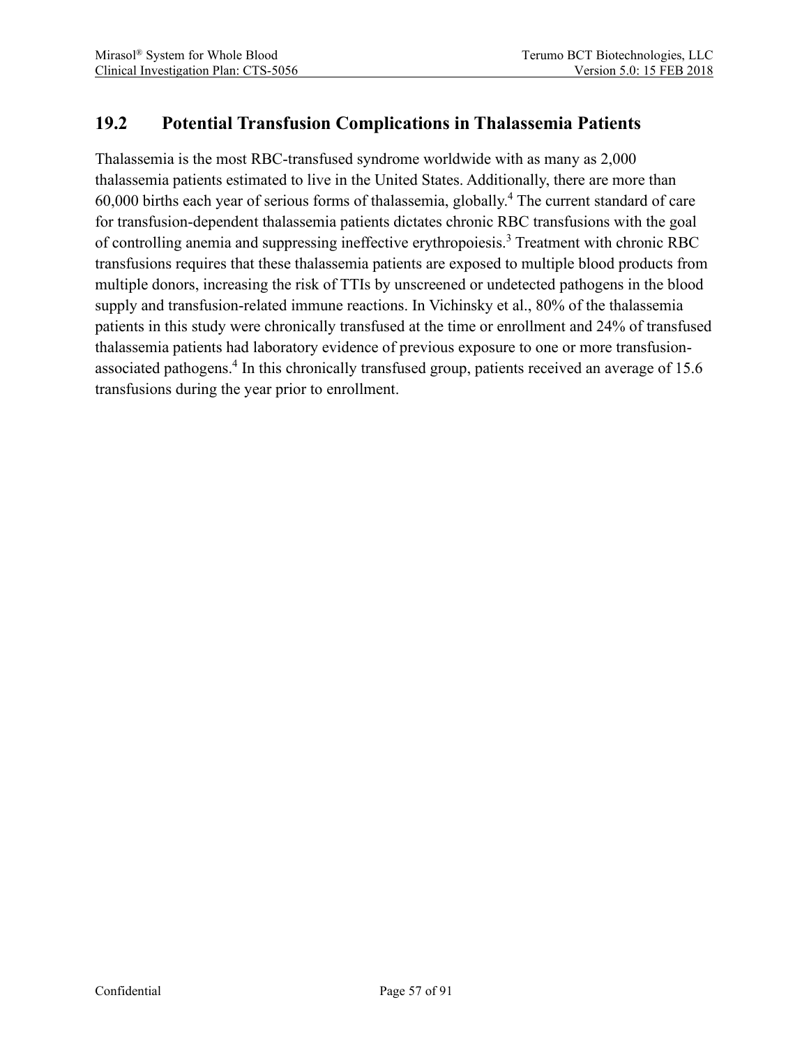## 19.2 Potential Transfusion Complications in Thalassemia Patients

Thalassemia is the most RBC-transfused syndrome worldwide with as many as 2,000 thalassemia patients estimated to live in the United States. Additionally, there are more than 60,000 births each year of serious forms of thalassemia, globally.[4] The current standard of care for transfusion-dependent thalassemia patients dictates chronic RBC transfusions with the goal of controlling anemia and suppressing ineffective erythropoiesis.[3] Treatment with chronic RBC transfusions requires that these thalassemia patients are exposed to multiple blood products from multiple donors, increasing the risk of TTIs by unscreened or undetected pathogens in the blood supply and transfusion-related immune reactions. In Vichinsky et al., 80% of the thalassemia patients in this study were chronically transfused at the time or enrollment and 24% of transfused thalassemia patients had laboratory evidence of previous exposure to one or more transfusion-associated pathogens.[4] In this chronically transfused group, patients received an average of 15.6 transfusions during the year prior to enrollment.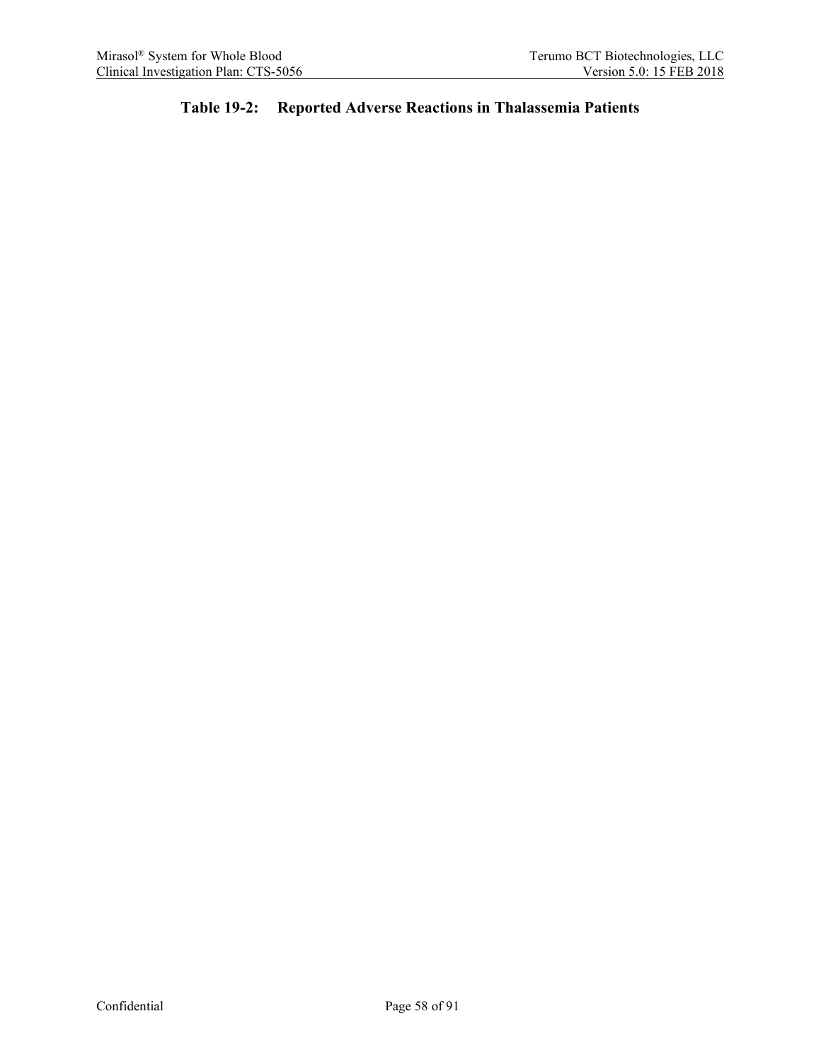**Table 19-2: Reported Adverse Reactions in Thalassemia Patients**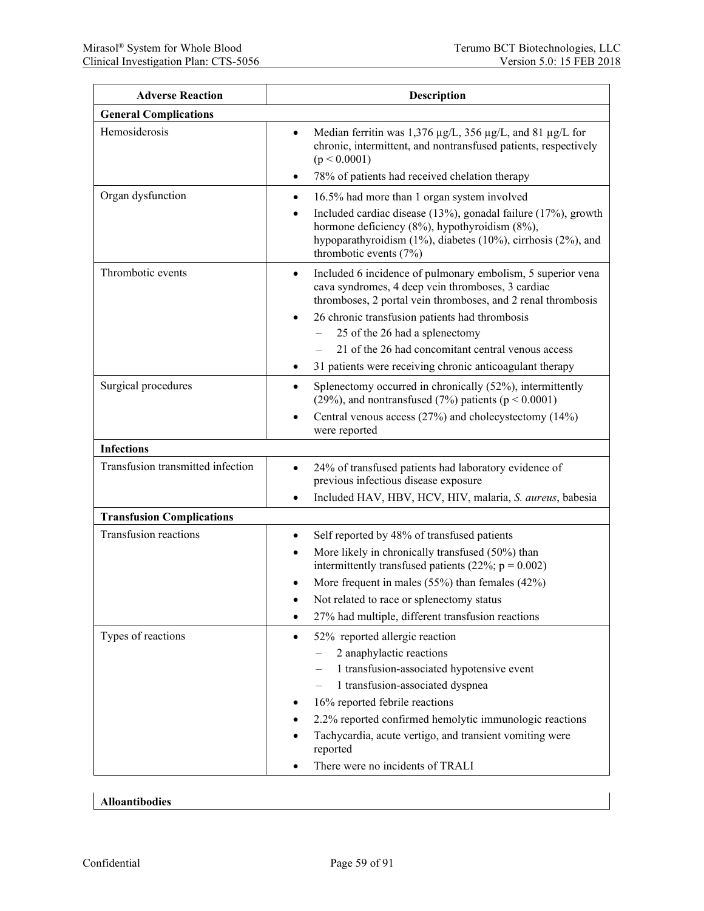| Adverse Reaction | Description |
|---|---|
| **General Complications** | |
| Hemosiderosis | • Median ferritin was 1,376 µg/L, 356 µg/L, and 81 µg/L for chronic, intermittent, and nontransfused patients, respectively ($p < 0.0001$)<br>• 78% of patients had received chelation therapy |
| Organ dysfunction | • 16.5% had more than 1 organ system involved<br>• Included cardiac disease (13%), gonadal failure (17%), growth hormone deficiency (8%), hypothyroidism (8%), hypoparathyroidism (1%), diabetes (10%), cirrhosis (2%), and thrombotic events (7%) |
| Thrombotic events | • Included 6 incidence of pulmonary embolism, 5 superior vena cava syndromes, 4 deep vein thromboses, 3 cardiac thromboses, 2 portal vein thromboses, and 2 renal thrombosis<br>• 26 chronic transfusion patients had thrombosis<br>– 25 of the 26 had a splenectomy<br>– 21 of the 26 had concomitant central venous access<br>• 31 patients were receiving chronic anticoagulant therapy |
| Surgical procedures | • Splenectomy occurred in chronically (52%), intermittently (29%), and nontransfused (7%) patients ($p < 0.0001$)<br>• Central venous access (27%) and cholecystectomy (14%) were reported |
| **Infections** | |
| Transfusion transmitted infection | • 24% of transfused patients had laboratory evidence of previous infectious disease exposure<br>• Included HAV, HBV, HCV, HIV, malaria, *S. aureus*, babesia |
| **Transfusion Complications** | |
| Transfusion reactions | • Self reported by 48% of transfused patients<br>• More likely in chronically transfused (50%) than intermittently transfused patients (22%; $p = 0.002$)<br>• More frequent in males (55%) than females (42%)<br>• Not related to race or splenectomy status<br>• 27% had multiple, different transfusion reactions |
| Types of reactions | • 52% reported allergic reaction<br>– 2 anaphylactic reactions<br>– 1 transfusion-associated hypotensive event<br>– 1 transfusion-associated dyspnea<br>• 16% reported febrile reactions<br>• 2.2% reported confirmed hemolytic immunologic reactions<br>• Tachycardia, acute vertigo, and transient vomiting were reported<br>• There were no incidents of TRALI |
| **Alloantibodies** | |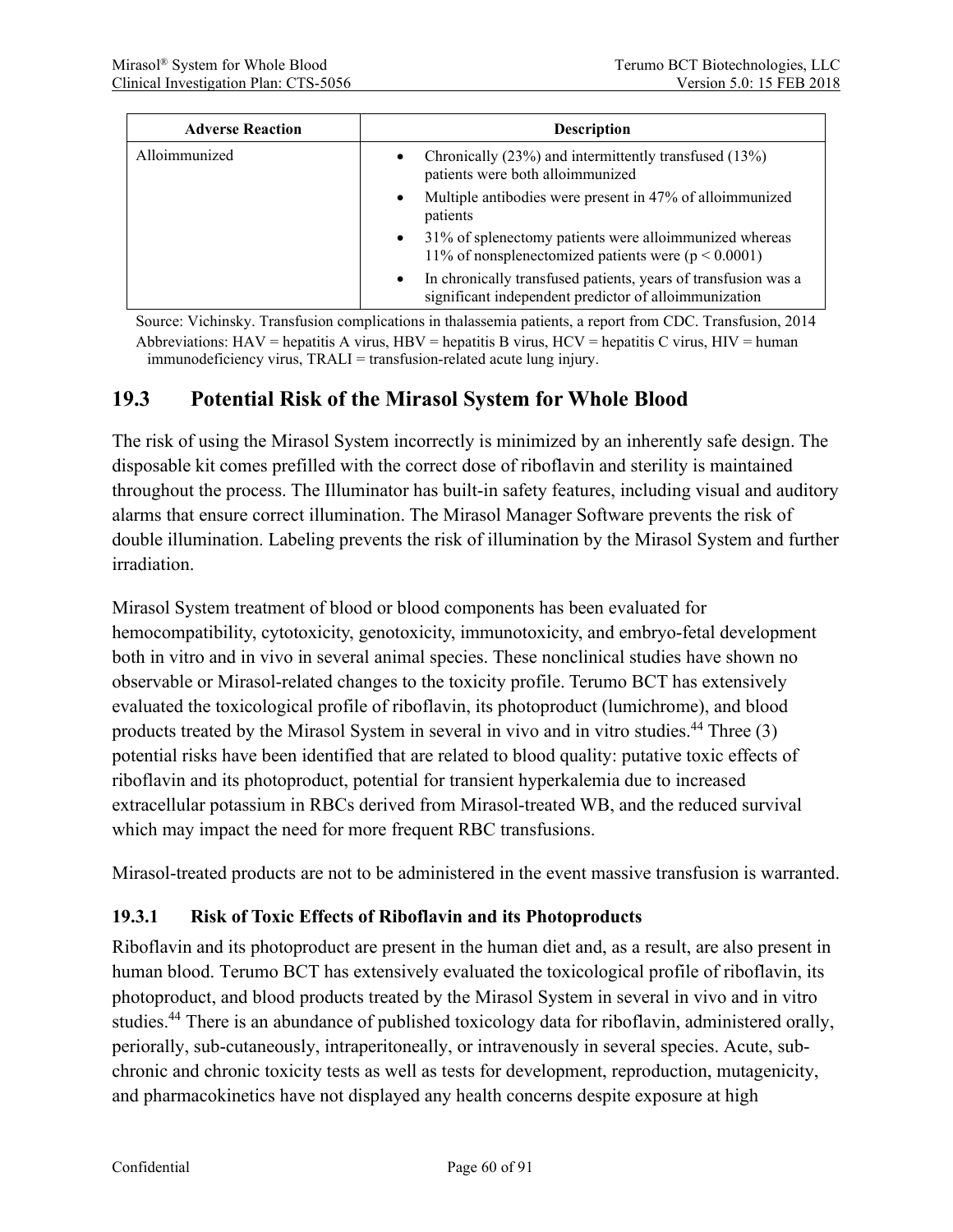| Adverse Reaction | Description |
| --- | --- |
| Alloimmunized | • Chronically (23%) and intermittently transfused (13%) patients were both alloimmunized<br>• Multiple antibodies were present in 47% of alloimmunized patients<br>• 31% of splenectomy patients were alloimmunized whereas 11% of nonsplenectomized patients were ($p < 0.0001$)<br>• In chronically transfused patients, years of transfusion was a significant independent predictor of alloimmunization |

Source: Vichinsky. Transfusion complications in thalassemia patients, a report from CDC. Transfusion, 2014

Abbreviations: HAV = hepatitis A virus, HBV = hepatitis B virus, HCV = hepatitis C virus, HIV = human immunodeficiency virus, TRALI = transfusion-related acute lung injury.

## 19.3 Potential Risk of the Mirasol System for Whole Blood

The risk of using the Mirasol System incorrectly is minimized by an inherently safe design. The disposable kit comes prefilled with the correct dose of riboflavin and sterility is maintained throughout the process. The Illuminator has built-in safety features, including visual and auditory alarms that ensure correct illumination. The Mirasol Manager Software prevents the risk of double illumination. Labeling prevents the risk of illumination by the Mirasol System and further irradiation.

Mirasol System treatment of blood or blood components has been evaluated for hemocompatibility, cytotoxicity, genotoxicity, immunotoxicity, and embryo-fetal development both in vitro and in vivo in several animal species. These nonclinical studies have shown no observable or Mirasol-related changes to the toxicity profile. Terumo BCT has extensively evaluated the toxicological profile of riboflavin, its photoproduct (lumichrome), and blood products treated by the Mirasol System in several in vivo and in vitro studies.[44] Three (3) potential risks have been identified that are related to blood quality: putative toxic effects of riboflavin and its photoproduct, potential for transient hyperkalemia due to increased extracellular potassium in RBCs derived from Mirasol-treated WB, and the reduced survival which may impact the need for more frequent RBC transfusions.

Mirasol-treated products are not to be administered in the event massive transfusion is warranted.

### 19.3.1 Risk of Toxic Effects of Riboflavin and its Photoproducts

Riboflavin and its photoproduct are present in the human diet and, as a result, are also present in human blood. Terumo BCT has extensively evaluated the toxicological profile of riboflavin, its photoproduct, and blood products treated by the Mirasol System in several in vivo and in vitro studies.[44] There is an abundance of published toxicology data for riboflavin, administered orally, periorally, sub-cutaneously, intraperitoneally, or intravenously in several species. Acute, sub-chronic and chronic toxicity tests as well as tests for development, reproduction, mutagenicity, and pharmacokinetics have not displayed any health concerns despite exposure at high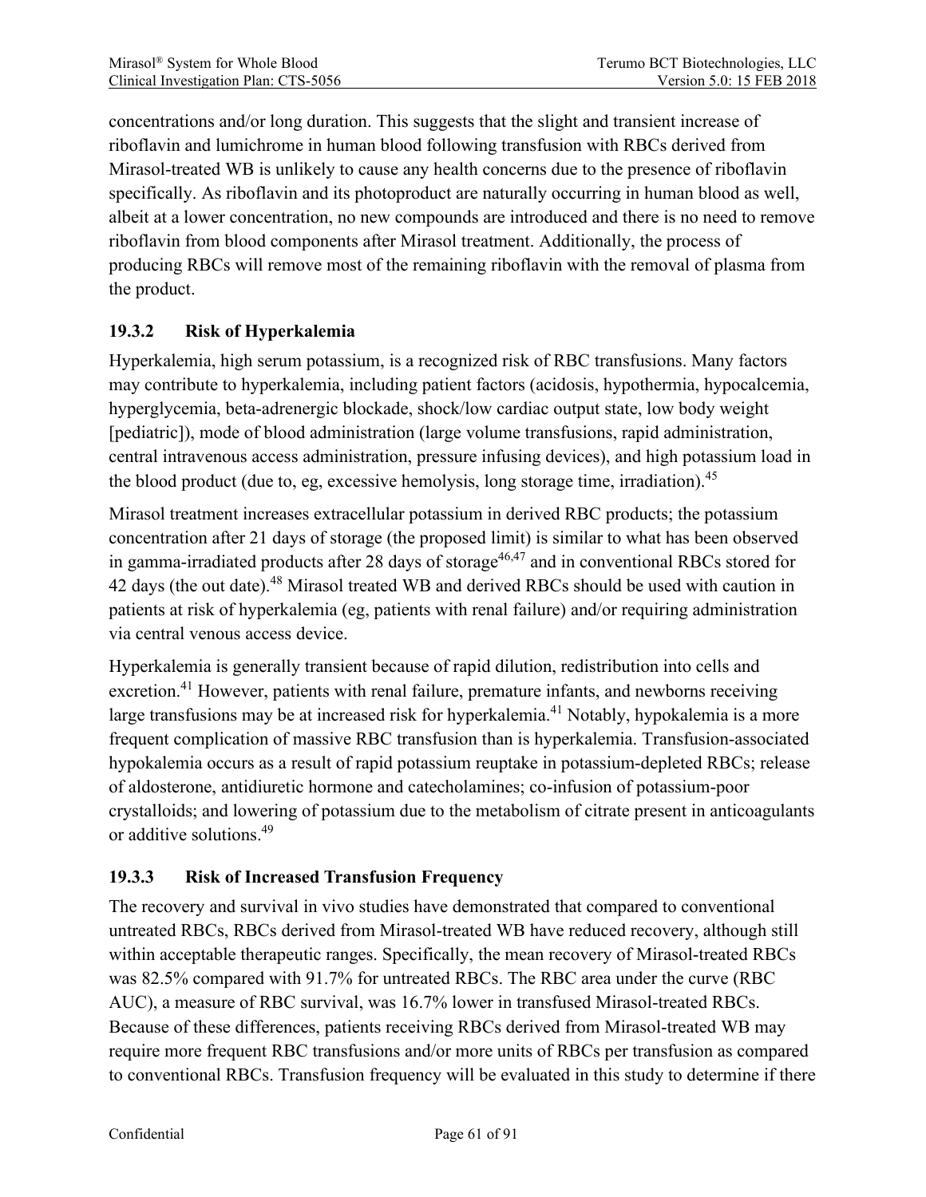concentrations and/or long duration. This suggests that the slight and transient increase of riboflavin and lumichrome in human blood following transfusion with RBCs derived from Mirasol-treated WB is unlikely to cause any health concerns due to the presence of riboflavin specifically. As riboflavin and its photoproduct are naturally occurring in human blood as well, albeit at a lower concentration, no new compounds are introduced and there is no need to remove riboflavin from blood components after Mirasol treatment. Additionally, the process of producing RBCs will remove most of the remaining riboflavin with the removal of plasma from the product.

### 19.3.2 Risk of Hyperkalemia

Hyperkalemia, high serum potassium, is a recognized risk of RBC transfusions. Many factors may contribute to hyperkalemia, including patient factors (acidosis, hypothermia, hypocalcemia, hyperglycemia, beta-adrenergic blockade, shock/low cardiac output state, low body weight [pediatric]), mode of blood administration (large volume transfusions, rapid administration, central intravenous access administration, pressure infusing devices), and high potassium load in the blood product (due to, eg, excessive hemolysis, long storage time, irradiation).[45]

Mirasol treatment increases extracellular potassium in derived RBC products; the potassium concentration after 21 days of storage (the proposed limit) is similar to what has been observed in gamma-irradiated products after 28 days of storage[46,47] and in conventional RBCs stored for 42 days (the out date).[48] Mirasol treated WB and derived RBCs should be used with caution in patients at risk of hyperkalemia (eg, patients with renal failure) and/or requiring administration via central venous access device.

Hyperkalemia is generally transient because of rapid dilution, redistribution into cells and excretion.[41] However, patients with renal failure, premature infants, and newborns receiving large transfusions may be at increased risk for hyperkalemia.[41] Notably, hypokalemia is a more frequent complication of massive RBC transfusion than is hyperkalemia. Transfusion-associated hypokalemia occurs as a result of rapid potassium reuptake in potassium-depleted RBCs; release of aldosterone, antidiuretic hormone and catecholamines; co-infusion of potassium-poor crystalloids; and lowering of potassium due to the metabolism of citrate present in anticoagulants or additive solutions.[49]

### 19.3.3 Risk of Increased Transfusion Frequency

The recovery and survival in vivo studies have demonstrated that compared to conventional untreated RBCs, RBCs derived from Mirasol-treated WB have reduced recovery, although still within acceptable therapeutic ranges. Specifically, the mean recovery of Mirasol-treated RBCs was 82.5% compared with 91.7% for untreated RBCs. The RBC area under the curve (RBC AUC), a measure of RBC survival, was 16.7% lower in transfused Mirasol-treated RBCs. Because of these differences, patients receiving RBCs derived from Mirasol-treated WB may require more frequent RBC transfusions and/or more units of RBCs per transfusion as compared to conventional RBCs. Transfusion frequency will be evaluated in this study to determine if there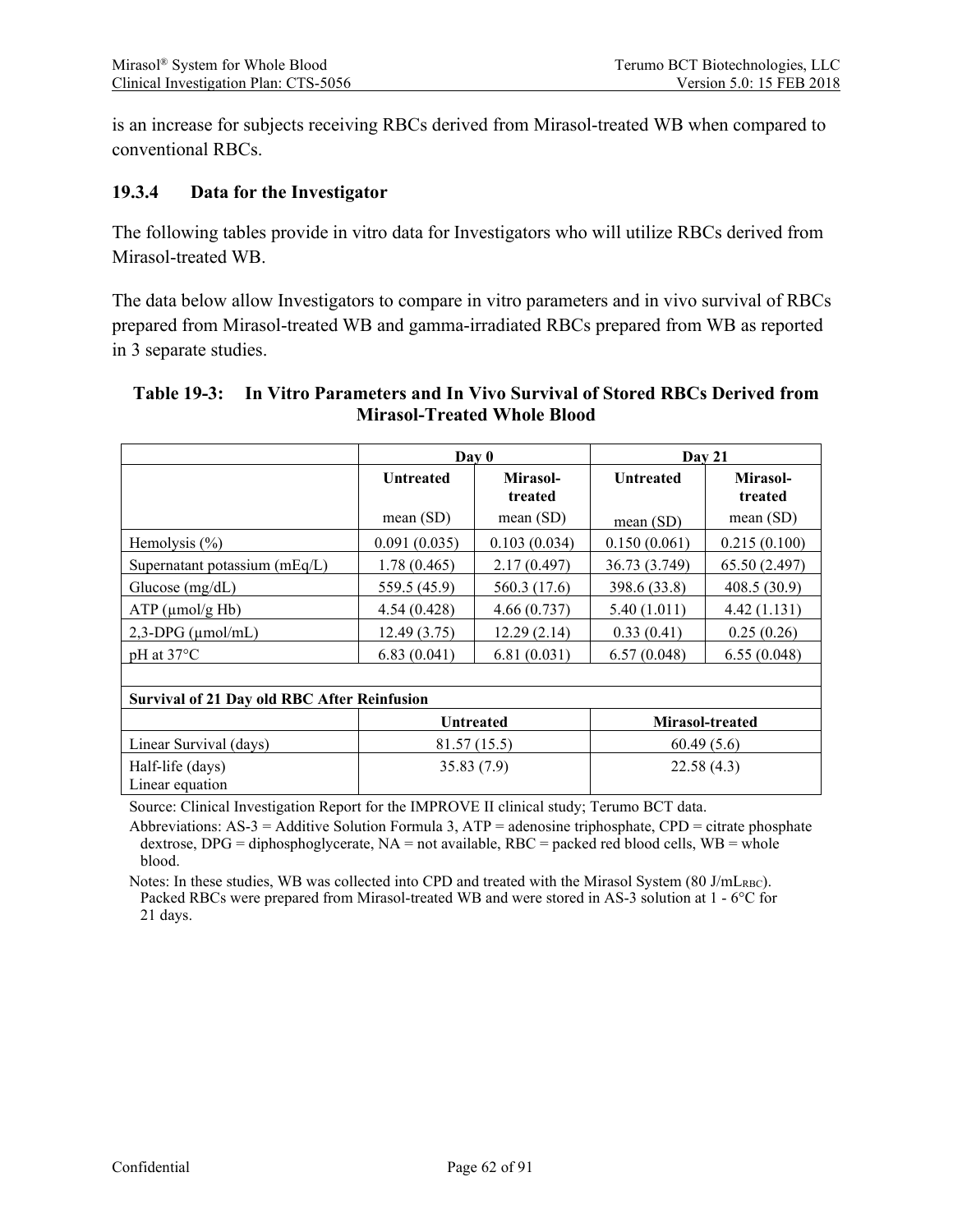is an increase for subjects receiving RBCs derived from Mirasol-treated WB when compared to conventional RBCs.

### 19.3.4 Data for the Investigator

The following tables provide in vitro data for Investigators who will utilize RBCs derived from Mirasol-treated WB.

The data below allow Investigators to compare in vitro parameters and in vivo survival of RBCs prepared from Mirasol-treated WB and gamma-irradiated RBCs prepared from WB as reported in 3 separate studies.

**Table 19-3: In Vitro Parameters and In Vivo Survival of Stored RBCs Derived from Mirasol-Treated Whole Blood**

| | **Day 0** | | **Day 21** | |
|---|---|---|---|---|
| | **Untreated** mean (SD) | **Mirasol-treated** mean (SD) | **Untreated** mean (SD) | **Mirasol-treated** mean (SD) |
| Hemolysis (%) | 0.091 (0.035) | 0.103 (0.034) | 0.150 (0.061) | 0.215 (0.100) |
| Supernatant potassium (mEq/L) | 1.78 (0.465) | 2.17 (0.497) | 36.73 (3.749) | 65.50 (2.497) |
| Glucose (mg/dL) | 559.5 (45.9) | 560.3 (17.6) | 398.6 (33.8) | 408.5 (30.9) |
| ATP (μmol/g Hb) | 4.54 (0.428) | 4.66 (0.737) | 5.40 (1.011) | 4.42 (1.131) |
| 2,3-DPG (μmol/mL) | 12.49 (3.75) | 12.29 (2.14) | 0.33 (0.41) | 0.25 (0.26) |
| pH at 37°C | 6.83 (0.041) | 6.81 (0.031) | 6.57 (0.048) | 6.55 (0.048) |
| | | | | |
| **Survival of 21 Day old RBC After Reinfusion** | | | | |
| | **Untreated** | | **Mirasol-treated** | |
| Linear Survival (days) | 81.57 (15.5) | | 60.49 (5.6) | |
| Half-life (days) Linear equation | 35.83 (7.9) | | 22.58 (4.3) | |

Source: Clinical Investigation Report for the IMPROVE II clinical study; Terumo BCT data.

Abbreviations: AS-3 = Additive Solution Formula 3, ATP = adenosine triphosphate, CPD = citrate phosphate dextrose, DPG = diphosphoglycerate, NA = not available, RBC = packed red blood cells, WB = whole blood.

Notes: In these studies, WB was collected into CPD and treated with the Mirasol System (80 $J/mL_{RBC}$). Packed RBCs were prepared from Mirasol-treated WB and were stored in AS-3 solution at 1 - 6°C for 21 days.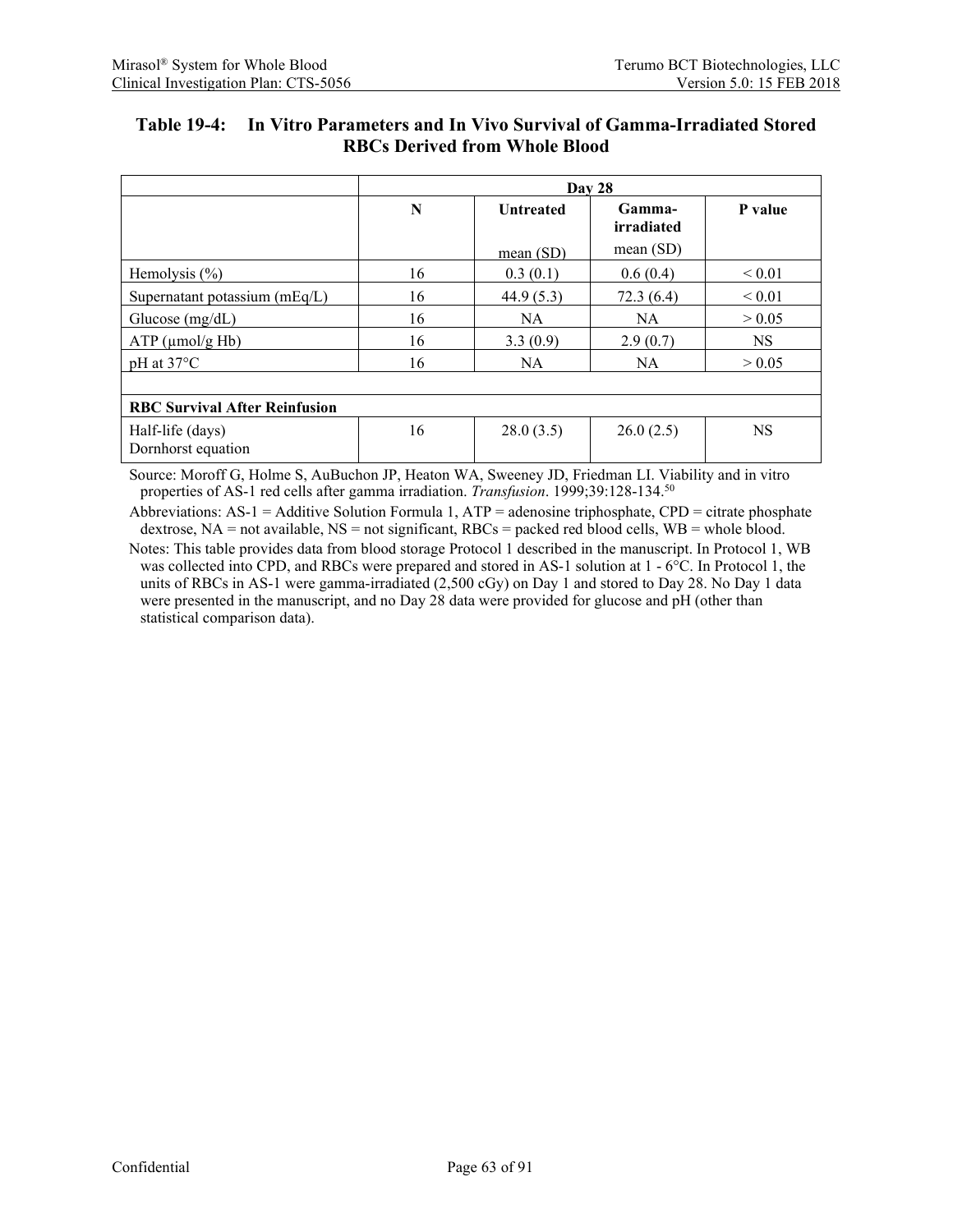### Table 19-4: In Vitro Parameters and In Vivo Survival of Gamma-Irradiated Stored RBCs Derived from Whole Blood

| | Day 28 | | | |
|---|---|---|---|---|
| | N | Untreated<br><br>mean (SD) | Gamma-irradiated<br>mean (SD) | P value |
| Hemolysis (%) | 16 | 0.3 (0.1) | 0.6 (0.4) | < 0.01 |
| Supernatant potassium (mEq/L) | 16 | 44.9 (5.3) | 72.3 (6.4) | < 0.01 |
| Glucose (mg/dL) | 16 | NA | NA | > 0.05 |
| ATP (μmol/g Hb) | 16 | 3.3 (0.9) | 2.9 (0.7) | NS |
| pH at 37°C | 16 | NA | NA | > 0.05 |
| | | | | |
| **RBC Survival After Reinfusion** | | | | |
| Half-life (days)<br>Dornhorst equation | 16 | 28.0 (3.5) | 26.0 (2.5) | NS |

Source: Moroff G, Holme S, AuBuchon JP, Heaton WA, Sweeney JD, Friedman LI. Viability and in vitro properties of AS-1 red cells after gamma irradiation. *Transfusion*. 1999;39:128-134.[50]

Abbreviations: AS-1 = Additive Solution Formula 1, ATP = adenosine triphosphate, CPD = citrate phosphate dextrose, NA = not available, NS = not significant, RBCs = packed red blood cells, WB = whole blood.

Notes: This table provides data from blood storage Protocol 1 described in the manuscript. In Protocol 1, WB was collected into CPD, and RBCs were prepared and stored in AS-1 solution at 1 - 6°C. In Protocol 1, the units of RBCs in AS-1 were gamma-irradiated (2,500 cGy) on Day 1 and stored to Day 28. No Day 1 data were presented in the manuscript, and no Day 28 data were provided for glucose and pH (other than statistical comparison data).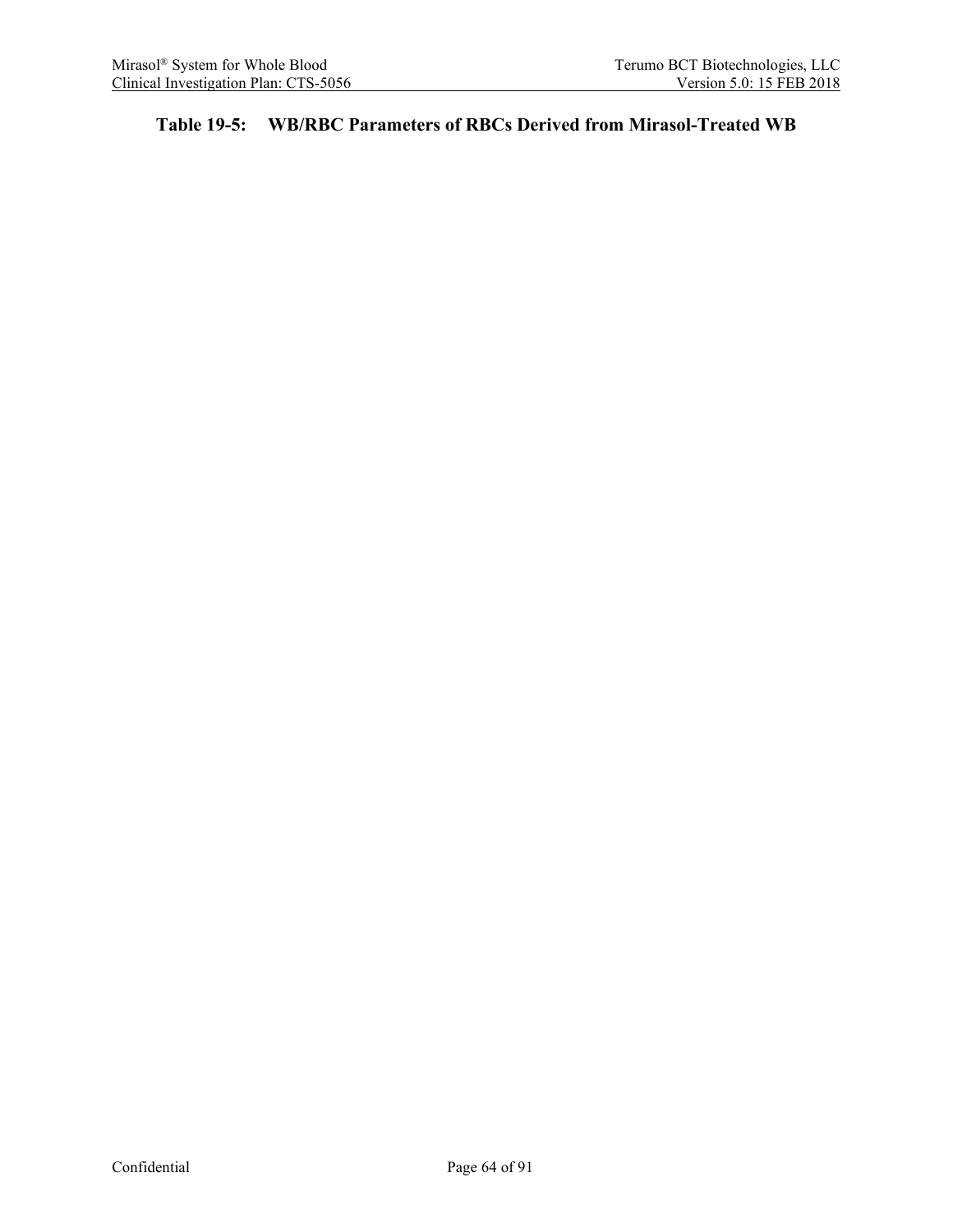**Table 19-5: WB/RBC Parameters of RBCs Derived from Mirasol-Treated WB**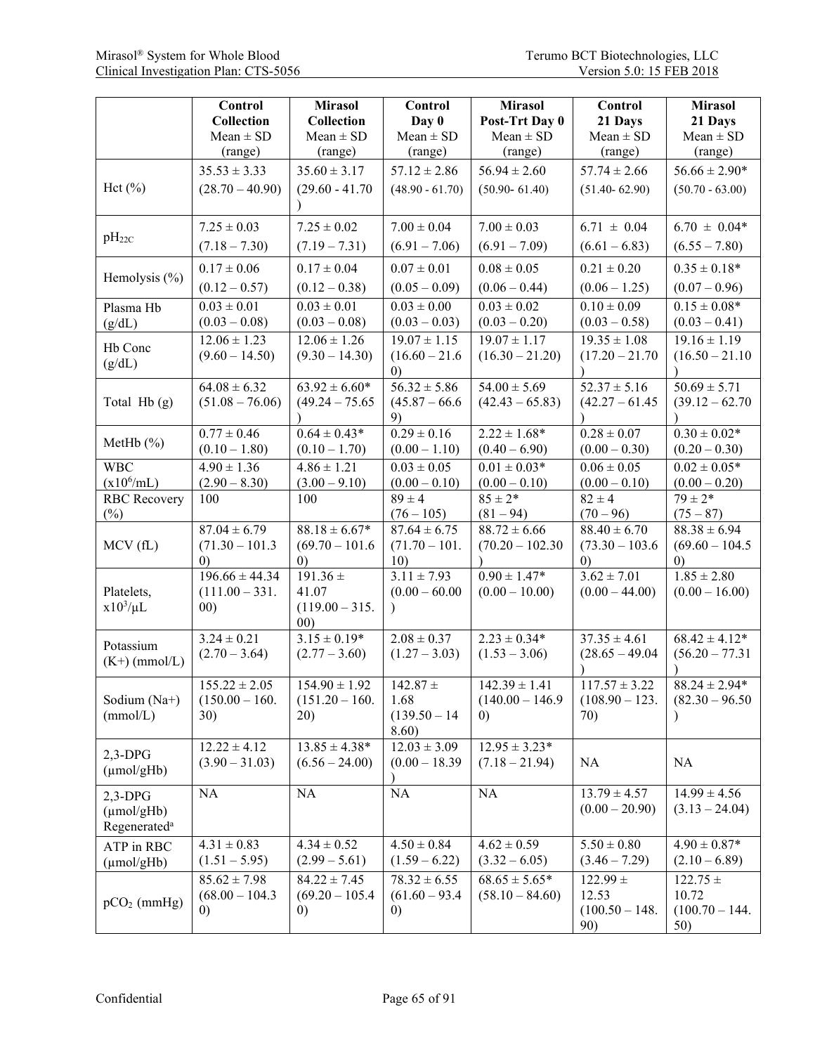| | Control Collection Mean ± SD (range) | Mirasol Collection Mean ± SD (range) | Control Day 0 Mean ± SD (range) | Mirasol Post-Trt Day 0 Mean ± SD (range) | Control 21 Days Mean ± SD (range) | Mirasol 21 Days Mean ± SD (range) |
|---|---|---|---|---|---|---|
| Hct (%) | 35.53 ± 3.33 (28.70 – 40.90) | 35.60 ± 3.17 (29.60 - 41.70) | 57.12 ± 2.86 (48.90 - 61.70) | 56.94 ± 2.60 (50.90- 61.40) | 57.74 ± 2.66 (51.40- 62.90) | 56.66 ± 2.90* (50.70 - 63.00) |
| $pH_{22C}$ | 7.25 ± 0.03 (7.18 – 7.30) | 7.25 ± 0.02 (7.19 – 7.31) | 7.00 ± 0.04 (6.91 – 7.06) | 7.00 ± 0.03 (6.91 – 7.09) | 6.71 ± 0.04 (6.61 – 6.83) | 6.70 ± 0.04* (6.55 – 7.80) |
| Hemolysis (%) | 0.17 ± 0.06 (0.12 – 0.57) | 0.17 ± 0.04 (0.12 – 0.38) | 0.07 ± 0.01 (0.05 – 0.09) | 0.08 ± 0.05 (0.06 – 0.44) | 0.21 ± 0.20 (0.06 – 1.25) | 0.35 ± 0.18* (0.07 – 0.96) |
| Plasma Hb (g/dL) | 0.03 ± 0.01 (0.03 – 0.08) | 0.03 ± 0.01 (0.03 – 0.08) | 0.03 ± 0.00 (0.03 – 0.03) | 0.03 ± 0.02 (0.03 – 0.20) | 0.10 ± 0.09 (0.03 – 0.58) | 0.15 ± 0.08* (0.03 – 0.41) |
| Hb Conc (g/dL) | 12.06 ± 1.23 (9.60 – 14.50) | 12.06 ± 1.26 (9.30 – 14.30) | 19.07 ± 1.15 (16.60 – 21.60) | 19.07 ± 1.17 (16.30 – 21.20) | 19.35 ± 1.08 (17.20 – 21.70) | 19.16 ± 1.19 (16.50 – 21.10) |
| Total Hb (g) | 64.08 ± 6.32 (51.08 – 76.06) | 63.92 ± 6.60* (49.24 – 75.65) | 56.32 ± 5.86 (45.87 – 66.69) | 54.00 ± 5.69 (42.43 – 65.83) | 52.37 ± 5.16 (42.27 – 61.45) | 50.69 ± 5.71 (39.12 – 62.70) |
| MetHb (%) | 0.77 ± 0.46 (0.10 – 1.80) | 0.64 ± 0.43* (0.10 – 1.70) | 0.29 ± 0.16 (0.00 – 1.10) | 2.22 ± 1.68* (0.40 – 6.90) | 0.28 ± 0.07 (0.00 – 0.30) | 0.30 ± 0.02* (0.20 – 0.30) |
| WBC ($x10^6$/mL) | 4.90 ± 1.36 (2.90 – 8.30) | 4.86 ± 1.21 (3.00 – 9.10) | 0.03 ± 0.05 (0.00 – 0.10) | 0.01 ± 0.03* (0.00 – 0.10) | 0.06 ± 0.05 (0.00 – 0.10) | 0.02 ± 0.05* (0.00 – 0.20) |
| RBC Recovery (%) | 100 | 100 | 89 ± 4 (76 – 105) | 85 ± 2* (81 – 94) | 82 ± 4 (70 – 96) | 79 ± 2* (75 – 87) |
| MCV (fL) | 87.04 ± 6.79 (71.30 – 101.30) | 88.18 ± 6.67* (69.70 – 101.60) | 87.64 ± 6.75 (71.70 – 101.10) | 88.72 ± 6.66 (70.20 – 102.30) | 88.40 ± 6.70 (73.30 – 103.60) | 88.38 ± 6.94 (69.60 – 104.50) |
| Platelets, $x10^3$/μL | 196.66 ± 44.34 (111.00 – 331.00) | 191.36 ± 41.07 (119.00 – 315.00) | 3.11 ± 7.93 (0.00 – 60.00) | 0.90 ± 1.47* (0.00 – 10.00) | 3.62 ± 7.01 (0.00 – 44.00) | 1.85 ± 2.80 (0.00 – 16.00) |
| Potassium (K+) (mmol/L) | 3.24 ± 0.21 (2.70 – 3.64) | 3.15 ± 0.19* (2.77 – 3.60) | 2.08 ± 0.37 (1.27 – 3.03) | 2.23 ± 0.34* (1.53 – 3.06) | 37.35 ± 4.61 (28.65 – 49.04) | 68.42 ± 4.12* (56.20 – 77.31) |
| Sodium (Na+) (mmol/L) | 155.22 ± 2.05 (150.00 – 160.30) | 154.90 ± 1.92 (151.20 – 160.20) | 142.87 ± 1.68 (139.50 – 148.60) | 142.39 ± 1.41 (140.00 – 146.90) | 117.57 ± 3.22 (108.90 – 123.70) | 88.24 ± 2.94* (82.30 – 96.50) |
| 2,3-DPG (μmol/gHb) | 12.22 ± 4.12 (3.90 – 31.03) | 13.85 ± 4.38* (6.56 – 24.00) | 12.03 ± 3.09 (0.00 – 18.39) | 12.95 ± 3.23* (7.18 – 21.94) | NA | NA |
| 2,3-DPG (μmol/gHb) Regenerated[a] | NA | NA | NA | NA | 13.79 ± 4.57 (0.00 – 20.90) | 14.99 ± 4.56 (3.13 – 24.04) |
| ATP in RBC (μmol/gHb) | 4.31 ± 0.83 (1.51 – 5.95) | 4.34 ± 0.52 (2.99 – 5.61) | 4.50 ± 0.84 (1.59 – 6.22) | 4.62 ± 0.59 (3.32 – 6.05) | 5.50 ± 0.80 (3.46 – 7.29) | 4.90 ± 0.87* (2.10 – 6.89) |
| $pCO_2$ (mmHg) | 85.62 ± 7.98 (68.00 – 104.30) | 84.22 ± 7.45 (69.20 – 105.40) | 78.32 ± 6.55 (61.60 – 93.40) | 68.65 ± 5.65* (58.10 – 84.60) | 122.99 ± 12.53 (100.50 – 148.90) | 122.75 ± 10.72 (100.70 – 144.50) |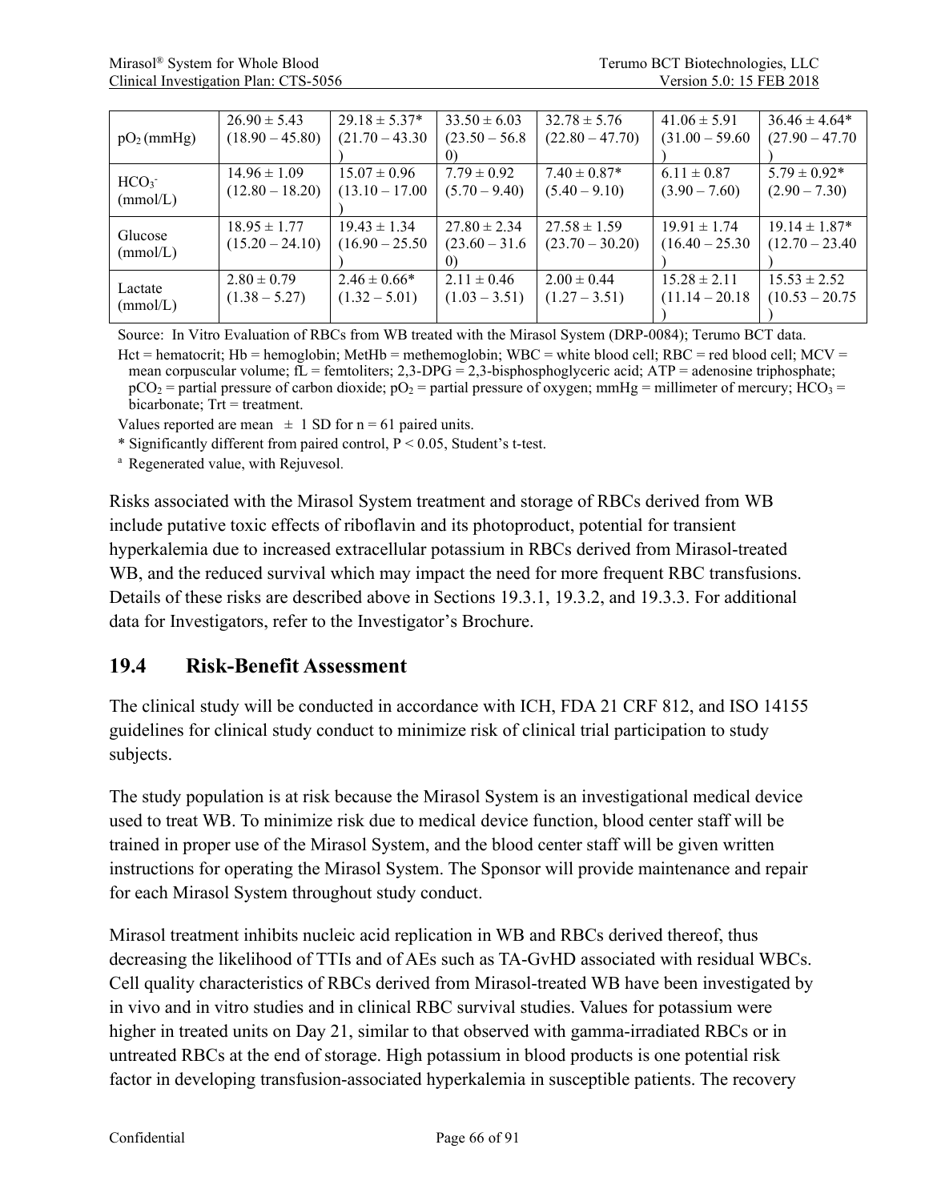| | | | | | | |
|---|---|---|---|---|---|---|
| $pO_2$ (mmHg) | 26.90 ± 5.43 (18.90 – 45.80) | 29.18 ± 5.37* (21.70 – 43.30) | 33.50 ± 6.03 (23.50 – 56.80) | 32.78 ± 5.76 (22.80 – 47.70) | 41.06 ± 5.91 (31.00 – 59.60) | 36.46 ± 4.64* (27.90 – 47.70) |
| $HCO_3^-$ (mmol/L) | 14.96 ± 1.09 (12.80 – 18.20) | 15.07 ± 0.96 (13.10 – 17.00) | 7.79 ± 0.92 (5.70 – 9.40) | 7.40 ± 0.87* (5.40 – 9.10) | 6.11 ± 0.87 (3.90 – 7.60) | 5.79 ± 0.92* (2.90 – 7.30) |
| Glucose (mmol/L) | 18.95 ± 1.77 (15.20 – 24.10) | 19.43 ± 1.34 (16.90 – 25.50) | 27.80 ± 2.34 (23.60 – 31.60) | 27.58 ± 1.59 (23.70 – 30.20) | 19.91 ± 1.74 (16.40 – 25.30) | 19.14 ± 1.87* (12.70 – 23.40) |
| Lactate (mmol/L) | 2.80 ± 0.79 (1.38 – 5.27) | 2.46 ± 0.66* (1.32 – 5.01) | 2.11 ± 0.46 (1.03 – 3.51) | 2.00 ± 0.44 (1.27 – 3.51) | 15.28 ± 2.11 (11.14 – 20.18) | 15.53 ± 2.52 (10.53 – 20.75) |

Source: In Vitro Evaluation of RBCs from WB treated with the Mirasol System (DRP-0084); Terumo BCT data.

Hct = hematocrit; Hb = hemoglobin; MetHb = methemoglobin; WBC = white blood cell; RBC = red blood cell; MCV = mean corpuscular volume; fL = femtoliters; 2,3-DPG = 2,3-bisphosphoglyceric acid; ATP = adenosine triphosphate; $pCO_2$ = partial pressure of carbon dioxide; $pO_2$ = partial pressure of oxygen; mmHg = millimeter of mercury; $HCO_3$ = bicarbonate; Trt = treatment.

Values reported are mean ± 1 SD for n = 61 paired units.

* Significantly different from paired control, P < 0.05, Student's t-test.

[a] Regenerated value, with Rejuvesol.

Risks associated with the Mirasol System treatment and storage of RBCs derived from WB include putative toxic effects of riboflavin and its photoproduct, potential for transient hyperkalemia due to increased extracellular potassium in RBCs derived from Mirasol-treated WB, and the reduced survival which may impact the need for more frequent RBC transfusions. Details of these risks are described above in Sections 19.3.1, 19.3.2, and 19.3.3. For additional data for Investigators, refer to the Investigator's Brochure.

## 19.4 Risk-Benefit Assessment

The clinical study will be conducted in accordance with ICH, FDA 21 CRF 812, and ISO 14155 guidelines for clinical study conduct to minimize risk of clinical trial participation to study subjects.

The study population is at risk because the Mirasol System is an investigational medical device used to treat WB. To minimize risk due to medical device function, blood center staff will be trained in proper use of the Mirasol System, and the blood center staff will be given written instructions for operating the Mirasol System. The Sponsor will provide maintenance and repair for each Mirasol System throughout study conduct.

Mirasol treatment inhibits nucleic acid replication in WB and RBCs derived thereof, thus decreasing the likelihood of TTIs and of AEs such as TA-GvHD associated with residual WBCs. Cell quality characteristics of RBCs derived from Mirasol-treated WB have been investigated by in vivo and in vitro studies and in clinical RBC survival studies. Values for potassium were higher in treated units on Day 21, similar to that observed with gamma-irradiated RBCs or in untreated RBCs at the end of storage. High potassium in blood products is one potential risk factor in developing transfusion-associated hyperkalemia in susceptible patients. The recovery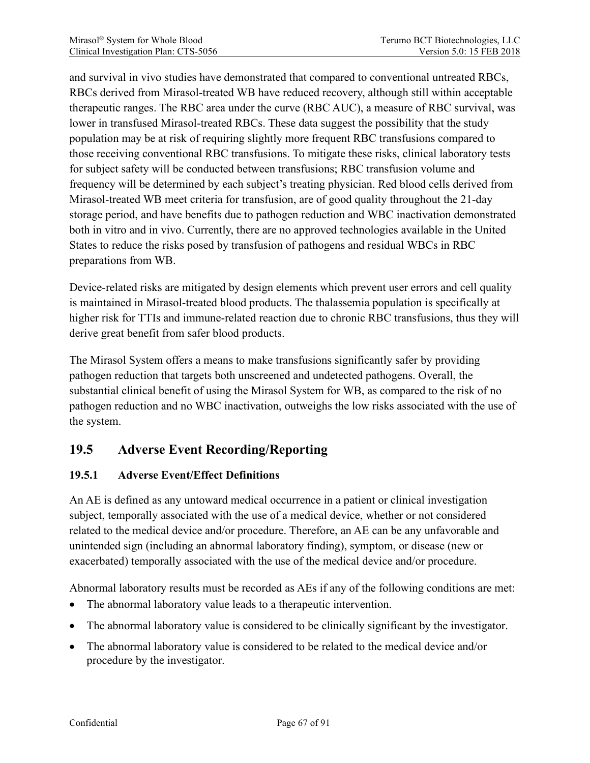and survival in vivo studies have demonstrated that compared to conventional untreated RBCs, RBCs derived from Mirasol-treated WB have reduced recovery, although still within acceptable therapeutic ranges. The RBC area under the curve (RBC AUC), a measure of RBC survival, was lower in transfused Mirasol-treated RBCs. These data suggest the possibility that the study population may be at risk of requiring slightly more frequent RBC transfusions compared to those receiving conventional RBC transfusions. To mitigate these risks, clinical laboratory tests for subject safety will be conducted between transfusions; RBC transfusion volume and frequency will be determined by each subject's treating physician. Red blood cells derived from Mirasol-treated WB meet criteria for transfusion, are of good quality throughout the 21-day storage period, and have benefits due to pathogen reduction and WBC inactivation demonstrated both in vitro and in vivo. Currently, there are no approved technologies available in the United States to reduce the risks posed by transfusion of pathogens and residual WBCs in RBC preparations from WB.

Device-related risks are mitigated by design elements which prevent user errors and cell quality is maintained in Mirasol-treated blood products. The thalassemia population is specifically at higher risk for TTIs and immune-related reaction due to chronic RBC transfusions, thus they will derive great benefit from safer blood products.

The Mirasol System offers a means to make transfusions significantly safer by providing pathogen reduction that targets both unscreened and undetected pathogens. Overall, the substantial clinical benefit of using the Mirasol System for WB, as compared to the risk of no pathogen reduction and no WBC inactivation, outweighs the low risks associated with the use of the system.

## 19.5 Adverse Event Recording/Reporting

### 19.5.1 Adverse Event/Effect Definitions

An AE is defined as any untoward medical occurrence in a patient or clinical investigation subject, temporally associated with the use of a medical device, whether or not considered related to the medical device and/or procedure. Therefore, an AE can be any unfavorable and unintended sign (including an abnormal laboratory finding), symptom, or disease (new or exacerbated) temporally associated with the use of the medical device and/or procedure.

Abnormal laboratory results must be recorded as AEs if any of the following conditions are met:

- The abnormal laboratory value leads to a therapeutic intervention.
- The abnormal laboratory value is considered to be clinically significant by the investigator.
- The abnormal laboratory value is considered to be related to the medical device and/or procedure by the investigator.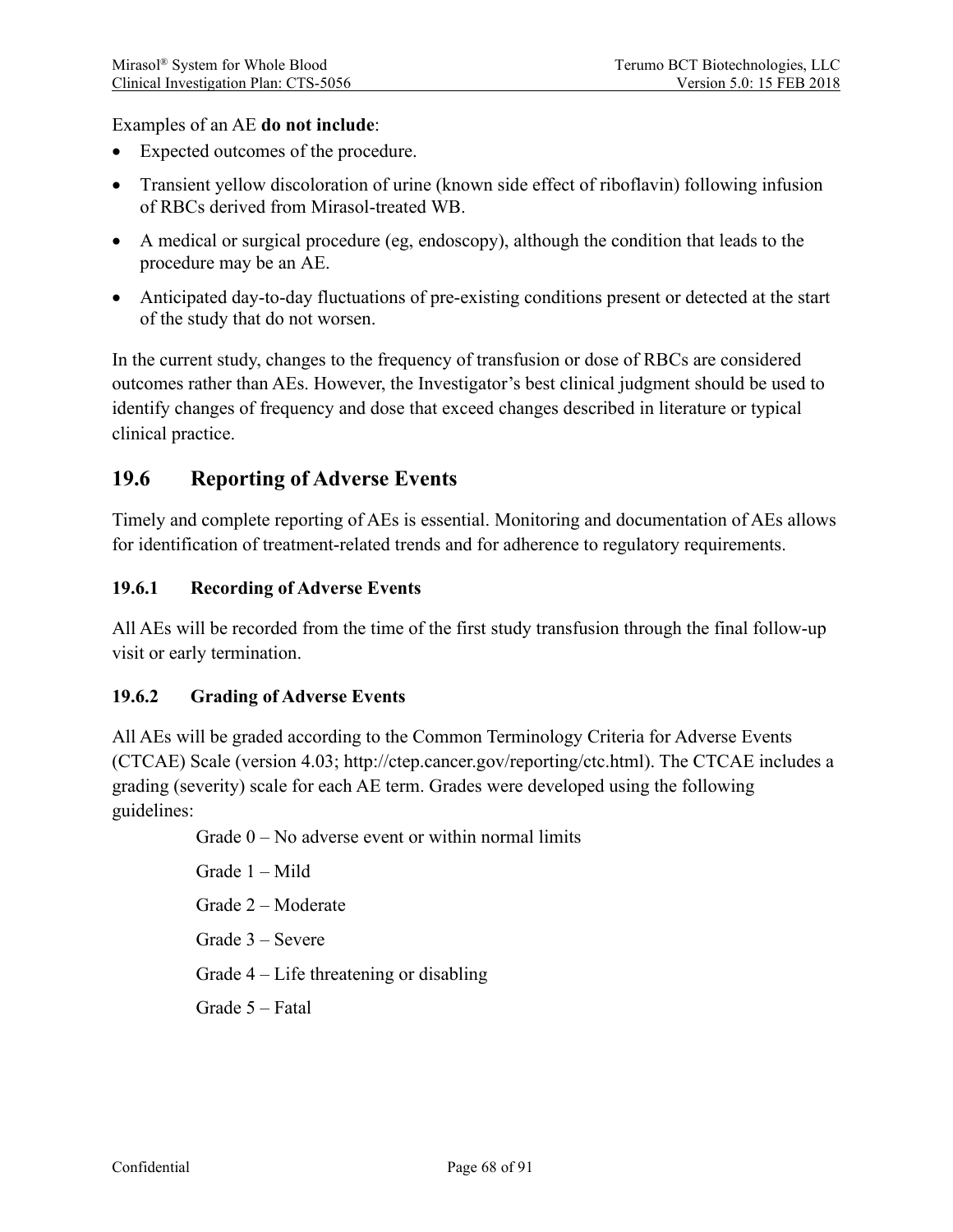Examples of an AE **do not include**:

- Expected outcomes of the procedure.
- Transient yellow discoloration of urine (known side effect of riboflavin) following infusion of RBCs derived from Mirasol-treated WB.
- A medical or surgical procedure (eg, endoscopy), although the condition that leads to the procedure may be an AE.
- Anticipated day-to-day fluctuations of pre-existing conditions present or detected at the start of the study that do not worsen.

In the current study, changes to the frequency of transfusion or dose of RBCs are considered outcomes rather than AEs. However, the Investigator's best clinical judgment should be used to identify changes of frequency and dose that exceed changes described in literature or typical clinical practice.

## 19.6 Reporting of Adverse Events

Timely and complete reporting of AEs is essential. Monitoring and documentation of AEs allows for identification of treatment-related trends and for adherence to regulatory requirements.

### 19.6.1 Recording of Adverse Events

All AEs will be recorded from the time of the first study transfusion through the final follow-up visit or early termination.

### 19.6.2 Grading of Adverse Events

All AEs will be graded according to the Common Terminology Criteria for Adverse Events (CTCAE) Scale (version 4.03; http://ctep.cancer.gov/reporting/ctc.html). The CTCAE includes a grading (severity) scale for each AE term. Grades were developed using the following guidelines:

Grade 0 – No adverse event or within normal limits

Grade 1 – Mild

Grade 2 – Moderate

Grade 3 – Severe

Grade 4 – Life threatening or disabling

Grade 5 – Fatal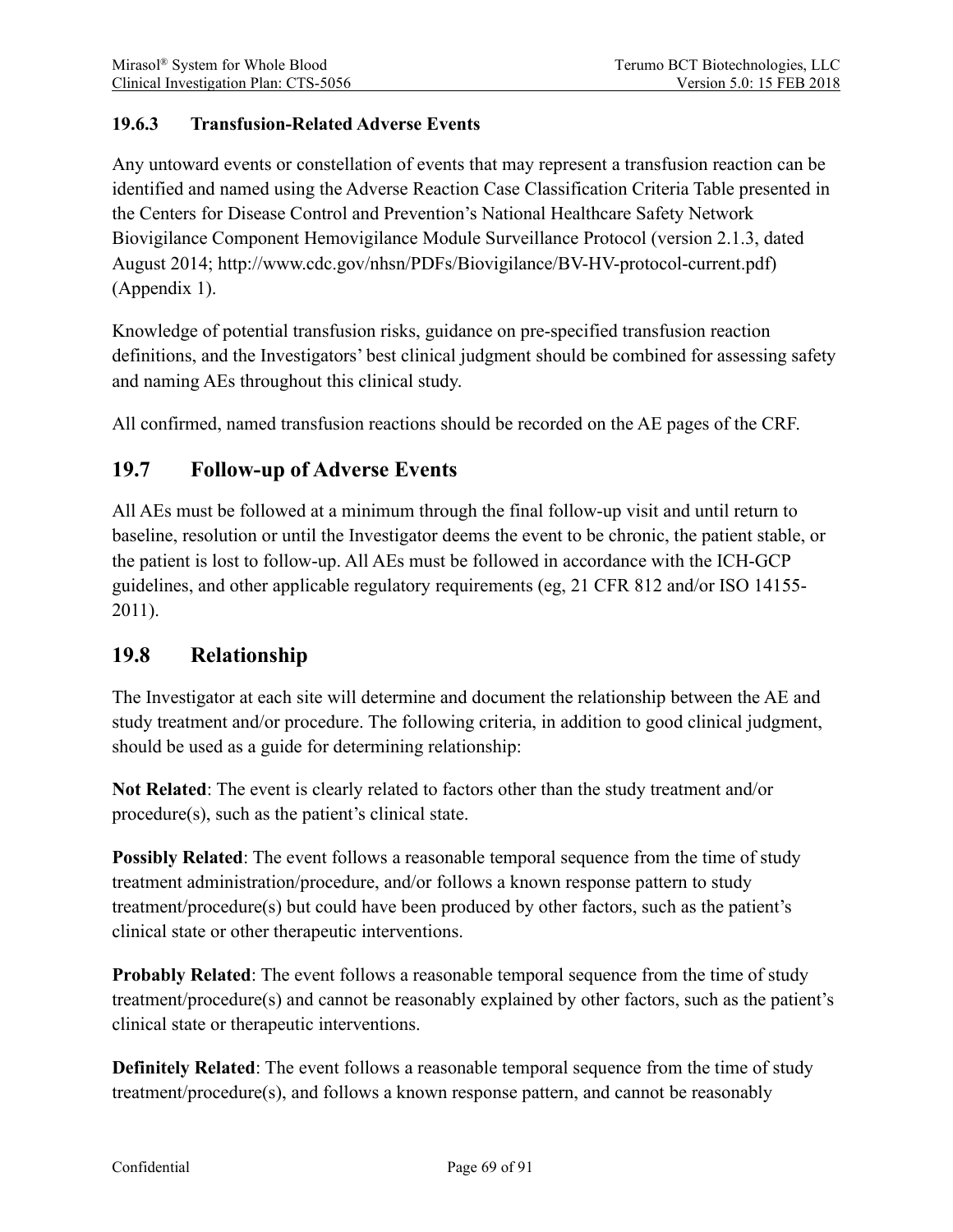#### 19.6.3 Transfusion-Related Adverse Events

Any untoward events or constellation of events that may represent a transfusion reaction can be identified and named using the Adverse Reaction Case Classification Criteria Table presented in the Centers for Disease Control and Prevention's National Healthcare Safety Network Biovigilance Component Hemovigilance Module Surveillance Protocol (version 2.1.3, dated August 2014; http://www.cdc.gov/nhsn/PDFs/Biovigilance/BV-HV-protocol-current.pdf) (Appendix 1).

Knowledge of potential transfusion risks, guidance on pre-specified transfusion reaction definitions, and the Investigators' best clinical judgment should be combined for assessing safety and naming AEs throughout this clinical study.

All confirmed, named transfusion reactions should be recorded on the AE pages of the CRF.

## 19.7 Follow-up of Adverse Events

All AEs must be followed at a minimum through the final follow-up visit and until return to baseline, resolution or until the Investigator deems the event to be chronic, the patient stable, or the patient is lost to follow-up. All AEs must be followed in accordance with the ICH-GCP guidelines, and other applicable regulatory requirements (eg, 21 CFR 812 and/or ISO 14155-2011).

## 19.8 Relationship

The Investigator at each site will determine and document the relationship between the AE and study treatment and/or procedure. The following criteria, in addition to good clinical judgment, should be used as a guide for determining relationship:

**Not Related**: The event is clearly related to factors other than the study treatment and/or procedure(s), such as the patient's clinical state.

**Possibly Related**: The event follows a reasonable temporal sequence from the time of study treatment administration/procedure, and/or follows a known response pattern to study treatment/procedure(s) but could have been produced by other factors, such as the patient's clinical state or other therapeutic interventions.

**Probably Related**: The event follows a reasonable temporal sequence from the time of study treatment/procedure(s) and cannot be reasonably explained by other factors, such as the patient's clinical state or therapeutic interventions.

**Definitely Related**: The event follows a reasonable temporal sequence from the time of study treatment/procedure(s), and follows a known response pattern, and cannot be reasonably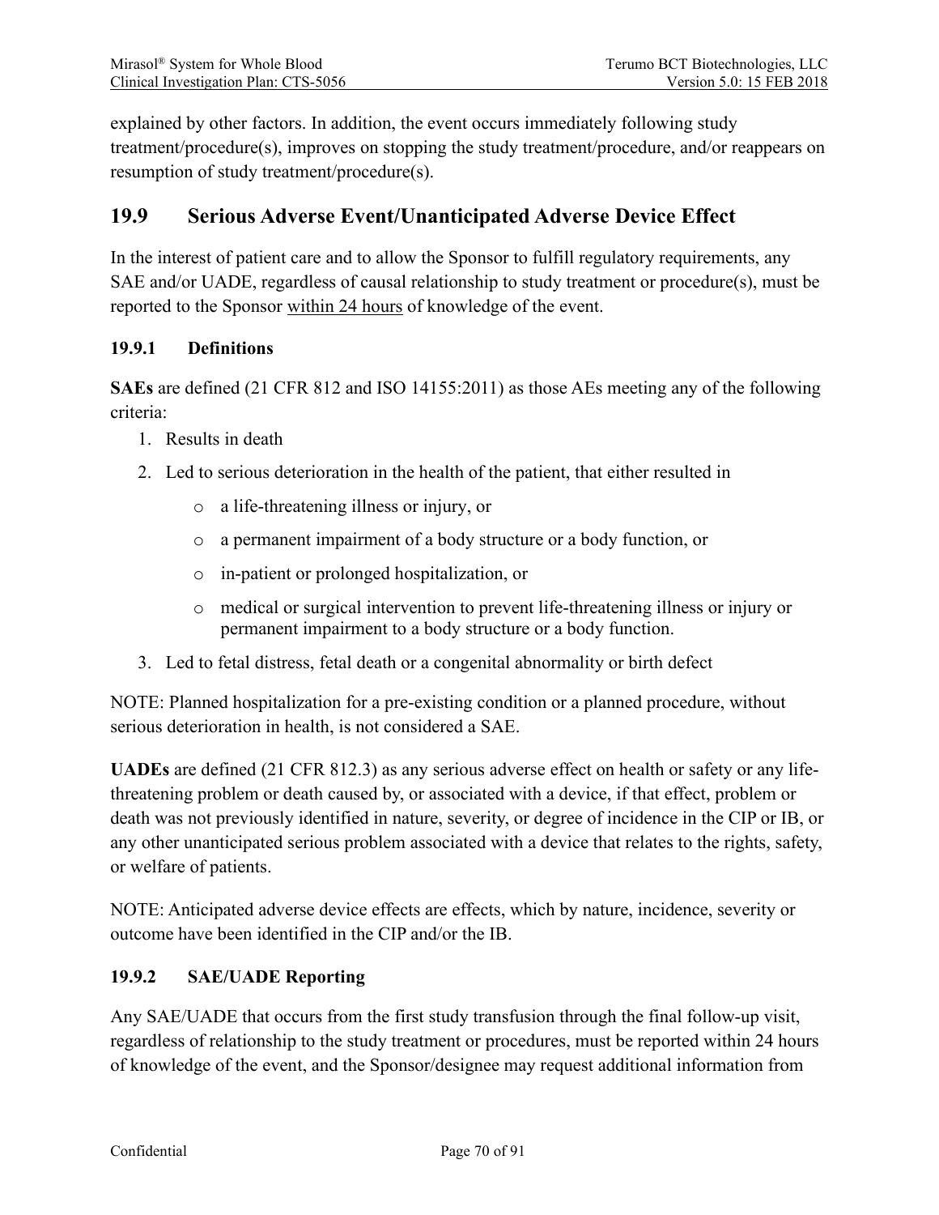explained by other factors. In addition, the event occurs immediately following study treatment/procedure(s), improves on stopping the study treatment/procedure, and/or reappears on resumption of study treatment/procedure(s).

## 19.9 Serious Adverse Event/Unanticipated Adverse Device Effect

In the interest of patient care and to allow the Sponsor to fulfill regulatory requirements, any SAE and/or UADE, regardless of causal relationship to study treatment or procedure(s), must be reported to the Sponsor <u>within 24 hours</u> of knowledge of the event.

### 19.9.1 Definitions

**SAEs** are defined (21 CFR 812 and ISO 14155:2011) as those AEs meeting any of the following criteria:

1. Results in death
2. Led to serious deterioration in the health of the patient, that either resulted in
   - a life-threatening illness or injury, or
   - a permanent impairment of a body structure or a body function, or
   - in-patient or prolonged hospitalization, or
   - medical or surgical intervention to prevent life-threatening illness or injury or permanent impairment to a body structure or a body function.
3. Led to fetal distress, fetal death or a congenital abnormality or birth defect

NOTE: Planned hospitalization for a pre-existing condition or a planned procedure, without serious deterioration in health, is not considered a SAE.

**UADEs** are defined (21 CFR 812.3) as any serious adverse effect on health or safety or any life-threatening problem or death caused by, or associated with a device, if that effect, problem or death was not previously identified in nature, severity, or degree of incidence in the CIP or IB, or any other unanticipated serious problem associated with a device that relates to the rights, safety, or welfare of patients.

NOTE: Anticipated adverse device effects are effects, which by nature, incidence, severity or outcome have been identified in the CIP and/or the IB.

### 19.9.2 SAE/UADE Reporting

Any SAE/UADE that occurs from the first study transfusion through the final follow-up visit, regardless of relationship to the study treatment or procedures, must be reported within 24 hours of knowledge of the event, and the Sponsor/designee may request additional information from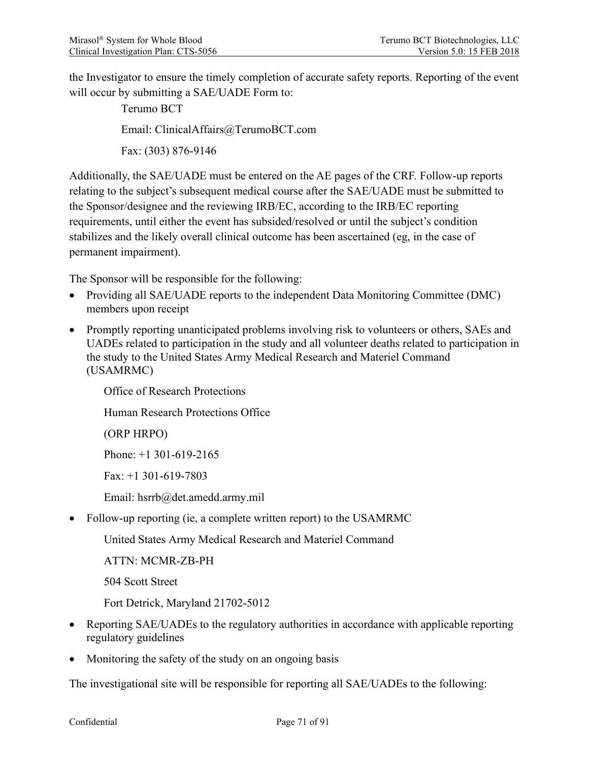the Investigator to ensure the timely completion of accurate safety reports. Reporting of the event will occur by submitting a SAE/UADE Form to:

Terumo BCT

Email: ClinicalAffairs@TerumoBCT.com

Fax: (303) 876-9146

Additionally, the SAE/UADE must be entered on the AE pages of the CRF. Follow-up reports relating to the subject's subsequent medical course after the SAE/UADE must be submitted to the Sponsor/designee and the reviewing IRB/EC, according to the IRB/EC reporting requirements, until either the event has subsided/resolved or until the subject's condition stabilizes and the likely overall clinical outcome has been ascertained (eg, in the case of permanent impairment).

The Sponsor will be responsible for the following:

- Providing all SAE/UADE reports to the independent Data Monitoring Committee (DMC) members upon receipt
- Promptly reporting unanticipated problems involving risk to volunteers or others, SAEs and UADEs related to participation in the study and all volunteer deaths related to participation in the study to the United States Army Medical Research and Materiel Command (USAMRMC)

  Office of Research Protections

  Human Research Protections Office

  (ORP HRPO)

  Phone: +1 301-619-2165

  Fax: +1 301-619-7803

  Email: hsrrb@det.amedd.army.mil

- Follow-up reporting (ie, a complete written report) to the USAMRMC

  United States Army Medical Research and Materiel Command

  ATTN: MCMR-ZB-PH

  504 Scott Street

  Fort Detrick, Maryland 21702-5012

- Reporting SAE/UADEs to the regulatory authorities in accordance with applicable reporting regulatory guidelines
- Monitoring the safety of the study on an ongoing basis

The investigational site will be responsible for reporting all SAE/UADEs to the following: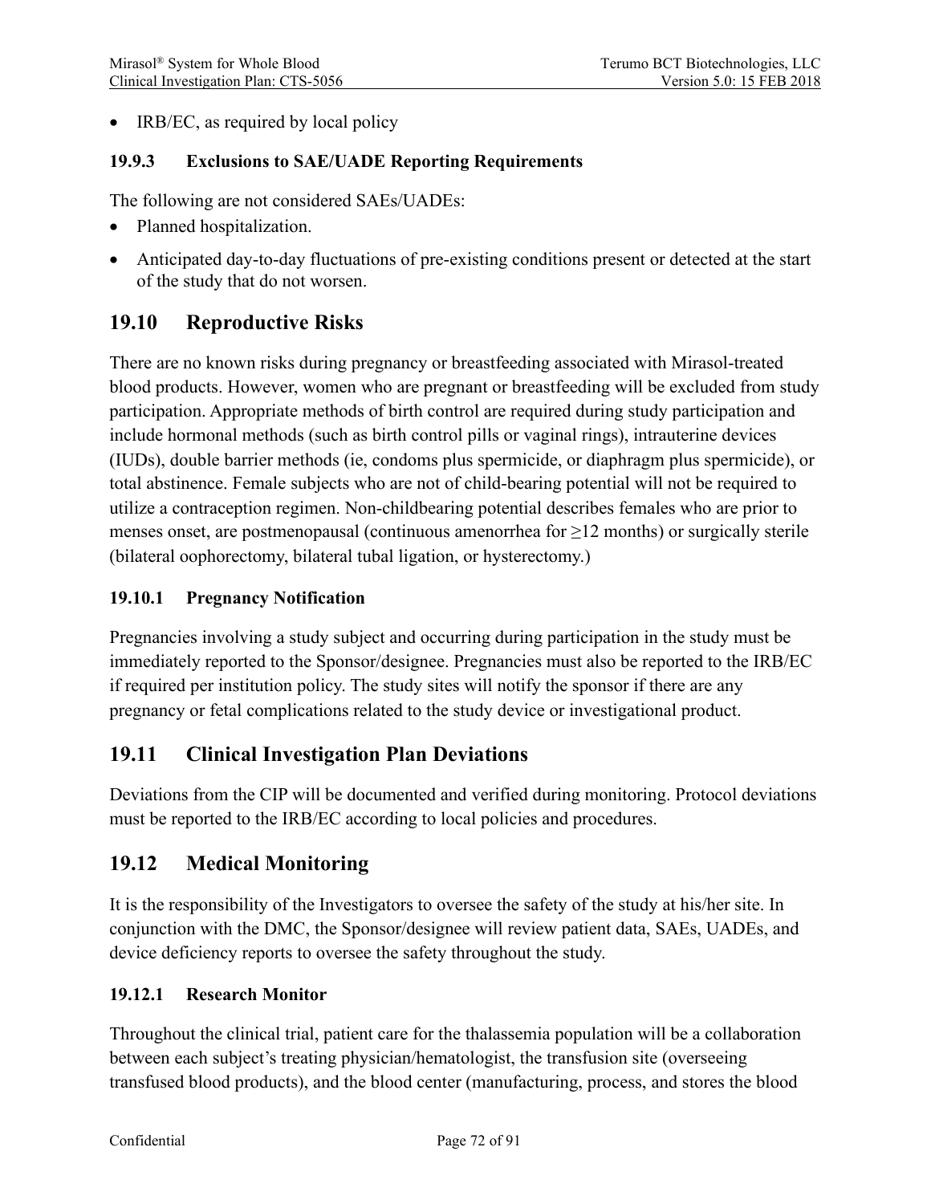- IRB/EC, as required by local policy

### 19.9.3 Exclusions to SAE/UADE Reporting Requirements

The following are not considered SAEs/UADEs:

- Planned hospitalization.
- Anticipated day-to-day fluctuations of pre-existing conditions present or detected at the start of the study that do not worsen.

## 19.10 Reproductive Risks

There are no known risks during pregnancy or breastfeeding associated with Mirasol-treated blood products. However, women who are pregnant or breastfeeding will be excluded from study participation. Appropriate methods of birth control are required during study participation and include hormonal methods (such as birth control pills or vaginal rings), intrauterine devices (IUDs), double barrier methods (ie, condoms plus spermicide, or diaphragm plus spermicide), or total abstinence. Female subjects who are not of child-bearing potential will not be required to utilize a contraception regimen. Non-childbearing potential describes females who are prior to menses onset, are postmenopausal (continuous amenorrhea for ≥12 months) or surgically sterile (bilateral oophorectomy, bilateral tubal ligation, or hysterectomy.)

### 19.10.1 Pregnancy Notification

Pregnancies involving a study subject and occurring during participation in the study must be immediately reported to the Sponsor/designee. Pregnancies must also be reported to the IRB/EC if required per institution policy. The study sites will notify the sponsor if there are any pregnancy or fetal complications related to the study device or investigational product.

## 19.11 Clinical Investigation Plan Deviations

Deviations from the CIP will be documented and verified during monitoring. Protocol deviations must be reported to the IRB/EC according to local policies and procedures.

## 19.12 Medical Monitoring

It is the responsibility of the Investigators to oversee the safety of the study at his/her site. In conjunction with the DMC, the Sponsor/designee will review patient data, SAEs, UADEs, and device deficiency reports to oversee the safety throughout the study.

### 19.12.1 Research Monitor

Throughout the clinical trial, patient care for the thalassemia population will be a collaboration between each subject's treating physician/hematologist, the transfusion site (overseeing transfused blood products), and the blood center (manufacturing, process, and stores the blood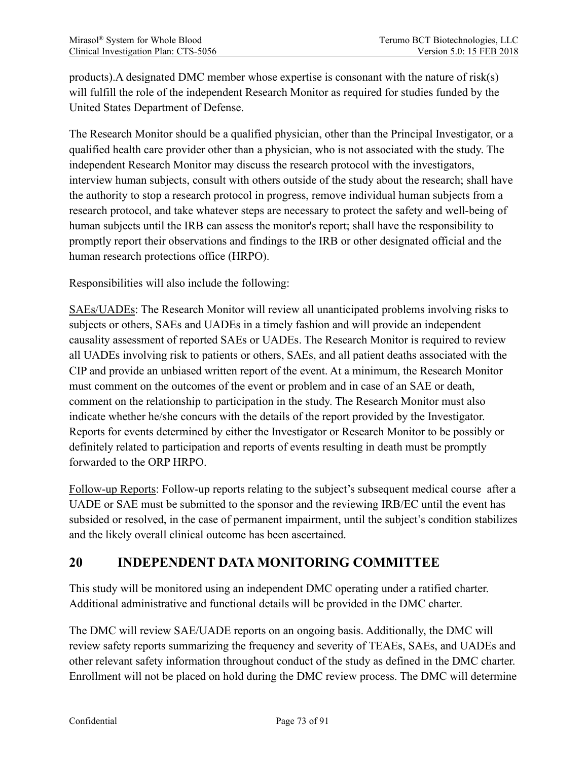products).A designated DMC member whose expertise is consonant with the nature of risk(s) will fulfill the role of the independent Research Monitor as required for studies funded by the United States Department of Defense.

The Research Monitor should be a qualified physician, other than the Principal Investigator, or a qualified health care provider other than a physician, who is not associated with the study. The independent Research Monitor may discuss the research protocol with the investigators, interview human subjects, consult with others outside of the study about the research; shall have the authority to stop a research protocol in progress, remove individual human subjects from a research protocol, and take whatever steps are necessary to protect the safety and well-being of human subjects until the IRB can assess the monitor's report; shall have the responsibility to promptly report their observations and findings to the IRB or other designated official and the human research protections office (HRPO).

Responsibilities will also include the following:

<u>SAEs/UADEs</u>: The Research Monitor will review all unanticipated problems involving risks to subjects or others, SAEs and UADEs in a timely fashion and will provide an independent causality assessment of reported SAEs or UADEs. The Research Monitor is required to review all UADEs involving risk to patients or others, SAEs, and all patient deaths associated with the CIP and provide an unbiased written report of the event. At a minimum, the Research Monitor must comment on the outcomes of the event or problem and in case of an SAE or death, comment on the relationship to participation in the study. The Research Monitor must also indicate whether he/she concurs with the details of the report provided by the Investigator. Reports for events determined by either the Investigator or Research Monitor to be possibly or definitely related to participation and reports of events resulting in death must be promptly forwarded to the ORP HRPO.

<u>Follow-up Reports</u>: Follow-up reports relating to the subject's subsequent medical course after a UADE or SAE must be submitted to the sponsor and the reviewing IRB/EC until the event has subsided or resolved, in the case of permanent impairment, until the subject's condition stabilizes and the likely overall clinical outcome has been ascertained.

# 20 INDEPENDENT DATA MONITORING COMMITTEE

This study will be monitored using an independent DMC operating under a ratified charter. Additional administrative and functional details will be provided in the DMC charter.

The DMC will review SAE/UADE reports on an ongoing basis. Additionally, the DMC will review safety reports summarizing the frequency and severity of TEAEs, SAEs, and UADEs and other relevant safety information throughout conduct of the study as defined in the DMC charter. Enrollment will not be placed on hold during the DMC review process. The DMC will determine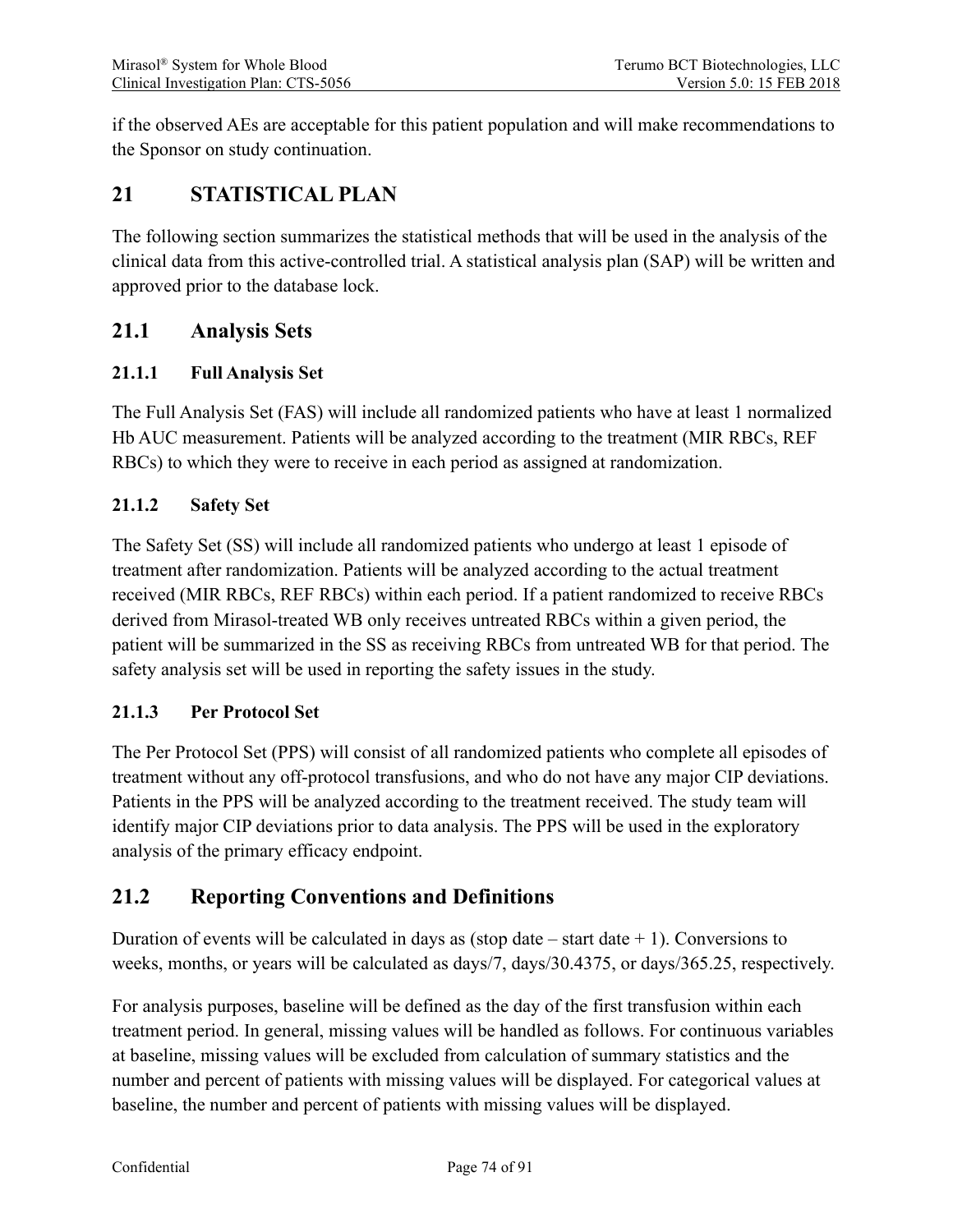if the observed AEs are acceptable for this patient population and will make recommendations to the Sponsor on study continuation.

# 21 STATISTICAL PLAN

The following section summarizes the statistical methods that will be used in the analysis of the clinical data from this active-controlled trial. A statistical analysis plan (SAP) will be written and approved prior to the database lock.

## 21.1 Analysis Sets

### 21.1.1 Full Analysis Set

The Full Analysis Set (FAS) will include all randomized patients who have at least 1 normalized Hb AUC measurement. Patients will be analyzed according to the treatment (MIR RBCs, REF RBCs) to which they were to receive in each period as assigned at randomization.

### 21.1.2 Safety Set

The Safety Set (SS) will include all randomized patients who undergo at least 1 episode of treatment after randomization. Patients will be analyzed according to the actual treatment received (MIR RBCs, REF RBCs) within each period. If a patient randomized to receive RBCs derived from Mirasol-treated WB only receives untreated RBCs within a given period, the patient will be summarized in the SS as receiving RBCs from untreated WB for that period. The safety analysis set will be used in reporting the safety issues in the study.

### 21.1.3 Per Protocol Set

The Per Protocol Set (PPS) will consist of all randomized patients who complete all episodes of treatment without any off-protocol transfusions, and who do not have any major CIP deviations. Patients in the PPS will be analyzed according to the treatment received. The study team will identify major CIP deviations prior to data analysis. The PPS will be used in the exploratory analysis of the primary efficacy endpoint.

## 21.2 Reporting Conventions and Definitions

Duration of events will be calculated in days as (stop date – start date + 1). Conversions to weeks, months, or years will be calculated as days/7, days/30.4375, or days/365.25, respectively.

For analysis purposes, baseline will be defined as the day of the first transfusion within each treatment period. In general, missing values will be handled as follows. For continuous variables at baseline, missing values will be excluded from calculation of summary statistics and the number and percent of patients with missing values will be displayed. For categorical values at baseline, the number and percent of patients with missing values will be displayed.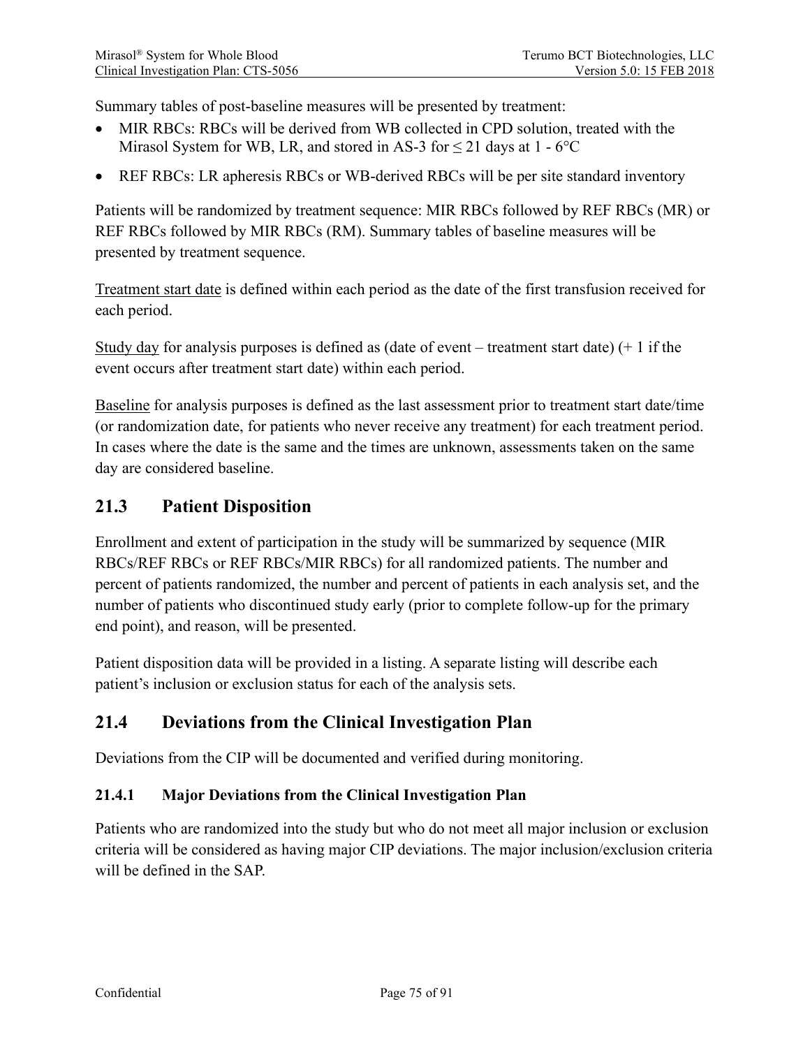Summary tables of post-baseline measures will be presented by treatment:

- MIR RBCs: RBCs will be derived from WB collected in CPD solution, treated with the Mirasol System for WB, LR, and stored in AS-3 for ≤ 21 days at 1 - 6°C
- REF RBCs: LR apheresis RBCs or WB-derived RBCs will be per site standard inventory

Patients will be randomized by treatment sequence: MIR RBCs followed by REF RBCs (MR) or REF RBCs followed by MIR RBCs (RM). Summary tables of baseline measures will be presented by treatment sequence.

Treatment start date is defined within each period as the date of the first transfusion received for each period.

Study day for analysis purposes is defined as (date of event – treatment start date) (+ 1 if the event occurs after treatment start date) within each period.

Baseline for analysis purposes is defined as the last assessment prior to treatment start date/time (or randomization date, for patients who never receive any treatment) for each treatment period. In cases where the date is the same and the times are unknown, assessments taken on the same day are considered baseline.

## 21.3 Patient Disposition

Enrollment and extent of participation in the study will be summarized by sequence (MIR RBCs/REF RBCs or REF RBCs/MIR RBCs) for all randomized patients. The number and percent of patients randomized, the number and percent of patients in each analysis set, and the number of patients who discontinued study early (prior to complete follow-up for the primary end point), and reason, will be presented.

Patient disposition data will be provided in a listing. A separate listing will describe each patient's inclusion or exclusion status for each of the analysis sets.

## 21.4 Deviations from the Clinical Investigation Plan

Deviations from the CIP will be documented and verified during monitoring.

### 21.4.1 Major Deviations from the Clinical Investigation Plan

Patients who are randomized into the study but who do not meet all major inclusion or exclusion criteria will be considered as having major CIP deviations. The major inclusion/exclusion criteria will be defined in the SAP.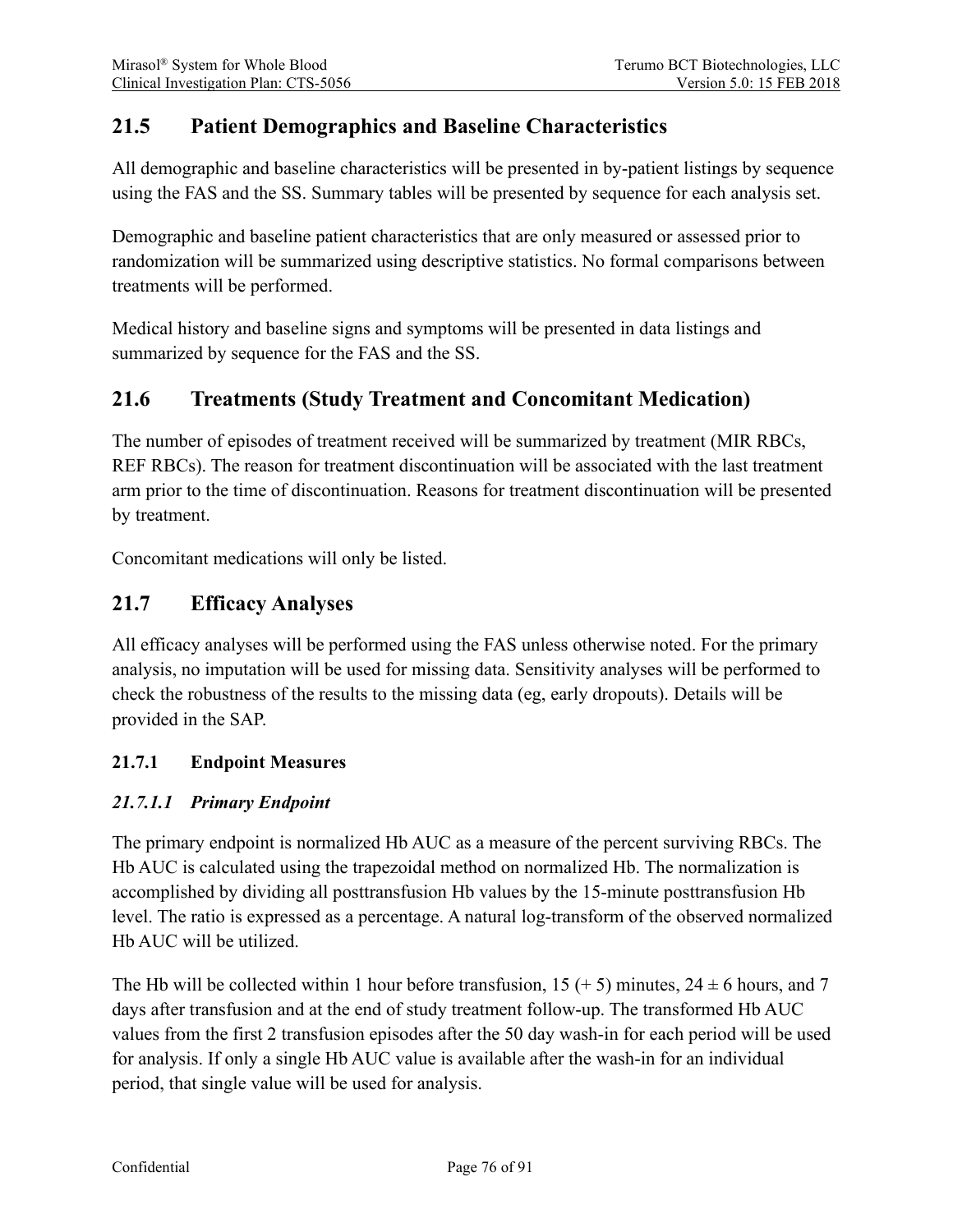## 21.5 Patient Demographics and Baseline Characteristics

All demographic and baseline characteristics will be presented in by-patient listings by sequence using the FAS and the SS. Summary tables will be presented by sequence for each analysis set.

Demographic and baseline patient characteristics that are only measured or assessed prior to randomization will be summarized using descriptive statistics. No formal comparisons between treatments will be performed.

Medical history and baseline signs and symptoms will be presented in data listings and summarized by sequence for the FAS and the SS.

## 21.6 Treatments (Study Treatment and Concomitant Medication)

The number of episodes of treatment received will be summarized by treatment (MIR RBCs, REF RBCs). The reason for treatment discontinuation will be associated with the last treatment arm prior to the time of discontinuation. Reasons for treatment discontinuation will be presented by treatment.

Concomitant medications will only be listed.

## 21.7 Efficacy Analyses

All efficacy analyses will be performed using the FAS unless otherwise noted. For the primary analysis, no imputation will be used for missing data. Sensitivity analyses will be performed to check the robustness of the results to the missing data (eg, early dropouts). Details will be provided in the SAP.

### 21.7.1 Endpoint Measures

#### *21.7.1.1 Primary Endpoint*

The primary endpoint is normalized Hb AUC as a measure of the percent surviving RBCs. The Hb AUC is calculated using the trapezoidal method on normalized Hb. The normalization is accomplished by dividing all posttransfusion Hb values by the 15-minute posttransfusion Hb level. The ratio is expressed as a percentage. A natural log-transform of the observed normalized Hb AUC will be utilized.

The Hb will be collected within 1 hour before transfusion, 15 (+ 5) minutes, 24 ± 6 hours, and 7 days after transfusion and at the end of study treatment follow-up. The transformed Hb AUC values from the first 2 transfusion episodes after the 50 day wash-in for each period will be used for analysis. If only a single Hb AUC value is available after the wash-in for an individual period, that single value will be used for analysis.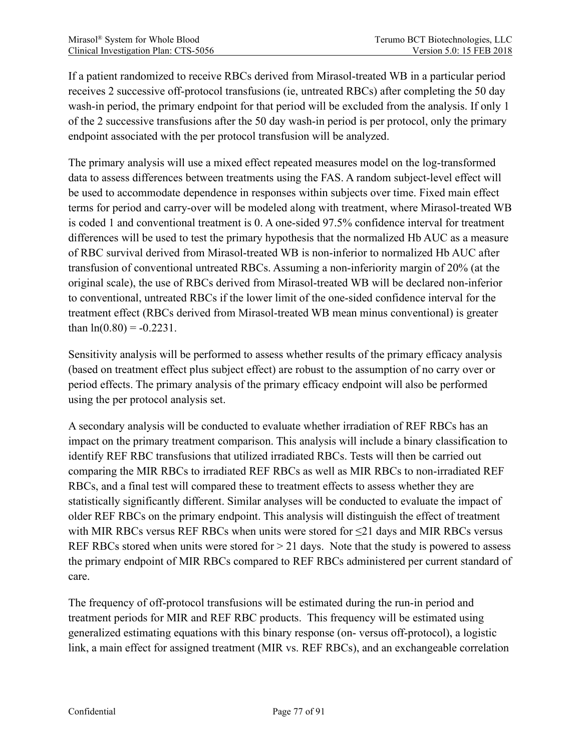If a patient randomized to receive RBCs derived from Mirasol-treated WB in a particular period receives 2 successive off-protocol transfusions (ie, untreated RBCs) after completing the 50 day wash-in period, the primary endpoint for that period will be excluded from the analysis. If only 1 of the 2 successive transfusions after the 50 day wash-in period is per protocol, only the primary endpoint associated with the per protocol transfusion will be analyzed.

The primary analysis will use a mixed effect repeated measures model on the log-transformed data to assess differences between treatments using the FAS. A random subject-level effect will be used to accommodate dependence in responses within subjects over time. Fixed main effect terms for period and carry-over will be modeled along with treatment, where Mirasol-treated WB is coded 1 and conventional treatment is 0. A one-sided 97.5% confidence interval for treatment differences will be used to test the primary hypothesis that the normalized Hb AUC as a measure of RBC survival derived from Mirasol-treated WB is non-inferior to normalized Hb AUC after transfusion of conventional untreated RBCs. Assuming a non-inferiority margin of 20% (at the original scale), the use of RBCs derived from Mirasol-treated WB will be declared non-inferior to conventional, untreated RBCs if the lower limit of the one-sided confidence interval for the treatment effect (RBCs derived from Mirasol-treated WB mean minus conventional) is greater than $\ln(0.80) = -0.2231$.

Sensitivity analysis will be performed to assess whether results of the primary efficacy analysis (based on treatment effect plus subject effect) are robust to the assumption of no carry over or period effects. The primary analysis of the primary efficacy endpoint will also be performed using the per protocol analysis set.

A secondary analysis will be conducted to evaluate whether irradiation of REF RBCs has an impact on the primary treatment comparison. This analysis will include a binary classification to identify REF RBC transfusions that utilized irradiated RBCs. Tests will then be carried out comparing the MIR RBCs to irradiated REF RBCs as well as MIR RBCs to non-irradiated REF RBCs, and a final test will compared these to treatment effects to assess whether they are statistically significantly different. Similar analyses will be conducted to evaluate the impact of older REF RBCs on the primary endpoint. This analysis will distinguish the effect of treatment with MIR RBCs versus REF RBCs when units were stored for ≤21 days and MIR RBCs versus REF RBCs stored when units were stored for > 21 days. Note that the study is powered to assess the primary endpoint of MIR RBCs compared to REF RBCs administered per current standard of care.

The frequency of off-protocol transfusions will be estimated during the run-in period and treatment periods for MIR and REF RBC products. This frequency will be estimated using generalized estimating equations with this binary response (on- versus off-protocol), a logistic link, a main effect for assigned treatment (MIR vs. REF RBCs), and an exchangeable correlation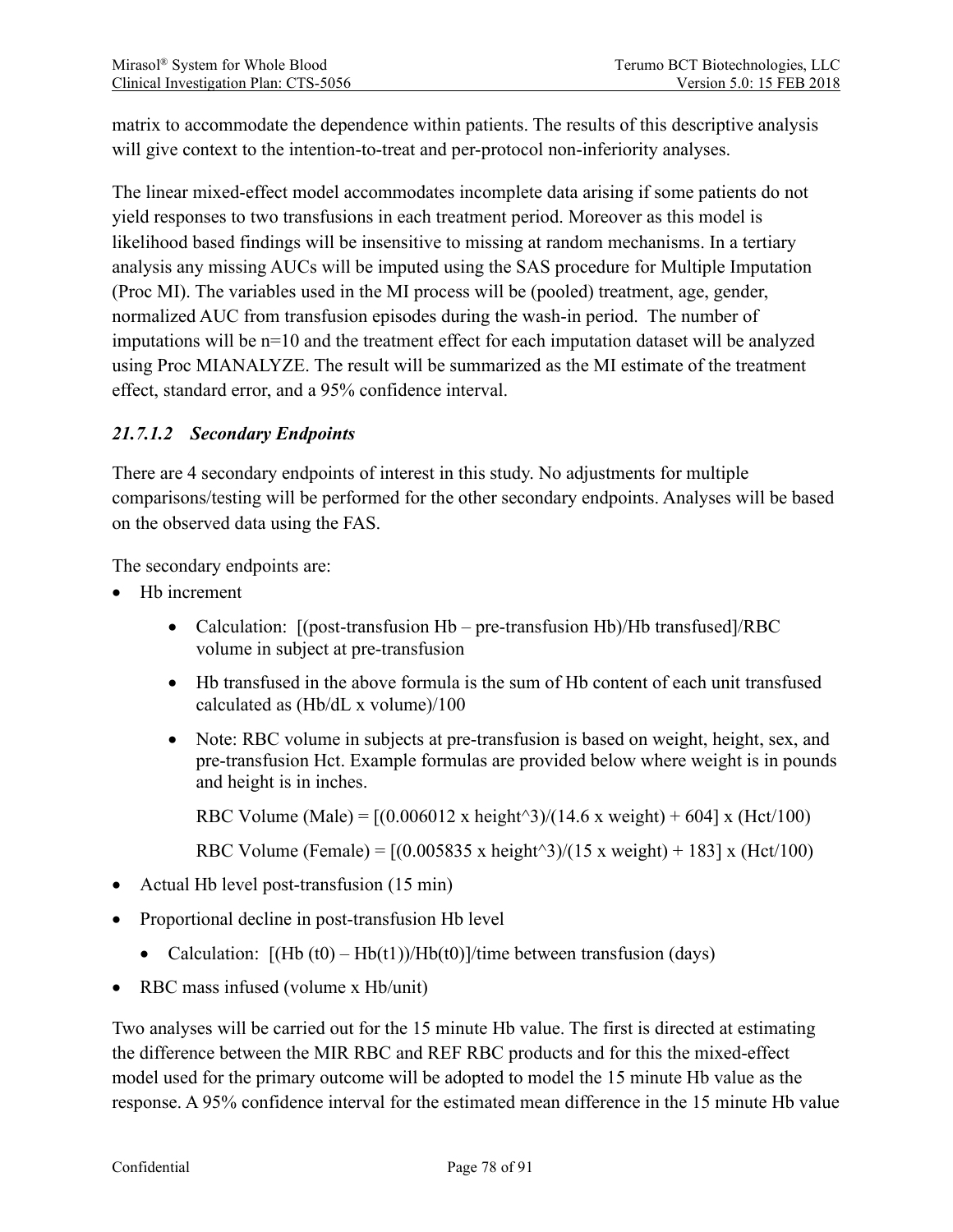matrix to accommodate the dependence within patients. The results of this descriptive analysis will give context to the intention-to-treat and per-protocol non-inferiority analyses.

The linear mixed-effect model accommodates incomplete data arising if some patients do not yield responses to two transfusions in each treatment period. Moreover as this model is likelihood based findings will be insensitive to missing at random mechanisms. In a tertiary analysis any missing AUCs will be imputed using the SAS procedure for Multiple Imputation (Proc MI). The variables used in the MI process will be (pooled) treatment, age, gender, normalized AUC from transfusion episodes during the wash-in period. The number of imputations will be n=10 and the treatment effect for each imputation dataset will be analyzed using Proc MIANALYZE. The result will be summarized as the MI estimate of the treatment effect, standard error, and a 95% confidence interval.

#### *21.7.1.2 Secondary Endpoints*

There are 4 secondary endpoints of interest in this study. No adjustments for multiple comparisons/testing will be performed for the other secondary endpoints. Analyses will be based on the observed data using the FAS.

The secondary endpoints are:

- Hb increment
    - Calculation: [(post-transfusion Hb – pre-transfusion Hb)/Hb transfused]/RBC volume in subject at pre-transfusion
    - Hb transfused in the above formula is the sum of Hb content of each unit transfused calculated as (Hb/dL x volume)/100
    - Note: RBC volume in subjects at pre-transfusion is based on weight, height, sex, and pre-transfusion Hct. Example formulas are provided below where weight is in pounds and height is in inches.

      RBC Volume (Male) = $[(0.006012 \times \text{height}^3)/(14.6 \times \text{weight}) + 604] \times (\text{Hct}/100)$

      RBC Volume (Female) = $[(0.005835 \times \text{height}^3)/(15 \times \text{weight}) + 183] \times (\text{Hct}/100)$

- Actual Hb level post-transfusion (15 min)
- Proportional decline in post-transfusion Hb level
    - Calculation: $[(\text{Hb}(t0) – \text{Hb}(t1))/\text{Hb}(t0)]$/time between transfusion (days)
- RBC mass infused (volume x Hb/unit)

Two analyses will be carried out for the 15 minute Hb value. The first is directed at estimating the difference between the MIR RBC and REF RBC products and for this the mixed-effect model used for the primary outcome will be adopted to model the 15 minute Hb value as the response. A 95% confidence interval for the estimated mean difference in the 15 minute Hb value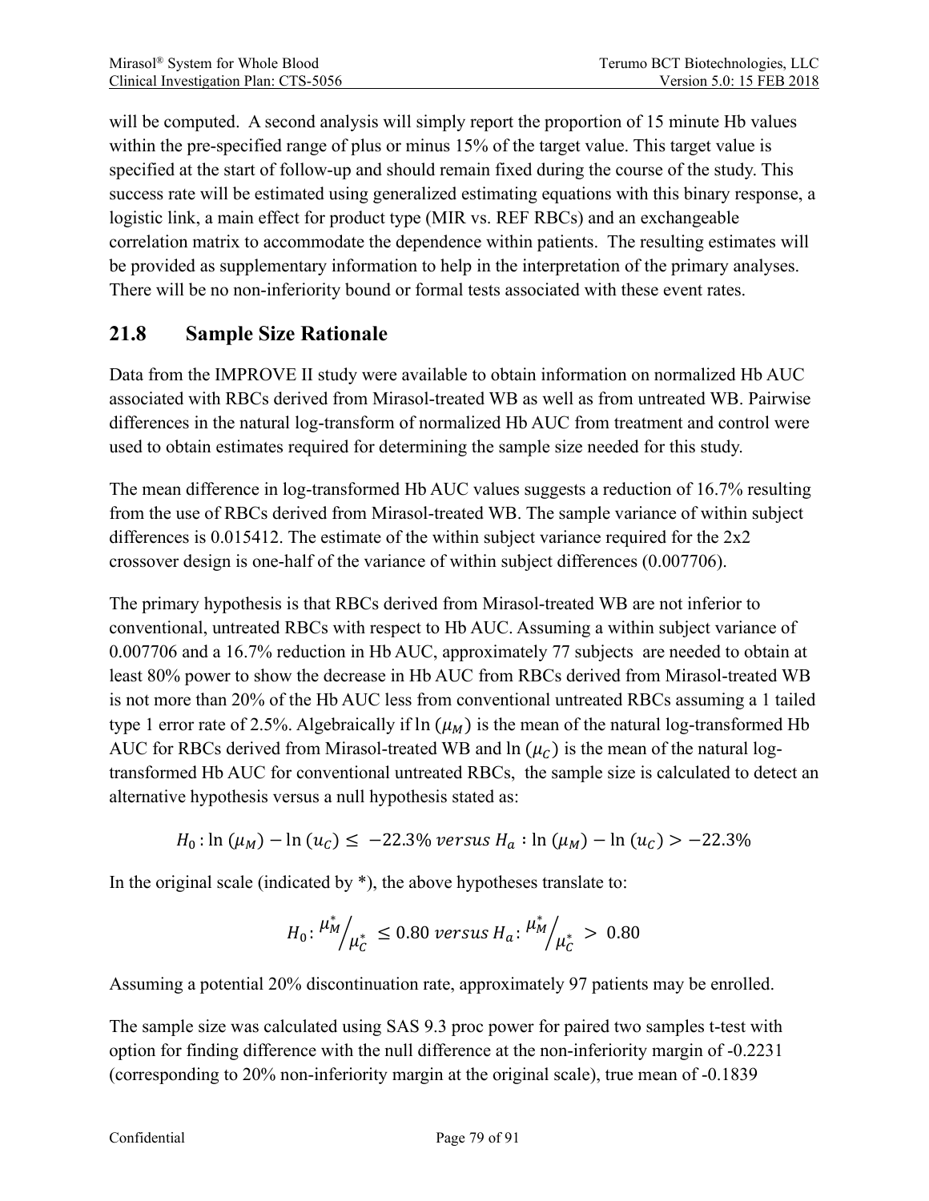will be computed. A second analysis will simply report the proportion of 15 minute Hb values within the pre-specified range of plus or minus 15% of the target value. This target value is specified at the start of follow-up and should remain fixed during the course of the study. This success rate will be estimated using generalized estimating equations with this binary response, a logistic link, a main effect for product type (MIR vs. REF RBCs) and an exchangeable correlation matrix to accommodate the dependence within patients. The resulting estimates will be provided as supplementary information to help in the interpretation of the primary analyses. There will be no non-inferiority bound or formal tests associated with these event rates.

## 21.8 Sample Size Rationale

Data from the IMPROVE II study were available to obtain information on normalized Hb AUC associated with RBCs derived from Mirasol-treated WB as well as from untreated WB. Pairwise differences in the natural log-transform of normalized Hb AUC from treatment and control were used to obtain estimates required for determining the sample size needed for this study.

The mean difference in log-transformed Hb AUC values suggests a reduction of 16.7% resulting from the use of RBCs derived from Mirasol-treated WB. The sample variance of within subject differences is 0.015412. The estimate of the within subject variance required for the 2x2 crossover design is one-half of the variance of within subject differences (0.007706).

The primary hypothesis is that RBCs derived from Mirasol-treated WB are not inferior to conventional, untreated RBCs with respect to Hb AUC. Assuming a within subject variance of 0.007706 and a 16.7% reduction in Hb AUC, approximately 77 subjects are needed to obtain at least 80% power to show the decrease in Hb AUC from RBCs derived from Mirasol-treated WB is not more than 20% of the Hb AUC less from conventional untreated RBCs assuming a 1 tailed type 1 error rate of 2.5%. Algebraically if $\ln(\mu_M)$ is the mean of the natural log-transformed Hb AUC for RBCs derived from Mirasol-treated WB and $\ln(\mu_C)$ is the mean of the natural log-transformed Hb AUC for conventional untreated RBCs, the sample size is calculated to detect an alternative hypothesis versus a null hypothesis stated as:

$$H_0 : \ln(\mu_M) - \ln(u_C) \leq -22.3\% \ versus \ H_a : \ln(\mu_M) - \ln(u_C) > -22.3\%$$

In the original scale (indicated by *), the above hypotheses translate to:

$$H_0 : \mu_M^* / \mu_C^* \leq 0.80 \ versus \ H_a : \mu_M^* / \mu_C^* > 0.80$$

Assuming a potential 20% discontinuation rate, approximately 97 patients may be enrolled.

The sample size was calculated using SAS 9.3 proc power for paired two samples t-test with option for finding difference with the null difference at the non-inferiority margin of -0.2231 (corresponding to 20% non-inferiority margin at the original scale), true mean of -0.1839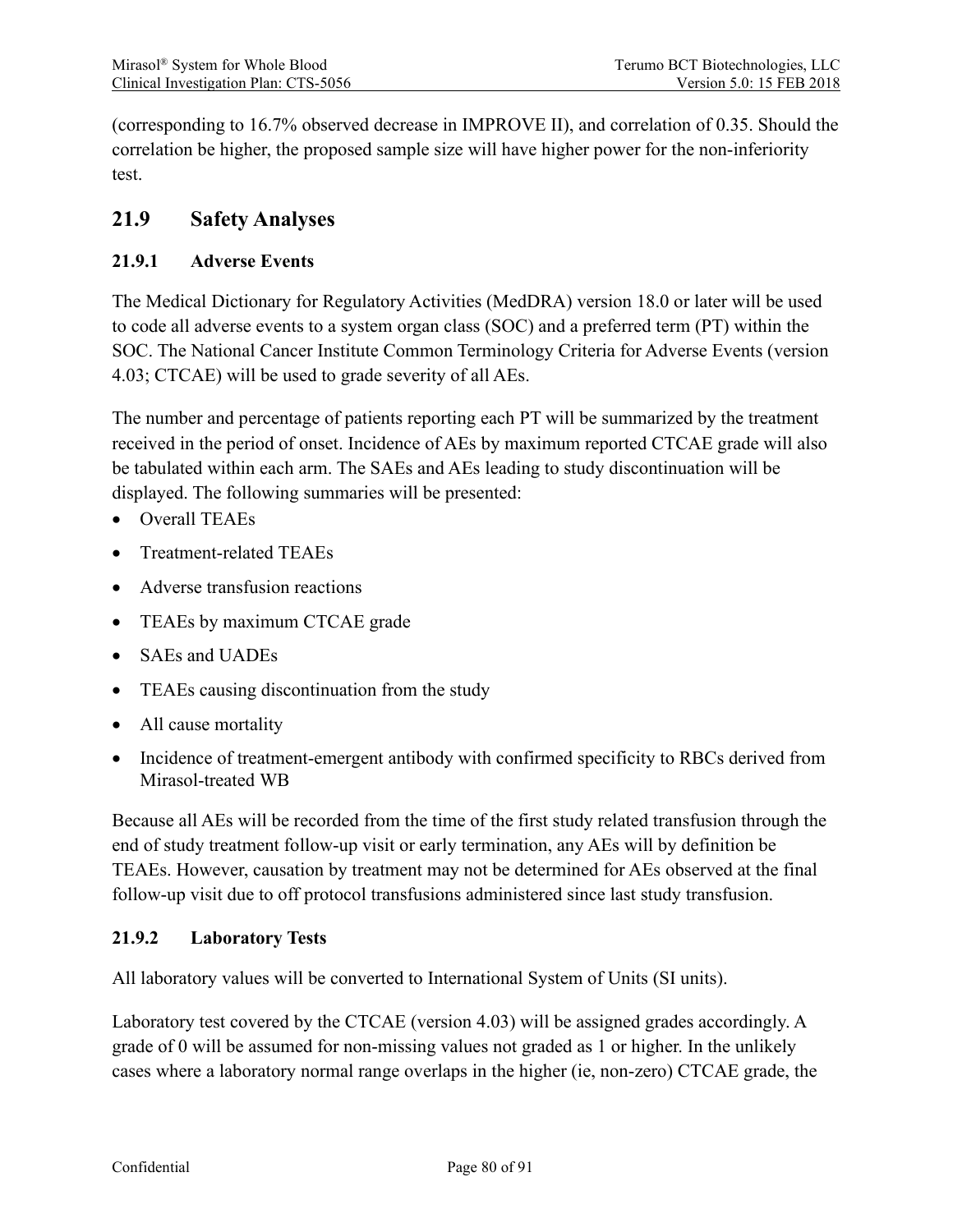(corresponding to 16.7% observed decrease in IMPROVE II), and correlation of 0.35. Should the correlation be higher, the proposed sample size will have higher power for the non-inferiority test.

## 21.9 Safety Analyses

### 21.9.1 Adverse Events

The Medical Dictionary for Regulatory Activities (MedDRA) version 18.0 or later will be used to code all adverse events to a system organ class (SOC) and a preferred term (PT) within the SOC. The National Cancer Institute Common Terminology Criteria for Adverse Events (version 4.03; CTCAE) will be used to grade severity of all AEs.

The number and percentage of patients reporting each PT will be summarized by the treatment received in the period of onset. Incidence of AEs by maximum reported CTCAE grade will also be tabulated within each arm. The SAEs and AEs leading to study discontinuation will be displayed. The following summaries will be presented:

- Overall TEAEs
- Treatment-related TEAEs
- Adverse transfusion reactions
- TEAEs by maximum CTCAE grade
- SAEs and UADEs
- TEAEs causing discontinuation from the study
- All cause mortality
- Incidence of treatment-emergent antibody with confirmed specificity to RBCs derived from Mirasol-treated WB

Because all AEs will be recorded from the time of the first study related transfusion through the end of study treatment follow-up visit or early termination, any AEs will by definition be TEAEs. However, causation by treatment may not be determined for AEs observed at the final follow-up visit due to off protocol transfusions administered since last study transfusion.

### 21.9.2 Laboratory Tests

All laboratory values will be converted to International System of Units (SI units).

Laboratory test covered by the CTCAE (version 4.03) will be assigned grades accordingly. A grade of 0 will be assumed for non-missing values not graded as 1 or higher. In the unlikely cases where a laboratory normal range overlaps in the higher (ie, non-zero) CTCAE grade, the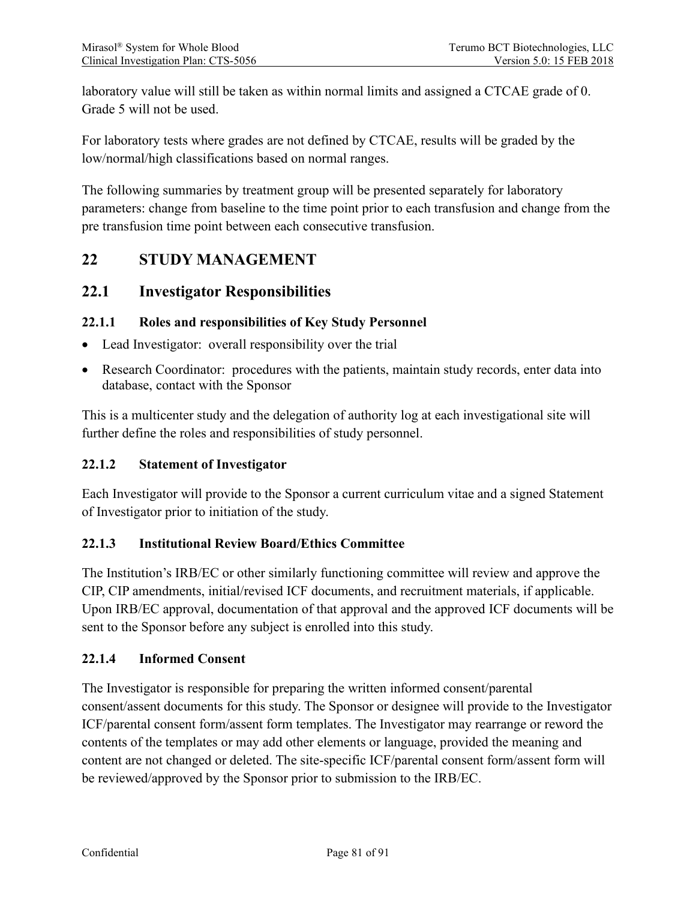laboratory value will still be taken as within normal limits and assigned a CTCAE grade of 0. Grade 5 will not be used.

For laboratory tests where grades are not defined by CTCAE, results will be graded by the low/normal/high classifications based on normal ranges.

The following summaries by treatment group will be presented separately for laboratory parameters: change from baseline to the time point prior to each transfusion and change from the pre transfusion time point between each consecutive transfusion.

# 22 STUDY MANAGEMENT

## 22.1 Investigator Responsibilities

### 22.1.1 Roles and responsibilities of Key Study Personnel

- Lead Investigator: overall responsibility over the trial
- Research Coordinator: procedures with the patients, maintain study records, enter data into database, contact with the Sponsor

This is a multicenter study and the delegation of authority log at each investigational site will further define the roles and responsibilities of study personnel.

### 22.1.2 Statement of Investigator

Each Investigator will provide to the Sponsor a current curriculum vitae and a signed Statement of Investigator prior to initiation of the study.

### 22.1.3 Institutional Review Board/Ethics Committee

The Institution's IRB/EC or other similarly functioning committee will review and approve the CIP, CIP amendments, initial/revised ICF documents, and recruitment materials, if applicable. Upon IRB/EC approval, documentation of that approval and the approved ICF documents will be sent to the Sponsor before any subject is enrolled into this study.

### 22.1.4 Informed Consent

The Investigator is responsible for preparing the written informed consent/parental consent/assent documents for this study. The Sponsor or designee will provide to the Investigator ICF/parental consent form/assent form templates. The Investigator may rearrange or reword the contents of the templates or may add other elements or language, provided the meaning and content are not changed or deleted. The site-specific ICF/parental consent form/assent form will be reviewed/approved by the Sponsor prior to submission to the IRB/EC.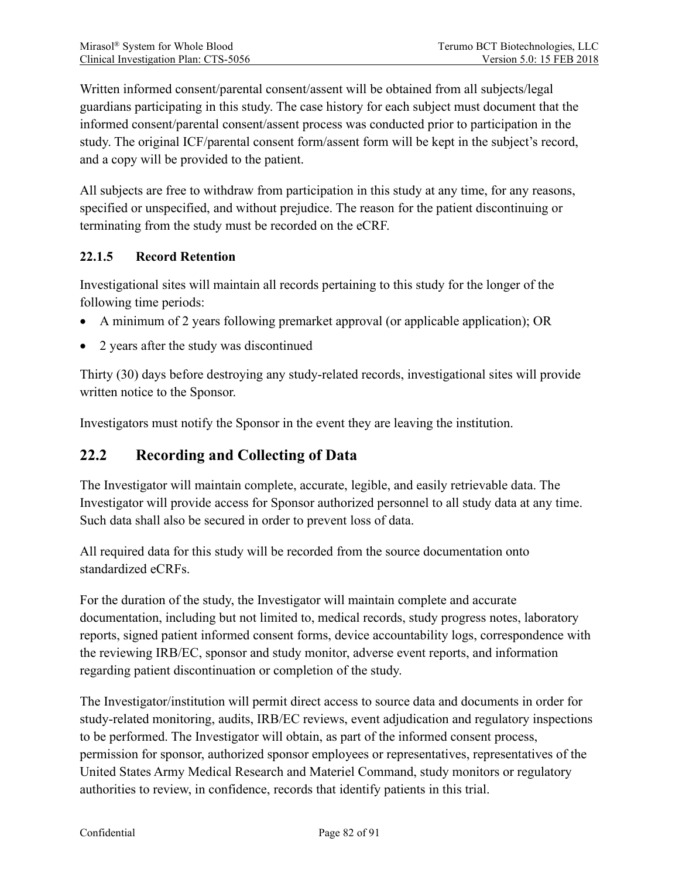Written informed consent/parental consent/assent will be obtained from all subjects/legal guardians participating in this study. The case history for each subject must document that the informed consent/parental consent/assent process was conducted prior to participation in the study. The original ICF/parental consent form/assent form will be kept in the subject's record, and a copy will be provided to the patient.

All subjects are free to withdraw from participation in this study at any time, for any reasons, specified or unspecified, and without prejudice. The reason for the patient discontinuing or terminating from the study must be recorded on the eCRF.

### 22.1.5 Record Retention

Investigational sites will maintain all records pertaining to this study for the longer of the following time periods:

- A minimum of 2 years following premarket approval (or applicable application); OR
- 2 years after the study was discontinued

Thirty (30) days before destroying any study-related records, investigational sites will provide written notice to the Sponsor.

Investigators must notify the Sponsor in the event they are leaving the institution.

## 22.2 Recording and Collecting of Data

The Investigator will maintain complete, accurate, legible, and easily retrievable data. The Investigator will provide access for Sponsor authorized personnel to all study data at any time. Such data shall also be secured in order to prevent loss of data.

All required data for this study will be recorded from the source documentation onto standardized eCRFs.

For the duration of the study, the Investigator will maintain complete and accurate documentation, including but not limited to, medical records, study progress notes, laboratory reports, signed patient informed consent forms, device accountability logs, correspondence with the reviewing IRB/EC, sponsor and study monitor, adverse event reports, and information regarding patient discontinuation or completion of the study.

The Investigator/institution will permit direct access to source data and documents in order for study-related monitoring, audits, IRB/EC reviews, event adjudication and regulatory inspections to be performed. The Investigator will obtain, as part of the informed consent process, permission for sponsor, authorized sponsor employees or representatives, representatives of the United States Army Medical Research and Materiel Command, study monitors or regulatory authorities to review, in confidence, records that identify patients in this trial.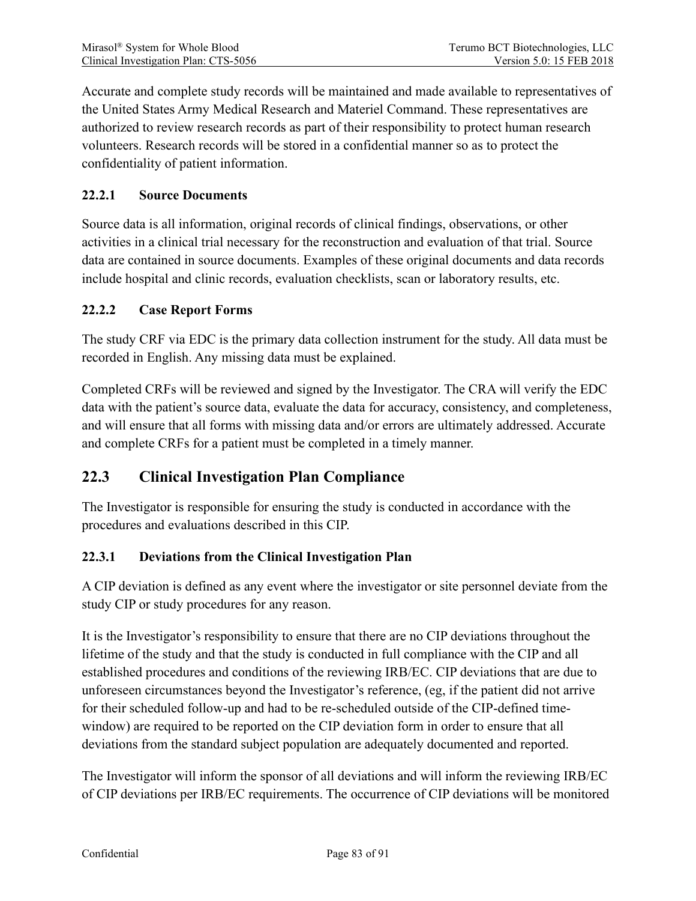Accurate and complete study records will be maintained and made available to representatives of the United States Army Medical Research and Materiel Command. These representatives are authorized to review research records as part of their responsibility to protect human research volunteers. Research records will be stored in a confidential manner so as to protect the confidentiality of patient information.

### 22.2.1 Source Documents

Source data is all information, original records of clinical findings, observations, or other activities in a clinical trial necessary for the reconstruction and evaluation of that trial. Source data are contained in source documents. Examples of these original documents and data records include hospital and clinic records, evaluation checklists, scan or laboratory results, etc.

### 22.2.2 Case Report Forms

The study CRF via EDC is the primary data collection instrument for the study. All data must be recorded in English. Any missing data must be explained.

Completed CRFs will be reviewed and signed by the Investigator. The CRA will verify the EDC data with the patient's source data, evaluate the data for accuracy, consistency, and completeness, and will ensure that all forms with missing data and/or errors are ultimately addressed. Accurate and complete CRFs for a patient must be completed in a timely manner.

## 22.3 Clinical Investigation Plan Compliance

The Investigator is responsible for ensuring the study is conducted in accordance with the procedures and evaluations described in this CIP.

### 22.3.1 Deviations from the Clinical Investigation Plan

A CIP deviation is defined as any event where the investigator or site personnel deviate from the study CIP or study procedures for any reason.

It is the Investigator's responsibility to ensure that there are no CIP deviations throughout the lifetime of the study and that the study is conducted in full compliance with the CIP and all established procedures and conditions of the reviewing IRB/EC. CIP deviations that are due to unforeseen circumstances beyond the Investigator's reference, (eg, if the patient did not arrive for their scheduled follow-up and had to be re-scheduled outside of the CIP-defined time-window) are required to be reported on the CIP deviation form in order to ensure that all deviations from the standard subject population are adequately documented and reported.

The Investigator will inform the sponsor of all deviations and will inform the reviewing IRB/EC of CIP deviations per IRB/EC requirements. The occurrence of CIP deviations will be monitored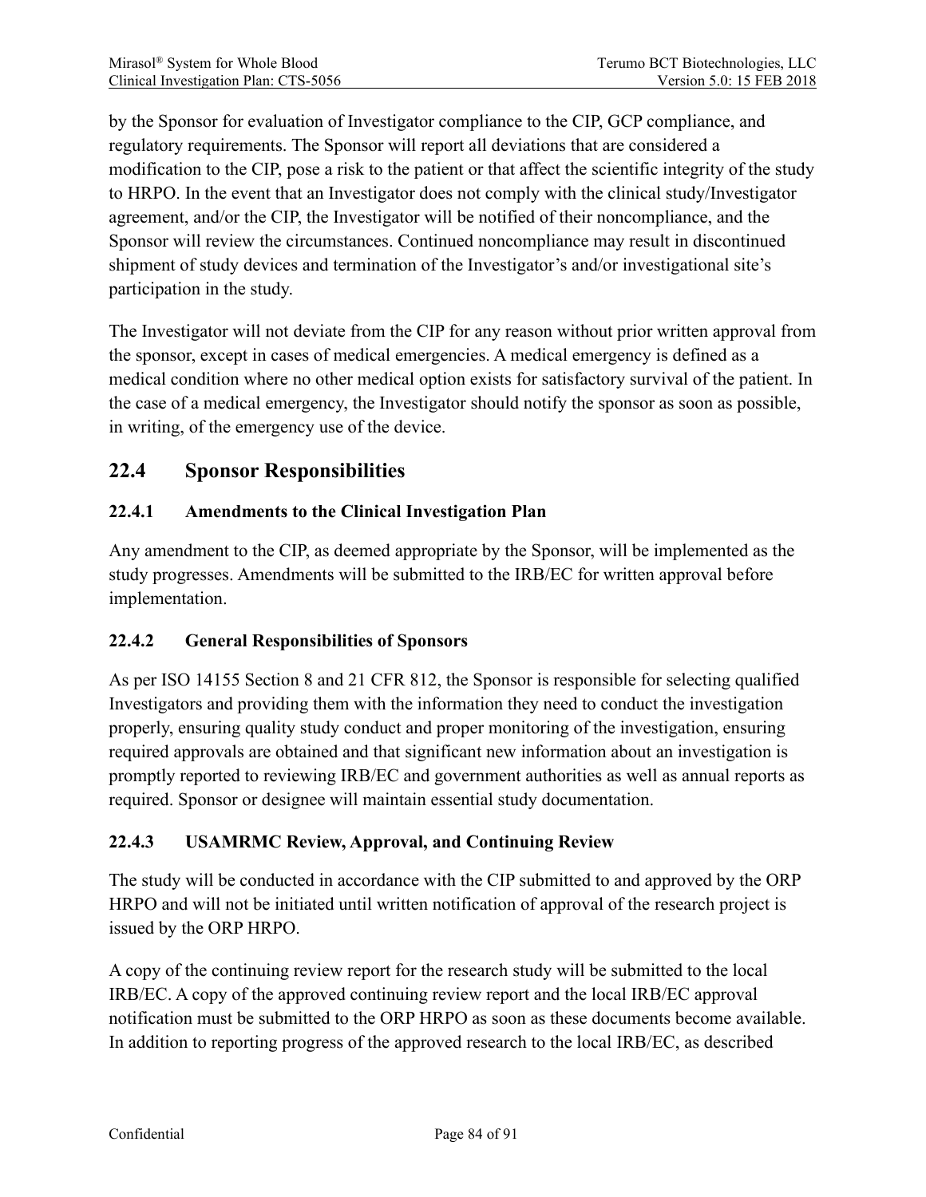by the Sponsor for evaluation of Investigator compliance to the CIP, GCP compliance, and regulatory requirements. The Sponsor will report all deviations that are considered a modification to the CIP, pose a risk to the patient or that affect the scientific integrity of the study to HRPO. In the event that an Investigator does not comply with the clinical study/Investigator agreement, and/or the CIP, the Investigator will be notified of their noncompliance, and the Sponsor will review the circumstances. Continued noncompliance may result in discontinued shipment of study devices and termination of the Investigator's and/or investigational site's participation in the study.

The Investigator will not deviate from the CIP for any reason without prior written approval from the sponsor, except in cases of medical emergencies. A medical emergency is defined as a medical condition where no other medical option exists for satisfactory survival of the patient. In the case of a medical emergency, the Investigator should notify the sponsor as soon as possible, in writing, of the emergency use of the device.

## 22.4 Sponsor Responsibilities

### 22.4.1 Amendments to the Clinical Investigation Plan

Any amendment to the CIP, as deemed appropriate by the Sponsor, will be implemented as the study progresses. Amendments will be submitted to the IRB/EC for written approval before implementation.

### 22.4.2 General Responsibilities of Sponsors

As per ISO 14155 Section 8 and 21 CFR 812, the Sponsor is responsible for selecting qualified Investigators and providing them with the information they need to conduct the investigation properly, ensuring quality study conduct and proper monitoring of the investigation, ensuring required approvals are obtained and that significant new information about an investigation is promptly reported to reviewing IRB/EC and government authorities as well as annual reports as required. Sponsor or designee will maintain essential study documentation.

### 22.4.3 USAMRMC Review, Approval, and Continuing Review

The study will be conducted in accordance with the CIP submitted to and approved by the ORP HRPO and will not be initiated until written notification of approval of the research project is issued by the ORP HRPO.

A copy of the continuing review report for the research study will be submitted to the local IRB/EC. A copy of the approved continuing review report and the local IRB/EC approval notification must be submitted to the ORP HRPO as soon as these documents become available. In addition to reporting progress of the approved research to the local IRB/EC, as described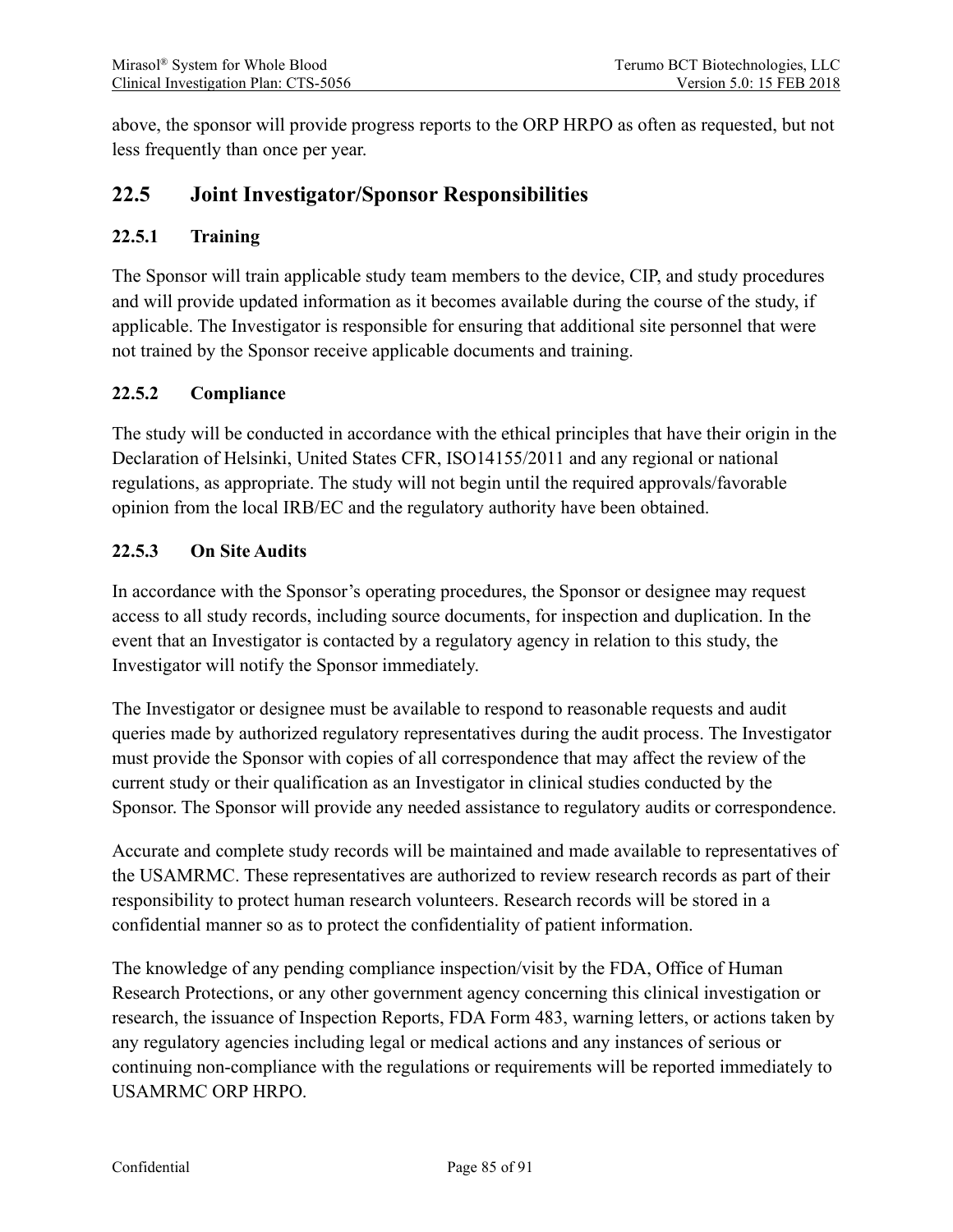above, the sponsor will provide progress reports to the ORP HRPO as often as requested, but not less frequently than once per year.

## 22.5 Joint Investigator/Sponsor Responsibilities

### 22.5.1 Training

The Sponsor will train applicable study team members to the device, CIP, and study procedures and will provide updated information as it becomes available during the course of the study, if applicable. The Investigator is responsible for ensuring that additional site personnel that were not trained by the Sponsor receive applicable documents and training.

### 22.5.2 Compliance

The study will be conducted in accordance with the ethical principles that have their origin in the Declaration of Helsinki, United States CFR, ISO14155/2011 and any regional or national regulations, as appropriate. The study will not begin until the required approvals/favorable opinion from the local IRB/EC and the regulatory authority have been obtained.

### 22.5.3 On Site Audits

In accordance with the Sponsor's operating procedures, the Sponsor or designee may request access to all study records, including source documents, for inspection and duplication. In the event that an Investigator is contacted by a regulatory agency in relation to this study, the Investigator will notify the Sponsor immediately.

The Investigator or designee must be available to respond to reasonable requests and audit queries made by authorized regulatory representatives during the audit process. The Investigator must provide the Sponsor with copies of all correspondence that may affect the review of the current study or their qualification as an Investigator in clinical studies conducted by the Sponsor. The Sponsor will provide any needed assistance to regulatory audits or correspondence.

Accurate and complete study records will be maintained and made available to representatives of the USAMRMC. These representatives are authorized to review research records as part of their responsibility to protect human research volunteers. Research records will be stored in a confidential manner so as to protect the confidentiality of patient information.

The knowledge of any pending compliance inspection/visit by the FDA, Office of Human Research Protections, or any other government agency concerning this clinical investigation or research, the issuance of Inspection Reports, FDA Form 483, warning letters, or actions taken by any regulatory agencies including legal or medical actions and any instances of serious or continuing non-compliance with the regulations or requirements will be reported immediately to USAMRMC ORP HRPO.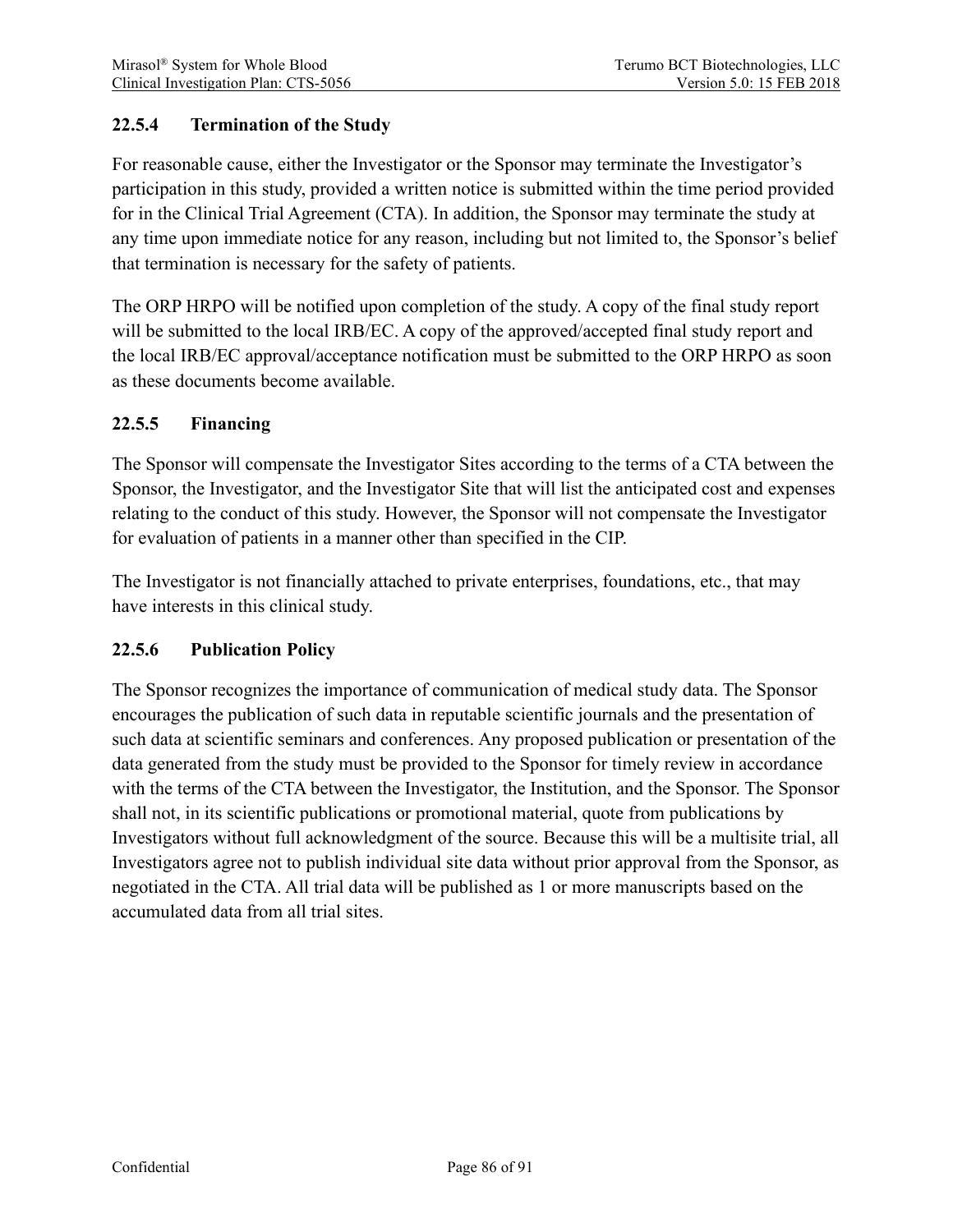### 22.5.4 Termination of the Study

For reasonable cause, either the Investigator or the Sponsor may terminate the Investigator's participation in this study, provided a written notice is submitted within the time period provided for in the Clinical Trial Agreement (CTA). In addition, the Sponsor may terminate the study at any time upon immediate notice for any reason, including but not limited to, the Sponsor's belief that termination is necessary for the safety of patients.

The ORP HRPO will be notified upon completion of the study. A copy of the final study report will be submitted to the local IRB/EC. A copy of the approved/accepted final study report and the local IRB/EC approval/acceptance notification must be submitted to the ORP HRPO as soon as these documents become available.

### 22.5.5 Financing

The Sponsor will compensate the Investigator Sites according to the terms of a CTA between the Sponsor, the Investigator, and the Investigator Site that will list the anticipated cost and expenses relating to the conduct of this study. However, the Sponsor will not compensate the Investigator for evaluation of patients in a manner other than specified in the CIP.

The Investigator is not financially attached to private enterprises, foundations, etc., that may have interests in this clinical study.

### 22.5.6 Publication Policy

The Sponsor recognizes the importance of communication of medical study data. The Sponsor encourages the publication of such data in reputable scientific journals and the presentation of such data at scientific seminars and conferences. Any proposed publication or presentation of the data generated from the study must be provided to the Sponsor for timely review in accordance with the terms of the CTA between the Investigator, the Institution, and the Sponsor. The Sponsor shall not, in its scientific publications or promotional material, quote from publications by Investigators without full acknowledgment of the source. Because this will be a multisite trial, all Investigators agree not to publish individual site data without prior approval from the Sponsor, as negotiated in the CTA. All trial data will be published as 1 or more manuscripts based on the accumulated data from all trial sites.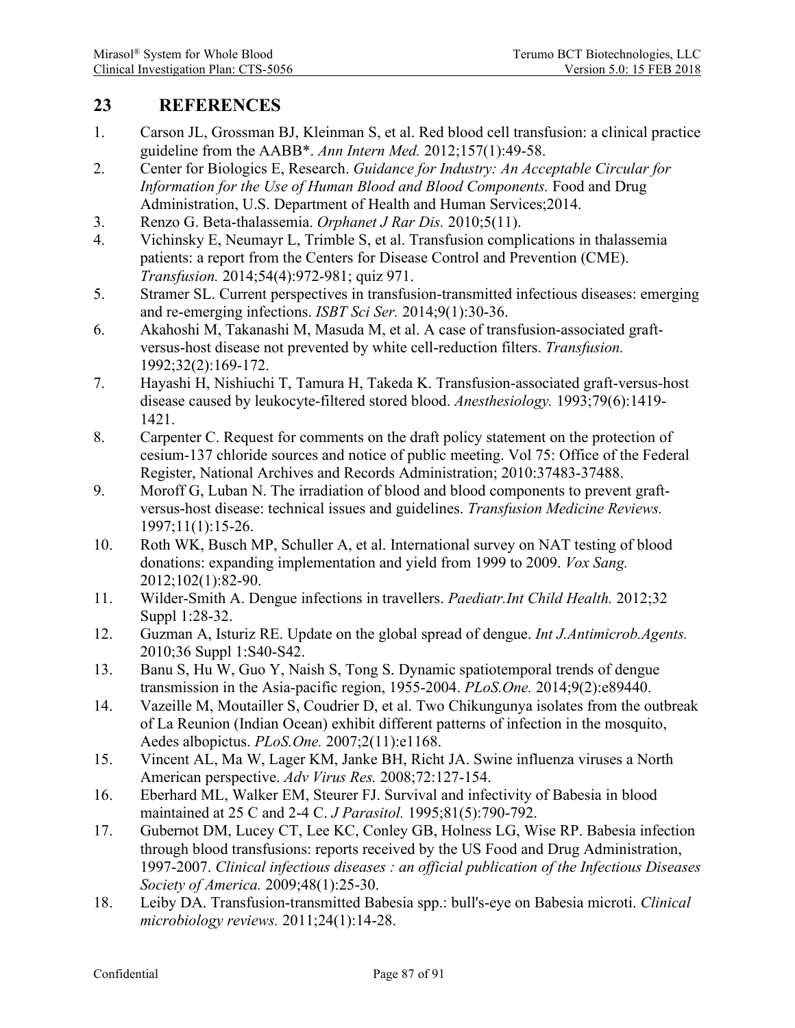## 23 REFERENCES

1. Carson JL, Grossman BJ, Kleinman S, et al. Red blood cell transfusion: a clinical practice guideline from the AABB*. *Ann Intern Med.* 2012;157(1):49-58.
2. Center for Biologics E, Research. *Guidance for Industry: An Acceptable Circular for Information for the Use of Human Blood and Blood Components.* Food and Drug Administration, U.S. Department of Health and Human Services;2014.
3. Renzo G. Beta-thalassemia. *Orphanet J Rar Dis.* 2010;5(11).
4. Vichinsky E, Neumayr L, Trimble S, et al. Transfusion complications in thalassemia patients: a report from the Centers for Disease Control and Prevention (CME). *Transfusion.* 2014;54(4):972-981; quiz 971.
5. Stramer SL. Current perspectives in transfusion-transmitted infectious diseases: emerging and re-emerging infections. *ISBT Sci Ser.* 2014;9(1):30-36.
6. Akahoshi M, Takanashi M, Masuda M, et al. A case of transfusion-associated graft-versus-host disease not prevented by white cell-reduction filters. *Transfusion.* 1992;32(2):169-172.
7. Hayashi H, Nishiuchi T, Tamura H, Takeda K. Transfusion-associated graft-versus-host disease caused by leukocyte-filtered stored blood. *Anesthesiology.* 1993;79(6):1419-1421.
8. Carpenter C. Request for comments on the draft policy statement on the protection of cesium-137 chloride sources and notice of public meeting. Vol 75: Office of the Federal Register, National Archives and Records Administration; 2010:37483-37488.
9. Moroff G, Luban N. The irradiation of blood and blood components to prevent graft-versus-host disease: technical issues and guidelines. *Transfusion Medicine Reviews.* 1997;11(1):15-26.
10. Roth WK, Busch MP, Schuller A, et al. International survey on NAT testing of blood donations: expanding implementation and yield from 1999 to 2009. *Vox Sang.* 2012;102(1):82-90.
11. Wilder-Smith A. Dengue infections in travellers. *Paediatr.Int Child Health.* 2012;32 Suppl 1:28-32.
12. Guzman A, Isturiz RE. Update on the global spread of dengue. *Int J.Antimicrob.Agents.* 2010;36 Suppl 1:S40-S42.
13. Banu S, Hu W, Guo Y, Naish S, Tong S. Dynamic spatiotemporal trends of dengue transmission in the Asia-pacific region, 1955-2004. *PLoS.One.* 2014;9(2):e89440.
14. Vazeille M, Moutailler S, Coudrier D, et al. Two Chikungunya isolates from the outbreak of La Reunion (Indian Ocean) exhibit different patterns of infection in the mosquito, Aedes albopictus. *PLoS.One.* 2007;2(11):e1168.
15. Vincent AL, Ma W, Lager KM, Janke BH, Richt JA. Swine influenza viruses a North American perspective. *Adv Virus Res.* 2008;72:127-154.
16. Eberhard ML, Walker EM, Steurer FJ. Survival and infectivity of Babesia in blood maintained at 25 C and 2-4 C. *J Parasitol.* 1995;81(5):790-792.
17. Gubernot DM, Lucey CT, Lee KC, Conley GB, Holness LG, Wise RP. Babesia infection through blood transfusions: reports received by the US Food and Drug Administration, 1997-2007. *Clinical infectious diseases : an official publication of the Infectious Diseases Society of America.* 2009;48(1):25-30.
18. Leiby DA. Transfusion-transmitted Babesia spp.: bull's-eye on Babesia microti. *Clinical microbiology reviews.* 2011;24(1):14-28.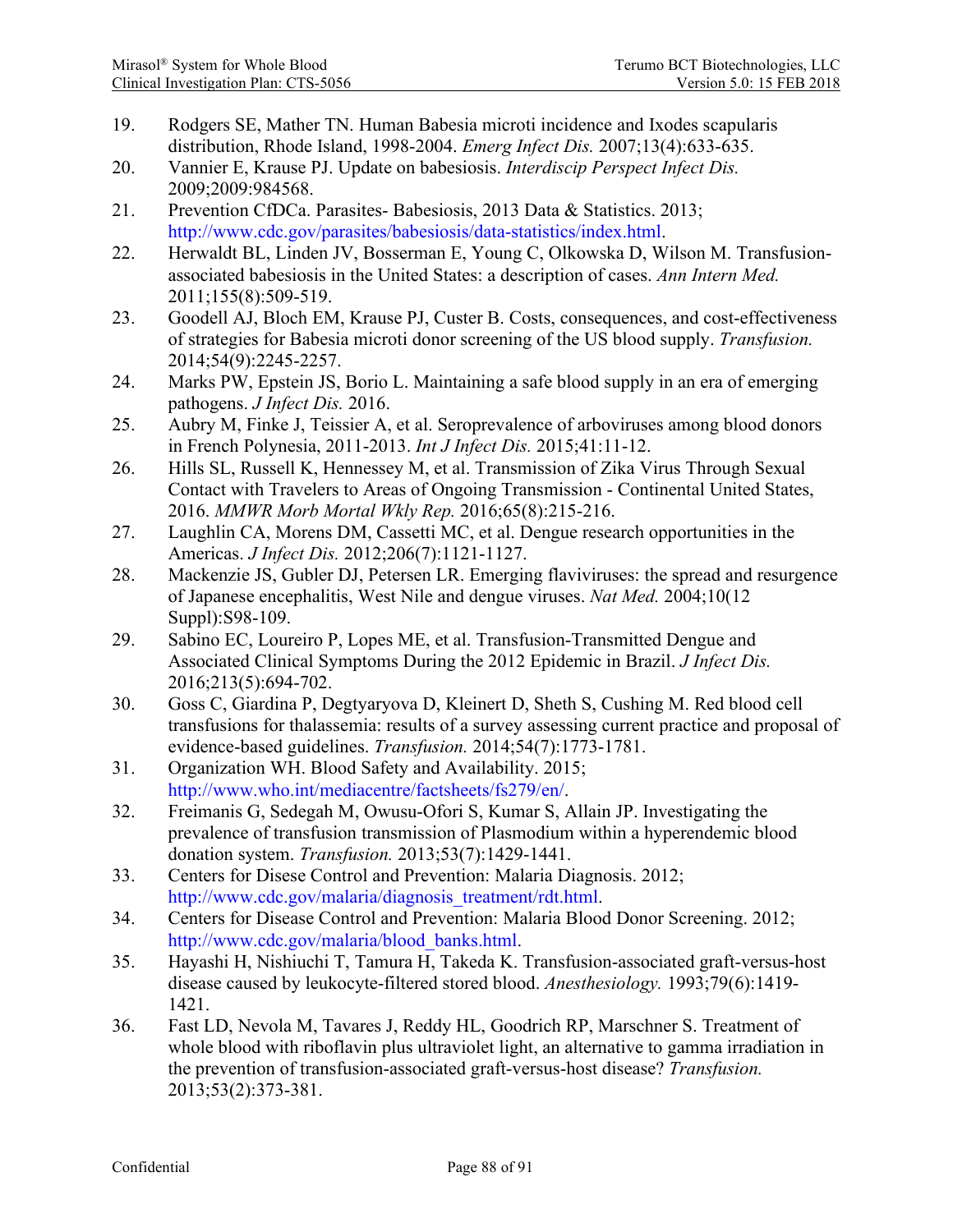19. Rodgers SE, Mather TN. Human Babesia microti incidence and Ixodes scapularis distribution, Rhode Island, 1998-2004. *Emerg Infect Dis.* 2007;13(4):633-635.
20. Vannier E, Krause PJ. Update on babesiosis. *Interdiscip Perspect Infect Dis.* 2009;2009:984568.
21. Prevention CfDCa. Parasites- Babesiosis, 2013 Data & Statistics. 2013; http://www.cdc.gov/parasites/babesiosis/data-statistics/index.html.
22. Herwaldt BL, Linden JV, Bosserman E, Young C, Olkowska D, Wilson M. Transfusion-associated babesiosis in the United States: a description of cases. *Ann Intern Med.* 2011;155(8):509-519.
23. Goodell AJ, Bloch EM, Krause PJ, Custer B. Costs, consequences, and cost-effectiveness of strategies for Babesia microti donor screening of the US blood supply. *Transfusion.* 2014;54(9):2245-2257.
24. Marks PW, Epstein JS, Borio L. Maintaining a safe blood supply in an era of emerging pathogens. *J Infect Dis.* 2016.
25. Aubry M, Finke J, Teissier A, et al. Seroprevalence of arboviruses among blood donors in French Polynesia, 2011-2013. *Int J Infect Dis.* 2015;41:11-12.
26. Hills SL, Russell K, Hennessey M, et al. Transmission of Zika Virus Through Sexual Contact with Travelers to Areas of Ongoing Transmission - Continental United States, 2016. *MMWR Morb Mortal Wkly Rep.* 2016;65(8):215-216.
27. Laughlin CA, Morens DM, Cassetti MC, et al. Dengue research opportunities in the Americas. *J Infect Dis.* 2012;206(7):1121-1127.
28. Mackenzie JS, Gubler DJ, Petersen LR. Emerging flaviviruses: the spread and resurgence of Japanese encephalitis, West Nile and dengue viruses. *Nat Med.* 2004;10(12 Suppl):S98-109.
29. Sabino EC, Loureiro P, Lopes ME, et al. Transfusion-Transmitted Dengue and Associated Clinical Symptoms During the 2012 Epidemic in Brazil. *J Infect Dis.* 2016;213(5):694-702.
30. Goss C, Giardina P, Degtyaryova D, Kleinert D, Sheth S, Cushing M. Red blood cell transfusions for thalassemia: results of a survey assessing current practice and proposal of evidence-based guidelines. *Transfusion.* 2014;54(7):1773-1781.
31. Organization WH. Blood Safety and Availability. 2015; http://www.who.int/mediacentre/factsheets/fs279/en/.
32. Freimanis G, Sedegah M, Owusu-Ofori S, Kumar S, Allain JP. Investigating the prevalence of transfusion transmission of Plasmodium within a hyperendemic blood donation system. *Transfusion.* 2013;53(7):1429-1441.
33. Centers for Disese Control and Prevention: Malaria Diagnosis. 2012; http://www.cdc.gov/malaria/diagnosis_treatment/rdt.html.
34. Centers for Disease Control and Prevention: Malaria Blood Donor Screening. 2012; http://www.cdc.gov/malaria/blood_banks.html.
35. Hayashi H, Nishiuchi T, Tamura H, Takeda K. Transfusion-associated graft-versus-host disease caused by leukocyte-filtered stored blood. *Anesthesiology.* 1993;79(6):1419-1421.
36. Fast LD, Nevola M, Tavares J, Reddy HL, Goodrich RP, Marschner S. Treatment of whole blood with riboflavin plus ultraviolet light, an alternative to gamma irradiation in the prevention of transfusion-associated graft-versus-host disease? *Transfusion.* 2013;53(2):373-381.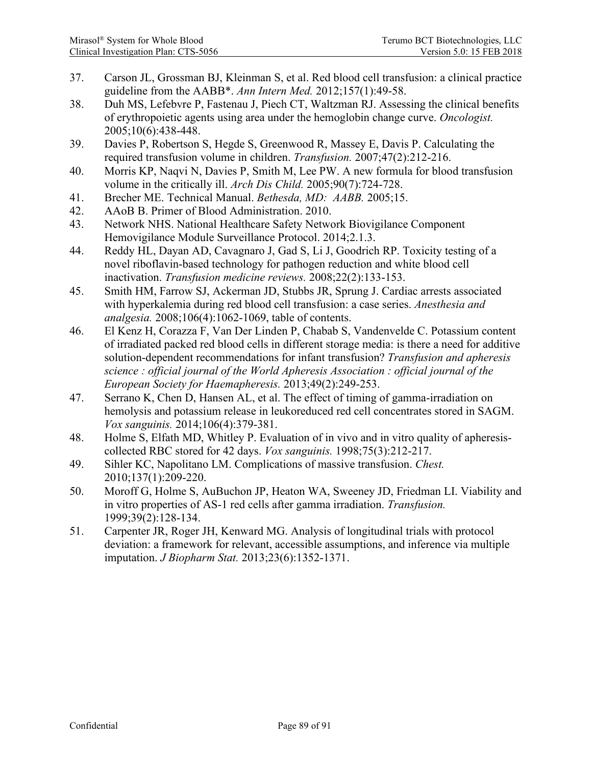37. Carson JL, Grossman BJ, Kleinman S, et al. Red blood cell transfusion: a clinical practice guideline from the AABB*. *Ann Intern Med.* 2012;157(1):49-58.
38. Duh MS, Lefebvre P, Fastenau J, Piech CT, Waltzman RJ. Assessing the clinical benefits of erythropoietic agents using area under the hemoglobin change curve. *Oncologist.* 2005;10(6):438-448.
39. Davies P, Robertson S, Hegde S, Greenwood R, Massey E, Davis P. Calculating the required transfusion volume in children. *Transfusion.* 2007;47(2):212-216.
40. Morris KP, Naqvi N, Davies P, Smith M, Lee PW. A new formula for blood transfusion volume in the critically ill. *Arch Dis Child.* 2005;90(7):724-728.
41. Brecher ME. Technical Manual. *Bethesda, MD: AABB.* 2005;15.
42. AAoB B. Primer of Blood Administration. 2010.
43. Network NHS. National Healthcare Safety Network Biovigilance Component Hemovigilance Module Surveillance Protocol. 2014;2.1.3.
44. Reddy HL, Dayan AD, Cavagnaro J, Gad S, Li J, Goodrich RP. Toxicity testing of a novel riboflavin-based technology for pathogen reduction and white blood cell inactivation. *Transfusion medicine reviews.* 2008;22(2):133-153.
45. Smith HM, Farrow SJ, Ackerman JD, Stubbs JR, Sprung J. Cardiac arrests associated with hyperkalemia during red blood cell transfusion: a case series. *Anesthesia and analgesia.* 2008;106(4):1062-1069, table of contents.
46. El Kenz H, Corazza F, Van Der Linden P, Chabab S, Vandenvelde C. Potassium content of irradiated packed red blood cells in different storage media: is there a need for additive solution-dependent recommendations for infant transfusion? *Transfusion and apheresis science : official journal of the World Apheresis Association : official journal of the European Society for Haemapheresis.* 2013;49(2):249-253.
47. Serrano K, Chen D, Hansen AL, et al. The effect of timing of gamma-irradiation on hemolysis and potassium release in leukoreduced red cell concentrates stored in SAGM. *Vox sanguinis.* 2014;106(4):379-381.
48. Holme S, Elfath MD, Whitley P. Evaluation of in vivo and in vitro quality of apheresis-collected RBC stored for 42 days. *Vox sanguinis.* 1998;75(3):212-217.
49. Sihler KC, Napolitano LM. Complications of massive transfusion. *Chest.* 2010;137(1):209-220.
50. Moroff G, Holme S, AuBuchon JP, Heaton WA, Sweeney JD, Friedman LI. Viability and in vitro properties of AS-1 red cells after gamma irradiation. *Transfusion.* 1999;39(2):128-134.
51. Carpenter JR, Roger JH, Kenward MG. Analysis of longitudinal trials with protocol deviation: a framework for relevant, accessible assumptions, and inference via multiple imputation. *J Biopharm Stat.* 2013;23(6):1352-1371.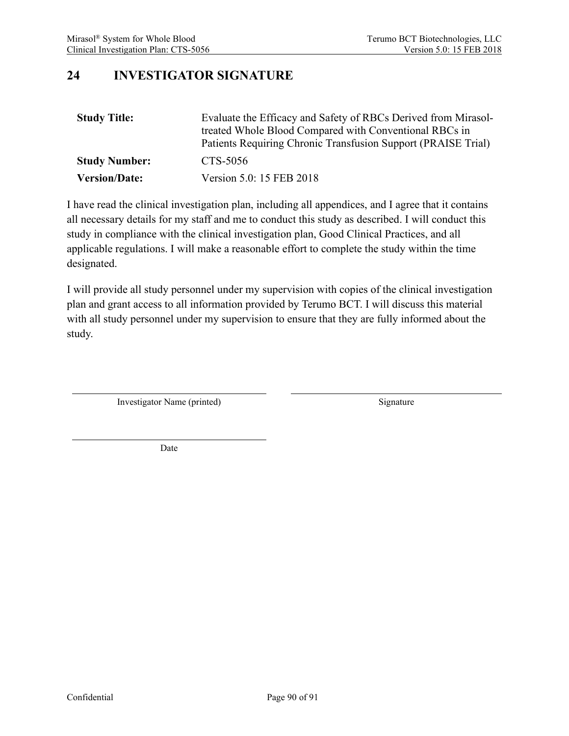# 24 INVESTIGATOR SIGNATURE

| | |
|---|---|
| **Study Title:** | Evaluate the Efficacy and Safety of RBCs Derived from Mirasol-treated Whole Blood Compared with Conventional RBCs in Patients Requiring Chronic Transfusion Support (PRAISE Trial) |
| **Study Number:** | CTS-5056 |
| **Version/Date:** | Version 5.0: 15 FEB 2018 |

I have read the clinical investigation plan, including all appendices, and I agree that it contains all necessary details for my staff and me to conduct this study as described. I will conduct this study in compliance with the clinical investigation plan, Good Clinical Practices, and all applicable regulations. I will make a reasonable effort to complete the study within the time designated.

I will provide all study personnel under my supervision with copies of the clinical investigation plan and grant access to all information provided by Terumo BCT. I will discuss this material with all study personnel under my supervision to ensure that they are fully informed about the study.

\_\_\_\_\_\_\_\_\_\_\_\_\_\_\_\_\_\_\_\_\_\_\_\_\_\_\_\_\_\_ \_\_\_\_\_\_\_\_\_\_\_\_\_\_\_\_\_\_\_\_\_\_\_\_\_\_\_\_\_\_

Investigator Name (printed) Signature

\_\_\_\_\_\_\_\_\_\_\_\_\_\_\_\_\_\_\_\_\_\_\_\_\_\_\_\_\_\_

Date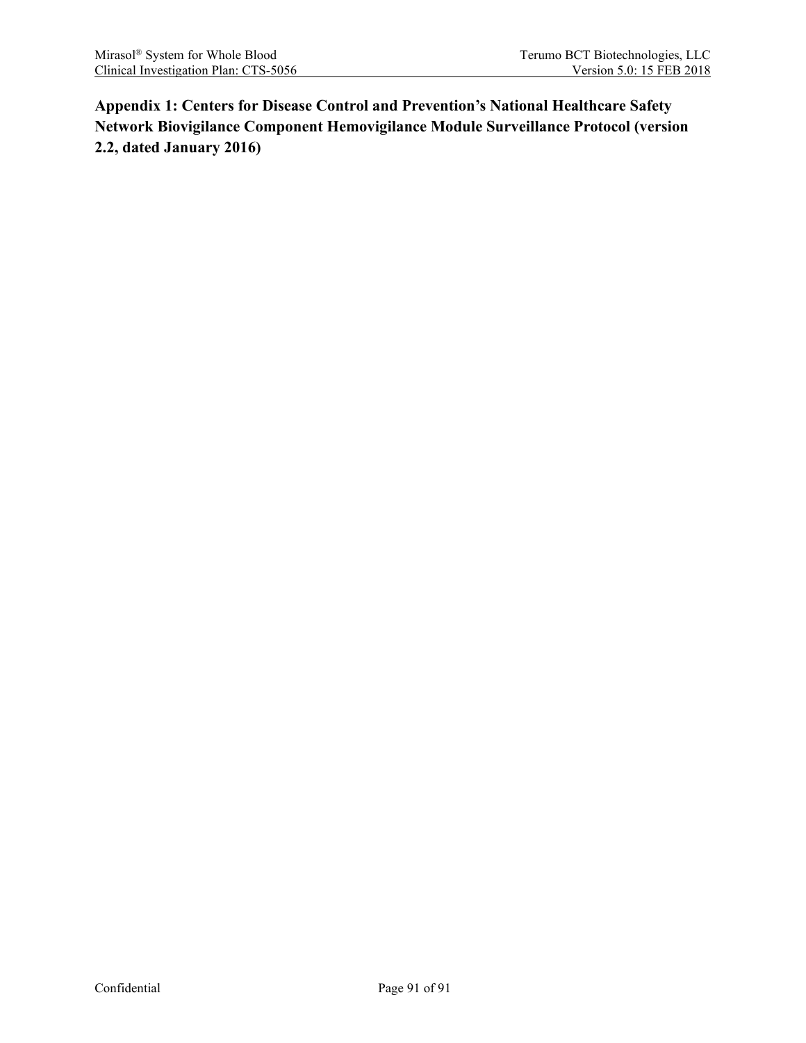## Appendix 1: Centers for Disease Control and Prevention's National Healthcare Safety Network Biovigilance Component Hemovigilance Module Surveillance Protocol (version 2.2, dated January 2016)